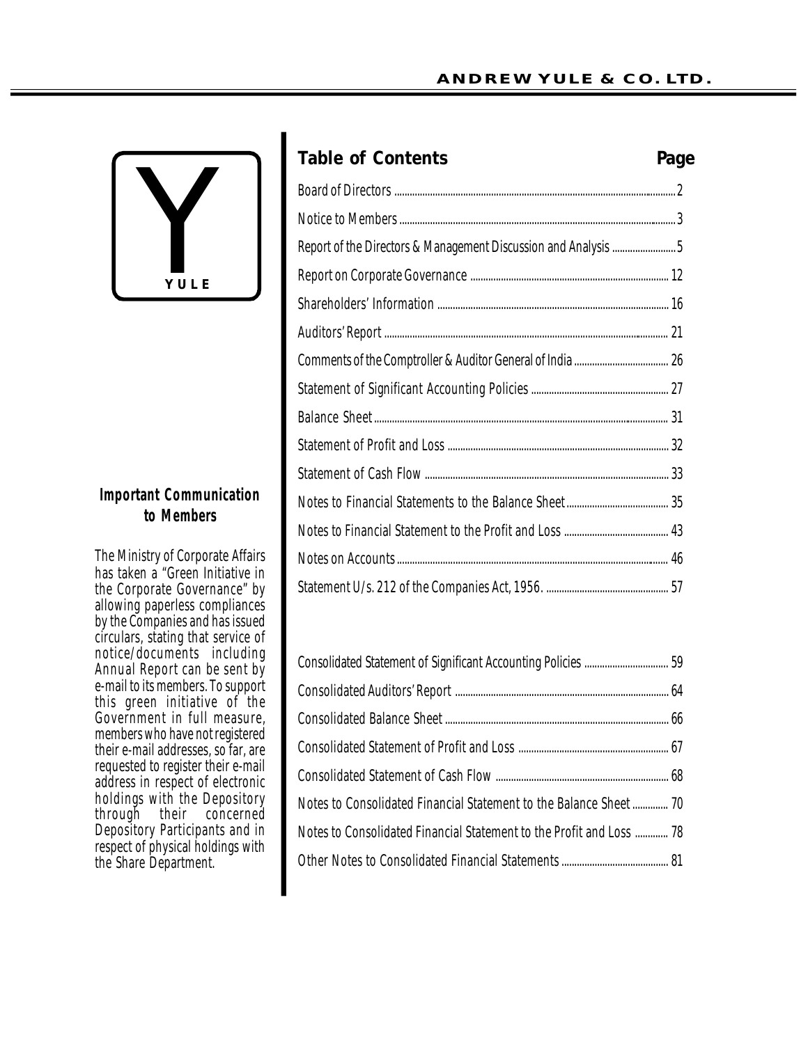YULE

## Important Communication to Members

The Ministry of Corporate Affairs has taken a "Green Initiative in the Corporate Governance" by allowing paperless compliances by the Companies and has issued circulars, stating that service of notice/documents including Annual Report can be sent by e-mail to its members. To support this green initiative of the Government in full measure, members who have not registered their e-mail addresses, so far, are requested to register their e-mail address in respect of electronic holdings with the Depository through their concerned Depository Participants and in respect of physical holdings with the Share Department.

## Table of Contents

| Table of Contents | Page |
|---|---|
| Board of Directors | 2 |
| Notice to Members | 3 |
| Report of the Directors & Management Discussion and Analysis | 5 |
| Report on Corporate Governance | 12 |
| Shareholders' Information | 16 |
| Auditors' Report | 21 |
| Comments of the Comptroller & Auditor General of India | 26 |
| Statement of Significant Accounting Policies | 27 |
| Balance Sheet | 31 |
| Statement of Profit and Loss | 32 |
| Statement of Cash Flow | 33 |
| Notes to Financial Statements to the Balance Sheet | 35 |
| Notes to Financial Statement to the Profit and Loss | 43 |
| Notes on Accounts | 46 |
| Statement U/s. 212 of the Companies Act, 1956. | 57 |
| Consolidated Statement of Significant Accounting Policies | 59 |
| Consolidated Auditors' Report | 64 |
| Consolidated Balance Sheet | 66 |
| Consolidated Statement of Profit and Loss | 67 |
| Consolidated Statement of Cash Flow | 68 |
| Notes to Consolidated Financial Statement to the Balance Sheet | 70 |
| Notes to Consolidated Financial Statement to the Profit and Loss | 78 |
| Other Notes to Consolidated Financial Statements | 81 |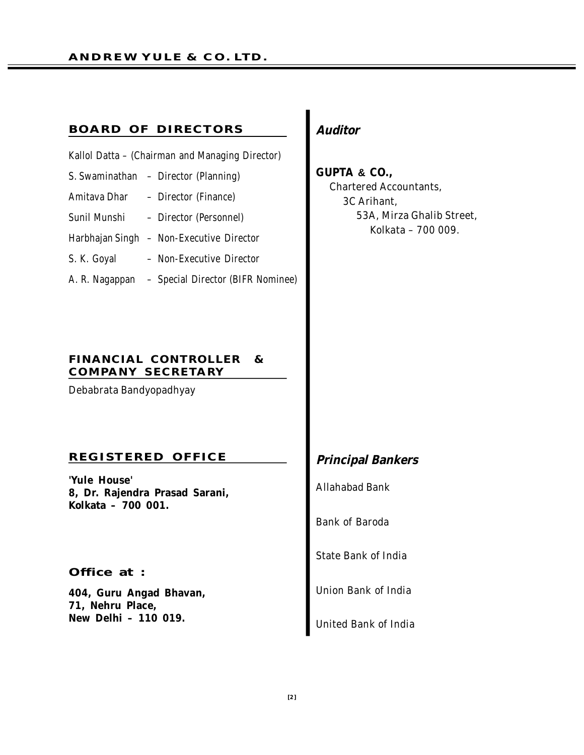## BOARD OF DIRECTORS

Kallol Datta – (Chairman and Managing Director)

S. Swaminathan – Director (Planning)

Amitava Dhar – Director (Finance)

Sunil Munshi – Director (Personnel)

Harbhajan Singh – Non-Executive Director

S. K. Goyal – Non-Executive Director

A. R. Nagappan – Special Director (BIFR Nominee)

## FINANCIAL CONTROLLER & COMPANY SECRETARY

Debabrata Bandyopadhyay

## REGISTERED OFFICE

**'Yule House'**
**8, Dr. Rajendra Prasad Sarani,**
**Kolkata – 700 001.**

### Office at :

**404, Guru Angad Bhavan,**
**71, Nehru Place,**
**New Delhi – 110 019.**

## *Auditor*

**GUPTA & CO.,**
Chartered Accountants,
3C Arihant,
53A, Mirza Ghalib Street,
Kolkata – 700 009.

## *Principal Bankers*

Allahabad Bank

Bank of Baroda

State Bank of India

Union Bank of India

United Bank of India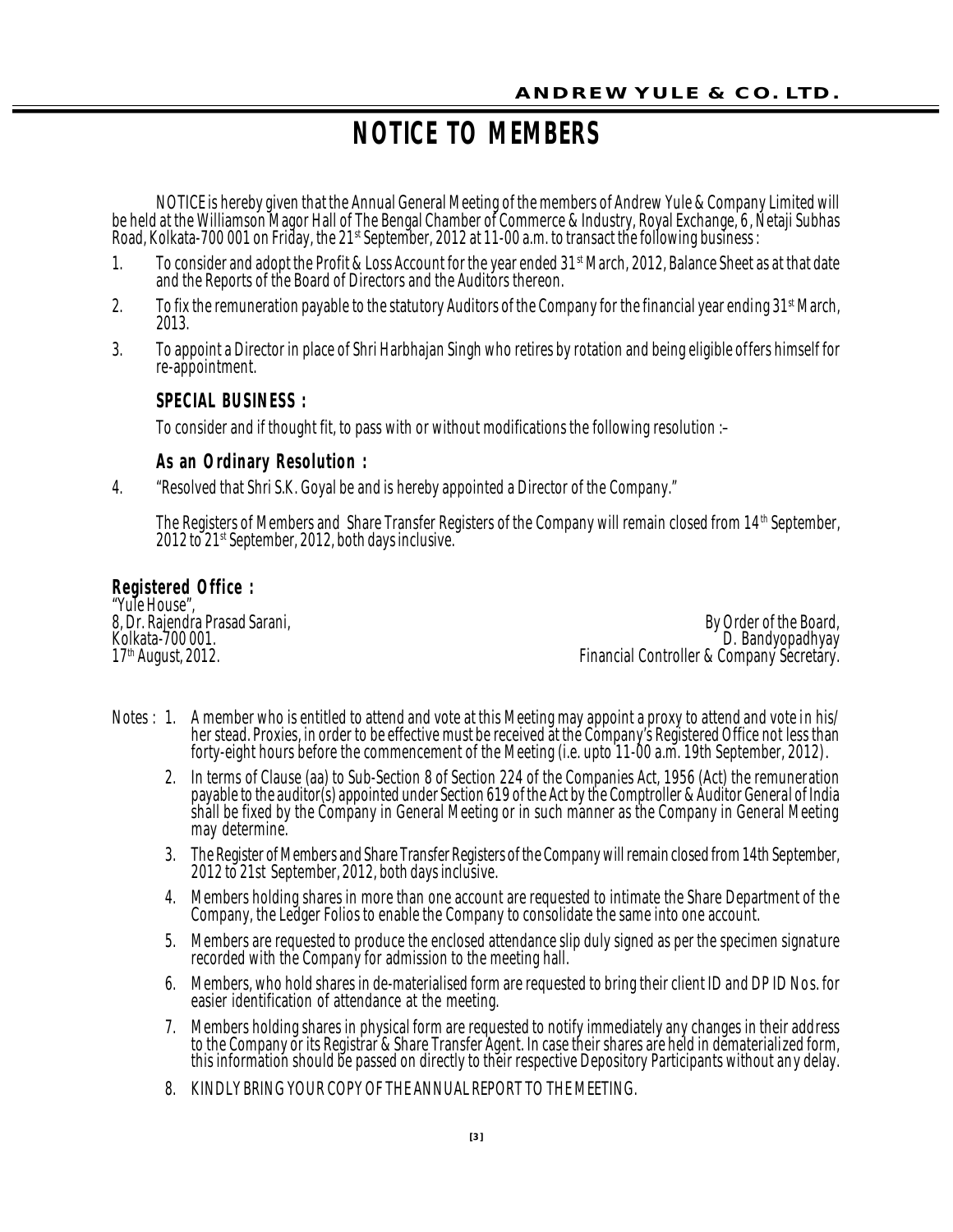# NOTICE TO MEMBERS

NOTICE is hereby given that the Annual General Meeting of the members of Andrew Yule & Company Limited will be held at the Williamson Magor Hall of The Bengal Chamber of Commerce & Industry, Royal Exchange, 6, Netaji Subhas Road, Kolkata-700 001 on Friday, the 21st September, 2012 at 11-00 a.m. to transact the following business :

1. To consider and adopt the Profit & Loss Account for the year ended 31st March, 2012, Balance Sheet as at that date and the Reports of the Board of Directors and the Auditors thereon.
2. To fix the remuneration payable to the statutory Auditors of the Company for the financial year ending 31st March, 2013.
3. To appoint a Director in place of Shri Harbhajan Singh who retires by rotation and being eligible offers himself for re-appointment.

### SPECIAL BUSINESS :

To consider and if thought fit, to pass with or without modifications the following resolution :–

### As an Ordinary Resolution :

4. "Resolved that Shri S.K. Goyal be and is hereby appointed a Director of the Company."

The Registers of Members and Share Transfer Registers of the Company will remain closed from 14th September, 2012 to 21st September, 2012, both days inclusive.

**Registered Office :**
"Yule House",
8, Dr. Rajendra Prasad Sarani,
Kolkata-700 001.
17th August, 2012.

By Order of the Board,
D. Bandyopadhyay
Financial Controller & Company Secretary.

Notes :

1. A member who is entitled to attend and vote at this Meeting may appoint a proxy to attend and vote in his/her stead. Proxies, in order to be effective must be received at the Company's Registered Office not less than forty-eight hours before the commencement of the Meeting (i.e. upto 11-00 a.m. 19th September, 2012).
2. In terms of Clause (aa) to Sub-Section 8 of Section 224 of the Companies Act, 1956 (Act) the remuneration payable to the auditor(s) appointed under Section 619 of the Act by the Comptroller & Auditor General of India shall be fixed by the Company in General Meeting or in such manner as the Company in General Meeting may determine.
3. The Register of Members and Share Transfer Registers of the Company will remain closed from 14th September, 2012 to 21st September, 2012, both days inclusive.
4. Members holding shares in more than one account are requested to intimate the Share Department of the Company, the Ledger Folios to enable the Company to consolidate the same into one account.
5. Members are requested to produce the enclosed attendance slip duly signed as per the specimen signature recorded with the Company for admission to the meeting hall.
6. Members, who hold shares in de-materialised form are requested to bring their client ID and DP ID Nos. for easier identification of attendance at the meeting.
7. Members holding shares in physical form are requested to notify immediately any changes in their address to the Company or its Registrar & Share Transfer Agent. In case their shares are held in dematerialized form, this information should be passed on directly to their respective Depository Participants without any delay.
8. KINDLY BRING YOUR COPY OF THE ANNUAL REPORT TO THE MEETING.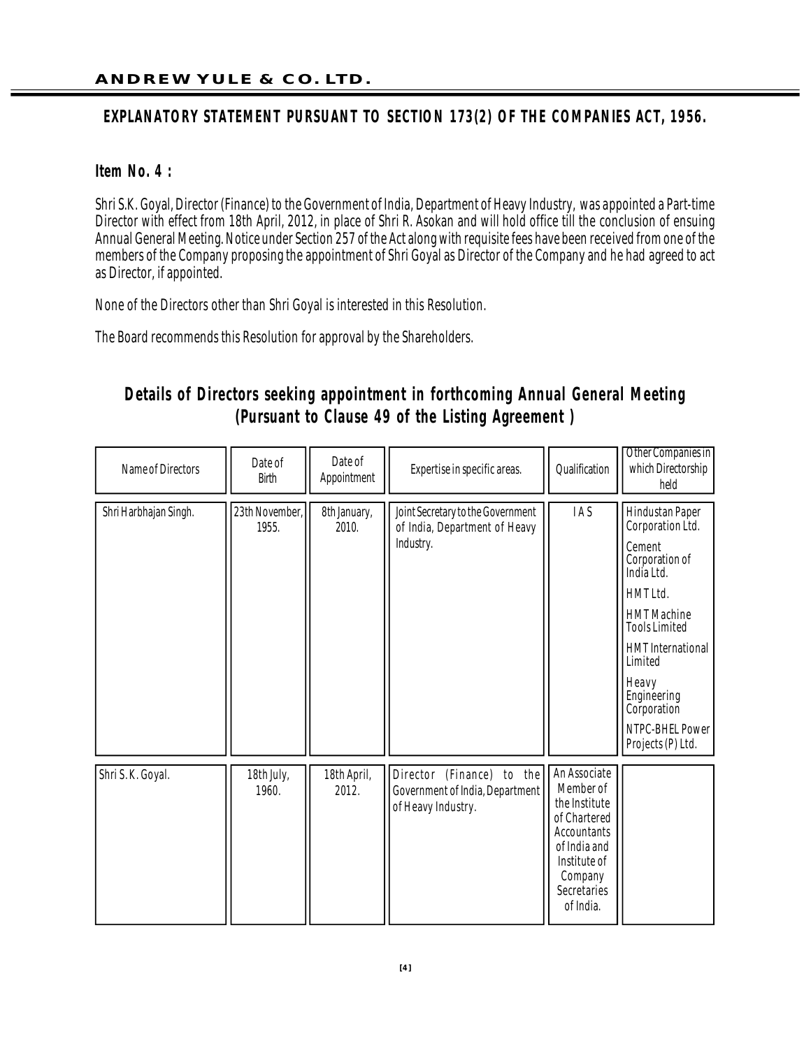## EXPLANATORY STATEMENT PURSUANT TO SECTION 173(2) OF THE COMPANIES ACT, 1956.

### Item No. 4 :

Shri S.K. Goyal, Director (Finance) to the Government of India, Department of Heavy Industry, was appointed a Part-time Director with effect from 18th April, 2012, in place of Shri R. Asokan and will hold office till the conclusion of ensuing Annual General Meeting. Notice under Section 257 of the Act along with requisite fees have been received from one of the members of the Company proposing the appointment of Shri Goyal as Director of the Company and he had agreed to act as Director, if appointed.

None of the Directors other than Shri Goyal is interested in this Resolution.

The Board recommends this Resolution for approval by the Shareholders.

## Details of Directors seeking appointment in forthcoming Annual General Meeting (Pursuant to Clause 49 of the Listing Agreement )

| Name of Directors | Date of Birth | Date of Appointment | Expertise in specific areas. | Qualification | Other Companies in which Directorship held |
|---|---|---|---|---|---|
| Shri Harbhajan Singh. | 23th November, 1955. | 8th January, 2010. | Joint Secretary to the Government of India, Department of Heavy Industry. | I A S | Hindustan Paper Corporation Ltd.<br>Cement Corporation of India Ltd.<br>HMT Ltd.<br>HMT Machine Tools Limited<br>HMT International Limited<br>Heavy Engineering Corporation<br>NTPC-BHEL Power Projects (P) Ltd. |
| Shri S. K. Goyal. | 18th July, 1960. | 18th April, 2012. | Director (Finance) to the Government of India, Department of Heavy Industry. | An Associate Member of the Institute of Chartered Accountants of India and Institute of Company Secretaries of India. | |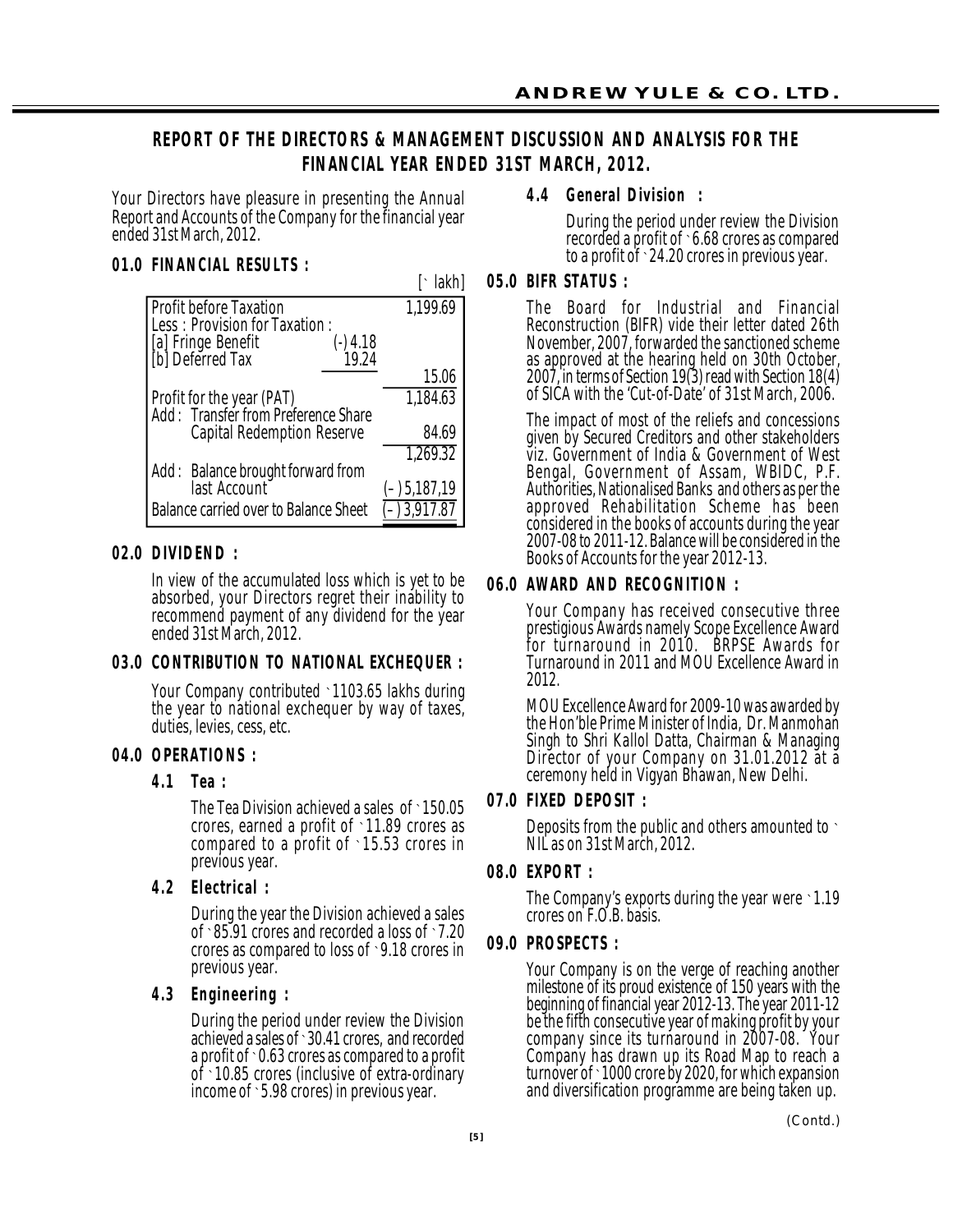# REPORT OF THE DIRECTORS & MANAGEMENT DISCUSSION AND ANALYSIS FOR THE FINANCIAL YEAR ENDED 31ST MARCH, 2012.

Your Directors have pleasure in presenting the Annual Report and Accounts of the Company for the financial year ended 31st March, 2012.

## 01.0 FINANCIAL RESULTS :

[` lakh]

| | | |
|---|---|---|
| Profit before Taxation | | 1,199.69 |
| Less : Provision for Taxation : | | |
| [a] Fringe Benefit | (-) 4.18 | |
| [b] Deferred Tax | 19.24 | |
| | | 15.06 |
| Profit for the year (PAT) | | 1,184.63 |
| Add : Transfer from Preference Share Capital Redemption Reserve | | 84.69 |
| | | 1,269.32 |
| Add : Balance brought forward from last Account | | (–) 5,187,19 |
| Balance carried over to Balance Sheet | | (–) 3,917.87 |

## 02.0 DIVIDEND :

In view of the accumulated loss which is yet to be absorbed, your Directors regret their inability to recommend payment of any dividend for the year ended 31st March, 2012.

## 03.0 CONTRIBUTION TO NATIONAL EXCHEQUER :

Your Company contributed `1103.65 lakhs during the year to national exchequer by way of taxes, duties, levies, cess, etc.

## 04.0 OPERATIONS :

### 4.1 Tea :

The Tea Division achieved a sales of `150.05 crores, earned a profit of `11.89 crores as compared to a profit of `15.53 crores in previous year.

### 4.2 Electrical :

During the year the Division achieved a sales of `85.91 crores and recorded a loss of `7.20 crores as compared to loss of `9.18 crores in previous year.

### 4.3 Engineering :

During the period under review the Division achieved a sales of `30.41 crores, and recorded a profit of `0.63 crores as compared to a profit of `10.85 crores (inclusive of extra-ordinary income of `5.98 crores) in previous year.

### 4.4 General Division :

During the period under review the Division recorded a profit of `6.68 crores as compared to a profit of `24.20 crores in previous year.

## 05.0 BIFR STATUS :

The Board for Industrial and Financial Reconstruction (BIFR) vide their letter dated 26th November, 2007, forwarded the sanctioned scheme as approved at the hearing held on 30th October, 2007, in terms of Section 19(3) read with Section 18(4) of SICA with the 'Cut-of-Date' of 31st March, 2006.

The impact of most of the reliefs and concessions given by Secured Creditors and other stakeholders viz. Government of India & Government of West Bengal, Government of Assam, WBIDC, P.F. Authorities, Nationalised Banks and others as per the approved Rehabilitation Scheme has been considered in the books of accounts during the year 2007-08 to 2011-12. Balance will be considered in the Books of Accounts for the year 2012-13.

## 06.0 AWARD AND RECOGNITION :

Your Company has received consecutive three prestigious Awards namely Scope Excellence Award for turnaround in 2010. BRPSE Awards for Turnaround in 2011 and MOU Excellence Award in 2012.

MOU Excellence Award for 2009-10 was awarded by the Hon'ble Prime Minister of India, Dr. Manmohan Singh to Shri Kallol Datta, Chairman & Managing Director of your Company on 31.01.2012 at a ceremony held in Vigyan Bhawan, New Delhi.

## 07.0 FIXED DEPOSIT :

Deposits from the public and others amounted to ` NIL as on 31st March, 2012.

## 08.0 EXPORT :

The Company's exports during the year were `1.19 crores on F.O.B. basis.

## 09.0 PROSPECTS :

Your Company is on the verge of reaching another milestone of its proud existence of 150 years with the beginning of financial year 2012-13. The year 2011-12 be the fifth consecutive year of making profit by your company since its turnaround in 2007-08. Your Company has drawn up its Road Map to reach a turnover of `1000 crore by 2020, for which expansion and diversification programme are being taken up.

(Contd.)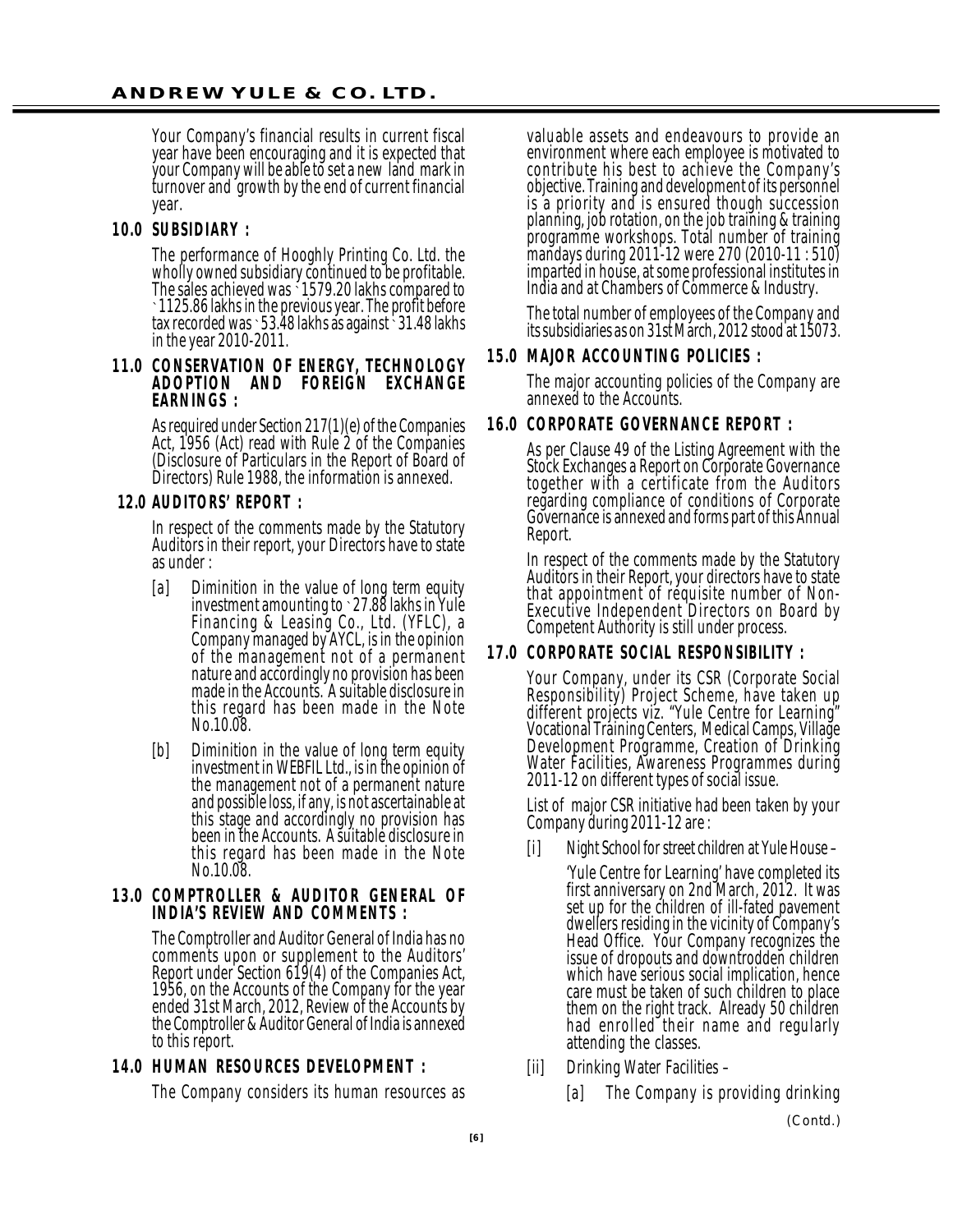Your Company's financial results in current fiscal year have been encouraging and it is expected that your Company will be able to set a new land mark in turnover and growth by the end of current financial year.

## 10.0 SUBSIDIARY :

The performance of Hooghly Printing Co. Ltd. the wholly owned subsidiary continued to be profitable. The sales achieved was ` 1579.20 lakhs compared to ` 1125.86 lakhs in the previous year. The profit before tax recorded was ` 53.48 lakhs as against ` 31.48 lakhs in the year 2010-2011.

## 11.0 CONSERVATION OF ENERGY, TECHNOLOGY ADOPTION AND FOREIGN EXCHANGE EARNINGS :

As required under Section 217(1)(e) of the Companies Act, 1956 (Act) read with Rule 2 of the Companies (Disclosure of Particulars in the Report of Board of Directors) Rule 1988, the information is annexed.

## 12.0 AUDITORS' REPORT :

In respect of the comments made by the Statutory Auditors in their report, your Directors have to state as under :

[a] Diminition in the value of long term equity investment amounting to ` 27.88 lakhs in Yule Financing & Leasing Co., Ltd. (YFLC), a Company managed by AYCL, is in the opinion of the management not of a permanent nature and accordingly no provision has been made in the Accounts. A suitable disclosure in this regard has been made in the Note No.10.08.

[b] Diminition in the value of long term equity investment in WEBFIL Ltd., is in the opinion of the management not of a permanent nature and possible loss, if any, is not ascertainable at this stage and accordingly no provision has been in the Accounts. A suitable disclosure in this regard has been made in the Note No.10.08.

## 13.0 COMPTROLLER & AUDITOR GENERAL OF INDIA'S REVIEW AND COMMENTS :

The Comptroller and Auditor General of India has no comments upon or supplement to the Auditors' Report under Section 619(4) of the Companies Act, 1956, on the Accounts of the Company for the year ended 31st March, 2012, Review of the Accounts by the Comptroller & Auditor General of India is annexed to this report.

## 14.0 HUMAN RESOURCES DEVELOPMENT :

The Company considers its human resources as valuable assets and endeavours to provide an environment where each employee is motivated to contribute his best to achieve the Company's objective. Training and development of its personnel is a priority and is ensured though succession planning, job rotation, on the job training & training programme workshops. Total number of training mandays during 2011-12 were 270 (2010-11 : 510) imparted in house, at some professional institutes in India and at Chambers of Commerce & Industry.

The total number of employees of the Company and its subsidiaries as on 31st March, 2012 stood at 15073.

## 15.0 MAJOR ACCOUNTING POLICIES :

The major accounting policies of the Company are annexed to the Accounts.

## 16.0 CORPORATE GOVERNANCE REPORT :

As per Clause 49 of the Listing Agreement with the Stock Exchanges a Report on Corporate Governance together with a certificate from the Auditors regarding compliance of conditions of Corporate Governance is annexed and forms part of this Annual Report.

In respect of the comments made by the Statutory Auditors in their Report, your directors have to state that appointment of requisite number of Non-Executive Independent Directors on Board by Competent Authority is still under process.

## 17.0 CORPORATE SOCIAL RESPONSIBILITY :

Your Company, under its CSR (Corporate Social Responsibility) Project Scheme, have taken up different projects viz. "Yule Centre for Learning" Vocational Training Centers, Medical Camps, Village Development Programme, Creation of Drinking Water Facilities, Awareness Programmes during 2011-12 on different types of social issue.

List of major CSR initiative had been taken by your Company during 2011-12 are :

[i] Night School for street children at Yule House –

'Yule Centre for Learning' have completed its first anniversary on 2nd March, 2012. It was set up for the children of ill-fated pavement dwellers residing in the vicinity of Company's Head Office. Your Company recognizes the issue of dropouts and downtrodden children which have serious social implication, hence care must be taken of such children to place them on the right track. Already 50 children had enrolled their name and regularly attending the classes.

[ii] Drinking Water Facilities –

[a] The Company is providing drinking

(Contd.)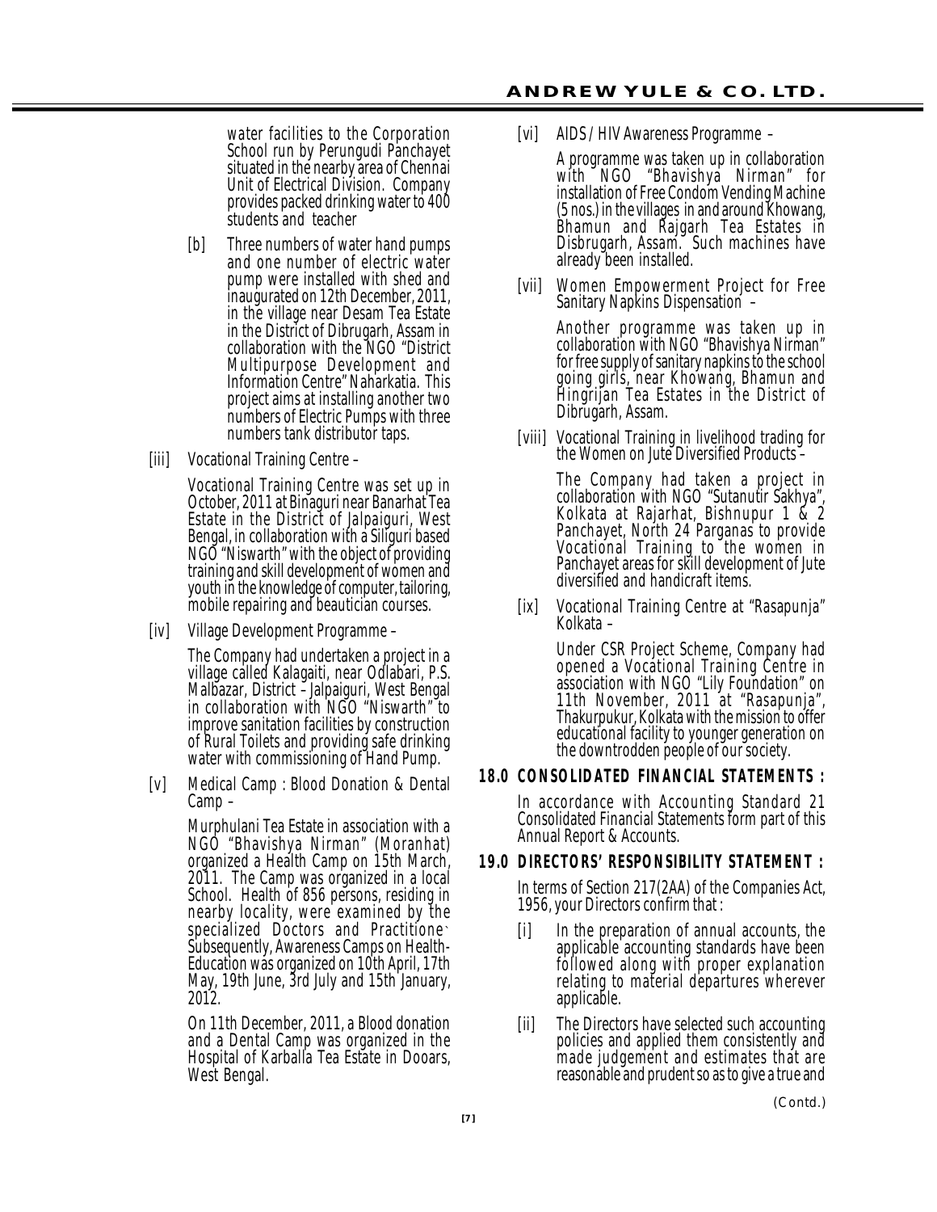water facilities to the Corporation School run by Perungudi Panchayet situated in the nearby area of Chennai Unit of Electrical Division. Company provides packed drinking water to 400 students and teacher

[b] Three numbers of water hand pumps and one number of electric water pump were installed with shed and inaugurated on 12th December, 2011, in the village near Desam Tea Estate in the District of Dibrugarh, Assam in collaboration with the NGO "District Multipurpose Development and Information Centre" Naharkatia. This project aims at installing another two numbers of Electric Pumps with three numbers tank distributor taps.

[iii] Vocational Training Centre –

Vocational Training Centre was set up in October, 2011 at Binaguri near Banarhat Tea Estate in the District of Jalpaiguri, West Bengal, in collaboration with a Siliguri based NGO "Niswarth" with the object of providing training and skill development of women and youth in the knowledge of computer, tailoring, mobile repairing and beautician courses.

[iv] Village Development Programme –

The Company had undertaken a project in a village called Kalagaiti, near Odlabari, P.S. Malbazar, District – Jalpaiguri, West Bengal in collaboration with NGO "Niswarth" to improve sanitation facilities by construction of Rural Toilets and providing safe drinking water with commissioning of Hand Pump.

[v] Medical Camp : Blood Donation & Dental Camp –

Murphulani Tea Estate in association with a NGO "Bhavishya Nirman" (Moranhat) organized a Health Camp on 15th March, 2011. The Camp was organized in a local School. Health of 856 persons, residing in nearby locality, were examined by the specialized Doctors and Practitione` Subsequently, Awareness Camps on Health-Education was organized on 10th April, 17th May, 19th June, 3rd July and 15th January, 2012.

On 11th December, 2011, a Blood donation and a Dental Camp was organized in the Hospital of Karballa Tea Estate in Dooars, West Bengal.

[vi] AIDS / HIV Awareness Programme –

A programme was taken up in collaboration with NGO "Bhavishya Nirman" for installation of Free Condom Vending Machine (5 nos.) in the villages in and around Khowang, Bhamun and Rajgarh Tea Estates in Disbrugarh, Assam. Such machines have already been installed.

[vii] Women Empowerment Project for Free Sanitary Napkins Dispensation –

Another programme was taken up in collaboration with NGO "Bhavishya Nirman" for free supply of sanitary napkins to the school going girls, near Khowang, Bhamun and Hingrijan Tea Estates in the District of Dibrugarh, Assam.

[viii] Vocational Training in livelihood trading for the Women on Jute Diversified Products –

The Company had taken a project in collaboration with NGO "Sutanutir Sakhya", Kolkata at Rajarhat, Bishnupur 1 & 2 Panchayet, North 24 Parganas to provide Vocational Training to the women in Panchayet areas for skill development of Jute diversified and handicraft items.

[ix] Vocational Training Centre at "Rasapunja" Kolkata –

Under CSR Project Scheme, Company had opened a Vocational Training Centre in association with NGO "Lily Foundation" on 11th November, 2011 at "Rasapunja", Thakurpukur, Kolkata with the mission to offer educational facility to younger generation on the downtrodden people of our society.

## 18.0 CONSOLIDATED FINANCIAL STATEMENTS :

In accordance with Accounting Standard 21 Consolidated Financial Statements form part of this Annual Report & Accounts.

## 19.0 DIRECTORS' RESPONSIBILITY STATEMENT :

In terms of Section 217(2AA) of the Companies Act, 1956, your Directors confirm that :

[i] In the preparation of annual accounts, the applicable accounting standards have been followed along with proper explanation relating to material departures wherever applicable.

[ii] The Directors have selected such accounting policies and applied them consistently and made judgement and estimates that are reasonable and prudent so as to give a true and

(Contd.)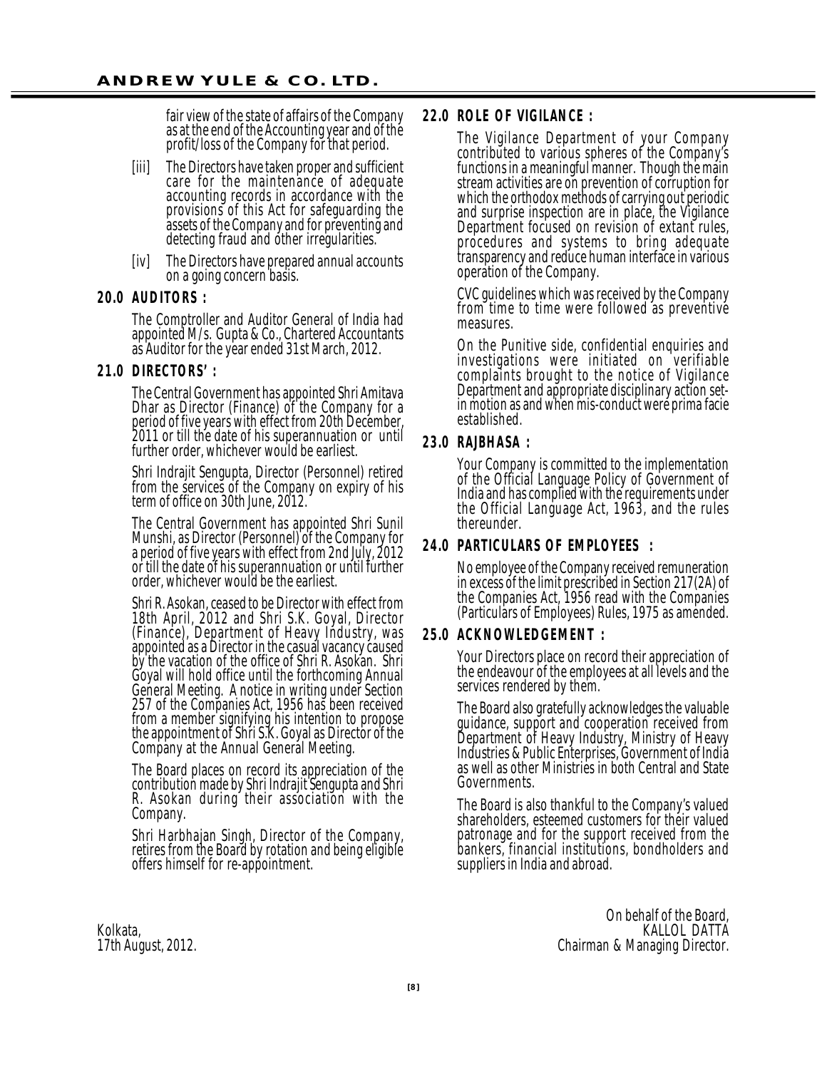fair view of the state of affairs of the Company as at the end of the Accounting year and of the profit/loss of the Company for that period.

[iii] The Directors have taken proper and sufficient care for the maintenance of adequate accounting records in accordance with the provisions of this Act for safeguarding the assets of the Company and for preventing and detecting fraud and other irregularities.

[iv] The Directors have prepared annual accounts on a going concern basis.

## 20.0 AUDITORS :

The Comptroller and Auditor General of India had appointed M/s. Gupta & Co., Chartered Accountants as Auditor for the year ended 31st March, 2012.

## 21.0 DIRECTORS' :

The Central Government has appointed Shri Amitava Dhar as Director (Finance) of the Company for a period of five years with effect from 20th December, 2011 or till the date of his superannuation or until further order, whichever would be earliest.

Shri Indrajit Sengupta, Director (Personnel) retired from the services of the Company on expiry of his term of office on 30th June, 2012.

The Central Government has appointed Shri Sunil Munshi, as Director (Personnel) of the Company for a period of five years with effect from 2nd July, 2012 or till the date of his superannuation or until further order, whichever would be the earliest.

Shri R. Asokan, ceased to be Director with effect from 18th April, 2012 and Shri S.K. Goyal, Director (Finance), Department of Heavy Industry, was appointed as a Director in the casual vacancy caused by the vacation of the office of Shri R. Asokan. Shri Goyal will hold office until the forthcoming Annual General Meeting. A notice in writing under Section 257 of the Companies Act, 1956 has been received from a member signifying his intention to propose the appointment of Shri S.K. Goyal as Director of the Company at the Annual General Meeting.

The Board places on record its appreciation of the contribution made by Shri Indrajit Sengupta and Shri R. Asokan during their association with the Company.

Shri Harbhajan Singh, Director of the Company, retires from the Board by rotation and being eligible offers himself for re-appointment.

## 22.0 ROLE OF VIGILANCE :

The Vigilance Department of your Company contributed to various spheres of the Company's functions in a meaningful manner. Though the main stream activities are on prevention of corruption for which the orthodox methods of carrying out periodic and surprise inspection are in place, the Vigilance Department focused on revision of extant rules, procedures and systems to bring adequate transparency and reduce human interface in various operation of the Company.

CVC guidelines which was received by the Company from time to time were followed as preventive measures.

On the Punitive side, confidential enquiries and investigations were initiated on verifiable complaints brought to the notice of Vigilance Department and appropriate disciplinary action set-in motion as and when mis-conduct were prima facie established.

## 23.0 RAJBHASA :

Your Company is committed to the implementation of the Official Language Policy of Government of India and has complied with the requirements under the Official Language Act, 1963, and the rules thereunder.

## 24.0 PARTICULARS OF EMPLOYEES :

No employee of the Company received remuneration in excess of the limit prescribed in Section 217(2A) of the Companies Act, 1956 read with the Companies (Particulars of Employees) Rules, 1975 as amended.

## 25.0 ACKNOWLEDGEMENT :

Your Directors place on record their appreciation of the endeavour of the employees at all levels and the services rendered by them.

The Board also gratefully acknowledges the valuable guidance, support and cooperation received from Department of Heavy Industry, Ministry of Heavy Industries & Public Enterprises, Government of India as well as other Ministries in both Central and State Governments.

The Board is also thankful to the Company's valued shareholders, esteemed customers for their valued patronage and for the support received from the bankers, financial institutions, bondholders and suppliers in India and abroad.

Kolkata,
17th August, 2012.

On behalf of the Board,
KALLOL DATTA
Chairman & Managing Director.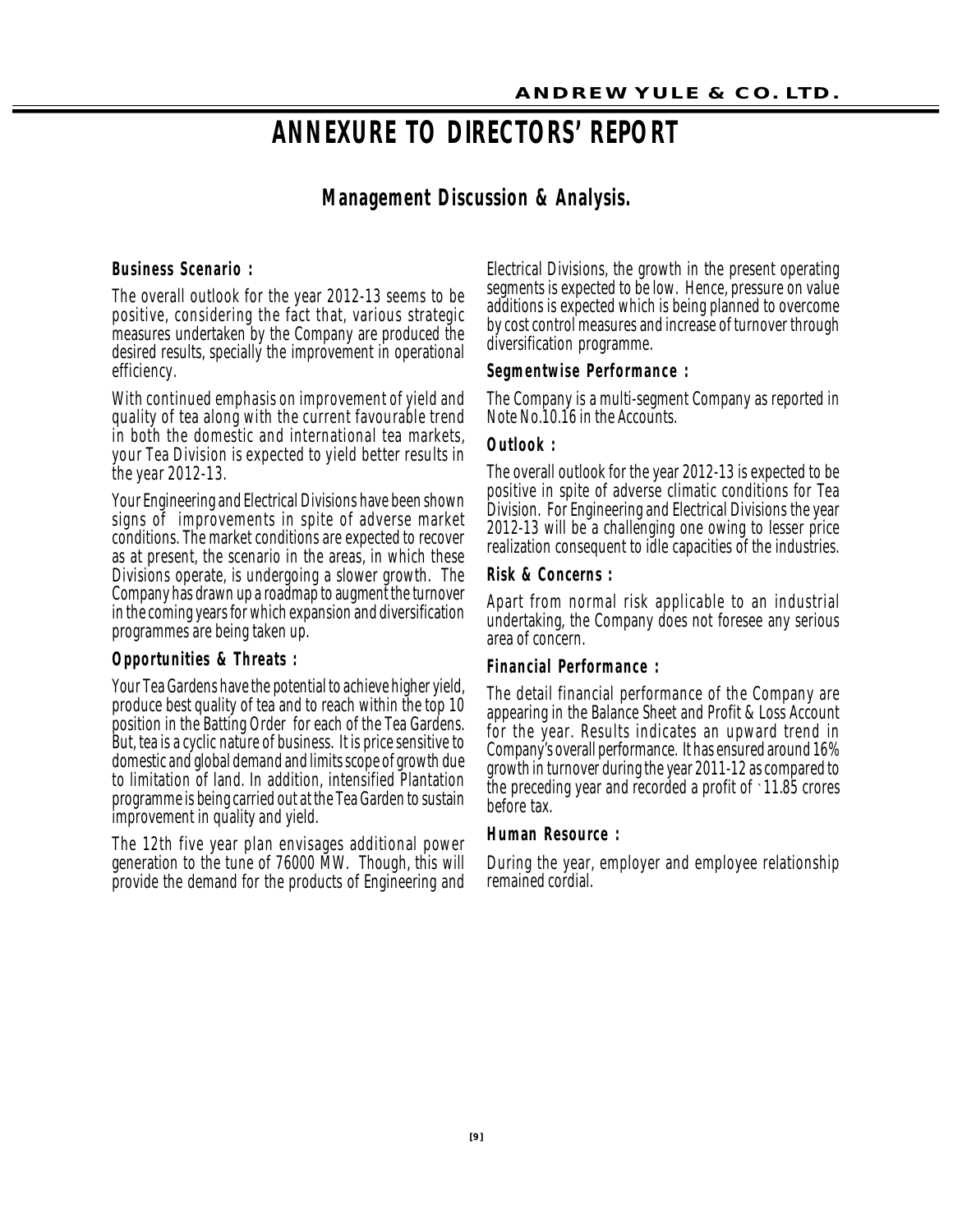# ANNEXURE TO DIRECTORS' REPORT

## Management Discussion & Analysis.

### Business Scenario :

The overall outlook for the year 2012-13 seems to be positive, considering the fact that, various strategic measures undertaken by the Company are produced the desired results, specially the improvement in operational efficiency.

With continued emphasis on improvement of yield and quality of tea along with the current favourable trend in both the domestic and international tea markets, your Tea Division is expected to yield better results in the year 2012-13.

Your Engineering and Electrical Divisions have been shown signs of improvements in spite of adverse market conditions. The market conditions are expected to recover as at present, the scenario in the areas, in which these Divisions operate, is undergoing a slower growth. The Company has drawn up a roadmap to augment the turnover in the coming years for which expansion and diversification programmes are being taken up.

### Opportunities & Threats :

Your Tea Gardens have the potential to achieve higher yield, produce best quality of tea and to reach within the top 10 position in the Batting Order for each of the Tea Gardens. But, tea is a cyclic nature of business. It is price sensitive to domestic and global demand and limits scope of growth due to limitation of land. In addition, intensified Plantation programme is being carried out at the Tea Garden to sustain improvement in quality and yield.

The 12th five year plan envisages additional power generation to the tune of 76000 MW. Though, this will provide the demand for the products of Engineering and Electrical Divisions, the growth in the present operating segments is expected to be low. Hence, pressure on value additions is expected which is being planned to overcome by cost control measures and increase of turnover through diversification programme.

### Segmentwise Performance :

The Company is a multi-segment Company as reported in Note No.10.16 in the Accounts.

### Outlook :

The overall outlook for the year 2012-13 is expected to be positive in spite of adverse climatic conditions for Tea Division. For Engineering and Electrical Divisions the year 2012-13 will be a challenging one owing to lesser price realization consequent to idle capacities of the industries.

### Risk & Concerns :

Apart from normal risk applicable to an industrial undertaking, the Company does not foresee any serious area of concern.

### Financial Performance :

The detail financial performance of the Company are appearing in the Balance Sheet and Profit & Loss Account for the year. Results indicates an upward trend in Company's overall performance. It has ensured around 16% growth in turnover during the year 2011-12 as compared to the preceding year and recorded a profit of ` 11.85 crores before tax.

### Human Resource :

During the year, employer and employee relationship remained cordial.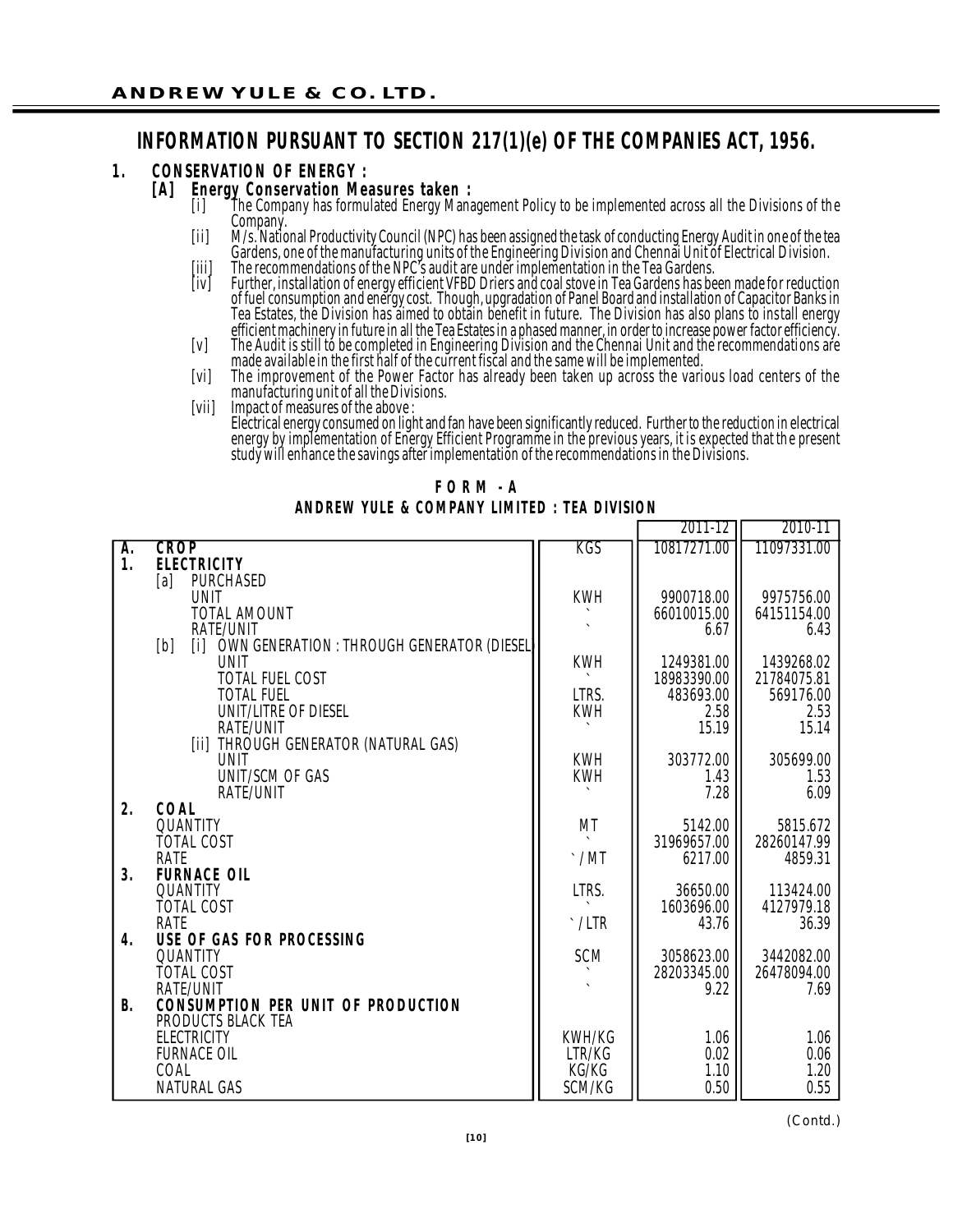# INFORMATION PURSUANT TO SECTION 217(1)(e) OF THE COMPANIES ACT, 1956.

## 1. CONSERVATION OF ENERGY :

### [A] Energy Conservation Measures taken :

[i] The Company has formulated Energy Management Policy to be implemented across all the Divisions of the Company.

[ii] M/s. National Productivity Council (NPC) has been assigned the task of conducting Energy Audit in one of the tea Gardens, one of the manufacturing units of the Engineering Division and Chennai Unit of Electrical Division.

[iii] The recommendations of the NPC's audit are under implementation in the Tea Gardens.

[iv] Further, installation of energy efficient VFBD Driers and coal stove in Tea Gardens has been made for reduction of fuel consumption and energy cost. Though, upgradation of Panel Board and installation of Capacitor Banks in Tea Estates, the Division has aimed to obtain benefit in future. The Division has also plans to install energy efficient machinery in future in all the Tea Estates in a phased manner, in order to increase power factor efficiency.

[v] The Audit is still to be completed in Engineering Division and the Chennai Unit and the recommendations are made available in the first half of the current fiscal and the same will be implemented.

[vi] The improvement of the Power Factor has already been taken up across the various load centers of the manufacturing unit of all the Divisions.

[vii] Impact of measures of the above :
Electrical energy consumed on light and fan have been significantly reduced. Further to the reduction in electrical energy by implementation of Energy Efficient Programme in the previous years, it is expected that the present study will enhance the savings after implementation of the recommendations in the Divisions.

**FORM - A**

**ANDREW YULE & COMPANY LIMITED : TEA DIVISION**

| | | | 2011-12 | 2010-11 |
|---|---|---|---|---|
| **A.** | **CROP** | KGS | 10817271.00 | 11097331.00 |
| **1.** | **ELECTRICITY** | | | |
| | [a] PURCHASED | | | |
| | UNIT | KWH | 9900718.00 | 9975756.00 |
| | TOTAL AMOUNT | ` | 66010015.00 | 64151154.00 |
| | RATE/UNIT | ` | 6.67 | 6.43 |
| | [b] [i] OWN GENERATION : THROUGH GENERATOR (DIESEL) | | | |
| | UNIT | KWH | 1249381.00 | 1439268.02 |
| | TOTAL FUEL COST | ` | 18983390.00 | 21784075.81 |
| | TOTAL FUEL | LTRS. | 483693.00 | 569176.00 |
| | UNIT/LITRE OF DIESEL | KWH | 2.58 | 2.53 |
| | RATE/UNIT | ` | 15.19 | 15.14 |
| | [ii] THROUGH GENERATOR (NATURAL GAS) | | | |
| | UNIT | KWH | 303772.00 | 305699.00 |
| | UNIT/SCM OF GAS | KWH | 1.43 | 1.53 |
| | RATE/UNIT | ` | 7.28 | 6.09 |
| **2.** | **COAL** | | | |
| | QUANTITY | MT | 5142.00 | 5815.672 |
| | TOTAL COST | ` | 31969657.00 | 28260147.99 |
| | RATE | `/MT | 6217.00 | 4859.31 |
| **3.** | **FURNACE OIL** | | | |
| | QUANTITY | LTRS. | 36650.00 | 113424.00 |
| | TOTAL COST | ` | 1603696.00 | 4127979.18 |
| | RATE | `/LTR | 43.76 | 36.39 |
| **4.** | **USE OF GAS FOR PROCESSING** | | | |
| | QUANTITY | SCM | 3058623.00 | 3442082.00 |
| | TOTAL COST | ` | 28203345.00 | 26478094.00 |
| | RATE/UNIT | ` | 9.22 | 7.69 |
| **B.** | **CONSUMPTION PER UNIT OF PRODUCTION** | | | |
| | PRODUCTS BLACK TEA | | | |
| | ELECTRICITY | KWH/KG | 1.06 | 1.06 |
| | FURNACE OIL | LTR/KG | 0.02 | 0.06 |
| | COAL | KG/KG | 1.10 | 1.20 |
| | NATURAL GAS | SCM/KG | 0.50 | 0.55 |

(Contd.)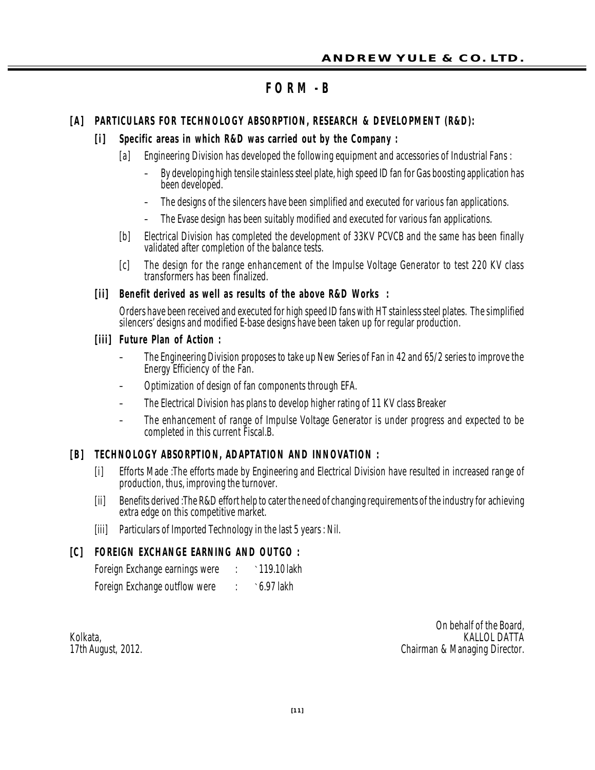# FORM - B

## [A] PARTICULARS FOR TECHNOLOGY ABSORPTION, RESEARCH & DEVELOPMENT (R&D):

### [i] Specific areas in which R&D was carried out by the Company :

[a] Engineering Division has developed the following equipment and accessories of Industrial Fans :

- By developing high tensile stainless steel plate, high speed ID fan for Gas boosting application has been developed.
- The designs of the silencers have been simplified and executed for various fan applications.
- The Evase design has been suitably modified and executed for various fan applications.

[b] Electrical Division has completed the development of 33KV PCVCB and the same has been finally validated after completion of the balance tests.

[c] The design for the range enhancement of the Impulse Voltage Generator to test 220 KV class transformers has been finalized.

### [ii] Benefit derived as well as results of the above R&D Works :

Orders have been received and executed for high speed ID fans with HT stainless steel plates. The simplified silencers' designs and modified E-base designs have been taken up for regular production.

### [iii] Future Plan of Action :

- The Engineering Division proposes to take up New Series of Fan in 42 and 65/2 series to improve the Energy Efficiency of the Fan.
- Optimization of design of fan components through EFA.
- The Electrical Division has plans to develop higher rating of 11 KV class Breaker
- The enhancement of range of Impulse Voltage Generator is under progress and expected to be completed in this current Fiscal.B.

## [B] TECHNOLOGY ABSORPTION, ADAPTATION AND INNOVATION :

[i] Efforts Made :The efforts made by Engineering and Electrical Division have resulted in increased range of production, thus, improving the turnover.

[ii] Benefits derived :The R&D effort help to cater the need of changing requirements of the industry for achieving extra edge on this competitive market.

[iii] Particulars of Imported Technology in the last 5 years : Nil.

## [C] FOREIGN EXCHANGE EARNING AND OUTGO :

Foreign Exchange earnings were : ` 119.10 lakh

Foreign Exchange outflow were : ` 6.97 lakh

Kolkata,
17th August, 2012.

On behalf of the Board,
KALLOL DATTA
Chairman & Managing Director.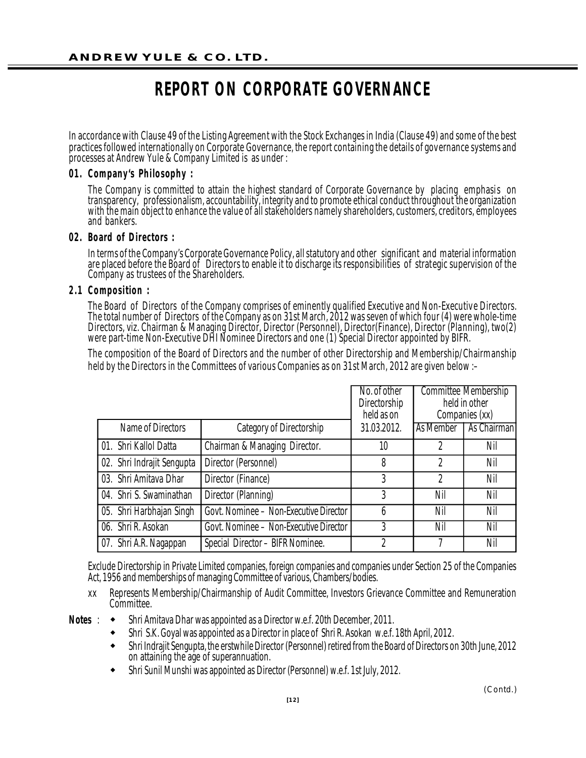# REPORT ON CORPORATE GOVERNANCE

In accordance with Clause 49 of the Listing Agreement with the Stock Exchanges in India (Clause 49) and some of the best practices followed internationally on Corporate Governance, the report containing the details of governance systems and processes at Andrew Yule & Company Limited is as under :

**01. Company's Philosophy :**

The Company is committed to attain the highest standard of Corporate Governance by placing emphasis on transparency, professionalism, accountability, integrity and to promote ethical conduct throughout the organization with the main object to enhance the value of all stakeholders namely shareholders, customers, creditors, employees and bankers.

**02. Board of Directors :**

In terms of the Company's Corporate Governance Policy, all statutory and other significant and material information are placed before the Board of Directors to enable it to discharge its responsibilities of strategic supervision of the Company as trustees of the Shareholders.

**2.1 Composition :**

The Board of Directors of the Company comprises of eminently qualified Executive and Non-Executive Directors. The total number of Directors of the Company as on 31st March, 2012 was seven of which four (4) were whole-time Directors, viz. Chairman & Managing Director, Director (Personnel), Director(Finance), Director (Planning), two(2) were part-time Non-Executive DHI Nominee Directors and one (1) Special Director appointed by BIFR.

The composition of the Board of Directors and the number of other Directorship and Membership/Chairmanship held by the Directors in the Committees of various Companies as on 31st March, 2012 are given below :–

| Name of Directors | Category of Directorship | No. of other Directorship held as on 31.03.2012. | Committee Membership held in other Companies (xx) | |
|---|---|---|---|---|
| | | | As Member | As Chairman |
| 01. Shri Kallol Datta | Chairman & Managing Director. | 10 | 2 | Nil |
| 02. Shri Indrajit Sengupta | Director (Personnel) | 8 | 2 | Nil |
| 03. Shri Amitava Dhar | Director (Finance) | 3 | 2 | Nil |
| 04. Shri S. Swaminathan | Director (Planning) | 3 | Nil | Nil |
| 05. Shri Harbhajan Singh | Govt. Nominee – Non-Executive Director | 6 | Nil | Nil |
| 06. Shri R. Asokan | Govt. Nominee – Non-Executive Director | 3 | Nil | Nil |
| 07. Shri A.R. Nagappan | Special Director – BIFR Nominee. | 2 | 7 | Nil |

Exclude Directorship in Private Limited companies, foreign companies and companies under Section 25 of the Companies Act, 1956 and memberships of managing Committee of various, Chambers/bodies.

xx Represents Membership/Chairmanship of Audit Committee, Investors Grievance Committee and Remuneration Committee.

**Notes** :

- Shri Amitava Dhar was appointed as a Director w.e.f. 20th December, 2011.
- Shri S.K. Goyal was appointed as a Director in place of Shri R. Asokan w.e.f. 18th April, 2012.
- Shri Indrajit Sengupta, the erstwhile Director (Personnel) retired from the Board of Directors on 30th June, 2012 on attaining the age of superannuation.
- Shri Sunil Munshi was appointed as Director (Personnel) w.e.f. 1st July, 2012.

(Contd.)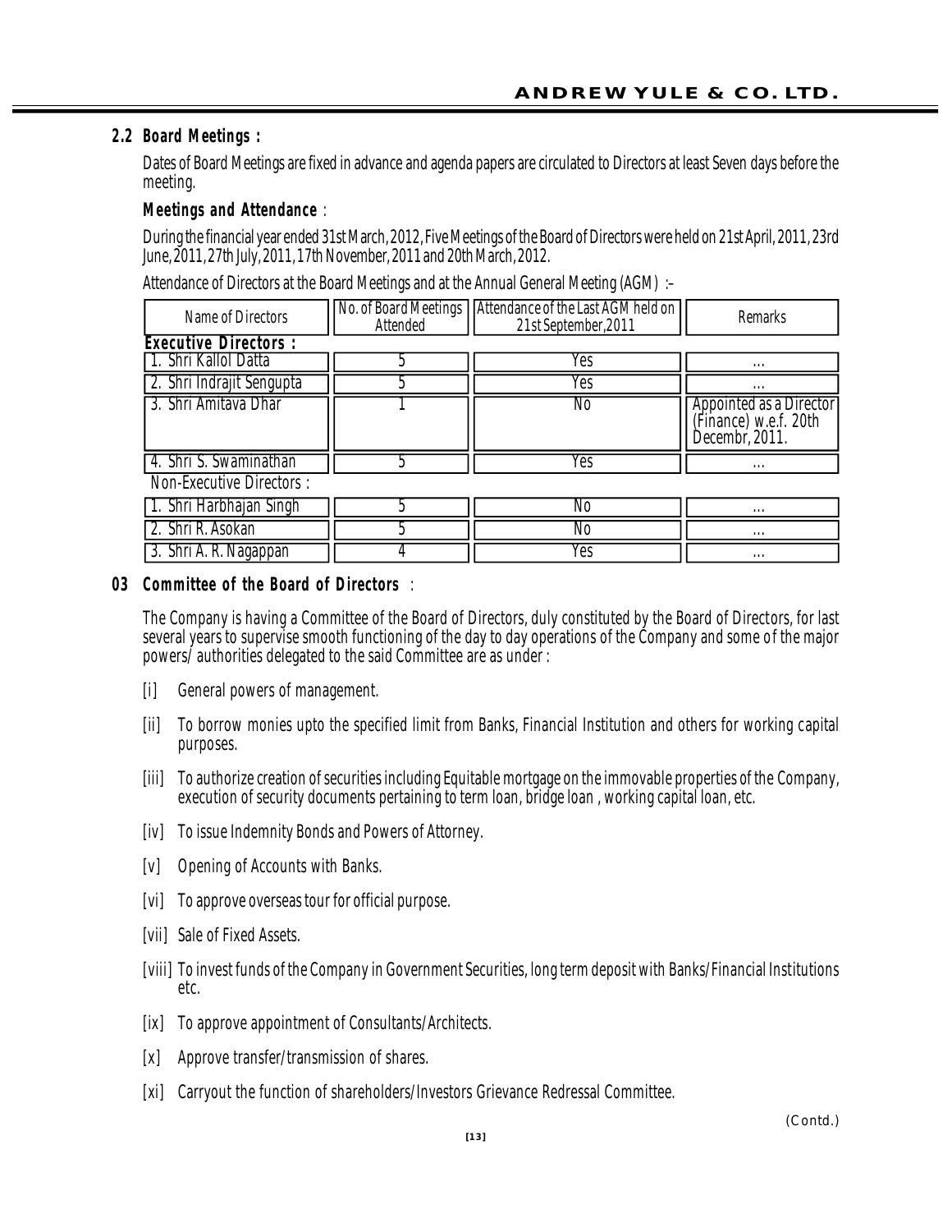### 2.2 Board Meetings :

Dates of Board Meetings are fixed in advance and agenda papers are circulated to Directors at least Seven days before the meeting.

**Meetings and Attendance** :

During the financial year ended 31st March, 2012, Five Meetings of the Board of Directors were held on 21st April, 2011, 23rd June, 2011, 27th July, 2011, 17th November, 2011 and 20th March, 2012.

Attendance of Directors at the Board Meetings and at the Annual General Meeting (AGM) :–

| Name of Directors | No. of Board Meetings Attended | Attendance of the Last AGM held on 21st September,2011 | Remarks |
|---|---|---|---|
| **Executive Directors :** | | | |
| 1. Shri Kallol Datta | 5 | Yes | ... |
| 2. Shri Indrajit Sengupta | 5 | Yes | ... |
| 3. Shri Amitava Dhar | 1 | No | Appointed as a Director (Finance) w.e.f. 20th Decembr, 2011. |
| 4. Shri S. Swaminathan | 5 | Yes | ... |
| Non-Executive Directors : | | | |
| 1. Shri Harbhajan Singh | 5 | No | ... |
| 2. Shri R. Asokan | 5 | No | ... |
| 3. Shri A. R. Nagappan | 4 | Yes | ... |

### 03 Committee of the Board of Directors :

The Company is having a Committee of the Board of Directors, duly constituted by the Board of Directors, for last several years to supervise smooth functioning of the day to day operations of the Company and some of the major powers/ authorities delegated to the said Committee are as under :

[i] General powers of management.

[ii] To borrow monies upto the specified limit from Banks, Financial Institution and others for working capital purposes.

[iii] To authorize creation of securities including Equitable mortgage on the immovable properties of the Company, execution of security documents pertaining to term loan, bridge loan , working capital loan, etc.

[iv] To issue Indemnity Bonds and Powers of Attorney.

[v] Opening of Accounts with Banks.

[vi] To approve overseas tour for official purpose.

[vii] Sale of Fixed Assets.

[viii] To invest funds of the Company in Government Securities, long term deposit with Banks/Financial Institutions etc.

[ix] To approve appointment of Consultants/Architects.

[x] Approve transfer/transmission of shares.

[xi] Carryout the function of shareholders/Investors Grievance Redressal Committee.

(Contd.)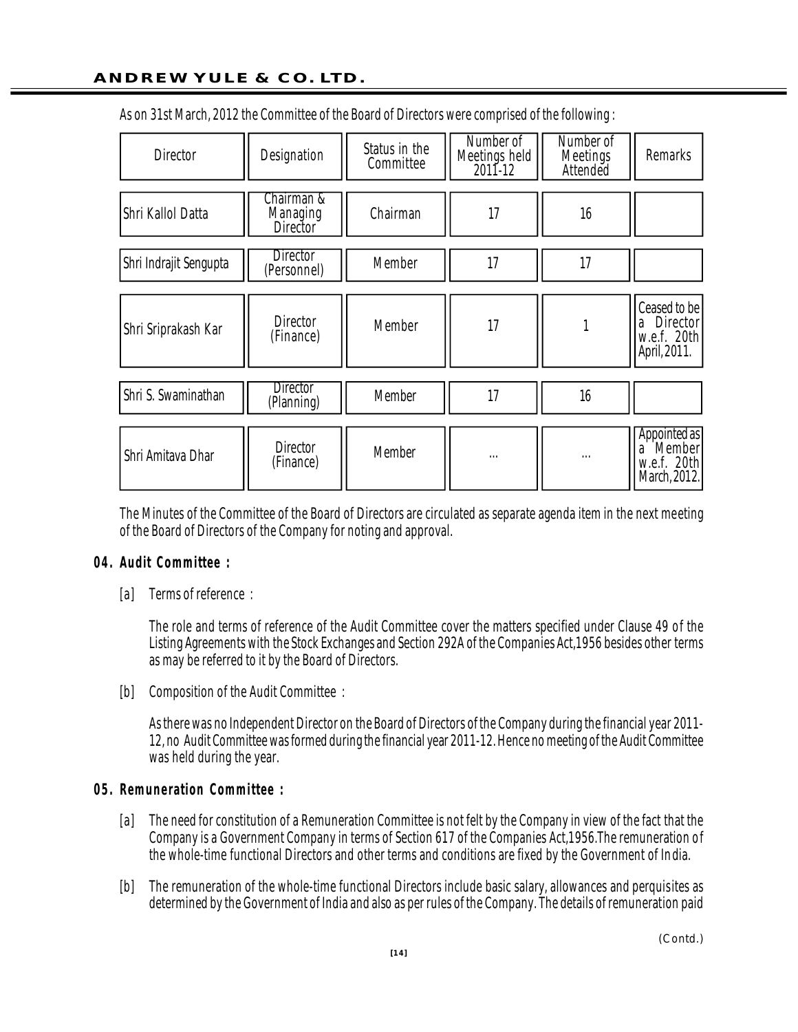As on 31st March, 2012 the Committee of the Board of Directors were comprised of the following :

| Director | Designation | Status in the Committee | Number of Meetings held 2011-12 | Number of Meetings Attended | Remarks |
|---|---|---|---|---|---|
| Shri Kallol Datta | Chairman & Managing Director | Chairman | 17 | 16 | |
| Shri Indrajit Sengupta | Director (Personnel) | Member | 17 | 17 | |
| Shri Sriprakash Kar | Director (Finance) | Member | 17 | 1 | Ceased to be a Director w.e.f. 20th April, 2011. |
| Shri S. Swaminathan | Director (Planning) | Member | 17 | 16 | |
| Shri Amitava Dhar | Director (Finance) | Member | ... | ... | Appointed as a Member w.e.f. 20th March, 2012. |

The Minutes of the Committee of the Board of Directors are circulated as separate agenda item in the next meeting of the Board of Directors of the Company for noting and approval.

**04. Audit Committee :**

[a] Terms of reference :

The role and terms of reference of the Audit Committee cover the matters specified under Clause 49 of the Listing Agreements with the Stock Exchanges and Section 292A of the Companies Act,1956 besides other terms as may be referred to it by the Board of Directors.

[b] Composition of the Audit Committee :

As there was no Independent Director on the Board of Directors of the Company during the financial year 2011-12, no Audit Committee was formed during the financial year 2011-12. Hence no meeting of the Audit Committee was held during the year.

**05. Remuneration Committee :**

[a] The need for constitution of a Remuneration Committee is not felt by the Company in view of the fact that the Company is a Government Company in terms of Section 617 of the Companies Act,1956.The remuneration of the whole-time functional Directors and other terms and conditions are fixed by the Government of India.

[b] The remuneration of the whole-time functional Directors include basic salary, allowances and perquisites as determined by the Government of India and also as per rules of the Company. The details of remuneration paid

(Contd.)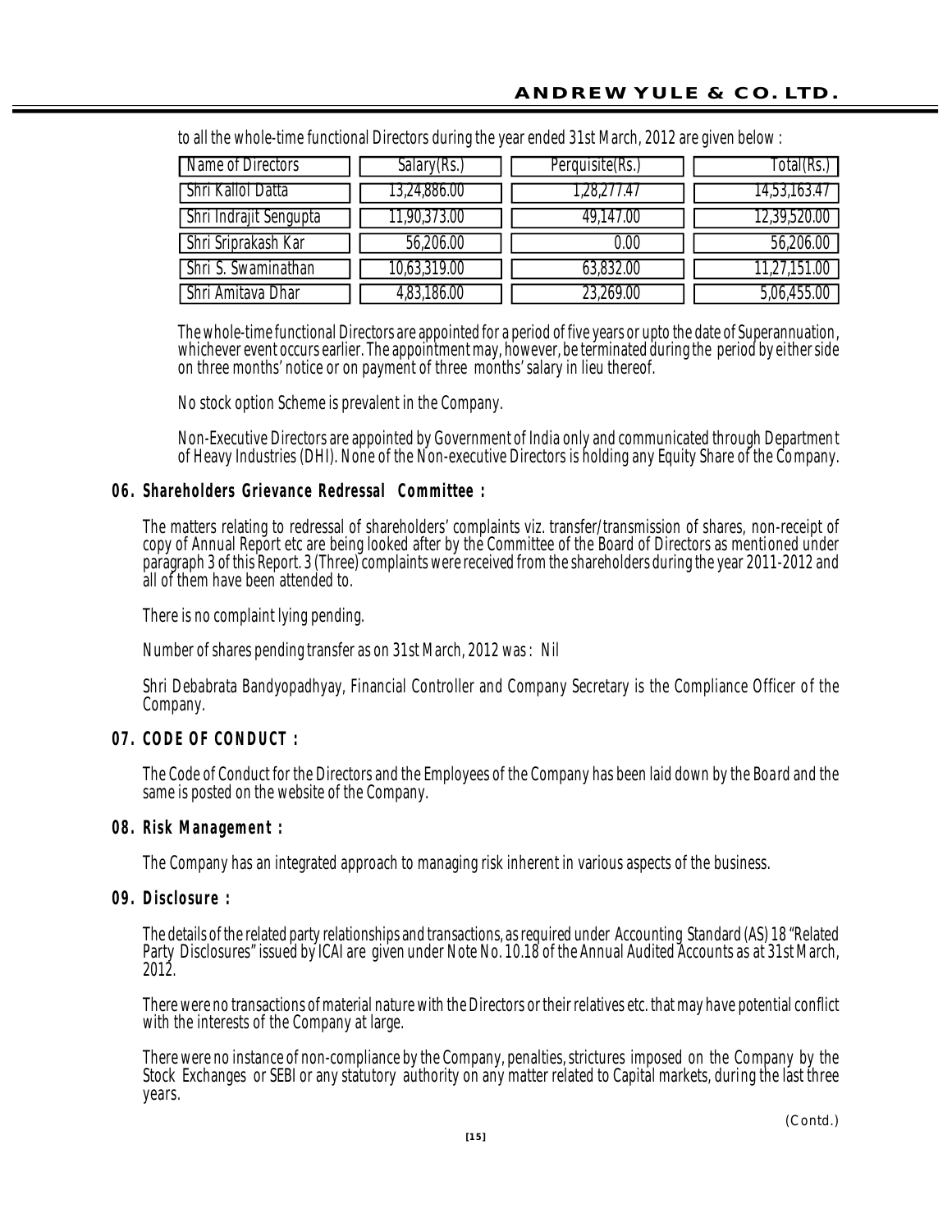to all the whole-time functional Directors during the year ended 31st March, 2012 are given below :

| Name of Directors | Salary(Rs.) | Perquisite(Rs.) | Total(Rs.) |
|---|---|---|---|
| Shri Kallol Datta | 13,24,886.00 | 1,28,277.47 | 14,53,163.47 |
| Shri Indrajit Sengupta | 11,90,373.00 | 49,147.00 | 12,39,520.00 |
| Shri Sriprakash Kar | 56,206.00 | 0.00 | 56,206.00 |
| Shri S. Swaminathan | 10,63,319.00 | 63,832.00 | 11,27,151.00 |
| Shri Amitava Dhar | 4,83,186.00 | 23,269.00 | 5,06,455.00 |

The whole-time functional Directors are appointed for a period of five years or upto the date of Superannuation, whichever event occurs earlier. The appointment may, however, be terminated during the period by either side on three months' notice or on payment of three months' salary in lieu thereof.

No stock option Scheme is prevalent in the Company.

Non-Executive Directors are appointed by Government of India only and communicated through Department of Heavy Industries (DHI). None of the Non-executive Directors is holding any Equity Share of the Company.

**06. Shareholders Grievance Redressal Committee :**

The matters relating to redressal of shareholders' complaints viz. transfer/transmission of shares, non-receipt of copy of Annual Report etc are being looked after by the Committee of the Board of Directors as mentioned under paragraph 3 of this Report. 3 (Three) complaints were received from the shareholders during the year 2011-2012 and all of them have been attended to.

There is no complaint lying pending.

Number of shares pending transfer as on 31st March, 2012 was : Nil

Shri Debabrata Bandyopadhyay, Financial Controller and Company Secretary is the Compliance Officer of the Company.

**07. CODE OF CONDUCT :**

The Code of Conduct for the Directors and the Employees of the Company has been laid down by the Board and the same is posted on the website of the Company.

**08. Risk Management :**

The Company has an integrated approach to managing risk inherent in various aspects of the business.

**09. Disclosure :**

The details of the related party relationships and transactions, as required under Accounting Standard (AS) 18 "Related Party Disclosures" issued by ICAI are given under Note No. 10.18 of the Annual Audited Accounts as at 31st March, 2012.

There were no transactions of material nature with the Directors or their relatives etc. that may have potential conflict with the interests of the Company at large.

There were no instance of non-compliance by the Company, penalties, strictures imposed on the Company by the Stock Exchanges or SEBI or any statutory authority on any matter related to Capital markets, during the last three years.

(Contd.)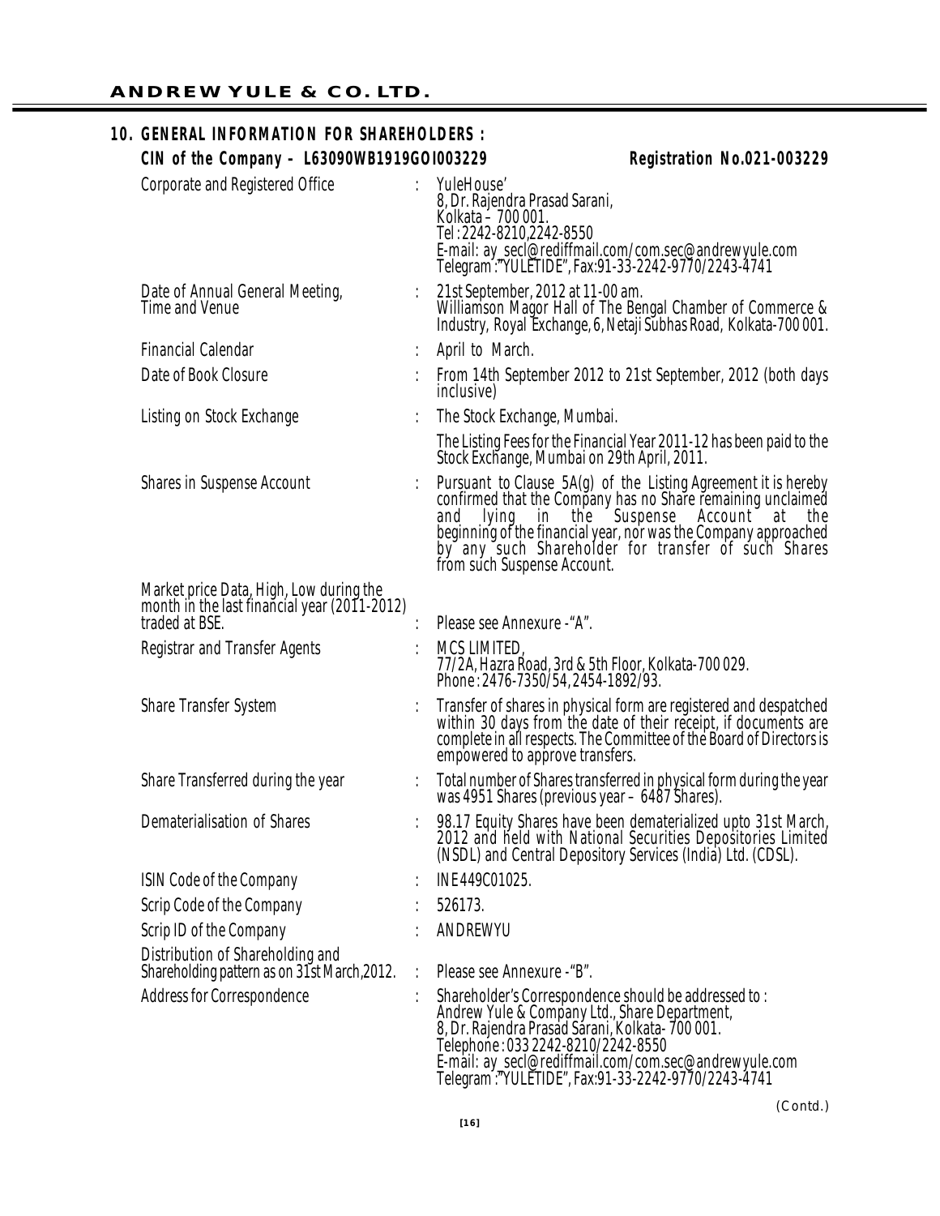## 10. GENERAL INFORMATION FOR SHAREHOLDERS :

**CIN of the Company – L63090WB1919GOI003229** **Registration No.021-003229**

| | | |
|---|---|---|
| Corporate and Registered Office | : | YuleHouse' 8, Dr. Rajendra Prasad Sarani, Kolkata – 700 001. Tel : 2242-8210,2242-8550 E-mail: ay_secl@rediffmail.com/com.sec@andrewyule.com Telegram :"YULETIDE", Fax:91-33-2242-9770/2243-4741 |
| Date of Annual General Meeting, Time and Venue | : | 21st September, 2012 at 11-00 am. Williamson Magor Hall of The Bengal Chamber of Commerce & Industry, Royal Exchange, 6, Netaji Subhas Road, Kolkata-700 001. |
| Financial Calendar | : | April to March. |
| Date of Book Closure | : | From 14th September 2012 to 21st September, 2012 (both days inclusive) |
| Listing on Stock Exchange | : | The Stock Exchange, Mumbai. The Listing Fees for the Financial Year 2011-12 has been paid to the Stock Exchange, Mumbai on 29th April, 2011. |
| Shares in Suspense Account | : | Pursuant to Clause 5A(g) of the Listing Agreement it is hereby confirmed that the Company has no Share remaining unclaimed and lying in the Suspense Account at the beginning of the financial year, nor was the Company approached by any such Shareholder for transfer of such Shares from such Suspense Account. |
| Market price Data, High, Low during the month in the last financial year (2011-2012) traded at BSE. | : | Please see Annexure -"A". |
| Registrar and Transfer Agents | : | MCS LIMITED, 77/2A, Hazra Road, 3rd & 5th Floor, Kolkata-700 029. Phone : 2476-7350/54, 2454-1892/93. |
| Share Transfer System | : | Transfer of shares in physical form are registered and despatched within 30 days from the date of their receipt, if documents are complete in all respects. The Committee of the Board of Directors is empowered to approve transfers. |
| Share Transferred during the year | : | Total number of Shares transferred in physical form during the year was 4951 Shares (previous year – 6487 Shares). |
| Dematerialisation of Shares | : | 98.17 Equity Shares have been dematerialized upto 31st March, 2012 and held with National Securities Depositories Limited (NSDL) and Central Depository Services (India) Ltd. (CDSL). |
| ISIN Code of the Company | : | INE449C01025. |
| Scrip Code of the Company | : | 526173. |
| Scrip ID of the Company | : | ANDREWYU |
| Distribution of Shareholding and Shareholding pattern as on 31st March,2012. | : | Please see Annexure -"B". |
| Address for Correspondence | : | Shareholder's Correspondence should be addressed to : Andrew Yule & Company Ltd., Share Department, 8, Dr. Rajendra Prasad Sarani, Kolkata- 700 001. Telephone : 033 2242-8210/2242-8550 E-mail: ay_secl@rediffmail.com/com.sec@andrewyule.com Telegram :"YULETIDE", Fax:91-33-2242-9770/2243-4741 |

(Contd.)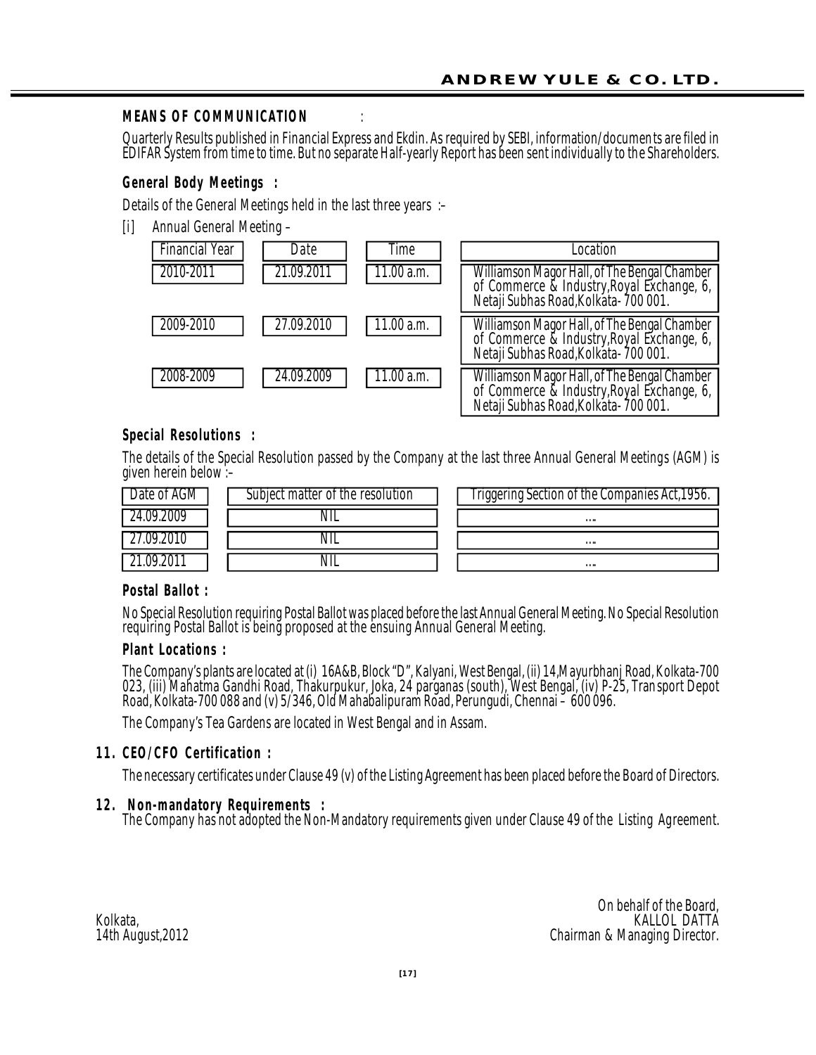## MEANS OF COMMUNICATION :

Quarterly Results published in Financial Express and Ekdin. As required by SEBI, information/documents are filed in EDIFAR System from time to time. But no separate Half-yearly Report has been sent individually to the Shareholders.

### General Body Meetings :

Details of the General Meetings held in the last three years :–

[i] Annual General Meeting –

| Financial Year | Date | Time | Location |
|---|---|---|---|
| 2010-2011 | 21.09.2011 | 11.00 a.m. | Williamson Magor Hall, of The Bengal Chamber of Commerce & Industry,Royal Exchange, 6, Netaji Subhas Road,Kolkata- 700 001. |
| 2009-2010 | 27.09.2010 | 11.00 a.m. | Williamson Magor Hall, of The Bengal Chamber of Commerce & Industry,Royal Exchange, 6, Netaji Subhas Road,Kolkata- 700 001. |
| 2008-2009 | 24.09.2009 | 11.00 a.m. | Williamson Magor Hall, of The Bengal Chamber of Commerce & Industry,Royal Exchange, 6, Netaji Subhas Road,Kolkata- 700 001. |

### Special Resolutions :

The details of the Special Resolution passed by the Company at the last three Annual General Meetings (AGM) is given herein below :–

| Date of AGM | Subject matter of the resolution | Triggering Section of the Companies Act,1956. |
|---|---|---|
| 24.09.2009 | NIL | .... |
| 27.09.2010 | NIL | .... |
| 21.09.2011 | NIL | .... |

### Postal Ballot :

No Special Resolution requiring Postal Ballot was placed before the last Annual General Meeting. No Special Resolution requiring Postal Ballot is being proposed at the ensuing Annual General Meeting.

### Plant Locations :

The Company's plants are located at (i) 16A&B, Block "D", Kalyani, West Bengal, (ii) 14,Mayurbhanj Road, Kolkata-700 023, (iii) Mahatma Gandhi Road, Thakurpukur, Joka, 24 parganas (south), West Bengal, (iv) P-25, Transport Depot Road, Kolkata-700 088 and (v) 5/346, Old Mahabalipuram Road, Perungudi, Chennai – 600 096.

The Company's Tea Gardens are located in West Bengal and in Assam.

### 11. CEO/CFO Certification :

The necessary certificates under Clause 49 (v) of the Listing Agreement has been placed before the Board of Directors.

### 12. Non-mandatory Requirements :

The Company has not adopted the Non-Mandatory requirements given under Clause 49 of the Listing Agreement.

Kolkata,
14th August,2012

On behalf of the Board,
KALLOL DATTA
Chairman & Managing Director.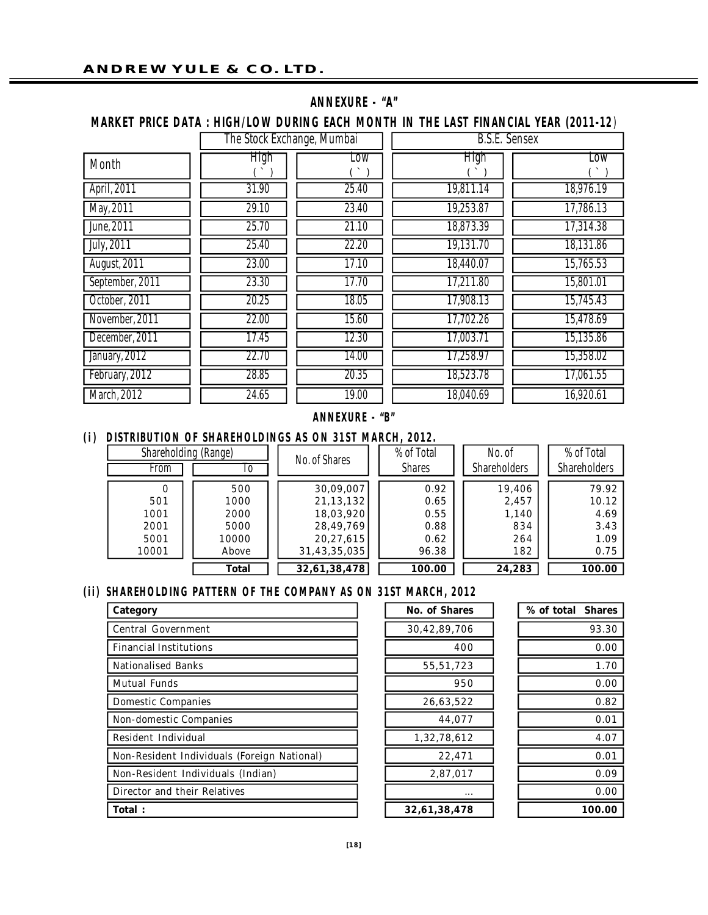## ANNEXURE - "A"

### MARKET PRICE DATA : HIGH/LOW DURING EACH MONTH IN THE LAST FINANCIAL YEAR (2011-12)

| Month | The Stock Exchange, Mumbai | | B.S.E. Sensex | |
|---|---|---|---|---|
| | High (`) | Low (`) | High (`) | Low (`) |
| April, 2011 | 31.90 | 25.40 | 19,811.14 | 18,976.19 |
| May, 2011 | 29.10 | 23.40 | 19,253.87 | 17,786.13 |
| June, 2011 | 25.70 | 21.10 | 18,873.39 | 17,314.38 |
| July, 2011 | 25.40 | 22.20 | 19,131.70 | 18,131.86 |
| August, 2011 | 23.00 | 17.10 | 18,440.07 | 15,765.53 |
| September, 2011 | 23.30 | 17.70 | 17,211.80 | 15,801.01 |
| October, 2011 | 20.25 | 18.05 | 17,908.13 | 15,745.43 |
| November, 2011 | 22.00 | 15.60 | 17,702.26 | 15,478.69 |
| December, 2011 | 17.45 | 12.30 | 17,003.71 | 15,135.86 |
| January, 2012 | 22.70 | 14.00 | 17,258.97 | 15,358.02 |
| February, 2012 | 28.85 | 20.35 | 18,523.78 | 17,061.55 |
| March, 2012 | 24.65 | 19.00 | 18,040.69 | 16,920.61 |

## ANNEXURE - "B"

### (i) DISTRIBUTION OF SHAREHOLDINGS AS ON 31ST MARCH, 2012.

| Shareholding (Range) | | No. of Shares | % of Total Shares | No. of Shareholders | % of Total Shareholders |
|---|---|---|---|---|---|
| From | To | | | | |
| 0 | 500 | 30,09,007 | 0.92 | 19,406 | 79.92 |
| 501 | 1000 | 21,13,132 | 0.65 | 2,457 | 10.12 |
| 1001 | 2000 | 18,03,920 | 0.55 | 1,140 | 4.69 |
| 2001 | 5000 | 28,49,769 | 0.88 | 834 | 3.43 |
| 5001 | 10000 | 20,27,615 | 0.62 | 264 | 1.09 |
| 10001 | Above | 31,43,35,035 | 96.38 | 182 | 0.75 |
| | **Total** | **32,61,38,478** | **100.00** | **24,283** | **100.00** |

### (ii) SHAREHOLDING PATTERN OF THE COMPANY AS ON 31ST MARCH, 2012

| Category | No. of Shares | % of total Shares |
|---|---|---|
| Central Government | 30,42,89,706 | 93.30 |
| Financial Institutions | 400 | 0.00 |
| Nationalised Banks | 55,51,723 | 1.70 |
| Mutual Funds | 950 | 0.00 |
| Domestic Companies | 26,63,522 | 0.82 |
| Non-domestic Companies | 44,077 | 0.01 |
| Resident Individual | 1,32,78,612 | 4.07 |
| Non-Resident Individuals (Foreign National) | 22,471 | 0.01 |
| Non-Resident Individuals (Indian) | 2,87,017 | 0.09 |
| Director and their Relatives | ... | 0.00 |
| **Total :** | **32,61,38,478** | **100.00** |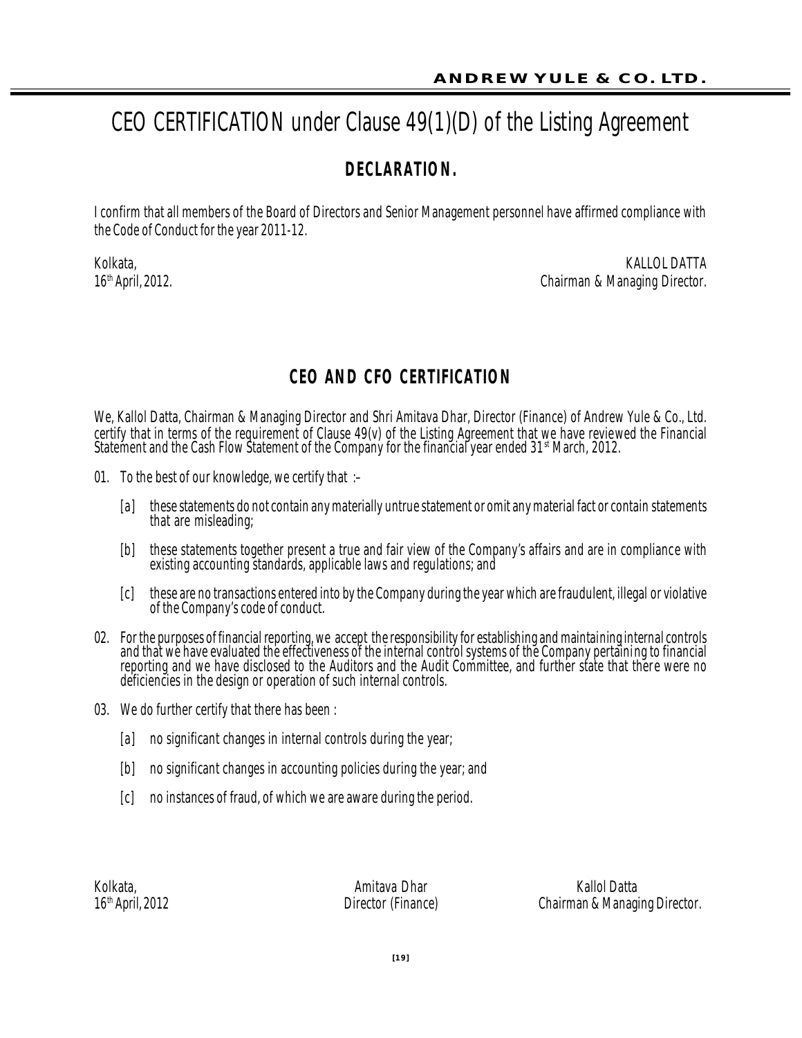# CEO CERTIFICATION under Clause 49(1)(D) of the Listing Agreement

## DECLARATION.

I confirm that all members of the Board of Directors and Senior Management personnel have affirmed compliance with the Code of Conduct for the year 2011-12.

Kolkata,
16th April, 2012.

KALLOL DATTA
Chairman & Managing Director.

## CEO AND CFO CERTIFICATION

We, Kallol Datta, Chairman & Managing Director and Shri Amitava Dhar, Director (Finance) of Andrew Yule & Co., Ltd. certify that in terms of the requirement of Clause 49(v) of the Listing Agreement that we have reviewed the Financial Statement and the Cash Flow Statement of the Company for the financial year ended 31st March, 2012.

01. To the best of our knowledge, we certify that :–

    [a] these statements do not contain any materially untrue statement or omit any material fact or contain statements that are misleading;

    [b] these statements together present a true and fair view of the Company's affairs and are in compliance with existing accounting standards, applicable laws and regulations; and

    [c] these are no transactions entered into by the Company during the year which are fraudulent, illegal or violative of the Company's code of conduct.

02. For the purposes of financial reporting, we accept the responsibility for establishing and maintaining internal controls and that we have evaluated the effectiveness of the internal control systems of the Company pertaining to financial reporting and we have disclosed to the Auditors and the Audit Committee, and further state that there were no deficiencies in the design or operation of such internal controls.

03. We do further certify that there has been :

    [a] no significant changes in internal controls during the year;

    [b] no significant changes in accounting policies during the year; and

    [c] no instances of fraud, of which we are aware during the period.

Kolkata,
16th April, 2012

Amitava Dhar
Director (Finance)

Kallol Datta
Chairman & Managing Director.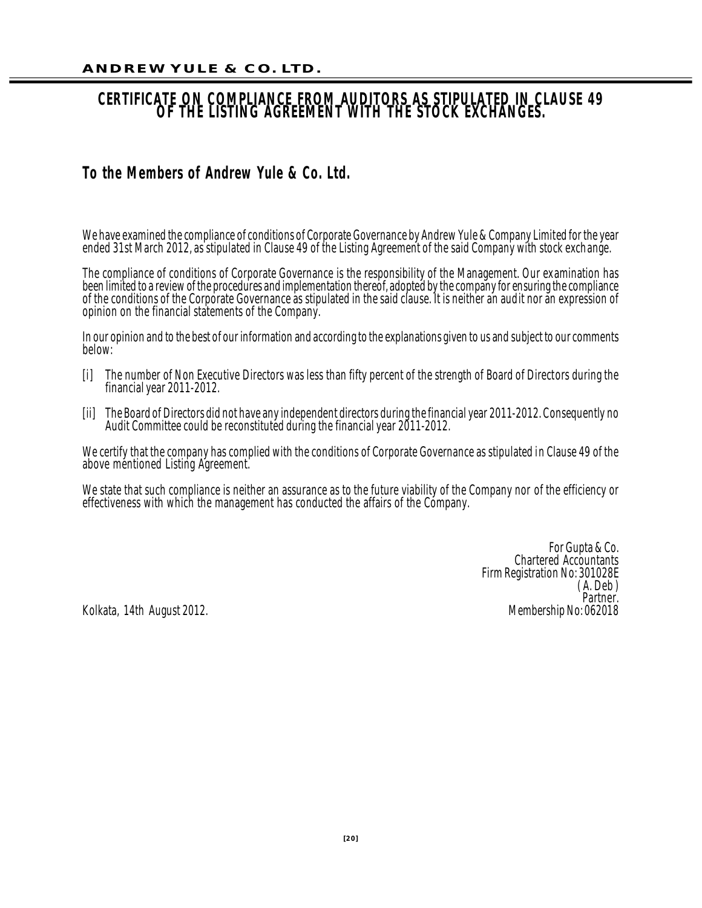# CERTIFICATE ON COMPLIANCE FROM AUDITORS AS STIPULATED IN CLAUSE 49 OF THE LISTING AGREEMENT WITH THE STOCK EXCHANGES.

## To the Members of Andrew Yule & Co. Ltd.

We have examined the compliance of conditions of Corporate Governance by Andrew Yule & Company Limited for the year ended 31st March 2012, as stipulated in Clause 49 of the Listing Agreement of the said Company with stock exchange.

The compliance of conditions of Corporate Governance is the responsibility of the Management. Our examination has been limited to a review of the procedures and implementation thereof, adopted by the company for ensuring the compliance of the conditions of the Corporate Governance as stipulated in the said clause. It is neither an audit nor an expression of opinion on the financial statements of the Company.

In our opinion and to the best of our information and according to the explanations given to us and subject to our comments below:

[i] The number of Non Executive Directors was less than fifty percent of the strength of Board of Directors during the financial year 2011-2012.

[ii] The Board of Directors did not have any independent directors during the financial year 2011-2012. Consequently no Audit Committee could be reconstituted during the financial year 2011-2012.

We certify that the company has complied with the conditions of Corporate Governance as stipulated in Clause 49 of the above mentioned Listing Agreement.

We state that such compliance is neither an assurance as to the future viability of the Company nor of the efficiency or effectiveness with which the management has conducted the affairs of the Company.

For Gupta & Co.
Chartered Accountants
Firm Registration No: 301028E
( A. Deb )
Partner.
Membership No: 062018

Kolkata, 14th August 2012.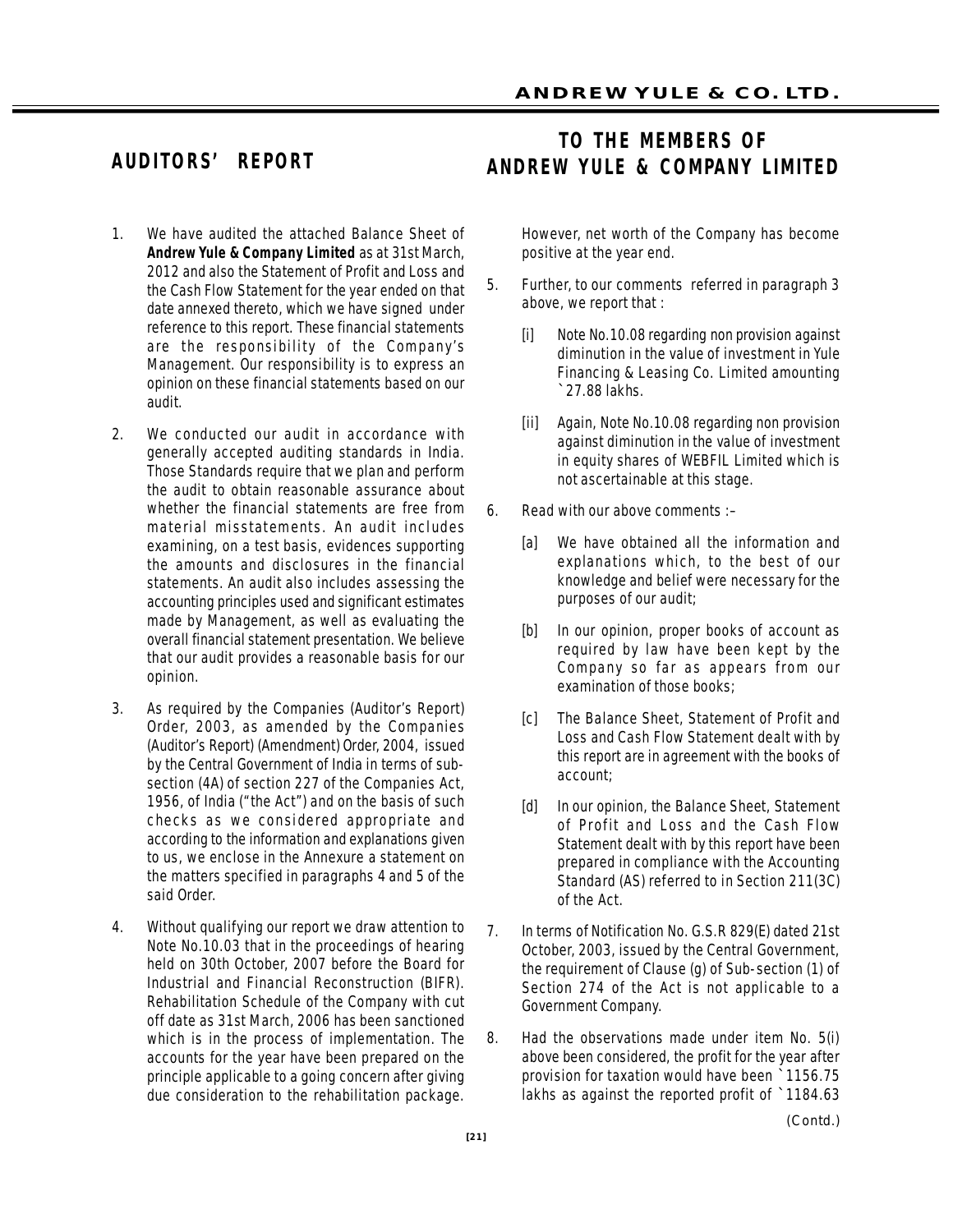## AUDITORS' REPORT

## TO THE MEMBERS OF ANDREW YULE & COMPANY LIMITED

1. We have audited the attached Balance Sheet of **Andrew Yule & Company Limited** as at 31st March, 2012 and also the Statement of Profit and Loss and the Cash Flow Statement for the year ended on that date annexed thereto, which we have signed under reference to this report. These financial statements are the responsibility of the Company's Management. Our responsibility is to express an opinion on these financial statements based on our audit.

2. We conducted our audit in accordance with generally accepted auditing standards in India. Those Standards require that we plan and perform the audit to obtain reasonable assurance about whether the financial statements are free from material misstatements. An audit includes examining, on a test basis, evidences supporting the amounts and disclosures in the financial statements. An audit also includes assessing the accounting principles used and significant estimates made by Management, as well as evaluating the overall financial statement presentation. We believe that our audit provides a reasonable basis for our opinion.

3. As required by the Companies (Auditor's Report) Order, 2003, as amended by the Companies (Auditor's Report) (Amendment) Order, 2004, issued by the Central Government of India in terms of sub-section (4A) of section 227 of the Companies Act, 1956, of India ("the Act") and on the basis of such checks as we considered appropriate and according to the information and explanations given to us, we enclose in the Annexure a statement on the matters specified in paragraphs 4 and 5 of the said Order.

4. Without qualifying our report we draw attention to Note No.10.03 that in the proceedings of hearing held on 30th October, 2007 before the Board for Industrial and Financial Reconstruction (BIFR). Rehabilitation Schedule of the Company with cut off date as 31st March, 2006 has been sanctioned which is in the process of implementation. The accounts for the year have been prepared on the principle applicable to a going concern after giving due consideration to the rehabilitation package. However, net worth of the Company has become positive at the year end.

5. Further, to our comments referred in paragraph 3 above, we report that :

   [i] Note No.10.08 regarding non provision against diminution in the value of investment in Yule Financing & Leasing Co. Limited amounting `27.88 lakhs.

   [ii] Again, Note No.10.08 regarding non provision against diminution in the value of investment in equity shares of WEBFIL Limited which is not ascertainable at this stage.

6. Read with our above comments :–

   [a] We have obtained all the information and explanations which, to the best of our knowledge and belief were necessary for the purposes of our audit;

   [b] In our opinion, proper books of account as required by law have been kept by the Company so far as appears from our examination of those books;

   [c] The Balance Sheet, Statement of Profit and Loss and Cash Flow Statement dealt with by this report are in agreement with the books of account;

   [d] In our opinion, the Balance Sheet, Statement of Profit and Loss and the Cash Flow Statement dealt with by this report have been prepared in compliance with the Accounting Standard (AS) referred to in Section 211(3C) of the Act.

7. In terms of Notification No. G.S.R 829(E) dated 21st October, 2003, issued by the Central Government, the requirement of Clause (g) of Sub-section (1) of Section 274 of the Act is not applicable to a Government Company.

8. Had the observations made under item No. 5(i) above been considered, the profit for the year after provision for taxation would have been `1156.75 lakhs as against the reported profit of `1184.63

(Contd.)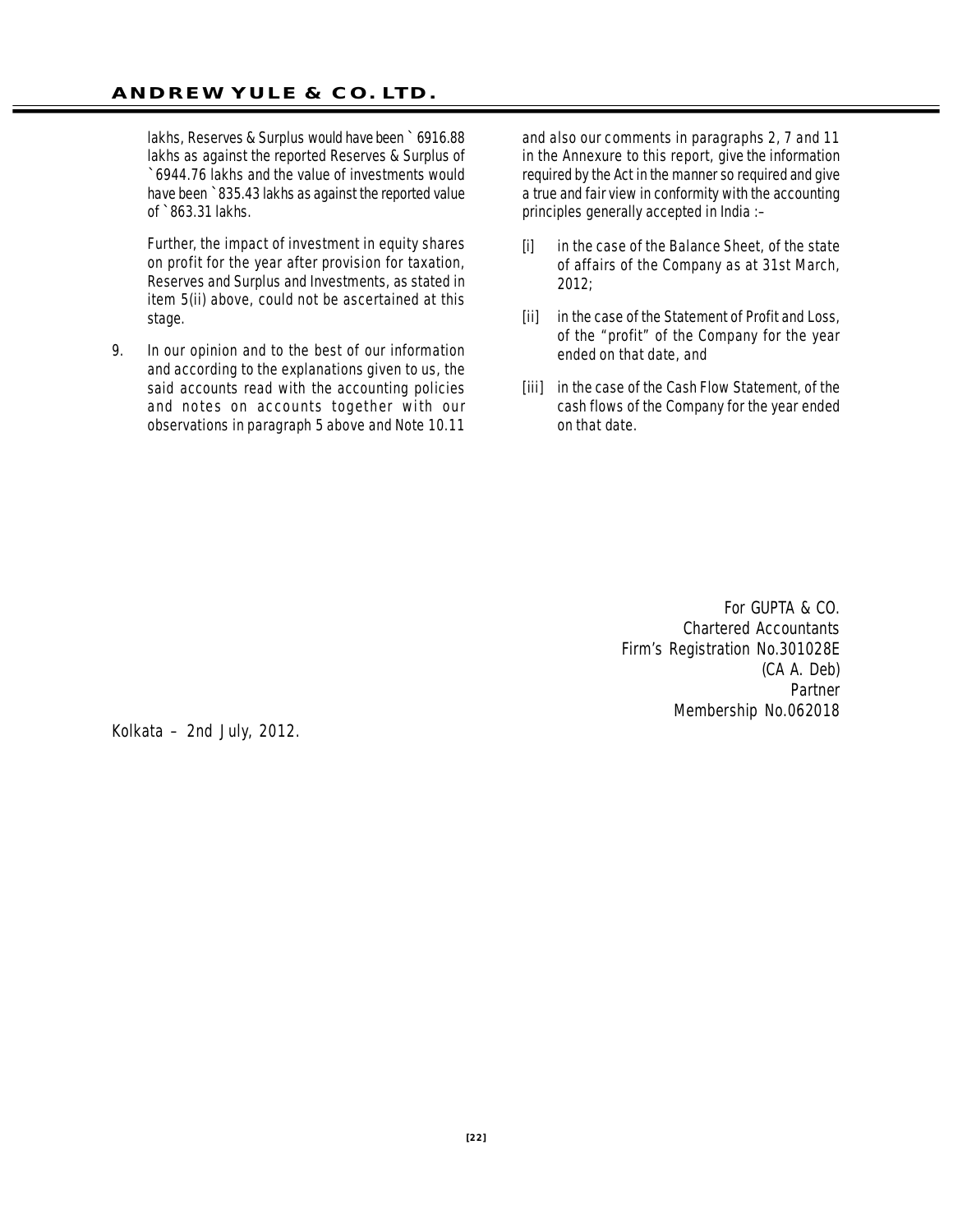lakhs, Reserves & Surplus would have been ` 6916.88 lakhs as against the reported Reserves & Surplus of ` 6944.76 lakhs and the value of investments would have been ` 835.43 lakhs as against the reported value of ` 863.31 lakhs.

Further, the impact of investment in equity shares on profit for the year after provision for taxation, Reserves and Surplus and Investments, as stated in item 5(ii) above, could not be ascertained at this stage.

9. In our opinion and to the best of our information and according to the explanations given to us, the said accounts read with the accounting policies and notes on accounts together with our observations in paragraph 5 above and Note 10.11 and also our comments in paragraphs 2, 7 and 11 in the Annexure to this report, give the information required by the Act in the manner so required and give a true and fair view in conformity with the accounting principles generally accepted in India :–

   [i] in the case of the Balance Sheet, of the state of affairs of the Company as at 31st March, 2012;

   [ii] in the case of the Statement of Profit and Loss, of the "profit" of the Company for the year ended on that date, and

   [iii] in the case of the Cash Flow Statement, of the cash flows of the Company for the year ended on that date.

For GUPTA & CO.
Chartered Accountants
Firm's Registration No.301028E
(CA A. Deb)
Partner
Membership No.062018

Kolkata – 2nd July, 2012.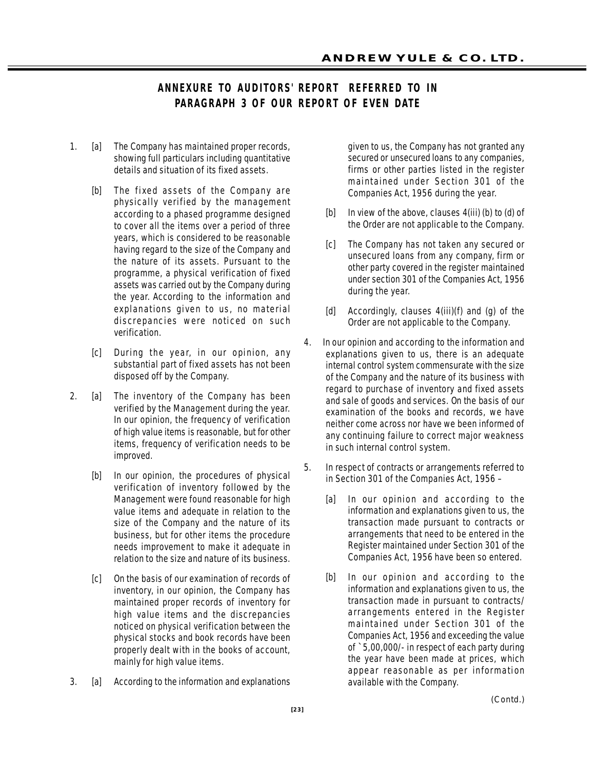## ANNEXURE TO AUDITORS' REPORT REFERRED TO IN PARAGRAPH 3 OF OUR REPORT OF EVEN DATE

1. [a] The Company has maintained proper records, showing full particulars including quantitative details and situation of its fixed assets.

   [b] The fixed assets of the Company are physically verified by the management according to a phased programme designed to cover all the items over a period of three years, which is considered to be reasonable having regard to the size of the Company and the nature of its assets. Pursuant to the programme, a physical verification of fixed assets was carried out by the Company during the year. According to the information and explanations given to us, no material discrepancies were noticed on such verification.

   [c] During the year, in our opinion, any substantial part of fixed assets has not been disposed off by the Company.

2. [a] The inventory of the Company has been verified by the Management during the year. In our opinion, the frequency of verification of high value items is reasonable, but for other items, frequency of verification needs to be improved.

   [b] In our opinion, the procedures of physical verification of inventory followed by the Management were found reasonable for high value items and adequate in relation to the size of the Company and the nature of its business, but for other items the procedure needs improvement to make it adequate in relation to the size and nature of its business.

   [c] On the basis of our examination of records of inventory, in our opinion, the Company has maintained proper records of inventory for high value items and the discrepancies noticed on physical verification between the physical stocks and book records have been properly dealt with in the books of account, mainly for high value items.

3. [a] According to the information and explanations given to us, the Company has not granted any secured or unsecured loans to any companies, firms or other parties listed in the register maintained under Section 301 of the Companies Act, 1956 during the year.

   [b] In view of the above, clauses 4(iii) (b) to (d) of the Order are not applicable to the Company.

   [c] The Company has not taken any secured or unsecured loans from any company, firm or other party covered in the register maintained under section 301 of the Companies Act, 1956 during the year.

   [d] Accordingly, clauses 4(iii)(f) and (g) of the Order are not applicable to the Company.

4. In our opinion and according to the information and explanations given to us, there is an adequate internal control system commensurate with the size of the Company and the nature of its business with regard to purchase of inventory and fixed assets and sale of goods and services. On the basis of our examination of the books and records, we have neither come across nor have we been informed of any continuing failure to correct major weakness in such internal control system.

5. In respect of contracts or arrangements referred to in Section 301 of the Companies Act, 1956 –

   [a] In our opinion and according to the information and explanations given to us, the transaction made pursuant to contracts or arrangements that need to be entered in the Register maintained under Section 301 of the Companies Act, 1956 have been so entered.

   [b] In our opinion and according to the information and explanations given to us, the transaction made in pursuant to contracts/ arrangements entered in the Register maintained under Section 301 of the Companies Act, 1956 and exceeding the value of ` 5,00,000/- in respect of each party during the year have been made at prices, which appear reasonable as per information available with the Company.

(Contd.)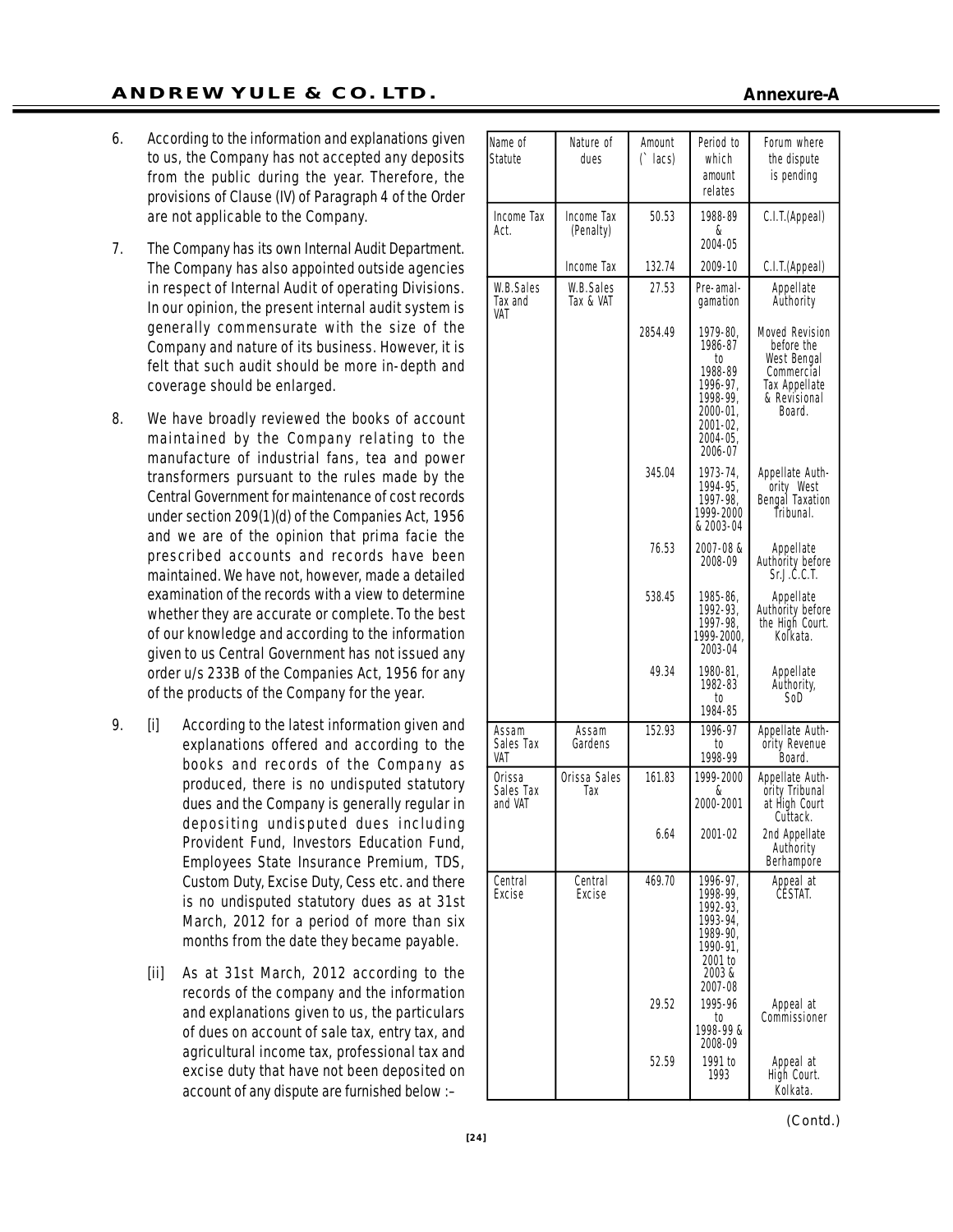# Annexure-A

6. According to the information and explanations given to us, the Company has not accepted any deposits from the public during the year. Therefore, the provisions of Clause (IV) of Paragraph 4 of the Order are not applicable to the Company.

7. The Company has its own Internal Audit Department. The Company has also appointed outside agencies in respect of Internal Audit of operating Divisions. In our opinion, the present internal audit system is generally commensurate with the size of the Company and nature of its business. However, it is felt that such audit should be more in-depth and coverage should be enlarged.

8. We have broadly reviewed the books of account maintained by the Company relating to the manufacture of industrial fans, tea and power transformers pursuant to the rules made by the Central Government for maintenance of cost records under section 209(1)(d) of the Companies Act, 1956 and we are of the opinion that prima facie the prescribed accounts and records have been maintained. We have not, however, made a detailed examination of the records with a view to determine whether they are accurate or complete. To the best of our knowledge and according to the information given to us Central Government has not issued any order u/s 233B of the Companies Act, 1956 for any of the products of the Company for the year.

9. [i] According to the latest information given and explanations offered and according to the books and records of the Company as produced, there is no undisputed statutory dues and the Company is generally regular in depositing undisputed dues including Provident Fund, Investors Education Fund, Employees State Insurance Premium, TDS, Custom Duty, Excise Duty, Cess etc. and there is no undisputed statutory dues as at 31st March, 2012 for a period of more than six months from the date they became payable.

   [ii] As at 31st March, 2012 according to the records of the company and the information and explanations given to us, the particulars of dues on account of sale tax, entry tax, and agricultural income tax, professional tax and excise duty that have not been deposited on account of any dispute are furnished below :–

| Name of Statute | Nature of dues | Amount (` lacs) | Period to which amount relates | Forum where the dispute is pending |
|---|---|---|---|---|
| Income Tax Act. | Income Tax (Penalty) | 50.53 | 1988-89 & 2004-05 | C.I.T.(Appeal) |
| | Income Tax | 132.74 | 2009-10 | C.I.T.(Appeal) |
| W.B.Sales Tax and VAT | W.B.Sales Tax & VAT | 27.53 | Pre-amal-gamation | Appellate Authority |
| | | 2854.49 | 1979-80, 1986-87 to 1988-89 1996-97, 1998-99, 2000-01, 2001-02, 2004-05, 2006-07 | Moved Revision before the West Bengal Commercial Tax Appellate & Revisional Board. |
| | | 345.04 | 1973-74, 1994-95, 1997-98, 1999-2000 & 2003-04 | Appellate Authority West Bengal Taxation Tribunal. |
| | | 76.53 | 2007-08 & 2008-09 | Appellate Authority before Sr.J.C.C.T. |
| | | 538.45 | 1985-86, 1992-93, 1997-98, 1999-2000, 2003-04 | Appellate Authority before the High Court. Kolkata. |
| | | 49.34 | 1980-81, 1982-83 to 1984-85 | Appellate Authority, SoD |
| Assam Sales Tax VAT | Assam Gardens | 152.93 | 1996-97 to 1998-99 | Appellate Authority Revenue Board. |
| Orissa Sales Tax and VAT | Orissa Sales Tax | 161.83 | 1999-2000 & 2000-2001 | Appellate Authority Tribunal at High Court Cuttack. |
| | | 6.64 | 2001-02 | 2nd Appellate Authority Berhampore |
| Central Excise | Central Excise | 469.70 | 1996-97, 1998-99, 1992-93, 1993-94, 1989-90, 1990-91, 2001 to 2003 & 2007-08 | Appeal at CESTAT. |
| | | 29.52 | 1995-96 to 1998-99 & 2008-09 | Appeal at Commissioner |
| | | 52.59 | 1991 to 1993 | Appeal at High Court. Kolkata. |

(Contd.)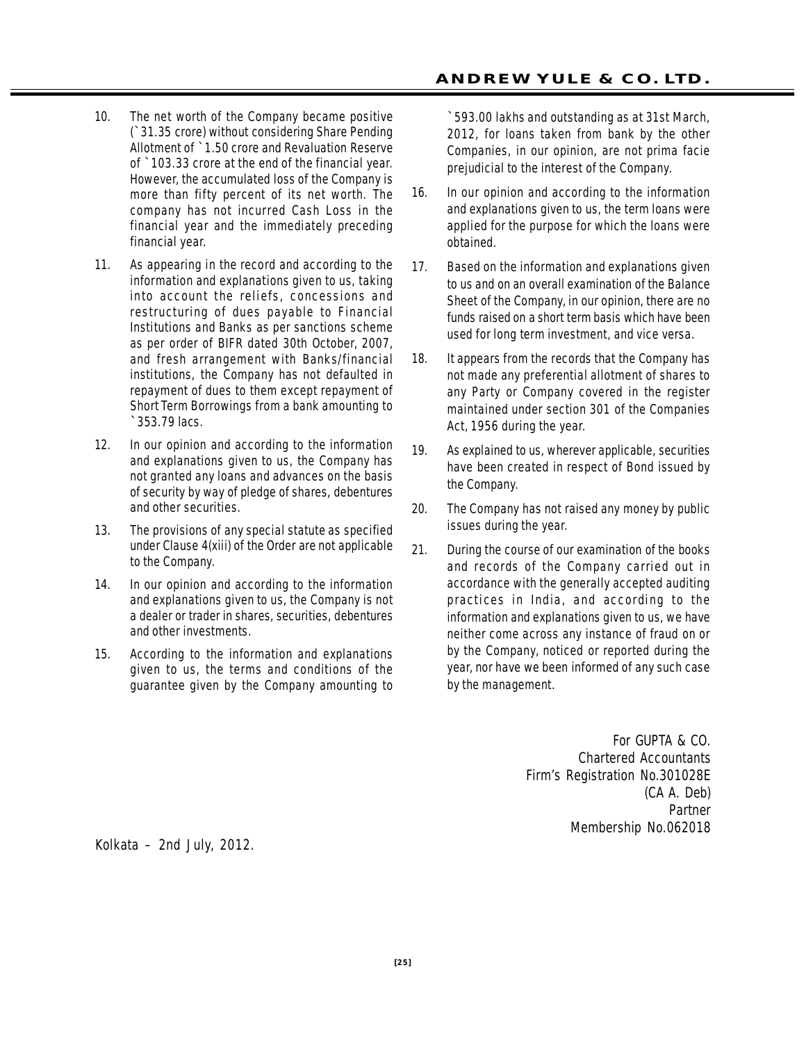10. The net worth of the Company became positive (`31.35 crore) without considering Share Pending Allotment of `1.50 crore and Revaluation Reserve of `103.33 crore at the end of the financial year. However, the accumulated loss of the Company is more than fifty percent of its net worth. The company has not incurred Cash Loss in the financial year and the immediately preceding financial year.

11. As appearing in the record and according to the information and explanations given to us, taking into account the reliefs, concessions and restructuring of dues payable to Financial Institutions and Banks as per sanctions scheme as per order of BIFR dated 30th October, 2007, and fresh arrangement with Banks/financial institutions, the Company has not defaulted in repayment of dues to them except repayment of Short Term Borrowings from a bank amounting to `353.79 lacs.

12. In our opinion and according to the information and explanations given to us, the Company has not granted any loans and advances on the basis of security by way of pledge of shares, debentures and other securities.

13. The provisions of any special statute as specified under Clause 4(xiii) of the Order are not applicable to the Company.

14. In our opinion and according to the information and explanations given to us, the Company is not a dealer or trader in shares, securities, debentures and other investments.

15. According to the information and explanations given to us, the terms and conditions of the guarantee given by the Company amounting to `593.00 lakhs and outstanding as at 31st March, 2012, for loans taken from bank by the other Companies, in our opinion, are not prima facie prejudicial to the interest of the Company.

16. In our opinion and according to the information and explanations given to us, the term loans were applied for the purpose for which the loans were obtained.

17. Based on the information and explanations given to us and on an overall examination of the Balance Sheet of the Company, in our opinion, there are no funds raised on a short term basis which have been used for long term investment, and vice versa.

18. It appears from the records that the Company has not made any preferential allotment of shares to any Party or Company covered in the register maintained under section 301 of the Companies Act, 1956 during the year.

19. As explained to us, wherever applicable, securities have been created in respect of Bond issued by the Company.

20. The Company has not raised any money by public issues during the year.

21. During the course of our examination of the books and records of the Company carried out in accordance with the generally accepted auditing practices in India, and according to the information and explanations given to us, we have neither come across any instance of fraud on or by the Company, noticed or reported during the year, nor have we been informed of any such case by the management.

For GUPTA & CO.
Chartered Accountants
Firm's Registration No.301028E
(CA A. Deb)
Partner
Membership No.062018

Kolkata – 2nd July, 2012.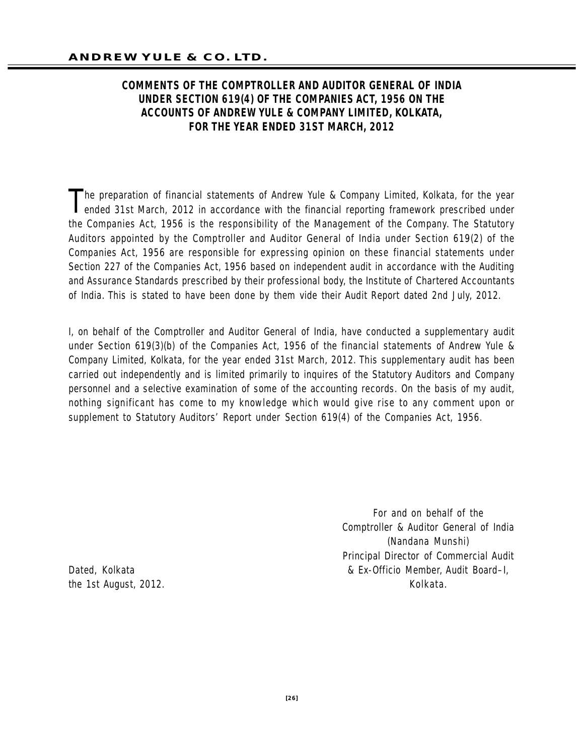## COMMENTS OF THE COMPTROLLER AND AUDITOR GENERAL OF INDIA UNDER SECTION 619(4) OF THE COMPANIES ACT, 1956 ON THE ACCOUNTS OF ANDREW YULE & COMPANY LIMITED, KOLKATA, FOR THE YEAR ENDED 31ST MARCH, 2012

The preparation of financial statements of Andrew Yule & Company Limited, Kolkata, for the year ended 31st March, 2012 in accordance with the financial reporting framework prescribed under the Companies Act, 1956 is the responsibility of the Management of the Company. The Statutory Auditors appointed by the Comptroller and Auditor General of India under Section 619(2) of the Companies Act, 1956 are responsible for expressing opinion on these financial statements under Section 227 of the Companies Act, 1956 based on independent audit in accordance with the Auditing and Assurance Standards prescribed by their professional body, the Institute of Chartered Accountants of India. This is stated to have been done by them vide their Audit Report dated 2nd July, 2012.

I, on behalf of the Comptroller and Auditor General of India, have conducted a supplementary audit under Section 619(3)(b) of the Companies Act, 1956 of the financial statements of Andrew Yule & Company Limited, Kolkata, for the year ended 31st March, 2012. This supplementary audit has been carried out independently and is limited primarily to inquires of the Statutory Auditors and Company personnel and a selective examination of some of the accounting records. On the basis of my audit, nothing significant has come to my knowledge which would give rise to any comment upon or supplement to Statutory Auditors' Report under Section 619(4) of the Companies Act, 1956.

For and on behalf of the
Comptroller & Auditor General of India
(Nandana Munshi)
Principal Director of Commercial Audit
& Ex-Officio Member, Audit Board–I,
Kolkata.

Dated, Kolkata
the 1st August, 2012.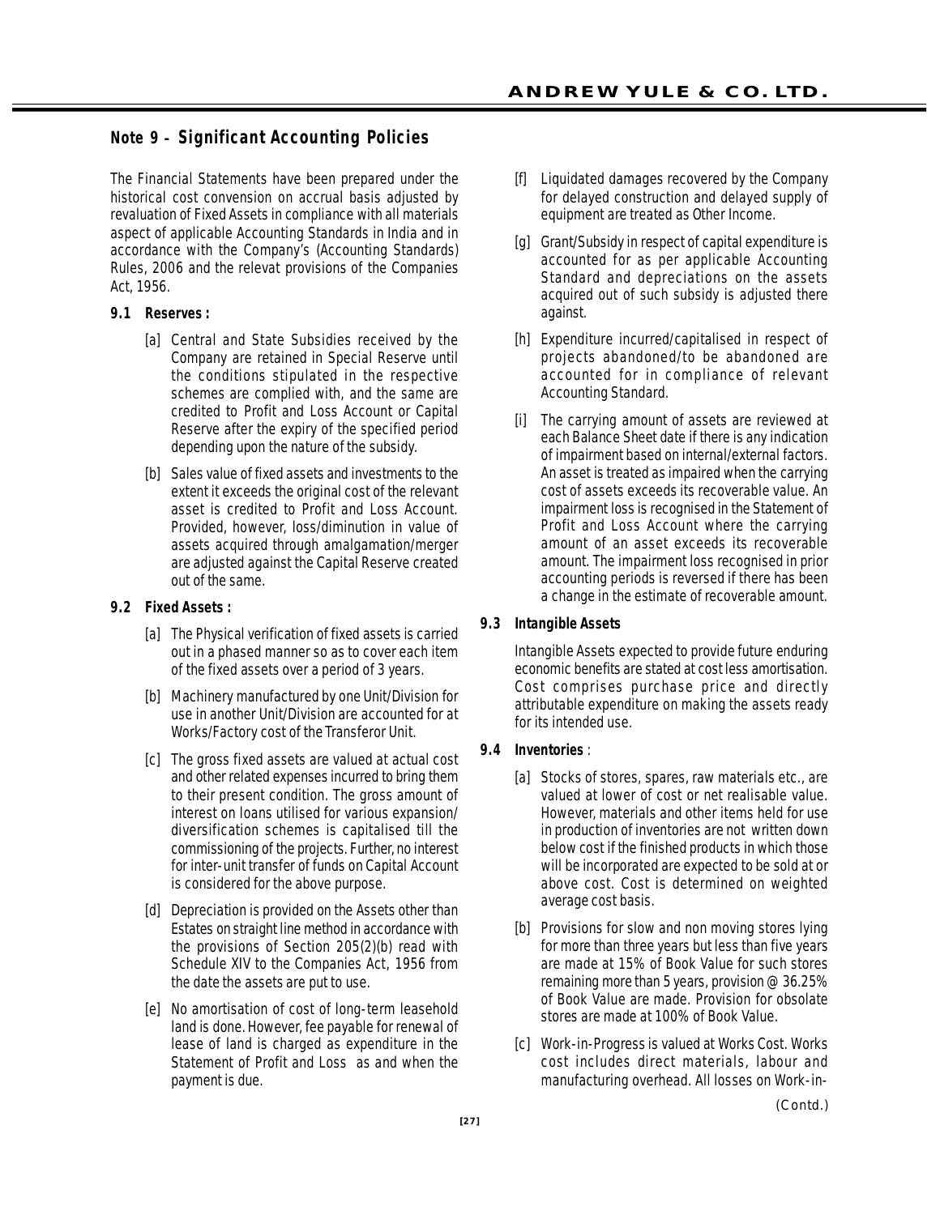## Note 9 - Significant Accounting Policies

The Financial Statements have been prepared under the historical cost convension on accrual basis adjusted by revaluation of Fixed Assets in compliance with all materials aspect of applicable Accounting Standards in India and in accordance with the Company's (Accounting Standards) Rules, 2006 and the relevat provisions of the Companies Act, 1956.

**9.1 Reserves :**

[a] Central and State Subsidies received by the Company are retained in Special Reserve until the conditions stipulated in the respective schemes are complied with, and the same are credited to Profit and Loss Account or Capital Reserve after the expiry of the specified period depending upon the nature of the subsidy.

[b] Sales value of fixed assets and investments to the extent it exceeds the original cost of the relevant asset is credited to Profit and Loss Account. Provided, however, loss/diminution in value of assets acquired through amalgamation/merger are adjusted against the Capital Reserve created out of the same.

**9.2 Fixed Assets :**

[a] The Physical verification of fixed assets is carried out in a phased manner so as to cover each item of the fixed assets over a period of 3 years.

[b] Machinery manufactured by one Unit/Division for use in another Unit/Division are accounted for at Works/Factory cost of the Transferor Unit.

[c] The gross fixed assets are valued at actual cost and other related expenses incurred to bring them to their present condition. The gross amount of interest on loans utilised for various expansion/ diversification schemes is capitalised till the commissioning of the projects. Further, no interest for inter-unit transfer of funds on Capital Account is considered for the above purpose.

[d] Depreciation is provided on the Assets other than Estates on straight line method in accordance with the provisions of Section 205(2)(b) read with Schedule XIV to the Companies Act, 1956 from the date the assets are put to use.

[e] No amortisation of cost of long-term leasehold land is done. However, fee payable for renewal of lease of land is charged as expenditure in the Statement of Profit and Loss as and when the payment is due.

[f] Liquidated damages recovered by the Company for delayed construction and delayed supply of equipment are treated as Other Income.

[g] Grant/Subsidy in respect of capital expenditure is accounted for as per applicable Accounting Standard and depreciations on the assets acquired out of such subsidy is adjusted there against.

[h] Expenditure incurred/capitalised in respect of projects abandoned/to be abandoned are accounted for in compliance of relevant Accounting Standard.

[i] The carrying amount of assets are reviewed at each Balance Sheet date if there is any indication of impairment based on internal/external factors. An asset is treated as impaired when the carrying cost of assets exceeds its recoverable value. An impairment loss is recognised in the Statement of Profit and Loss Account where the carrying amount of an asset exceeds its recoverable amount. The impairment loss recognised in prior accounting periods is reversed if there has been a change in the estimate of recoverable amount.

**9.3 Intangible Assets**

Intangible Assets expected to provide future enduring economic benefits are stated at cost less amortisation. Cost comprises purchase price and directly attributable expenditure on making the assets ready for its intended use.

**9.4 Inventories** :

[a] Stocks of stores, spares, raw materials etc., are valued at lower of cost or net realisable value. However, materials and other items held for use in production of inventories are not written down below cost if the finished products in which those will be incorporated are expected to be sold at or above cost. Cost is determined on weighted average cost basis.

[b] Provisions for slow and non moving stores lying for more than three years but less than five years are made at 15% of Book Value for such stores remaining more than 5 years, provision @ 36.25% of Book Value are made. Provision for obsolate stores are made at 100% of Book Value.

[c] Work-in-Progress is valued at Works Cost. Works cost includes direct materials, labour and manufacturing overhead. All losses on Work-in-

(Contd.)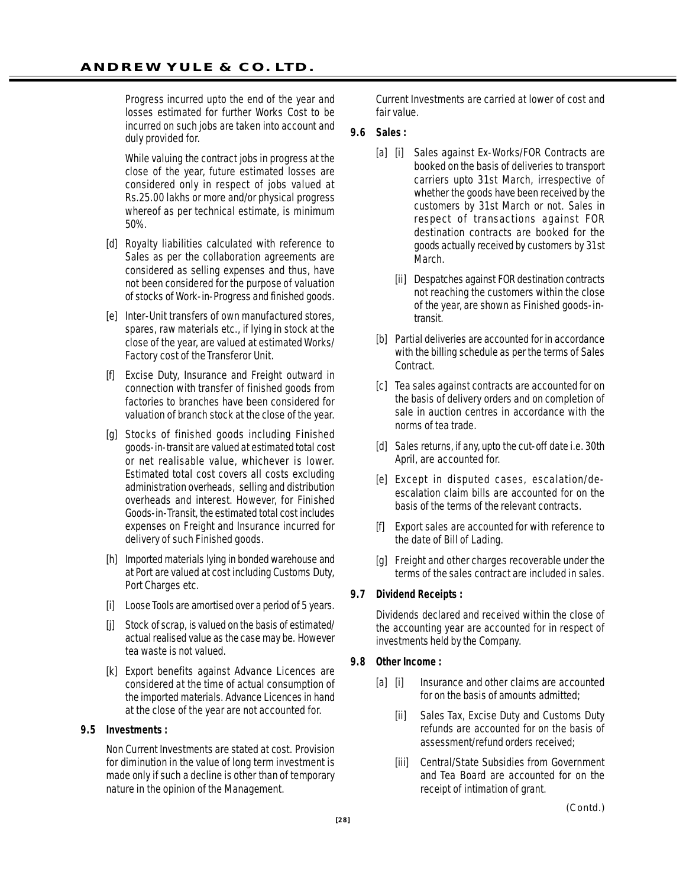Progress incurred upto the end of the year and losses estimated for further Works Cost to be incurred on such jobs are taken into account and duly provided for.

While valuing the contract jobs in progress at the close of the year, future estimated losses are considered only in respect of jobs valued at Rs.25.00 lakhs or more and/or physical progress whereof as per technical estimate, is minimum 50%.

[d] Royalty liabilities calculated with reference to Sales as per the collaboration agreements are considered as selling expenses and thus, have not been considered for the purpose of valuation of stocks of Work-in-Progress and finished goods.

[e] Inter-Unit transfers of own manufactured stores, spares, raw materials etc., if lying in stock at the close of the year, are valued at estimated Works/ Factory cost of the Transferor Unit.

[f] Excise Duty, Insurance and Freight outward in connection with transfer of finished goods from factories to branches have been considered for valuation of branch stock at the close of the year.

[g] Stocks of finished goods including Finished goods-in-transit are valued at estimated total cost or net realisable value, whichever is lower. Estimated total cost covers all costs excluding administration overheads, selling and distribution overheads and interest. However, for Finished Goods-in-Transit, the estimated total cost includes expenses on Freight and Insurance incurred for delivery of such Finished goods.

[h] Imported materials lying in bonded warehouse and at Port are valued at cost including Customs Duty, Port Charges etc.

[i] Loose Tools are amortised over a period of 5 years.

[j] Stock of scrap, is valued on the basis of estimated/ actual realised value as the case may be. However tea waste is not valued.

[k] Export benefits against Advance Licences are considered at the time of actual consumption of the imported materials. Advance Licences in hand at the close of the year are not accounted for.

**9.5 Investments :**

Non Current Investments are stated at cost. Provision for diminution in the value of long term investment is made only if such a decline is other than of temporary nature in the opinion of the Management.

Current Investments are carried at lower of cost and fair value.

**9.6 Sales :**

[a] [i] Sales against Ex-Works/FOR Contracts are booked on the basis of deliveries to transport carriers upto 31st March, irrespective of whether the goods have been received by the customers by 31st March or not. Sales in respect of transactions against FOR destination contracts are booked for the goods actually received by customers by 31st March.

[ii] Despatches against FOR destination contracts not reaching the customers within the close of the year, are shown as Finished goods-in-transit.

[b] Partial deliveries are accounted for in accordance with the billing schedule as per the terms of Sales Contract.

[c] Tea sales against contracts are accounted for on the basis of delivery orders and on completion of sale in auction centres in accordance with the norms of tea trade.

[d] Sales returns, if any, upto the cut-off date i.e. 30th April, are accounted for.

[e] Except in disputed cases, escalation/de-escalation claim bills are accounted for on the basis of the terms of the relevant contracts.

[f] Export sales are accounted for with reference to the date of Bill of Lading.

[g] Freight and other charges recoverable under the terms of the sales contract are included in sales.

**9.7 Dividend Receipts :**

Dividends declared and received within the close of the accounting year are accounted for in respect of investments held by the Company.

**9.8 Other Income :**

[a] [i] Insurance and other claims are accounted for on the basis of amounts admitted;

[ii] Sales Tax, Excise Duty and Customs Duty refunds are accounted for on the basis of assessment/refund orders received;

[iii] Central/State Subsidies from Government and Tea Board are accounted for on the receipt of intimation of grant.

(Contd.)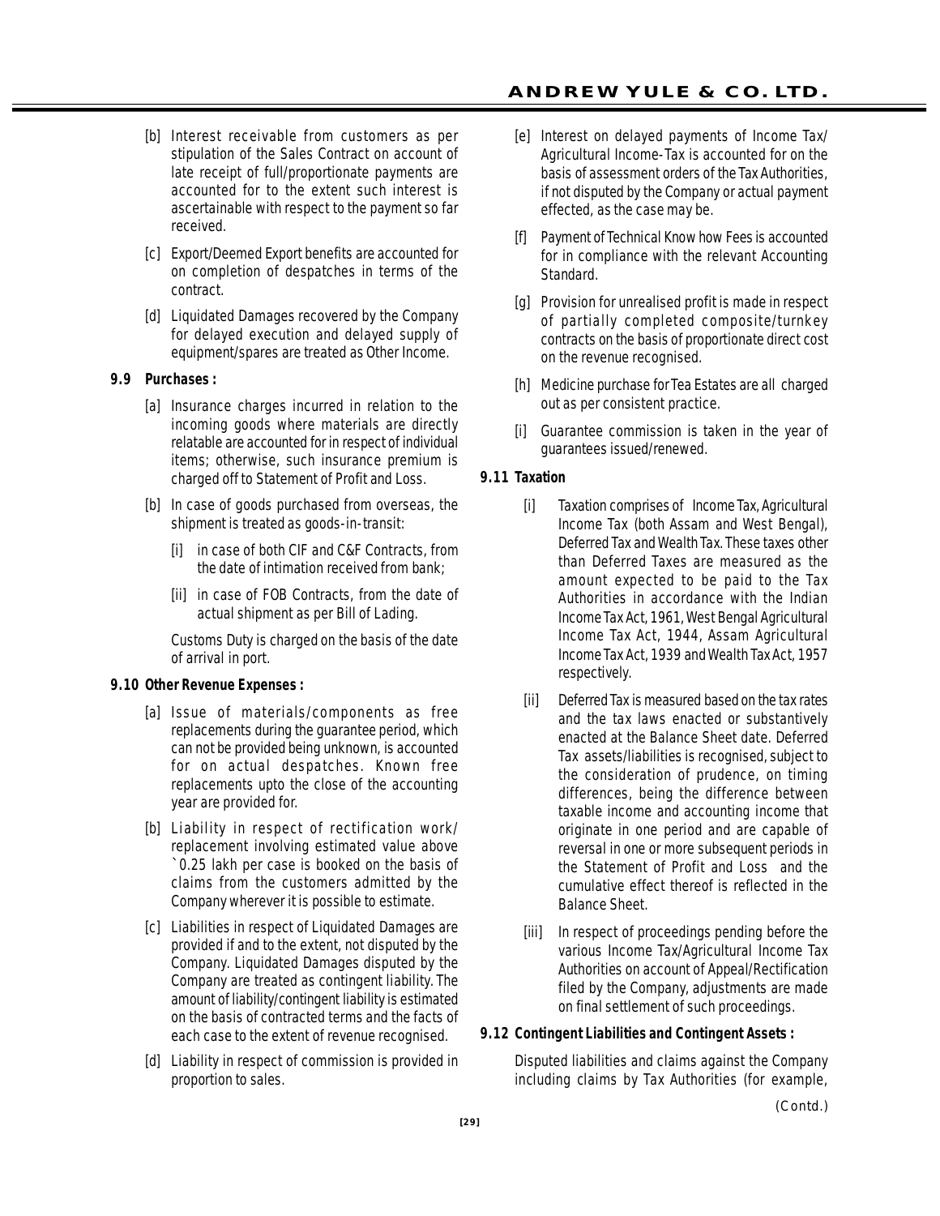[b] Interest receivable from customers as per stipulation of the Sales Contract on account of late receipt of full/proportionate payments are accounted for to the extent such interest is ascertainable with respect to the payment so far received.

[c] Export/Deemed Export benefits are accounted for on completion of despatches in terms of the contract.

[d] Liquidated Damages recovered by the Company for delayed execution and delayed supply of equipment/spares are treated as Other Income.

**9.9 Purchases :**

[a] Insurance charges incurred in relation to the incoming goods where materials are directly relatable are accounted for in respect of individual items; otherwise, such insurance premium is charged off to Statement of Profit and Loss.

[b] In case of goods purchased from overseas, the shipment is treated as goods-in-transit:

[i] in case of both CIF and C&F Contracts, from the date of intimation received from bank;

[ii] in case of FOB Contracts, from the date of actual shipment as per Bill of Lading.

Customs Duty is charged on the basis of the date of arrival in port.

**9.10 Other Revenue Expenses :**

[a] Issue of materials/components as free replacements during the guarantee period, which can not be provided being unknown, is accounted for on actual despatches. Known free replacements upto the close of the accounting year are provided for.

[b] Liability in respect of rectification work/ replacement involving estimated value above `0.25 lakh per case is booked on the basis of claims from the customers admitted by the Company wherever it is possible to estimate.

[c] Liabilities in respect of Liquidated Damages are provided if and to the extent, not disputed by the Company. Liquidated Damages disputed by the Company are treated as contingent liability. The amount of liability/contingent liability is estimated on the basis of contracted terms and the facts of each case to the extent of revenue recognised.

[d] Liability in respect of commission is provided in proportion to sales.

[e] Interest on delayed payments of Income Tax/ Agricultural Income-Tax is accounted for on the basis of assessment orders of the Tax Authorities, if not disputed by the Company or actual payment effected, as the case may be.

[f] Payment of Technical Know how Fees is accounted for in compliance with the relevant Accounting Standard.

[g] Provision for unrealised profit is made in respect of partially completed composite/turnkey contracts on the basis of proportionate direct cost on the revenue recognised.

[h] Medicine purchase for Tea Estates are all charged out as per consistent practice.

[i] Guarantee commission is taken in the year of guarantees issued/renewed.

**9.11 Taxation**

[i] Taxation comprises of Income Tax, Agricultural Income Tax (both Assam and West Bengal), Deferred Tax and Wealth Tax. These taxes other than Deferred Taxes are measured as the amount expected to be paid to the Tax Authorities in accordance with the Indian Income Tax Act, 1961, West Bengal Agricultural Income Tax Act, 1944, Assam Agricultural Income Tax Act, 1939 and Wealth Tax Act, 1957 respectively.

[ii] Deferred Tax is measured based on the tax rates and the tax laws enacted or substantively enacted at the Balance Sheet date. Deferred Tax assets/liabilities is recognised, subject to the consideration of prudence, on timing differences, being the difference between taxable income and accounting income that originate in one period and are capable of reversal in one or more subsequent periods in the Statement of Profit and Loss and the cumulative effect thereof is reflected in the Balance Sheet.

[iii] In respect of proceedings pending before the various Income Tax/Agricultural Income Tax Authorities on account of Appeal/Rectification filed by the Company, adjustments are made on final settlement of such proceedings.

**9.12 Contingent Liabilities and Contingent Assets :**

Disputed liabilities and claims against the Company including claims by Tax Authorities (for example,

(Contd.)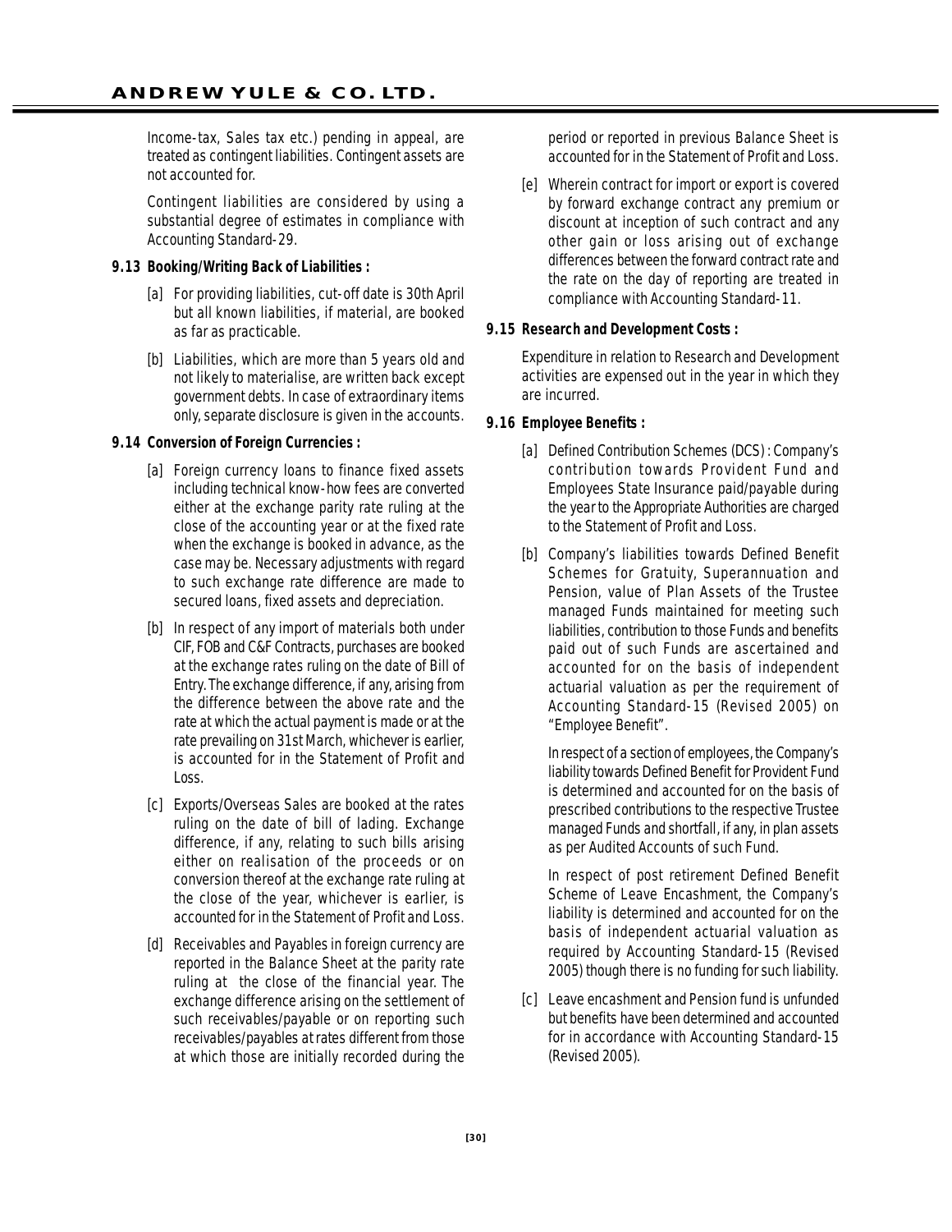Income-tax, Sales tax etc.) pending in appeal, are treated as contingent liabilities. Contingent assets are not accounted for.

Contingent liabilities are considered by using a substantial degree of estimates in compliance with Accounting Standard-29.

**9.13 Booking/Writing Back of Liabilities :**

[a] For providing liabilities, cut-off date is 30th April but all known liabilities, if material, are booked as far as practicable.

[b] Liabilities, which are more than 5 years old and not likely to materialise, are written back except government debts. In case of extraordinary items only, separate disclosure is given in the accounts.

**9.14 Conversion of Foreign Currencies :**

[a] Foreign currency loans to finance fixed assets including technical know-how fees are converted either at the exchange parity rate ruling at the close of the accounting year or at the fixed rate when the exchange is booked in advance, as the case may be. Necessary adjustments with regard to such exchange rate difference are made to secured loans, fixed assets and depreciation.

[b] In respect of any import of materials both under CIF, FOB and C&F Contracts, purchases are booked at the exchange rates ruling on the date of Bill of Entry. The exchange difference, if any, arising from the difference between the above rate and the rate at which the actual payment is made or at the rate prevailing on 31st March, whichever is earlier, is accounted for in the Statement of Profit and Loss.

[c] Exports/Overseas Sales are booked at the rates ruling on the date of bill of lading. Exchange difference, if any, relating to such bills arising either on realisation of the proceeds or on conversion thereof at the exchange rate ruling at the close of the year, whichever is earlier, is accounted for in the Statement of Profit and Loss.

[d] Receivables and Payables in foreign currency are reported in the Balance Sheet at the parity rate ruling at the close of the financial year. The exchange difference arising on the settlement of such receivables/payable or on reporting such receivables/payables at rates different from those at which those are initially recorded during the period or reported in previous Balance Sheet is accounted for in the Statement of Profit and Loss.

[e] Wherein contract for import or export is covered by forward exchange contract any premium or discount at inception of such contract and any other gain or loss arising out of exchange differences between the forward contract rate and the rate on the day of reporting are treated in compliance with Accounting Standard-11.

**9.15 Research and Development Costs :**

Expenditure in relation to Research and Development activities are expensed out in the year in which they are incurred.

**9.16 Employee Benefits :**

[a] Defined Contribution Schemes (DCS) : Company's contribution towards Provident Fund and Employees State Insurance paid/payable during the year to the Appropriate Authorities are charged to the Statement of Profit and Loss.

[b] Company's liabilities towards Defined Benefit Schemes for Gratuity, Superannuation and Pension, value of Plan Assets of the Trustee managed Funds maintained for meeting such liabilities, contribution to those Funds and benefits paid out of such Funds are ascertained and accounted for on the basis of independent actuarial valuation as per the requirement of Accounting Standard-15 (Revised 2005) on "Employee Benefit".

In respect of a section of employees, the Company's liability towards Defined Benefit for Provident Fund is determined and accounted for on the basis of prescribed contributions to the respective Trustee managed Funds and shortfall, if any, in plan assets as per Audited Accounts of such Fund.

In respect of post retirement Defined Benefit Scheme of Leave Encashment, the Company's liability is determined and accounted for on the basis of independent actuarial valuation as required by Accounting Standard-15 (Revised 2005) though there is no funding for such liability.

[c] Leave encashment and Pension fund is unfunded but benefits have been determined and accounted for in accordance with Accounting Standard-15 (Revised 2005).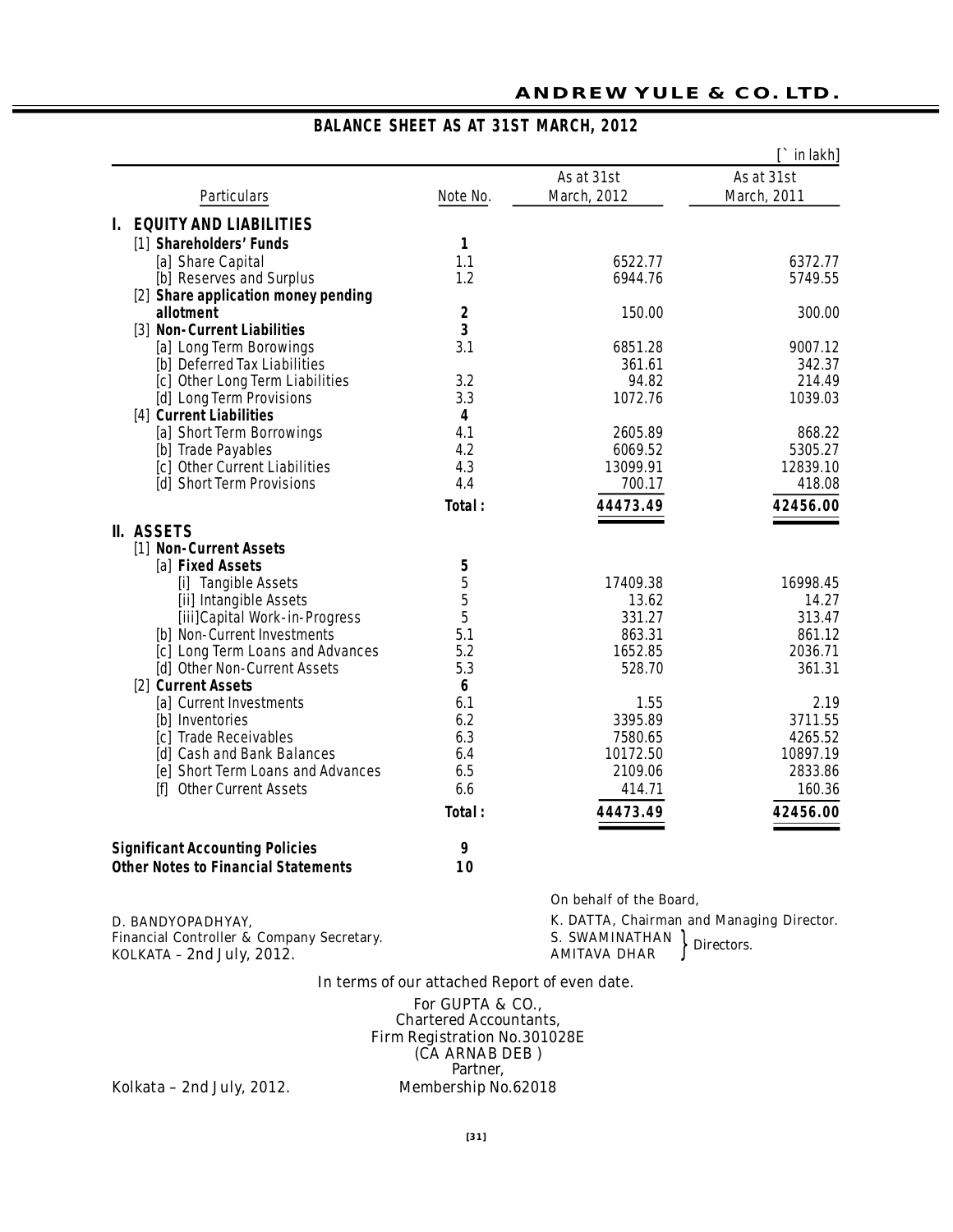## ANDREW YULE & CO. LTD.

### BALANCE SHEET AS AT 31ST MARCH, 2012

[` in lakh]

| Particulars | Note No. | As at 31st March, 2012 | As at 31st March, 2011 |
|---|---|---|---|
| **I. EQUITY AND LIABILITIES** | | | |
| [1] **Shareholders' Funds** | **1** | | |
| [a] Share Capital | 1.1 | 6522.77 | 6372.77 |
| [b] Reserves and Surplus | 1.2 | 6944.76 | 5749.55 |
| [2] **Share application money pending allotment** | **2** | 150.00 | 300.00 |
| [3] **Non-Current Liabilities** | **3** | | |
| [a] Long Term Borowings | 3.1 | 6851.28 | 9007.12 |
| [b] Deferred Tax Liabilities | | 361.61 | 342.37 |
| [c] Other Long Term Liabilities | 3.2 | 94.82 | 214.49 |
| [d] Long Term Provisions | 3.3 | 1072.76 | 1039.03 |
| [4] **Current Liabilities** | **4** | | |
| [a] Short Term Borrowings | 4.1 | 2605.89 | 868.22 |
| [b] Trade Payables | 4.2 | 6069.52 | 5305.27 |
| [c] Other Current Liabilities | 4.3 | 13099.91 | 12839.10 |
| [d] Short Term Provisions | 4.4 | 700.17 | 418.08 |
| | **Total :** | **44473.49** | **42456.00** |
| **II. ASSETS** | | | |
| [1] **Non-Current Assets** | | | |
| [a] **Fixed Assets** | **5** | | |
| [i] Tangible Assets | 5 | 17409.38 | 16998.45 |
| [ii] Intangible Assets | 5 | 13.62 | 14.27 |
| [iii]Capital Work-in-Progress | 5 | 331.27 | 313.47 |
| [b] Non-Current Investments | 5.1 | 863.31 | 861.12 |
| [c] Long Term Loans and Advances | 5.2 | 1652.85 | 2036.71 |
| [d] Other Non-Current Assets | 5.3 | 528.70 | 361.31 |
| [2] **Current Assets** | **6** | | |
| [a] Current Investments | 6.1 | 1.55 | 2.19 |
| [b] Inventories | 6.2 | 3395.89 | 3711.55 |
| [c] Trade Receivables | 6.3 | 7580.65 | 4265.52 |
| [d] Cash and Bank Balances | 6.4 | 10172.50 | 10897.19 |
| [e] Short Term Loans and Advances | 6.5 | 2109.06 | 2833.86 |
| [f] Other Current Assets | 6.6 | 414.71 | 160.36 |
| | **Total :** | **44473.49** | **42456.00** |
| **Significant Accounting Policies** | **9** | | |
| **Other Notes to Financial Statements** | **10** | | |

On behalf of the Board,

D. BANDYOPADHYAY,
Financial Controller & Company Secretary.
KOLKATA – 2nd July, 2012.

K. DATTA, Chairman and Managing Director.
S. SWAMINATHAN } Directors.
AMITAVA DHAR }

In terms of our attached Report of even date.

For GUPTA & CO.,
Chartered Accountants,
Firm Registration No.301028E
(CA ARNAB DEB )
Partner,
Membership No.62018

Kolkata – 2nd July, 2012.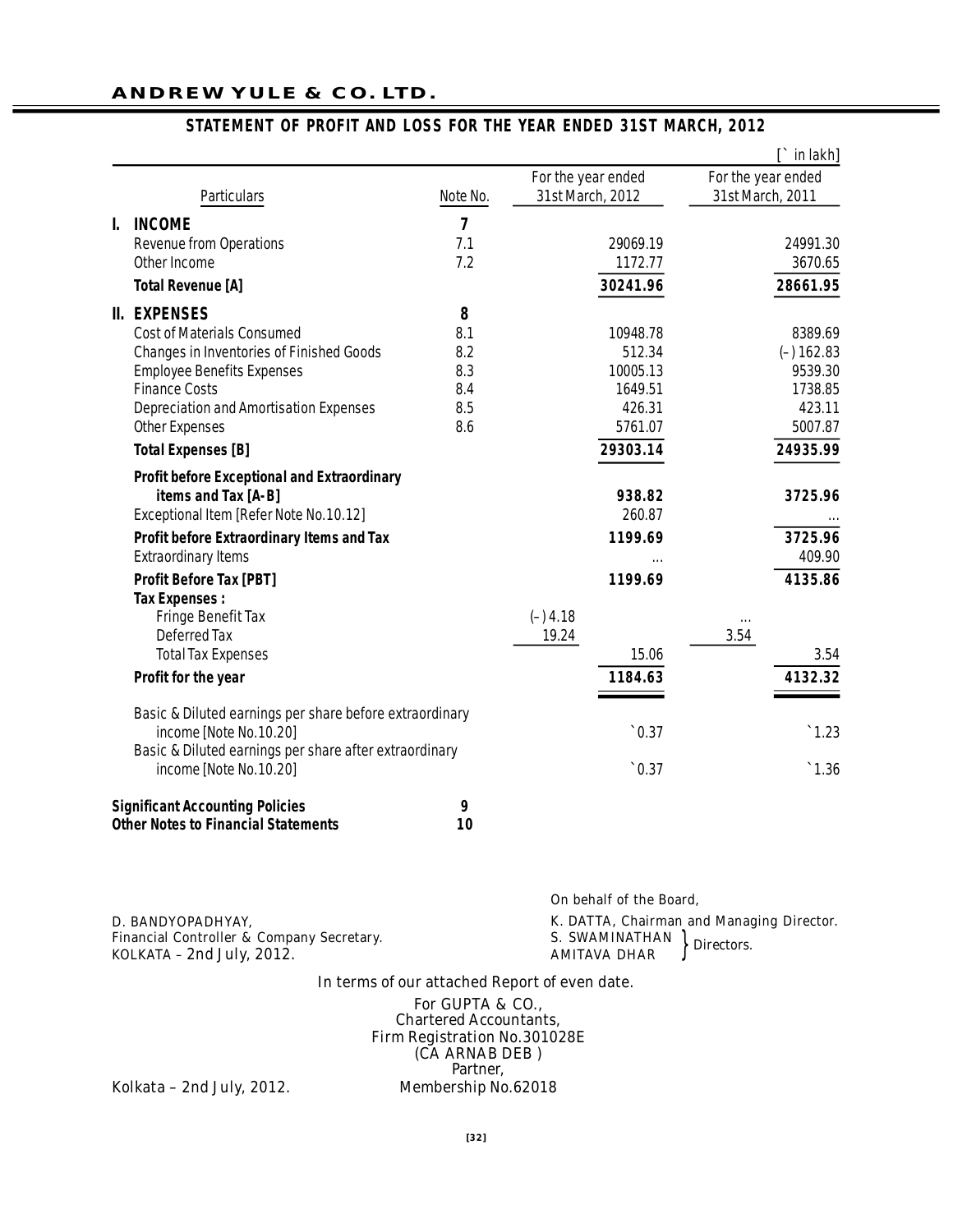## ANDREW YULE & CO. LTD.

### STATEMENT OF PROFIT AND LOSS FOR THE YEAR ENDED 31ST MARCH, 2012

[` in lakh]

| Particulars | Note No. | For the year ended 31st March, 2012 | | For the year ended 31st March, 2011 | |
|---|---|---|---|---|---|
| **I. INCOME** | **7** | | | | |
| Revenue from Operations | 7.1 | | 29069.19 | | 24991.30 |
| Other Income | 7.2 | | 1172.77 | | 3670.65 |
| **Total Revenue [A]** | | | **30241.96** | | **28661.95** |
| **II. EXPENSES** | **8** | | | | |
| Cost of Materials Consumed | 8.1 | | 10948.78 | | 8389.69 |
| Changes in Inventories of Finished Goods | 8.2 | | 512.34 | | (–) 162.83 |
| Employee Benefits Expenses | 8.3 | | 10005.13 | | 9539.30 |
| Finance Costs | 8.4 | | 1649.51 | | 1738.85 |
| Depreciation and Amortisation Expenses | 8.5 | | 426.31 | | 423.11 |
| Other Expenses | 8.6 | | 5761.07 | | 5007.87 |
| **Total Expenses [B]** | | | **29303.14** | | **24935.99** |
| **Profit before Exceptional and Extraordinary items and Tax [A-B]** | | | **938.82** | | **3725.96** |
| Exceptional Item [Refer Note No.10.12] | | | 260.87 | | ... |
| **Profit before Extraordinary Items and Tax** | | | **1199.69** | | **3725.96** |
| Extraordinary Items | | | ... | | 409.90 |
| **Profit Before Tax [PBT]** | | | **1199.69** | | **4135.86** |
| **Tax Expenses :** | | | | | |
| Fringe Benefit Tax | | (–) 4.18 | | ... | |
| Deferred Tax | | 19.24 | | 3.54 | |
| Total Tax Expenses | | | 15.06 | | 3.54 |
| **Profit for the year** | | | **1184.63** | | **4132.32** |
| Basic & Diluted earnings per share before extraordinary income [Note No.10.20] | | | `0.37 | | `1.23 |
| Basic & Diluted earnings per share after extraordinary income [Note No.10.20] | | | `0.37 | | `1.36 |
| **Significant Accounting Policies** | **9** | | | | |
| **Other Notes to Financial Statements** | **10** | | | | |

D. BANDYOPADHYAY,
Financial Controller & Company Secretary.
KOLKATA – 2nd July, 2012.

On behalf of the Board,
K. DATTA, Chairman and Managing Director.
S. SWAMINATHAN, AMITAVA DHAR } Directors.

In terms of our attached Report of even date.

For GUPTA & CO.,
Chartered Accountants,
Firm Registration No.301028E
(CA ARNAB DEB )
Partner,
Membership No.62018

Kolkata – 2nd July, 2012.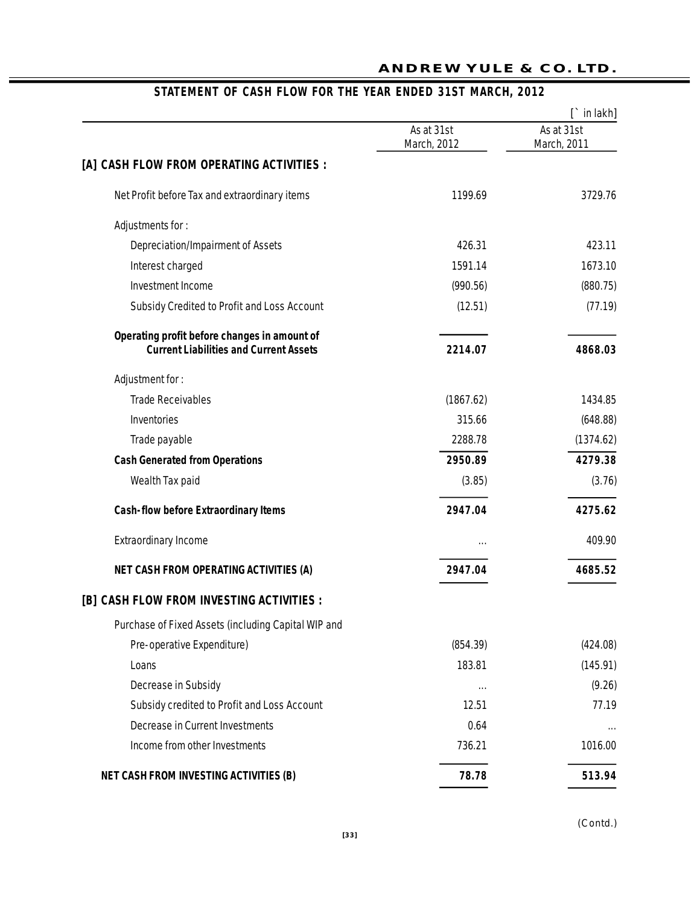## STATEMENT OF CASH FLOW FOR THE YEAR ENDED 31ST MARCH, 2012

[` in lakh]

| | As at 31st March, 2012 | As at 31st March, 2011 |
|---|---|---|
| **[A] CASH FLOW FROM OPERATING ACTIVITIES :** | | |
| Net Profit before Tax and extraordinary items | 1199.69 | 3729.76 |
| Adjustments for : | | |
| Depreciation/Impairment of Assets | 426.31 | 423.11 |
| Interest charged | 1591.14 | 1673.10 |
| Investment Income | (990.56) | (880.75) |
| Subsidy Credited to Profit and Loss Account | (12.51) | (77.19) |
| **Operating profit before changes in amount of Current Liabilities and Current Assets** | **2214.07** | **4868.03** |
| Adjustment for : | | |
| Trade Receivables | (1867.62) | 1434.85 |
| Inventories | 315.66 | (648.88) |
| Trade payable | 2288.78 | (1374.62) |
| **Cash Generated from Operations** | **2950.89** | **4279.38** |
| Wealth Tax paid | (3.85) | (3.76) |
| **Cash-flow before Extraordinary Items** | **2947.04** | **4275.62** |
| Extraordinary Income | ... | 409.90 |
| **NET CASH FROM OPERATING ACTIVITIES (A)** | **2947.04** | **4685.52** |
| **[B] CASH FLOW FROM INVESTING ACTIVITIES :** | | |
| Purchase of Fixed Assets (including Capital WIP and Pre-operative Expenditure) | (854.39) | (424.08) |
| Loans | 183.81 | (145.91) |
| Decrease in Subsidy | ... | (9.26) |
| Subsidy credited to Profit and Loss Account | 12.51 | 77.19 |
| Decrease in Current Investments | 0.64 | ... |
| Income from other Investments | 736.21 | 1016.00 |
| **NET CASH FROM INVESTING ACTIVITIES (B)** | **78.78** | **513.94** |

(Contd.)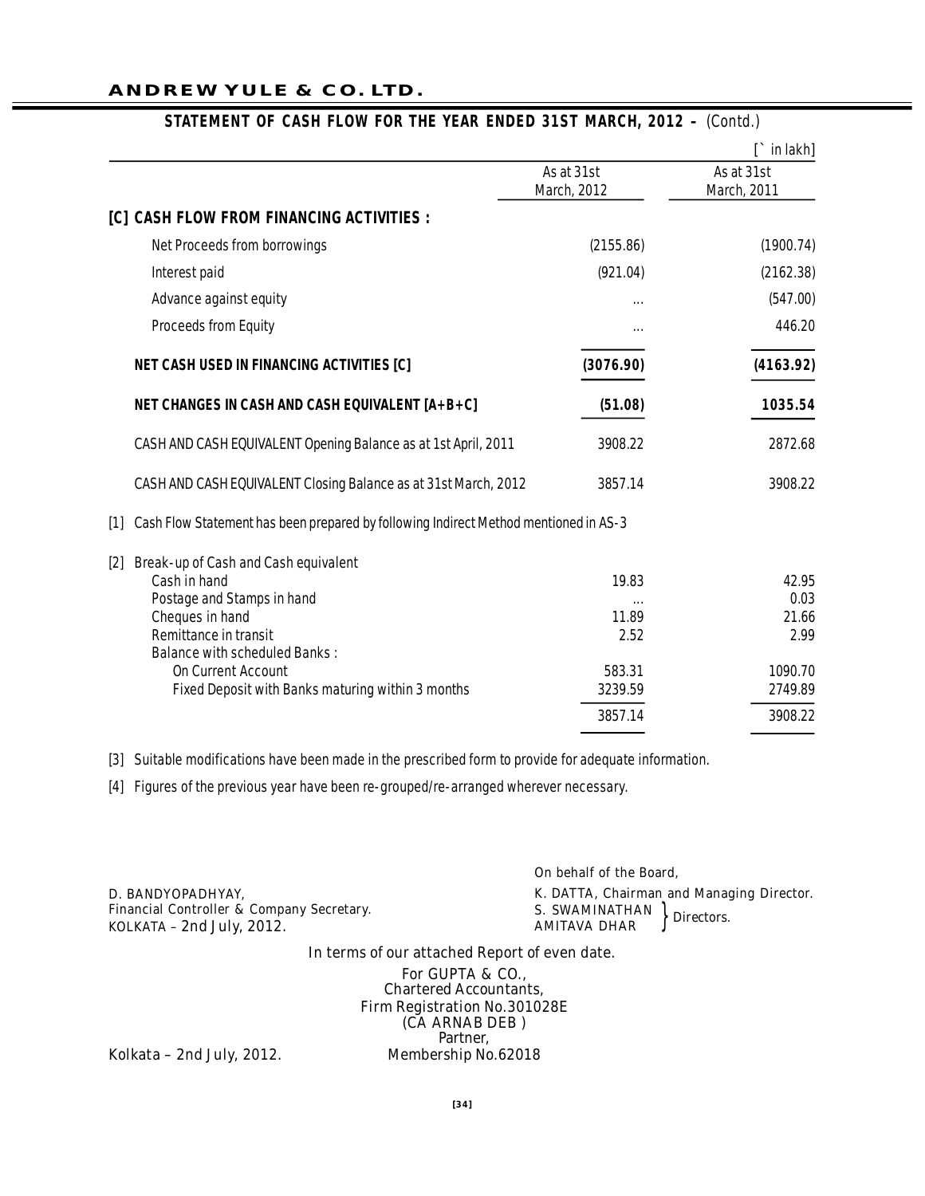## STATEMENT OF CASH FLOW FOR THE YEAR ENDED 31ST MARCH, 2012 – (Contd.)

[` in lakh]

| | As at 31st March, 2012 | As at 31st March, 2011 |
|---|---|---|
| **[C] CASH FLOW FROM FINANCING ACTIVITIES :** | | |
| Net Proceeds from borrowings | (2155.86) | (1900.74) |
| Interest paid | (921.04) | (2162.38) |
| Advance against equity | ... | (547.00) |
| Proceeds from Equity | ... | 446.20 |
| **NET CASH USED IN FINANCING ACTIVITIES [C]** | **(3076.90)** | **(4163.92)** |
| **NET CHANGES IN CASH AND CASH EQUIVALENT [A+B+C]** | **(51.08)** | **1035.54** |
| CASH AND CASH EQUIVALENT Opening Balance as at 1st April, 2011 | 3908.22 | 2872.68 |
| CASH AND CASH EQUIVALENT Closing Balance as at 31st March, 2012 | 3857.14 | 3908.22 |

[1] Cash Flow Statement has been prepared by following Indirect Method mentioned in AS-3

[2] Break-up of Cash and Cash equivalent

| | As at 31st March, 2012 | As at 31st March, 2011 |
|---|---|---|
| Cash in hand | 19.83 | 42.95 |
| Postage and Stamps in hand | ... | 0.03 |
| Cheques in hand | 11.89 | 21.66 |
| Remittance in transit | 2.52 | 2.99 |
| Balance with scheduled Banks : | | |
| On Current Account | 583.31 | 1090.70 |
| Fixed Deposit with Banks maturing within 3 months | 3239.59 | 2749.89 |
| | 3857.14 | 3908.22 |

[3] Suitable modifications have been made in the prescribed form to provide for adequate information.

[4] Figures of the previous year have been re-grouped/re-arranged wherever necessary.

D. BANDYOPADHYAY,
Financial Controller & Company Secretary.
KOLKATA – 2nd July, 2012.

On behalf of the Board,
K. DATTA, Chairman and Managing Director.
S. SWAMINATHAN, AMITAVA DHAR } Directors.

In terms of our attached Report of even date.

For GUPTA & CO.,
Chartered Accountants,
Firm Registration No.301028E
(CA ARNAB DEB )
Partner,
Membership No.62018

Kolkata – 2nd July, 2012.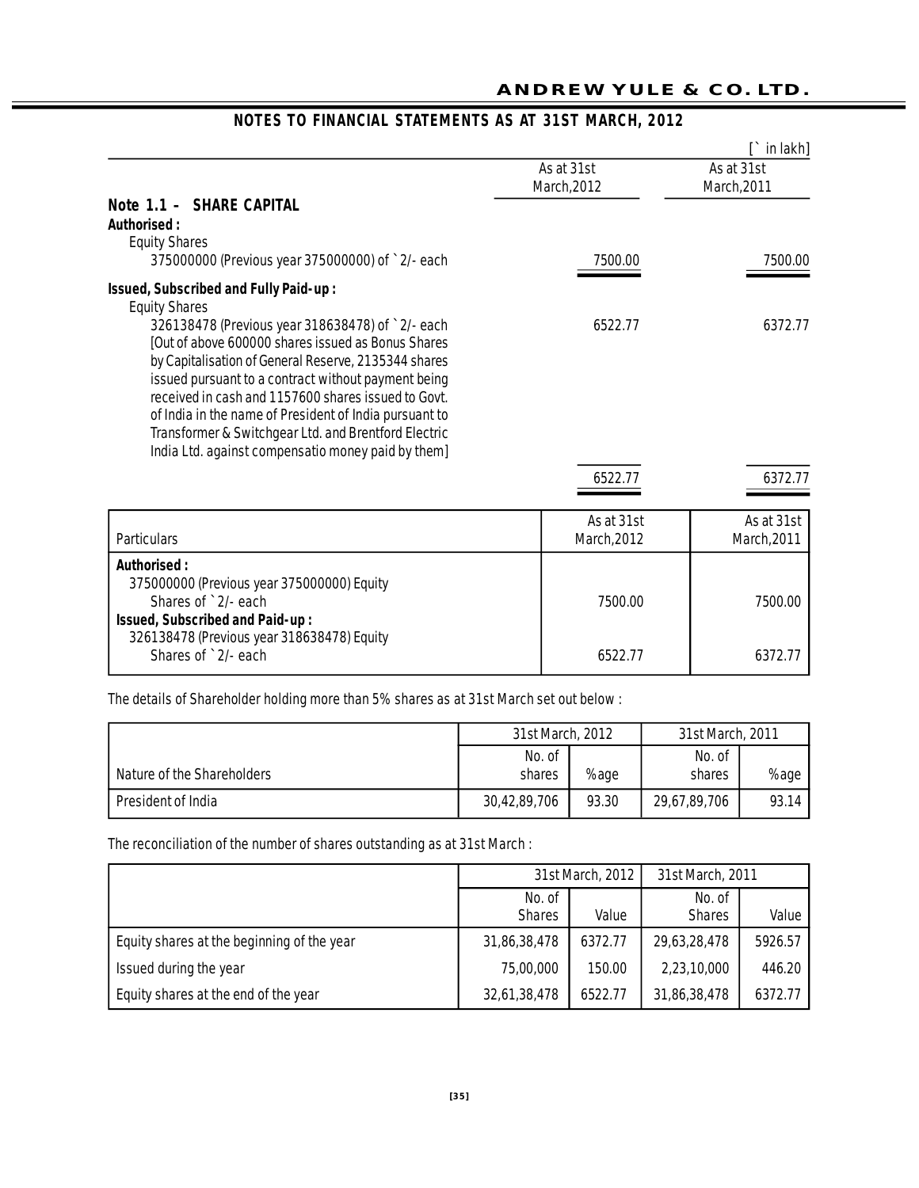## NOTES TO FINANCIAL STATEMENTS AS AT 31ST MARCH, 2012

[` in lakh]

| | As at 31st March,2012 | As at 31st March,2011 |
|---|---|---|
| **Note 1.1 – SHARE CAPITAL** | | |
| **Authorised :** | | |
| Equity Shares | | |
| 375000000 (Previous year 375000000) of ` 2/- each | 7500.00 | 7500.00 |
| **Issued, Subscribed and Fully Paid-up :** | | |
| Equity Shares | | |
| 326138478 (Previous year 318638478) of ` 2/- each [Out of above 600000 shares issued as Bonus Shares by Capitalisation of General Reserve, 2135344 shares issued pursuant to a contract without payment being received in cash and 1157600 shares issued to Govt. of India in the name of President of India pursuant to Transformer & Switchgear Ltd. and Brentford Electric India Ltd. against compensatio money paid by them] | 6522.77 | 6372.77 |
| | 6522.77 | 6372.77 |

| Particulars | As at 31st March,2012 | As at 31st March,2011 |
|---|---|---|
| **Authorised :** | | |
| 375000000 (Previous year 375000000) Equity Shares of ` 2/- each | 7500.00 | 7500.00 |
| **Issued, Subscribed and Paid-up :** | | |
| 326138478 (Previous year 318638478) Equity Shares of ` 2/- each | 6522.77 | 6372.77 |

The details of Shareholder holding more than 5% shares as at 31st March set out below :

| | 31st March, 2012 | | 31st March, 2011 | |
|---|---|---|---|---|
| Nature of the Shareholders | No. of shares | %age | No. of shares | %age |
| President of India | 30,42,89,706 | 93.30 | 29,67,89,706 | 93.14 |

The reconciliation of the number of shares outstanding as at 31st March :

| | 31st March, 2012 | | 31st March, 2011 | |
|---|---|---|---|---|
| | No. of Shares | Value | No. of Shares | Value |
| Equity shares at the beginning of the year | 31,86,38,478 | 6372.77 | 29,63,28,478 | 5926.57 |
| Issued during the year | 75,00,000 | 150.00 | 2,23,10,000 | 446.20 |
| Equity shares at the end of the year | 32,61,38,478 | 6522.77 | 31,86,38,478 | 6372.77 |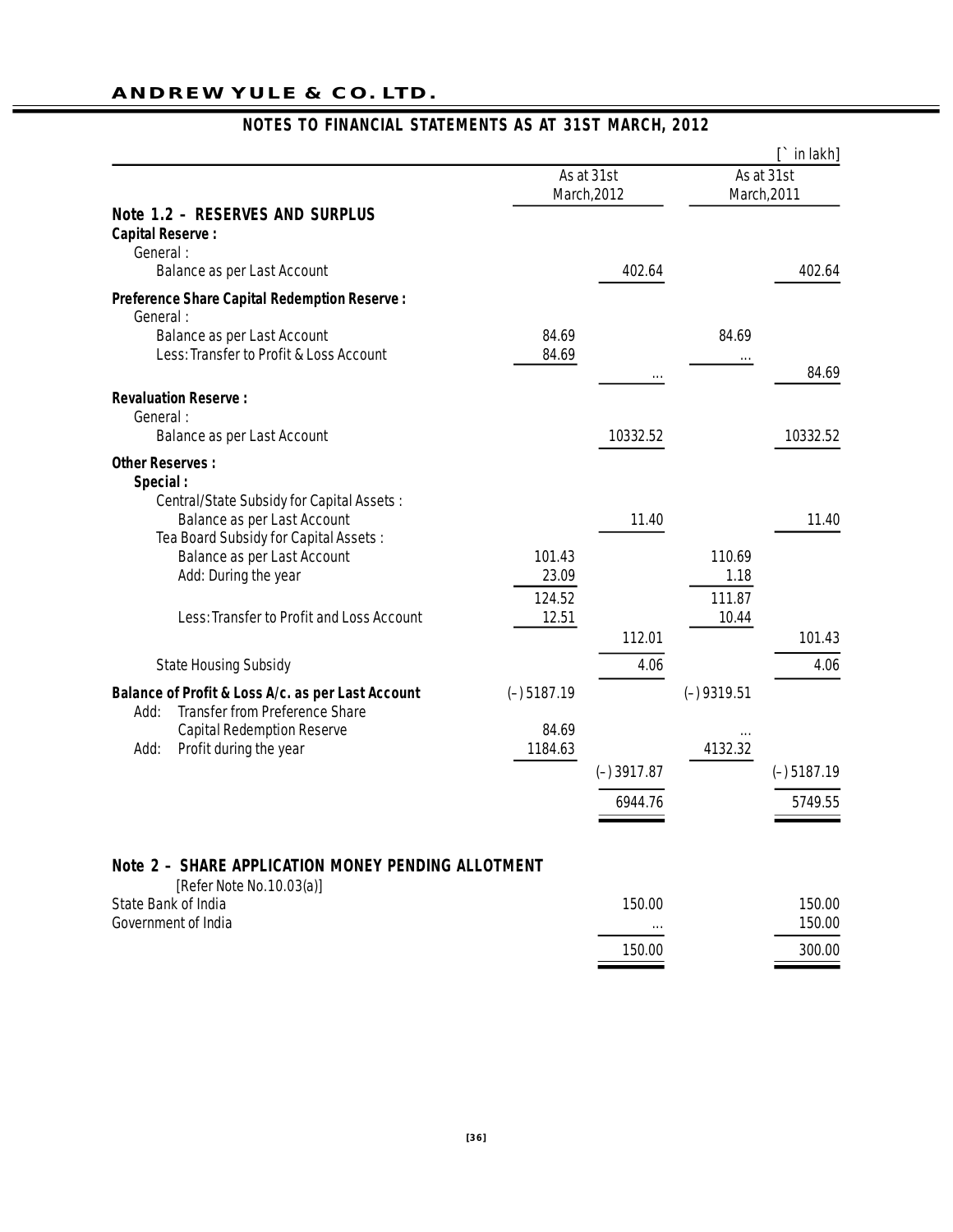## NOTES TO FINANCIAL STATEMENTS AS AT 31ST MARCH, 2012

[` in lakh]

| | As at 31st March,2012 | | As at 31st March,2011 | |
|---|---|---|---|---|
| **Note 1.2 – RESERVES AND SURPLUS** | | | | |
| **Capital Reserve :** | | | | |
| General : | | | | |
| Balance as per Last Account | | 402.64 | | 402.64 |
| **Preference Share Capital Redemption Reserve :** | | | | |
| General : | | | | |
| Balance as per Last Account | 84.69 | | 84.69 | |
| Less: Transfer to Profit & Loss Account | 84.69 | ... | ... | 84.69 |
| **Revaluation Reserve :** | | | | |
| General : | | | | |
| Balance as per Last Account | | 10332.52 | | 10332.52 |
| **Other Reserves :** | | | | |
| **Special :** | | | | |
| Central/State Subsidy for Capital Assets : | | | | |
| Balance as per Last Account | | 11.40 | | 11.40 |
| Tea Board Subsidy for Capital Assets : | | | | |
| Balance as per Last Account | 101.43 | | 110.69 | |
| Add: During the year | 23.09 | | 1.18 | |
| | 124.52 | | 111.87 | |
| Less: Transfer to Profit and Loss Account | 12.51 | | 10.44 | |
| | | 112.01 | | 101.43 |
| State Housing Subsidy | | 4.06 | | 4.06 |
| **Balance of Profit & Loss A/c. as per Last Account** | (–) 5187.19 | | (–) 9319.51 | |
| Add: Transfer from Preference Share Capital Redemption Reserve | 84.69 | | ... | |
| Add: Profit during the year | 1184.63 | | 4132.32 | |
| | | (–) 3917.87 | | (–) 5187.19 |
| | | 6944.76 | | 5749.55 |

### Note 2 – SHARE APPLICATION MONEY PENDING ALLOTMENT

[Refer Note No.10.03(a)]

| | As at 31st March,2012 | As at 31st March,2011 |
|---|---|---|
| State Bank of India | 150.00 | 150.00 |
| Government of India | ... | 150.00 |
| | 150.00 | 300.00 |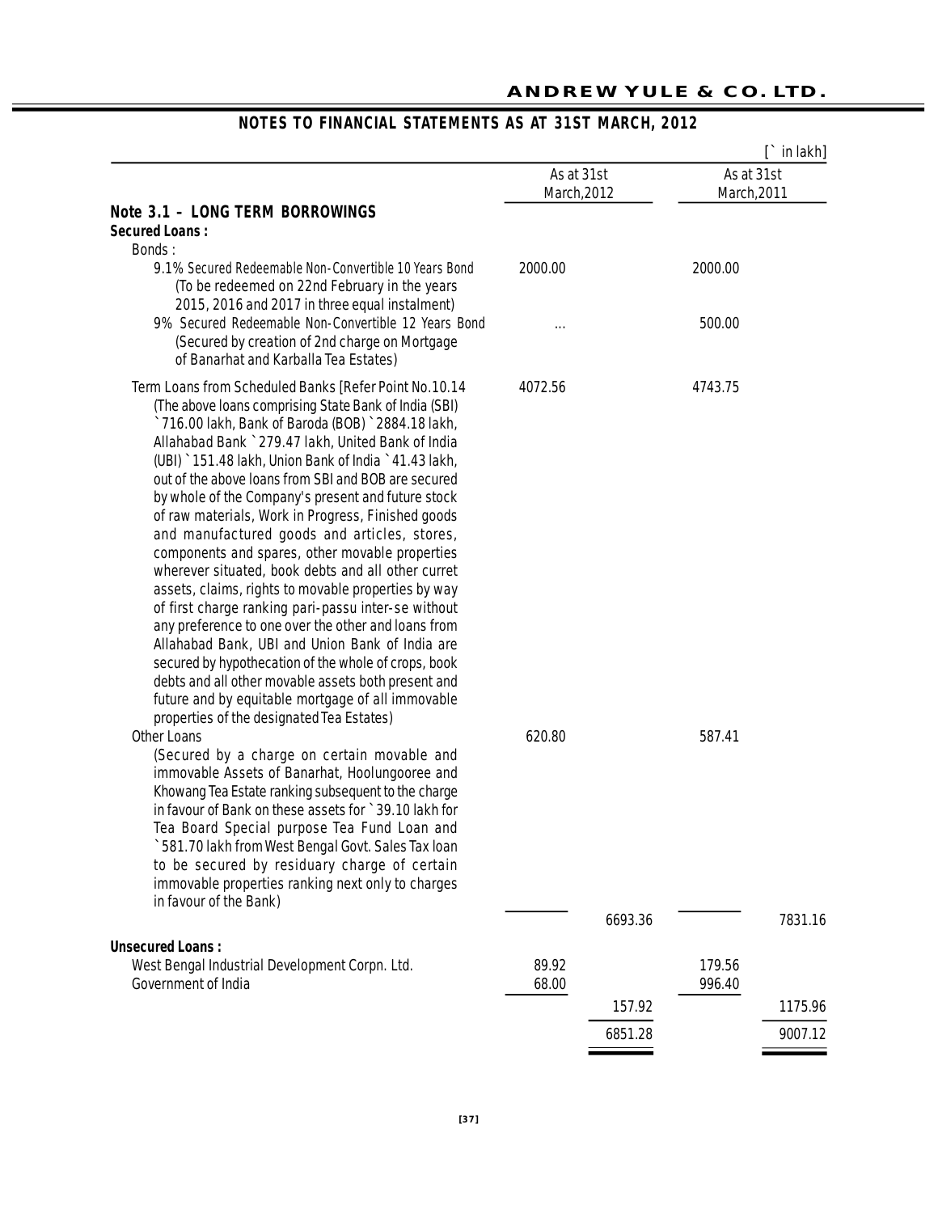## NOTES TO FINANCIAL STATEMENTS AS AT 31ST MARCH, 2012

[` in lakh]

| | As at 31st March,2012 | | As at 31st March,2011 | |
|---|---|---|---|---|
| **Note 3.1 – LONG TERM BORROWINGS** | | | | |
| **Secured Loans :** | | | | |
| Bonds : | | | | |
| 9.1% Secured Redeemable Non-Convertible 10 Years Bond (To be redeemed on 22nd February in the years 2015, 2016 and 2017 in three equal instalment) | 2000.00 | | 2000.00 | |
| 9% Secured Redeemable Non-Convertible 12 Years Bond (Secured by creation of 2nd charge on Mortgage of Banarhat and Karballa Tea Estates) | ... | | 500.00 | |
| Term Loans from Scheduled Banks [Refer Point No.10.14 (The above loans comprising State Bank of India (SBI) ` 716.00 lakh, Bank of Baroda (BOB) ` 2884.18 lakh, Allahabad Bank ` 279.47 lakh, United Bank of India (UBI) ` 151.48 lakh, Union Bank of India ` 41.43 lakh, out of the above loans from SBI and BOB are secured by whole of the Company's present and future stock of raw materials, Work in Progress, Finished goods and manufactured goods and articles, stores, components and spares, other movable properties wherever situated, book debts and all other curret assets, claims, rights to movable properties by way of first charge ranking pari-passu inter-se without any preference to one over the other and loans from Allahabad Bank, UBI and Union Bank of India are secured by hypothecation of the whole of crops, book debts and all other movable assets both present and future and by equitable mortgage of all immovable properties of the designated Tea Estates) | 4072.56 | | 4743.75 | |
| Other Loans (Secured by a charge on certain movable and immovable Assets of Banarhat, Hoolungooree and Khowang Tea Estate ranking subsequent to the charge in favour of Bank on these assets for ` 39.10 lakh for Tea Board Special purpose Tea Fund Loan and ` 581.70 lakh from West Bengal Govt. Sales Tax loan to be secured by residuary charge of certain immovable properties ranking next only to charges in favour of the Bank) | 620.80 | | 587.41 | |
| | | 6693.36 | | 7831.16 |
| **Unsecured Loans :** | | | | |
| West Bengal Industrial Development Corpn. Ltd. | 89.92 | | 179.56 | |
| Government of India | 68.00 | | 996.40 | |
| | | 157.92 | | 1175.96 |
| | | 6851.28 | | 9007.12 |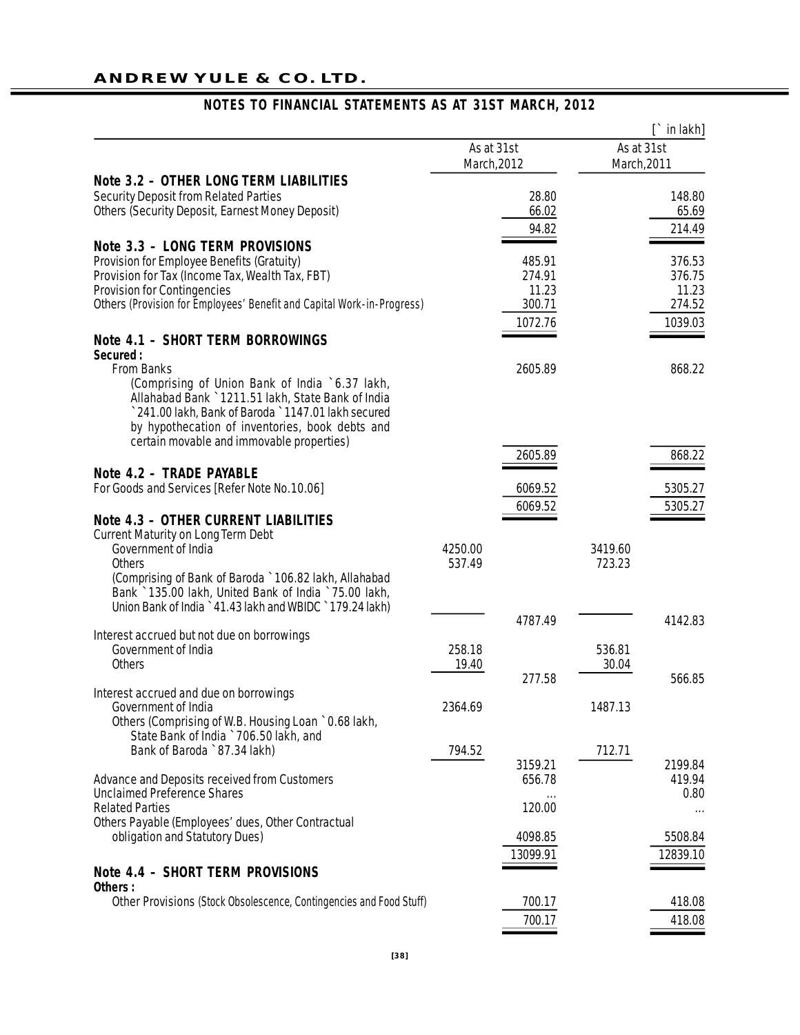# NOTES TO FINANCIAL STATEMENTS AS AT 31ST MARCH, 2012

[` in lakh]

| | As at 31st March,2012 | | As at 31st March,2011 | |
|---|---|---|---|---|
| **Note 3.2 – OTHER LONG TERM LIABILITIES** | | | | |
| Security Deposit from Related Parties | | 28.80 | | 148.80 |
| Others (Security Deposit, Earnest Money Deposit) | | 66.02 | | 65.69 |
| | | 94.82 | | 214.49 |
| **Note 3.3 – LONG TERM PROVISIONS** | | | | |
| Provision for Employee Benefits (Gratuity) | | 485.91 | | 376.53 |
| Provision for Tax (Income Tax, Wealth Tax, FBT) | | 274.91 | | 376.75 |
| Provision for Contingencies | | 11.23 | | 11.23 |
| Others (Provision for Employees' Benefit and Capital Work-in-Progress) | | 300.71 | | 274.52 |
| | | 1072.76 | | 1039.03 |
| **Note 4.1 – SHORT TERM BORROWINGS** | | | | |
| **Secured :** | | | | |
| From Banks (Comprising of Union Bank of India `6.37 lakh, Allahabad Bank `1211.51 lakh, State Bank of India `241.00 lakh, Bank of Baroda `1147.01 lakh secured by hypothecation of inventories, book debts and certain movable and immovable properties) | | 2605.89 | | 868.22 |
| | | 2605.89 | | 868.22 |
| **Note 4.2 – TRADE PAYABLE** | | | | |
| For Goods and Services [Refer Note No.10.06] | | 6069.52 | | 5305.27 |
| | | 6069.52 | | 5305.27 |
| **Note 4.3 – OTHER CURRENT LIABILITIES** | | | | |
| Current Maturity on Long Term Debt | | | | |
| Government of India | 4250.00 | | 3419.60 | |
| Others (Comprising of Bank of Baroda `106.82 lakh, Allahabad Bank `135.00 lakh, United Bank of India `75.00 lakh, Union Bank of India `41.43 lakh and WBIDC `179.24 lakh) | 537.49 | | 723.23 | |
| | | 4787.49 | | 4142.83 |
| Interest accrued but not due on borrowings | | | | |
| Government of India | 258.18 | | 536.81 | |
| Others | 19.40 | | 30.04 | |
| | | 277.58 | | 566.85 |
| Interest accrued and due on borrowings | | | | |
| Government of India | 2364.69 | | 1487.13 | |
| Others (Comprising of W.B. Housing Loan `0.68 lakh, State Bank of India `706.50 lakh, and Bank of Baroda `87.34 lakh) | 794.52 | | 712.71 | |
| | | 3159.21 | | 2199.84 |
| Advance and Deposits received from Customers | | 656.78 | | 419.94 |
| Unclaimed Preference Shares | | ... | | 0.80 |
| Related Parties | | 120.00 | | ... |
| Others Payable (Employees' dues, Other Contractual obligation and Statutory Dues) | | 4098.85 | | 5508.84 |
| | | 13099.91 | | 12839.10 |
| **Note 4.4 – SHORT TERM PROVISIONS** | | | | |
| **Others :** | | | | |
| Other Provisions (Stock Obsolescence, Contingencies and Food Stuff) | | 700.17 | | 418.08 |
| | | 700.17 | | 418.08 |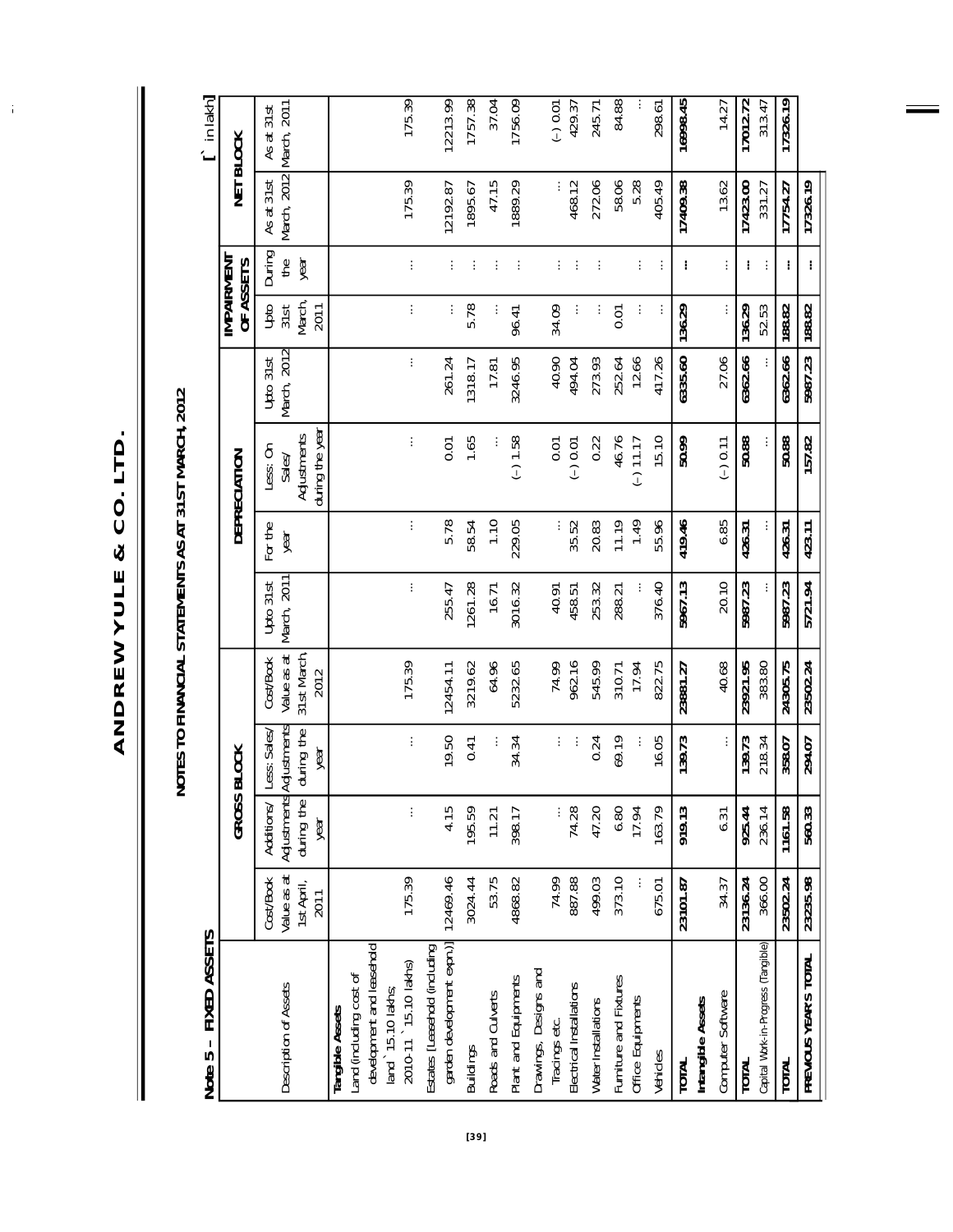# ANDREW YULE & CO. LTD.

## NOTES TO FINANCIAL STATEMENTS AS AT 31ST MARCH, 2012

**Note 5 – FIXED ASSETS**

[` in lakh]

| Description of Assets | GROSS BLOCK | | | | DEPRECIATION | | | | IMPAIRMENT OF ASSETS | | NET BLOCK | |
|---|---|---|---|---|---|---|---|---|---|---|---|---|
| | Cost/Book Value as at 1st April, 2011 | Additions/ Adjustments during the year | Less: Sales/ Adjustments during the year | Cost/Book Value as at 31st March, 2012 | Upto 31st March, 2011 | For the year | Less: On Sales/ Adjustments during the year | Upto 31st March, 2012 | Upto 31st March, 2011 | During the year | As at 31st March, 2012 | As at 31st March, 2011 |
| **Tangible Assets** | | | | | | | | | | | | |
| Land (including cost of development and leasehold land ` 15.10 lakhs; 2010-11 ` 15.10 lakhs) | 175.39 | ... | ... | 175.39 | ... | ... | ... | ... | ... | ... | 175.39 | 175.39 |
| Estates [Leasehold (including garden development expn.)] | 12469.46 | 4.15 | 19.50 | 12454.11 | 255.47 | 5.78 | 0.01 | 261.24 | ... | ... | 12192.87 | 12213.99 |
| Buildings | 3024.44 | 195.59 | 0.41 | 3219.62 | 1261.28 | 58.54 | 1.65 | 1318.17 | 5.78 | ... | 1895.67 | 1757.38 |
| Roads and Culverts | 53.75 | 11.21 | ... | 64.96 | 16.71 | 1.10 | ... | 17.81 | ... | ... | 47.15 | 37.04 |
| Plant and Equipments | 4868.82 | 398.17 | 34.34 | 5232.65 | 3016.32 | 229.05 | (–) 1.58 | 3246.95 | 96.41 | ... | 1889.29 | 1756.09 |
| Drawings, Designs and Tracings etc. | 74.99 | ... | ... | 74.99 | 40.91 | ... | 0.01 | 40.90 | 34.09 | ... | ... | (–) 0.01 |
| Electrical Installations | 887.88 | 74.28 | ... | 962.16 | 458.51 | 35.52 | (–) 0.01 | 494.04 | ... | ... | 468.12 | 429.37 |
| Water Installations | 499.03 | 47.20 | 0.24 | 545.99 | 253.32 | 20.83 | 0.22 | 273.93 | ... | ... | 272.06 | 245.71 |
| Furniture and Fixtures | 373.10 | 6.80 | 69.19 | 310.71 | 288.21 | 11.19 | 46.76 | 252.64 | 0.01 | ... | 58.06 | 84.88 |
| Office Equipments | ... | 17.94 | ... | 17.94 | ... | 1.49 | (–) 11.17 | 12.66 | ... | ... | 5.28 | ... |
| Vehicles | 675.01 | 163.79 | 16.05 | 822.75 | 376.40 | 55.96 | 15.10 | 417.26 | ... | ... | 405.49 | 298.61 |
| **TOTAL** | **23101.87** | **919.13** | **139.73** | **23881.27** | **5967.13** | **419.46** | **50.99** | **6335.60** | **136.29** | **...** | **17409.38** | **16998.45** |
| **Intangible Assets** | | | | | | | | | | | | |
| Computer Software | 34.37 | 6.31 | ... | 40.68 | 20.10 | 6.85 | (–) 0.11 | 27.06 | ... | ... | 13.62 | 14.27 |
| **TOTAL** | **23136.24** | **925.44** | **139.73** | **23921.95** | **5987.23** | **426.31** | **50.88** | **6362.66** | **136.29** | **...** | **17423.00** | **17012.72** |
| Capital Work-in-Progress (Tangible) | 366.00 | 236.14 | 218.34 | 383.80 | ... | ... | ... | ... | 52.53 | ... | 331.27 | 313.47 |
| **TOTAL** | **23502.24** | **1161.58** | **358.07** | **24305.75** | **5987.23** | **426.31** | **50.88** | **6362.66** | **188.82** | **...** | **17754.27** | **17326.19** |
| **PREVIOUS YEAR'S TOTAL** | **23235.98** | **560.33** | **294.07** | **23502.24** | **5721.94** | **423.11** | **157.82** | **5987.23** | **188.82** | **...** | **17326.19** | |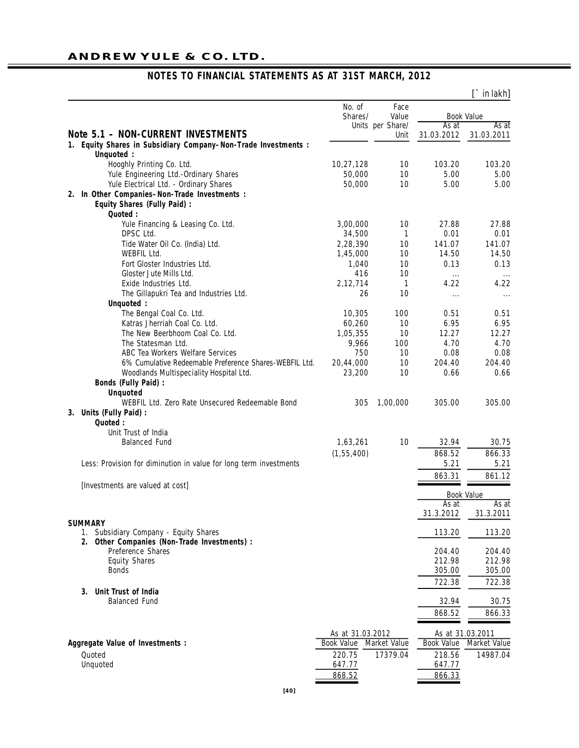## NOTES TO FINANCIAL STATEMENTS AS AT 31ST MARCH, 2012

[` in lakh]

| Note 5.1 – NON-CURRENT INVESTMENTS | No. of Shares/ Units | Face Value per Share/ Unit | Book Value As at 31.03.2012 | Book Value As at 31.03.2011 |
|---|---|---|---|---|
| **1. Equity Shares in Subsidiary Company–Non-Trade Investments :** | | | | |
| **Unquoted :** | | | | |
| Hooghly Printing Co. Ltd. | 10,27,128 | 10 | 103.20 | 103.20 |
| Yule Engineering Ltd.-Ordinary Shares | 50,000 | 10 | 5.00 | 5.00 |
| Yule Electrical Ltd. - Ordinary Shares | 50,000 | 10 | 5.00 | 5.00 |
| **2. In Other Companies–Non-Trade Investments :** | | | | |
| **Equity Shares (Fully Paid) :** | | | | |
| **Quoted :** | | | | |
| Yule Financing & Leasing Co. Ltd. | 3,00,000 | 10 | 27.88 | 27.88 |
| DPSC Ltd. | 34,500 | 1 | 0.01 | 0.01 |
| Tide Water Oil Co. (India) Ltd. | 2,28,390 | 10 | 141.07 | 141.07 |
| WEBFIL Ltd. | 1,45,000 | 10 | 14.50 | 14.50 |
| Fort Gloster Industries Ltd. | 1,040 | 10 | 0.13 | 0.13 |
| Gloster Jute Mills Ltd. | 416 | 10 | ... | ... |
| Exide Industries Ltd. | 2,12,714 | 1 | 4.22 | 4.22 |
| The Gillapukri Tea and Industries Ltd. | 26 | 10 | ... | ... |
| **Unquoted :** | | | | |
| The Bengal Coal Co. Ltd. | 10,305 | 100 | 0.51 | 0.51 |
| Katras Jherriah Coal Co. Ltd. | 60,260 | 10 | 6.95 | 6.95 |
| The New Beerbhoom Coal Co. Ltd. | 1,05,355 | 10 | 12.27 | 12.27 |
| The Statesman Ltd. | 9,966 | 100 | 4.70 | 4.70 |
| ABC Tea Workers Welfare Services | 750 | 10 | 0.08 | 0.08 |
| 6% Cumulative Redeemable Preference Shares-WEBFIL Ltd. | 20,44,000 | 10 | 204.40 | 204.40 |
| Woodlands Multispeciality Hospital Ltd. | 23,200 | 10 | 0.66 | 0.66 |
| **Bonds (Fully Paid) :** | | | | |
| **Unquoted** | | | | |
| WEBFIL Ltd. Zero Rate Unsecured Redeemable Bond | 305 | 1,00,000 | 305.00 | 305.00 |
| **3. Units (Fully Paid) :** | | | | |
| **Quoted :** | | | | |
| Unit Trust of India | | | | |
| Balanced Fund | 1,63,261 | 10 | 32.94 | 30.75 |
| | (1,55,400) | | 868.52 | 866.33 |
| Less: Provision for diminution in value for long term investments | | | 5.21 | 5.21 |
| | | | 863.31 | 861.12 |
| [Investments are valued at cost] | | | | |

| SUMMARY | Book Value As at 31.3.2012 | Book Value As at 31.3.2011 |
|---|---|---|
| 1. Subsidiary Company - Equity Shares | 113.20 | 113.20 |
| **2. Other Companies (Non-Trade Investments) :** | | |
| Preference Shares | 204.40 | 204.40 |
| Equity Shares | 212.98 | 212.98 |
| Bonds | 305.00 | 305.00 |
| | 722.38 | 722.38 |
| **3. Unit Trust of India** | | |
| Balanced Fund | 32.94 | 30.75 |
| | 868.52 | 866.33 |

| Aggregate Value of Investments : | As at 31.03.2012 Book Value | As at 31.03.2012 Market Value | As at 31.03.2011 Book Value | As at 31.03.2011 Market Value |
|---|---|---|---|---|
| Quoted | 220.75 | 17379.04 | 218.56 | 14987.04 |
| Unquoted | 647.77 | | 647.77 | |
| | 868.52 | | 866.33 | |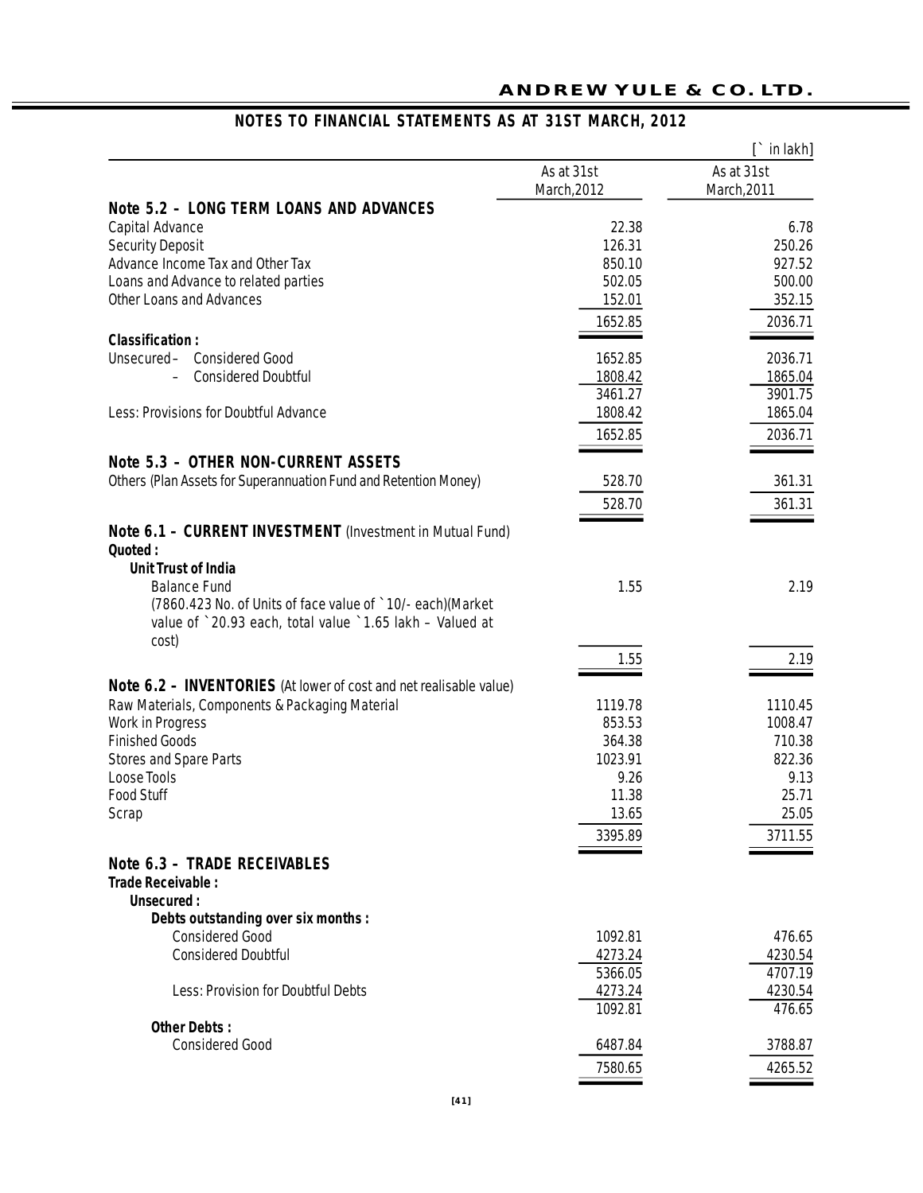## NOTES TO FINANCIAL STATEMENTS AS AT 31ST MARCH, 2012

[` in lakh]

| | As at 31st March,2012 | As at 31st March,2011 |
|---|---|---|
| **Note 5.2 – LONG TERM LOANS AND ADVANCES** | | |
| Capital Advance | 22.38 | 6.78 |
| Security Deposit | 126.31 | 250.26 |
| Advance Income Tax and Other Tax | 850.10 | 927.52 |
| Loans and Advance to related parties | 502.05 | 500.00 |
| Other Loans and Advances | 152.01 | 352.15 |
| | 1652.85 | 2036.71 |
| **Classification :** | | |
| Unsecured – Considered Good | 1652.85 | 2036.71 |
| – Considered Doubtful | 1808.42 | 1865.04 |
| | 3461.27 | 3901.75 |
| Less: Provisions for Doubtful Advance | 1808.42 | 1865.04 |
| | 1652.85 | 2036.71 |
| **Note 5.3 – OTHER NON-CURRENT ASSETS** | | |
| Others (Plan Assets for Superannuation Fund and Retention Money) | 528.70 | 361.31 |
| | 528.70 | 361.31 |
| **Note 6.1 – CURRENT INVESTMENT** (Investment in Mutual Fund) | | |
| **Quoted :** | | |
| **Unit Trust of India** | | |
| Balance Fund (7860.423 No. of Units of face value of `10/- each)(Market value of `20.93 each, total value `1.65 lakh – Valued at cost) | 1.55 | 2.19 |
| | 1.55 | 2.19 |
| **Note 6.2 – INVENTORIES** (At lower of cost and net realisable value) | | |
| Raw Materials, Components & Packaging Material | 1119.78 | 1110.45 |
| Work in Progress | 853.53 | 1008.47 |
| Finished Goods | 364.38 | 710.38 |
| Stores and Spare Parts | 1023.91 | 822.36 |
| Loose Tools | 9.26 | 9.13 |
| Food Stuff | 11.38 | 25.71 |
| Scrap | 13.65 | 25.05 |
| | 3395.89 | 3711.55 |
| **Note 6.3 – TRADE RECEIVABLES** | | |
| **Trade Receivable :** | | |
| **Unsecured :** | | |
| **Debts outstanding over six months :** | | |
| Considered Good | 1092.81 | 476.65 |
| Considered Doubtful | 4273.24 | 4230.54 |
| | 5366.05 | 4707.19 |
| Less: Provision for Doubtful Debts | 4273.24 | 4230.54 |
| | 1092.81 | 476.65 |
| **Other Debts :** | | |
| Considered Good | 6487.84 | 3788.87 |
| | 7580.65 | 4265.52 |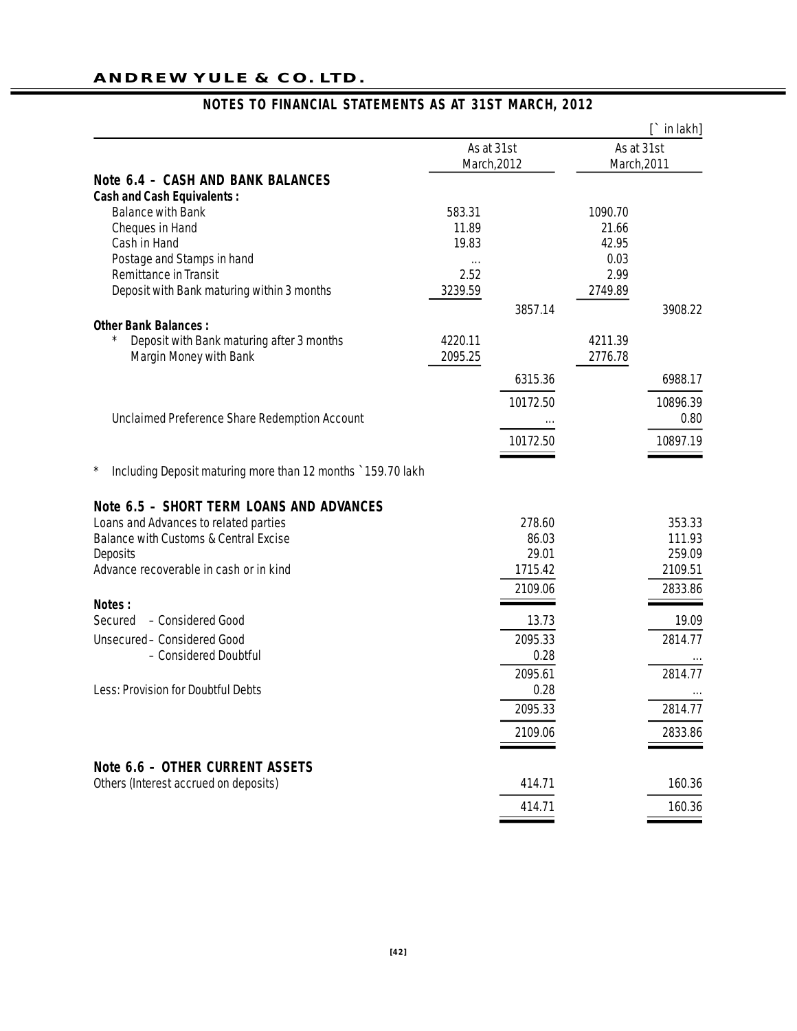## ANDREW YULE & CO. LTD.

### NOTES TO FINANCIAL STATEMENTS AS AT 31ST MARCH, 2012

[` in lakh]

| | As at 31st March,2012 | | As at 31st March,2011 | |
|---|---|---|---|---|
| **Note 6.4 – CASH AND BANK BALANCES** | | | | |
| **Cash and Cash Equivalents :** | | | | |
| Balance with Bank | 583.31 | | 1090.70 | |
| Cheques in Hand | 11.89 | | 21.66 | |
| Cash in Hand | 19.83 | | 42.95 | |
| Postage and Stamps in hand | ... | | 0.03 | |
| Remittance in Transit | 2.52 | | 2.99 | |
| Deposit with Bank maturing within 3 months | 3239.59 | | 2749.89 | |
| | | 3857.14 | | 3908.22 |
| **Other Bank Balances :** | | | | |
| * Deposit with Bank maturing after 3 months | 4220.11 | | 4211.39 | |
| Margin Money with Bank | 2095.25 | | 2776.78 | |
| | | 6315.36 | | 6988.17 |
| | | 10172.50 | | 10896.39 |
| Unclaimed Preference Share Redemption Account | | ... | | 0.80 |
| | | 10172.50 | | 10897.19 |

* Including Deposit maturing more than 12 months `159.70 lakh

| | As at 31st March,2012 | As at 31st March,2011 |
|---|---|---|
| **Note 6.5 – SHORT TERM LOANS AND ADVANCES** | | |
| Loans and Advances to related parties | 278.60 | 353.33 |
| Balance with Customs & Central Excise | 86.03 | 111.93 |
| Deposits | 29.01 | 259.09 |
| Advance recoverable in cash or in kind | 1715.42 | 2109.51 |
| | 2109.06 | 2833.86 |
| **Notes :** | | |
| Secured – Considered Good | 13.73 | 19.09 |
| Unsecured – Considered Good | 2095.33 | 2814.77 |
| – Considered Doubtful | 0.28 | ... |
| | 2095.61 | 2814.77 |
| Less: Provision for Doubtful Debts | 0.28 | ... |
| | 2095.33 | 2814.77 |
| | 2109.06 | 2833.86 |
| **Note 6.6 – OTHER CURRENT ASSETS** | | |
| Others (Interest accrued on deposits) | 414.71 | 160.36 |
| | 414.71 | 160.36 |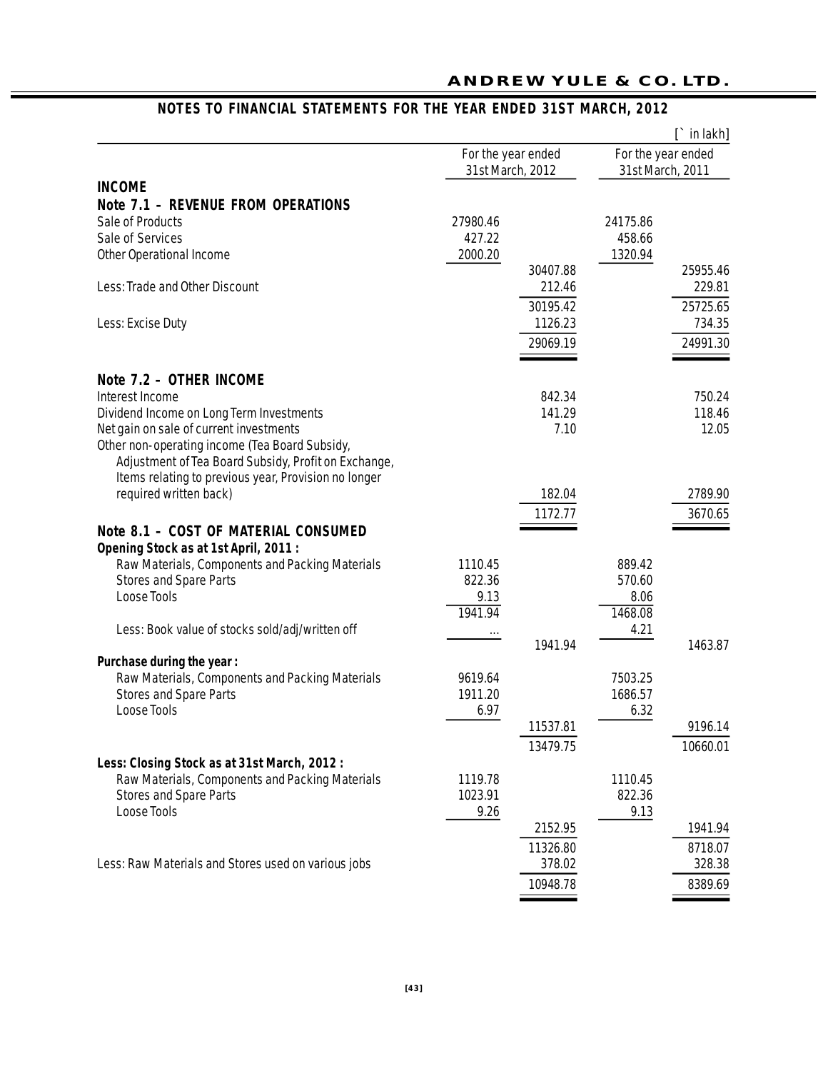## NOTES TO FINANCIAL STATEMENTS FOR THE YEAR ENDED 31ST MARCH, 2012

[` in lakh]

| | For the year ended 31st March, 2012 | | For the year ended 31st March, 2011 | |
|---|---|---|---|---|
| **INCOME** | | | | |
| **Note 7.1 – REVENUE FROM OPERATIONS** | | | | |
| Sale of Products | 27980.46 | | 24175.86 | |
| Sale of Services | 427.22 | | 458.66 | |
| Other Operational Income | 2000.20 | | 1320.94 | |
| | | 30407.88 | | 25955.46 |
| Less: Trade and Other Discount | | 212.46 | | 229.81 |
| | | 30195.42 | | 25725.65 |
| Less: Excise Duty | | 1126.23 | | 734.35 |
| | | 29069.19 | | 24991.30 |
| **Note 7.2 – OTHER INCOME** | | | | |
| Interest Income | | 842.34 | | 750.24 |
| Dividend Income on Long Term Investments | | 141.29 | | 118.46 |
| Net gain on sale of current investments | | 7.10 | | 12.05 |
| Other non-operating income (Tea Board Subsidy, Adjustment of Tea Board Subsidy, Profit on Exchange, Items relating to previous year, Provision no longer required written back) | | 182.04 | | 2789.90 |
| | | 1172.77 | | 3670.65 |
| **Note 8.1 – COST OF MATERIAL CONSUMED** | | | | |
| **Opening Stock as at 1st April, 2011 :** | | | | |
| Raw Materials, Components and Packing Materials | 1110.45 | | 889.42 | |
| Stores and Spare Parts | 822.36 | | 570.60 | |
| Loose Tools | 9.13 | | 8.06 | |
| | 1941.94 | | 1468.08 | |
| Less: Book value of stocks sold/adj/written off | ... | | 4.21 | |
| | | 1941.94 | | 1463.87 |
| **Purchase during the year :** | | | | |
| Raw Materials, Components and Packing Materials | 9619.64 | | 7503.25 | |
| Stores and Spare Parts | 1911.20 | | 1686.57 | |
| Loose Tools | 6.97 | | 6.32 | |
| | | 11537.81 | | 9196.14 |
| | | 13479.75 | | 10660.01 |
| **Less: Closing Stock as at 31st March, 2012 :** | | | | |
| Raw Materials, Components and Packing Materials | 1119.78 | | 1110.45 | |
| Stores and Spare Parts | 1023.91 | | 822.36 | |
| Loose Tools | 9.26 | | 9.13 | |
| | | 2152.95 | | 1941.94 |
| | | 11326.80 | | 8718.07 |
| Less: Raw Materials and Stores used on various jobs | | 378.02 | | 328.38 |
| | | 10948.78 | | 8389.69 |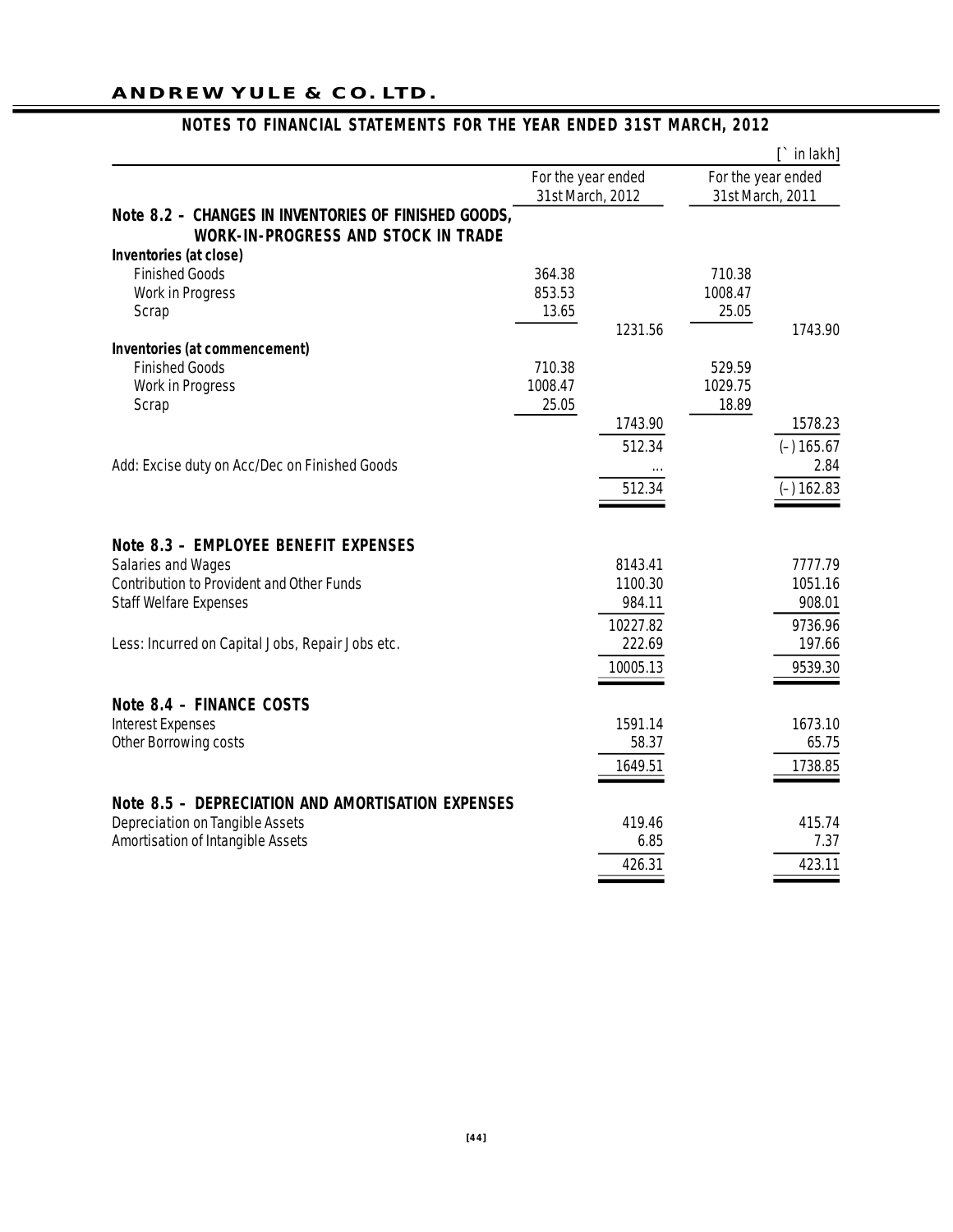## ANDREW YULE & CO. LTD.

### NOTES TO FINANCIAL STATEMENTS FOR THE YEAR ENDED 31ST MARCH, 2012

[` in lakh]

| | For the year ended 31st March, 2012 | | For the year ended 31st March, 2011 | |
|---|---|---|---|---|
| **Note 8.2 – CHANGES IN INVENTORIES OF FINISHED GOODS, WORK-IN-PROGRESS AND STOCK IN TRADE** | | | | |
| **Inventories (at close)** | | | | |
| Finished Goods | 364.38 | | 710.38 | |
| Work in Progress | 853.53 | | 1008.47 | |
| Scrap | 13.65 | | 25.05 | |
| | | 1231.56 | | 1743.90 |
| **Inventories (at commencement)** | | | | |
| Finished Goods | 710.38 | | 529.59 | |
| Work in Progress | 1008.47 | | 1029.75 | |
| Scrap | 25.05 | | 18.89 | |
| | | 1743.90 | | 1578.23 |
| | | 512.34 | | (–) 165.67 |
| Add: Excise duty on Acc/Dec on Finished Goods | | ... | | 2.84 |
| | | 512.34 | | (–) 162.83 |
| **Note 8.3 – EMPLOYEE BENEFIT EXPENSES** | | | | |
| Salaries and Wages | | 8143.41 | | 7777.79 |
| Contribution to Provident and Other Funds | | 1100.30 | | 1051.16 |
| Staff Welfare Expenses | | 984.11 | | 908.01 |
| | | 10227.82 | | 9736.96 |
| Less: Incurred on Capital Jobs, Repair Jobs etc. | | 222.69 | | 197.66 |
| | | 10005.13 | | 9539.30 |
| **Note 8.4 – FINANCE COSTS** | | | | |
| Interest Expenses | | 1591.14 | | 1673.10 |
| Other Borrowing costs | | 58.37 | | 65.75 |
| | | 1649.51 | | 1738.85 |
| **Note 8.5 – DEPRECIATION AND AMORTISATION EXPENSES** | | | | |
| Depreciation on Tangible Assets | | 419.46 | | 415.74 |
| Amortisation of Intangible Assets | | 6.85 | | 7.37 |
| | | 426.31 | | 423.11 |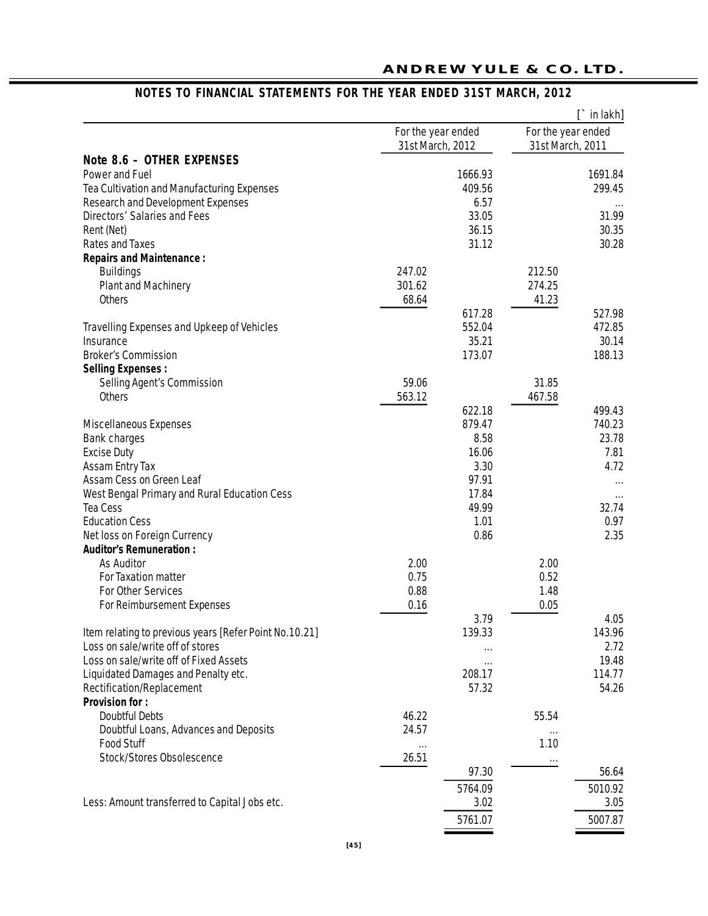## NOTES TO FINANCIAL STATEMENTS FOR THE YEAR ENDED 31ST MARCH, 2012

[` in lakh]

| | For the year ended 31st March, 2012 | | For the year ended 31st March, 2011 | |
|---|---|---|---|---|
| **Note 8.6 – OTHER EXPENSES** | | | | |
| Power and Fuel | | 1666.93 | | 1691.84 |
| Tea Cultivation and Manufacturing Expenses | | 409.56 | | 299.45 |
| Research and Development Expenses | | 6.57 | | ... |
| Directors' Salaries and Fees | | 33.05 | | 31.99 |
| Rent (Net) | | 36.15 | | 30.35 |
| Rates and Taxes | | 31.12 | | 30.28 |
| **Repairs and Maintenance :** | | | | |
| Buildings | 247.02 | | 212.50 | |
| Plant and Machinery | 301.62 | | 274.25 | |
| Others | 68.64 | | 41.23 | |
| | | 617.28 | | 527.98 |
| Travelling Expenses and Upkeep of Vehicles | | 552.04 | | 472.85 |
| Insurance | | 35.21 | | 30.14 |
| Broker's Commission | | 173.07 | | 188.13 |
| **Selling Expenses :** | | | | |
| Selling Agent's Commission | 59.06 | | 31.85 | |
| Others | 563.12 | | 467.58 | |
| | | 622.18 | | 499.43 |
| Miscellaneous Expenses | | 879.47 | | 740.23 |
| Bank charges | | 8.58 | | 23.78 |
| Excise Duty | | 16.06 | | 7.81 |
| Assam Entry Tax | | 3.30 | | 4.72 |
| Assam Cess on Green Leaf | | 97.91 | | ... |
| West Bengal Primary and Rural Education Cess | | 17.84 | | ... |
| Tea Cess | | 49.99 | | 32.74 |
| Education Cess | | 1.01 | | 0.97 |
| Net loss on Foreign Currency | | 0.86 | | 2.35 |
| **Auditor's Remuneration :** | | | | |
| As Auditor | 2.00 | | 2.00 | |
| For Taxation matter | 0.75 | | 0.52 | |
| For Other Services | 0.88 | | 1.48 | |
| For Reimbursement Expenses | 0.16 | | 0.05 | |
| | | 3.79 | | 4.05 |
| Item relating to previous years [Refer Point No.10.21] | | 139.33 | | 143.96 |
| Loss on sale/write off of stores | | ... | | 2.72 |
| Loss on sale/write off of Fixed Assets | | ... | | 19.48 |
| Liquidated Damages and Penalty etc. | | 208.17 | | 114.77 |
| Rectification/Replacement | | 57.32 | | 54.26 |
| **Provision for :** | | | | |
| Doubtful Debts | 46.22 | | 55.54 | |
| Doubtful Loans, Advances and Deposits | 24.57 | | ... | |
| Food Stuff | ... | | 1.10 | |
| Stock/Stores Obsolescence | 26.51 | | ... | |
| | | 97.30 | | 56.64 |
| | | 5764.09 | | 5010.92 |
| Less: Amount transferred to Capital Jobs etc. | | 3.02 | | 3.05 |
| | | 5761.07 | | 5007.87 |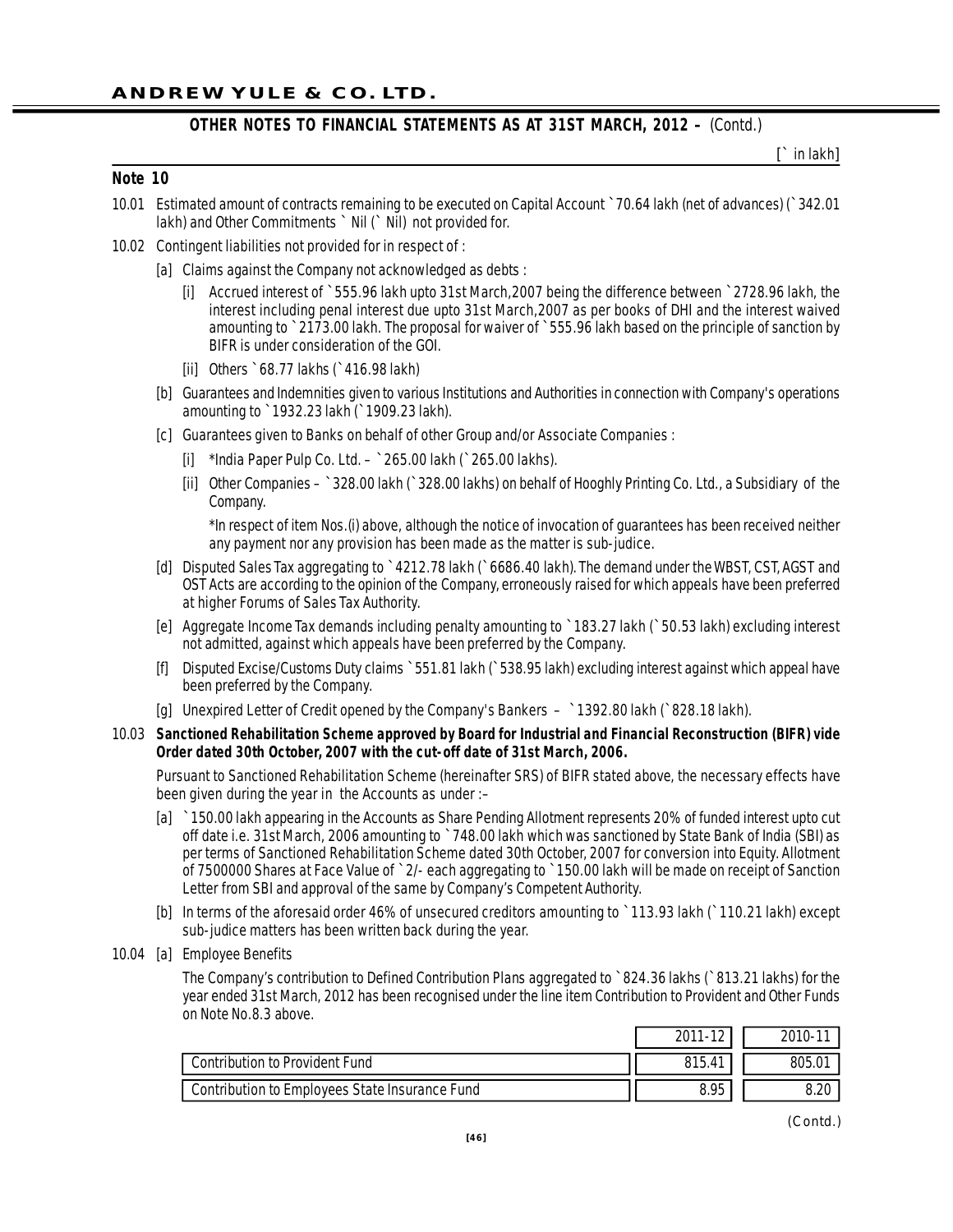## OTHER NOTES TO FINANCIAL STATEMENTS AS AT 31ST MARCH, 2012 – (Contd.)

[` in lakh]

### Note 10

10.01 Estimated amount of contracts remaining to be executed on Capital Account ` 70.64 lakh (net of advances) (` 342.01 lakh) and Other Commitments ` Nil (` Nil) not provided for.

10.02 Contingent liabilities not provided for in respect of :

[a] Claims against the Company not acknowledged as debts :

[i] Accrued interest of ` 555.96 lakh upto 31st March,2007 being the difference between ` 2728.96 lakh, the interest including penal interest due upto 31st March,2007 as per books of DHI and the interest waived amounting to ` 2173.00 lakh. The proposal for waiver of ` 555.96 lakh based on the principle of sanction by BIFR is under consideration of the GOI.

[ii] Others ` 68.77 lakhs (` 416.98 lakh)

[b] Guarantees and Indemnities given to various Institutions and Authorities in connection with Company's operations amounting to ` 1932.23 lakh (` 1909.23 lakh).

[c] Guarantees given to Banks on behalf of other Group and/or Associate Companies :

[i] *India Paper Pulp Co. Ltd. – ` 265.00 lakh (` 265.00 lakhs).

[ii] Other Companies – ` 328.00 lakh (` 328.00 lakhs) on behalf of Hooghly Printing Co. Ltd., a Subsidiary of the Company.

*In respect of item Nos.(i) above, although the notice of invocation of guarantees has been received neither any payment nor any provision has been made as the matter is sub-judice.

[d] Disputed Sales Tax aggregating to ` 4212.78 lakh (` 6686.40 lakh). The demand under the WBST, CST, AGST and OST Acts are according to the opinion of the Company, erroneously raised for which appeals have been preferred at higher Forums of Sales Tax Authority.

[e] Aggregate Income Tax demands including penalty amounting to ` 183.27 lakh (` 50.53 lakh) excluding interest not admitted, against which appeals have been preferred by the Company.

[f] Disputed Excise/Customs Duty claims ` 551.81 lakh (` 538.95 lakh) excluding interest against which appeal have been preferred by the Company.

[g] Unexpired Letter of Credit opened by the Company's Bankers – ` 1392.80 lakh (` 828.18 lakh).

10.03 **Sanctioned Rehabilitation Scheme approved by Board for Industrial and Financial Reconstruction (BIFR) vide Order dated 30th October, 2007 with the cut-off date of 31st March, 2006.**

Pursuant to Sanctioned Rehabilitation Scheme (hereinafter SRS) of BIFR stated above, the necessary effects have been given during the year in the Accounts as under :–

[a] ` 150.00 lakh appearing in the Accounts as Share Pending Allotment represents 20% of funded interest upto cut off date i.e. 31st March, 2006 amounting to ` 748.00 lakh which was sanctioned by State Bank of India (SBI) as per terms of Sanctioned Rehabilitation Scheme dated 30th October, 2007 for conversion into Equity. Allotment of 7500000 Shares at Face Value of ` 2/- each aggregating to ` 150.00 lakh will be made on receipt of Sanction Letter from SBI and approval of the same by Company's Competent Authority.

[b] In terms of the aforesaid order 46% of unsecured creditors amounting to ` 113.93 lakh (` 110.21 lakh) except sub-judice matters has been written back during the year.

10.04 [a] Employee Benefits

The Company's contribution to Defined Contribution Plans aggregated to ` 824.36 lakhs (` 813.21 lakhs) for the year ended 31st March, 2012 has been recognised under the line item Contribution to Provident and Other Funds on Note No.8.3 above.

| | 2011-12 | 2010-11 |
|---|---|---|
| Contribution to Provident Fund | 815.41 | 805.01 |
| Contribution to Employees State Insurance Fund | 8.95 | 8.20 |

(Contd.)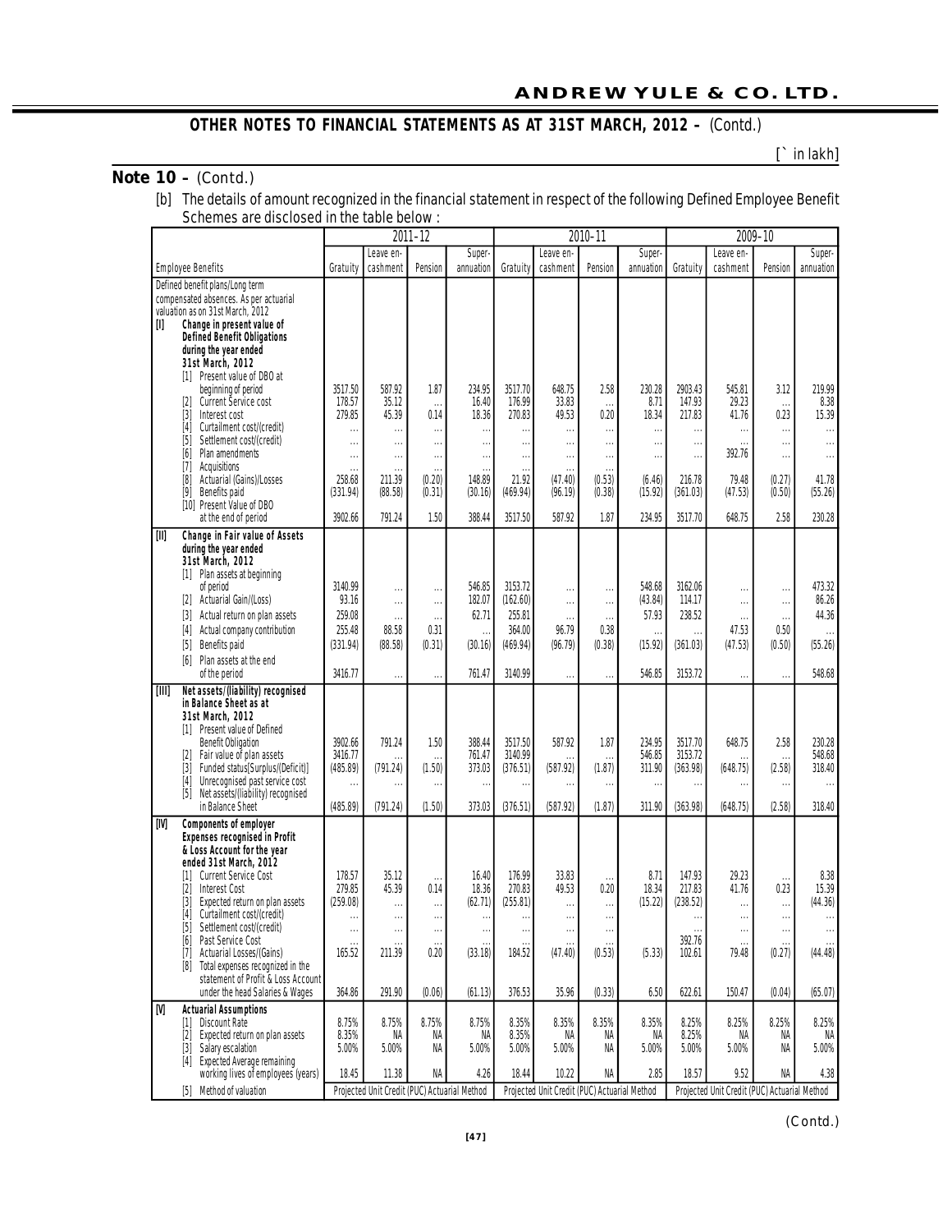## OTHER NOTES TO FINANCIAL STATEMENTS AS AT 31ST MARCH, 2012 – (Contd.)

[` in lakh]

### Note 10 – (Contd.)

[b] The details of amount recognized in the financial statement in respect of the following Defined Employee Benefit Schemes are disclosed in the table below :

| Employee Benefits | 2011-12 | | | | 2010-11 | | | | 2009-10 | | | |
|---|---|---|---|---|---|---|---|---|---|---|---|---|
| | Gratuity | Leave en-cashment | Pension | Super-annuation | Gratuity | Leave en-cashment | Pension | Super-annuation | Gratuity | Leave en-cashment | Pension | Super-annuation |
| Defined benefit plans/Long term compensated absences. As per actuarial valuation as on 31st March, 2012 | | | | | | | | | | | | |
| **[I] Change in present value of Defined Benefit Obligations during the year ended 31st March, 2012** | | | | | | | | | | | | |
| [1] Present value of DBO at beginning of period | 3517.50 | 587.92 | 1.87 | 234.95 | 3517.70 | 648.75 | 2.58 | 230.28 | 2903.43 | 545.81 | 3.12 | 219.99 |
| [2] Current Service cost | 178.57 | 35.12 | ... | 16.40 | 176.99 | 33.83 | ... | 8.71 | 147.93 | 29.23 | ... | 8.38 |
| [3] Interest cost | 279.85 | 45.39 | 0.14 | 18.36 | 270.83 | 49.53 | 0.20 | 18.34 | 217.83 | 41.76 | 0.23 | 15.39 |
| [4] Curtailment cost/(credit) | ... | ... | ... | ... | ... | ... | ... | ... | ... | ... | ... | ... |
| [5] Settlement cost/(credit) | ... | ... | ... | ... | ... | ... | ... | ... | ... | ... | ... | ... |
| [6] Plan amendments | ... | ... | ... | ... | ... | ... | ... | ... | ... | 392.76 | ... | ... |
| [7] Acquisitions | ... | ... | ... | ... | ... | ... | ... | ... | ... | ... | ... | ... |
| [8] Actuarial (Gains)/Losses | 258.68 | 211.39 | (0.20) | 148.89 | 21.92 | (47.40) | (0.53) | (6.46) | 216.78 | 79.48 | (0.27) | 41.78 |
| [9] Benefits paid | (331.94) | (88.58) | (0.31) | (30.16) | (469.94) | (96.19) | (0.38) | (15.92) | (361.03) | (47.53) | (0.50) | (55.26) |
| [10] Present Value of DBO at the end of period | 3902.66 | 791.24 | 1.50 | 388.44 | 3517.50 | 587.92 | 1.87 | 234.95 | 3517.70 | 648.75 | 2.58 | 230.28 |
| **[II] Change in Fair value of Assets during the year ended 31st March, 2012** | | | | | | | | | | | | |
| [1] Plan assets at beginning of period | 3140.99 | ... | ... | 546.85 | 3153.72 | ... | ... | 548.68 | 3162.06 | ... | ... | 473.32 |
| [2] Actuarial Gain/(Loss) | 93.16 | ... | ... | 182.07 | (162.60) | ... | ... | (43.84) | 114.17 | ... | ... | 86.26 |
| [3] Actual return on plan assets | 259.08 | ... | ... | 62.71 | 255.81 | ... | ... | 57.93 | 238.52 | ... | ... | 44.36 |
| [4] Actual company contribution | 255.48 | 88.58 | 0.31 | ... | 364.00 | 96.79 | 0.38 | ... | ... | 47.53 | 0.50 | ... |
| [5] Benefits paid | (331.94) | (88.58) | (0.31) | (30.16) | (469.94) | (96.79) | (0.38) | (15.92) | (361.03) | (47.53) | (0.50) | (55.26) |
| [6] Plan assets at the end of the period | 3416.77 | ... | ... | 761.47 | 3140.99 | ... | ... | 546.85 | 3153.72 | ... | ... | 548.68 |
| **[III] Net assets/(liability) recognised in Balance Sheet as at 31st March, 2012** | | | | | | | | | | | | |
| [1] Present value of Defined Benefit Obligation | 3902.66 | 791.24 | 1.50 | 388.44 | 3517.50 | 587.92 | 1.87 | 234.95 | 3517.70 | 648.75 | 2.58 | 230.28 |
| [2] Fair value of plan assets | 3416.77 | ... | ... | 761.47 | 3140.99 | ... | ... | 546.85 | 3153.72 | ... | ... | 548.68 |
| [3] Funded status[Surplus/(Deficit)] | (485.89) | (791.24) | (1.50) | 373.03 | (376.51) | (587.92) | (1.87) | 311.90 | (363.98) | (648.75) | (2.58) | 318.40 |
| [4] Unrecognised past service cost | ... | ... | ... | ... | ... | ... | ... | ... | ... | ... | ... | ... |
| [5] Net assets/(liability) recognised in Balance Sheet | (485.89) | (791.24) | (1.50) | 373.03 | (376.51) | (587.92) | (1.87) | 311.90 | (363.98) | (648.75) | (2.58) | 318.40 |
| **[IV] Components of employer Expenses recognised in Profit & Loss Account for the year ended 31st March, 2012** | | | | | | | | | | | | |
| [1] Current Service Cost | 178.57 | 35.12 | ... | 16.40 | 176.99 | 33.83 | ... | 8.71 | 147.93 | 29.23 | ... | 8.38 |
| [2] Interest Cost | 279.85 | 45.39 | 0.14 | 18.36 | 270.83 | 49.53 | 0.20 | 18.34 | 217.83 | 41.76 | 0.23 | 15.39 |
| [3] Expected return on plan assets | (259.08) | ... | ... | (62.71) | (255.81) | ... | ... | (15.22) | (238.52) | ... | ... | (44.36) |
| [4] Curtailment cost/(credit) | ... | ... | ... | ... | ... | ... | ... | ... | ... | ... | ... | ... |
| [5] Settlement cost/(credit) | ... | ... | ... | ... | ... | ... | ... | ... | ... | ... | ... | ... |
| [6] Past Service Cost | ... | ... | ... | ... | ... | ... | ... | ... | 392.76 | ... | ... | ... |
| [7] Actuarial Losses/(Gains) | 165.52 | 211.39 | 0.20 | (33.18) | 184.52 | (47.40) | (0.53) | (5.33) | 102.61 | 79.48 | (0.27) | (44.48) |
| [8] Total expenses recognized in the statement of Profit & Loss Account under the head Salaries & Wages | 364.86 | 291.90 | (0.06) | (61.13) | 376.53 | 35.96 | (0.33) | 6.50 | 622.61 | 150.47 | (0.04) | (65.07) |
| **[V] Actuarial Assumptions** | | | | | | | | | | | | |
| [1] Discount Rate | 8.75% | 8.75% | 8.75% | 8.75% | 8.35% | 8.35% | 8.35% | 8.35% | 8.25% | 8.25% | 8.25% | 8.25% |
| [2] Expected return on plan assets | 8.35% | NA | NA | NA | 8.35% | NA | NA | NA | 8.25% | NA | NA | NA |
| [3] Salary escalation | 5.00% | 5.00% | NA | 5.00% | 5.00% | 5.00% | NA | 5.00% | 5.00% | 5.00% | NA | 5.00% |
| [4] Expected Average remaining working lives of employees (years) | 18.45 | 11.38 | NA | 4.26 | 18.44 | 10.22 | NA | 2.85 | 18.57 | 9.52 | NA | 4.38 |
| [5] Method of valuation | Projected Unit Credit (PUC) Actuarial Method | | | | Projected Unit Credit (PUC) Actuarial Method | | | | Projected Unit Credit (PUC) Actuarial Method | | | |

(Contd.)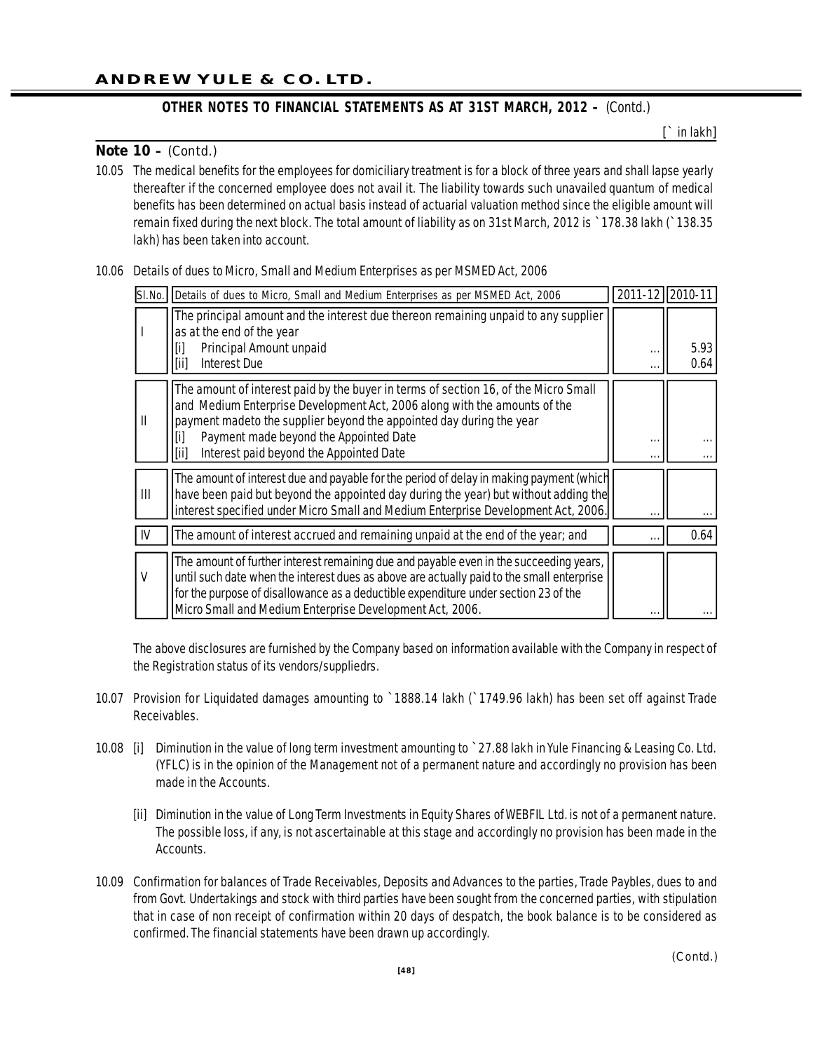## OTHER NOTES TO FINANCIAL STATEMENTS AS AT 31ST MARCH, 2012 – (Contd.)

[` in lakh]

**Note 10 –** (Contd.)

10.05 The medical benefits for the employees for domiciliary treatment is for a block of three years and shall lapse yearly thereafter if the concerned employee does not avail it. The liability towards such unavailed quantum of medical benefits has been determined on actual basis instead of actuarial valuation method since the eligible amount will remain fixed during the next block. The total amount of liability as on 31st March, 2012 is ` 178.38 lakh (` 138.35 lakh) has been taken into account.

10.06 Details of dues to Micro, Small and Medium Enterprises as per MSMED Act, 2006

| Sl.No. | Details of dues to Micro, Small and Medium Enterprises as per MSMED Act, 2006 | 2011-12 | 2010-11 |
|---|---|---|---|
| I | The principal amount and the interest due thereon remaining unpaid to any supplier as at the end of the year | | |
| | [i] Principal Amount unpaid | ... | 5.93 |
| | [ii] Interest Due | ... | 0.64 |
| II | The amount of interest paid by the buyer in terms of section 16, of the Micro Small and Medium Enterprise Development Act, 2006 along with the amounts of the payment madeto the supplier beyond the appointed day during the year | | |
| | [i] Payment made beyond the Appointed Date | ... | ... |
| | [ii] Interest paid beyond the Appointed Date | ... | ... |
| III | The amount of interest due and payable for the period of delay in making payment (which have been paid but beyond the appointed day during the year) but without adding the interest specified under Micro Small and Medium Enterprise Development Act, 2006. | ... | ... |
| IV | The amount of interest accrued and remaining unpaid at the end of the year; and | ... | 0.64 |
| V | The amount of further interest remaining due and payable even in the succeeding years, until such date when the interest dues as above are actually paid to the small enterprise for the purpose of disallowance as a deductible expenditure under section 23 of the Micro Small and Medium Enterprise Development Act, 2006. | ... | ... |

The above disclosures are furnished by the Company based on information available with the Company in respect of the Registration status of its vendors/suppliedrs.

10.07 Provision for Liquidated damages amounting to ` 1888.14 lakh (` 1749.96 lakh) has been set off against Trade Receivables.

10.08 [i] Diminution in the value of long term investment amounting to ` 27.88 lakh in Yule Financing & Leasing Co. Ltd. (YFLC) is in the opinion of the Management not of a permanent nature and accordingly no provision has been made in the Accounts.

[ii] Diminution in the value of Long Term Investments in Equity Shares of WEBFIL Ltd. is not of a permanent nature. The possible loss, if any, is not ascertainable at this stage and accordingly no provision has been made in the Accounts.

10.09 Confirmation for balances of Trade Receivables, Deposits and Advances to the parties, Trade Paybles, dues to and from Govt. Undertakings and stock with third parties have been sought from the concerned parties, with stipulation that in case of non receipt of confirmation within 20 days of despatch, the book balance is to be considered as confirmed. The financial statements have been drawn up accordingly.

(Contd.)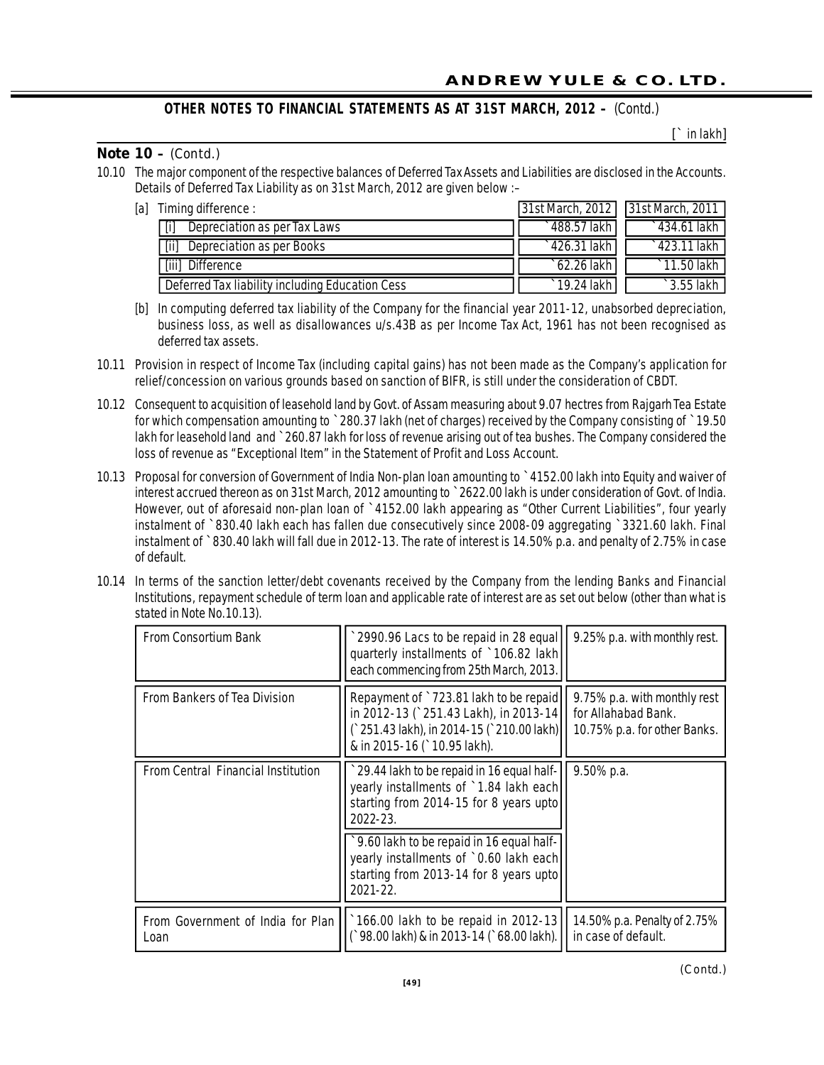## OTHER NOTES TO FINANCIAL STATEMENTS AS AT 31ST MARCH, 2012 – (Contd.)

[` in lakh]

**Note 10 –** (Contd.)

10.10 The major component of the respective balances of Deferred Tax Assets and Liabilities are disclosed in the Accounts. Details of Deferred Tax Liability as on 31st March, 2012 are given below :–

[a] Timing difference :

| | 31st March, 2012 | 31st March, 2011 |
|---|---|---|
| [i] Depreciation as per Tax Laws | `488.57 lakh | `434.61 lakh |
| [ii] Depreciation as per Books | `426.31 lakh | `423.11 lakh |
| [iii] Difference | `62.26 lakh | `11.50 lakh |
| Deferred Tax liability including Education Cess | `19.24 lakh | `3.55 lakh |

[b] In computing deferred tax liability of the Company for the financial year 2011-12, unabsorbed depreciation, business loss, as well as disallowances u/s.43B as per Income Tax Act, 1961 has not been recognised as deferred tax assets.

10.11 Provision in respect of Income Tax (including capital gains) has not been made as the Company's application for relief/concession on various grounds based on sanction of BIFR, is still under the consideration of CBDT.

10.12 Consequent to acquisition of leasehold land by Govt. of Assam measuring about 9.07 hectres from Rajgarh Tea Estate for which compensation amounting to `280.37 lakh (net of charges) received by the Company consisting of `19.50 lakh for leasehold land and `260.87 lakh for loss of revenue arising out of tea bushes. The Company considered the loss of revenue as "Exceptional Item" in the Statement of Profit and Loss Account.

10.13 Proposal for conversion of Government of India Non-plan loan amounting to `4152.00 lakh into Equity and waiver of interest accrued thereon as on 31st March, 2012 amounting to `2622.00 lakh is under consideration of Govt. of India. However, out of aforesaid non-plan loan of `4152.00 lakh appearing as "Other Current Liabilities", four yearly instalment of `830.40 lakh each has fallen due consecutively since 2008-09 aggregating `3321.60 lakh. Final instalment of `830.40 lakh will fall due in 2012-13. The rate of interest is 14.50% p.a. and penalty of 2.75% in case of default.

10.14 In terms of the sanction letter/debt covenants received by the Company from the lending Banks and Financial Institutions, repayment schedule of term loan and applicable rate of interest are as set out below (other than what is stated in Note No.10.13).

| | | |
|---|---|---|
| From Consortium Bank | `2990.96 Lacs to be repaid in 28 equal quarterly installments of `106.82 lakh each commencing from 25th March, 2013. | 9.25% p.a. with monthly rest. |
| From Bankers of Tea Division | Repayment of `723.81 lakh to be repaid in 2012-13 (`251.43 Lakh), in 2013-14 (`251.43 lakh), in 2014-15 (`210.00 lakh) & in 2015-16 (`10.95 lakh). | 9.75% p.a. with monthly rest for Allahabad Bank. 10.75% p.a. for other Banks. |
| From Central Financial Institution | `29.44 lakh to be repaid in 16 equal half-yearly installments of `1.84 lakh each starting from 2014-15 for 8 years upto 2022-23. | 9.50% p.a. |
| | `9.60 lakh to be repaid in 16 equal half-yearly installments of `0.60 lakh each starting from 2013-14 for 8 years upto 2021-22. | |
| From Government of India for Plan Loan | `166.00 lakh to be repaid in 2012-13 (`98.00 lakh) & in 2013-14 (`68.00 lakh). | 14.50% p.a. Penalty of 2.75% in case of default. |

(Contd.)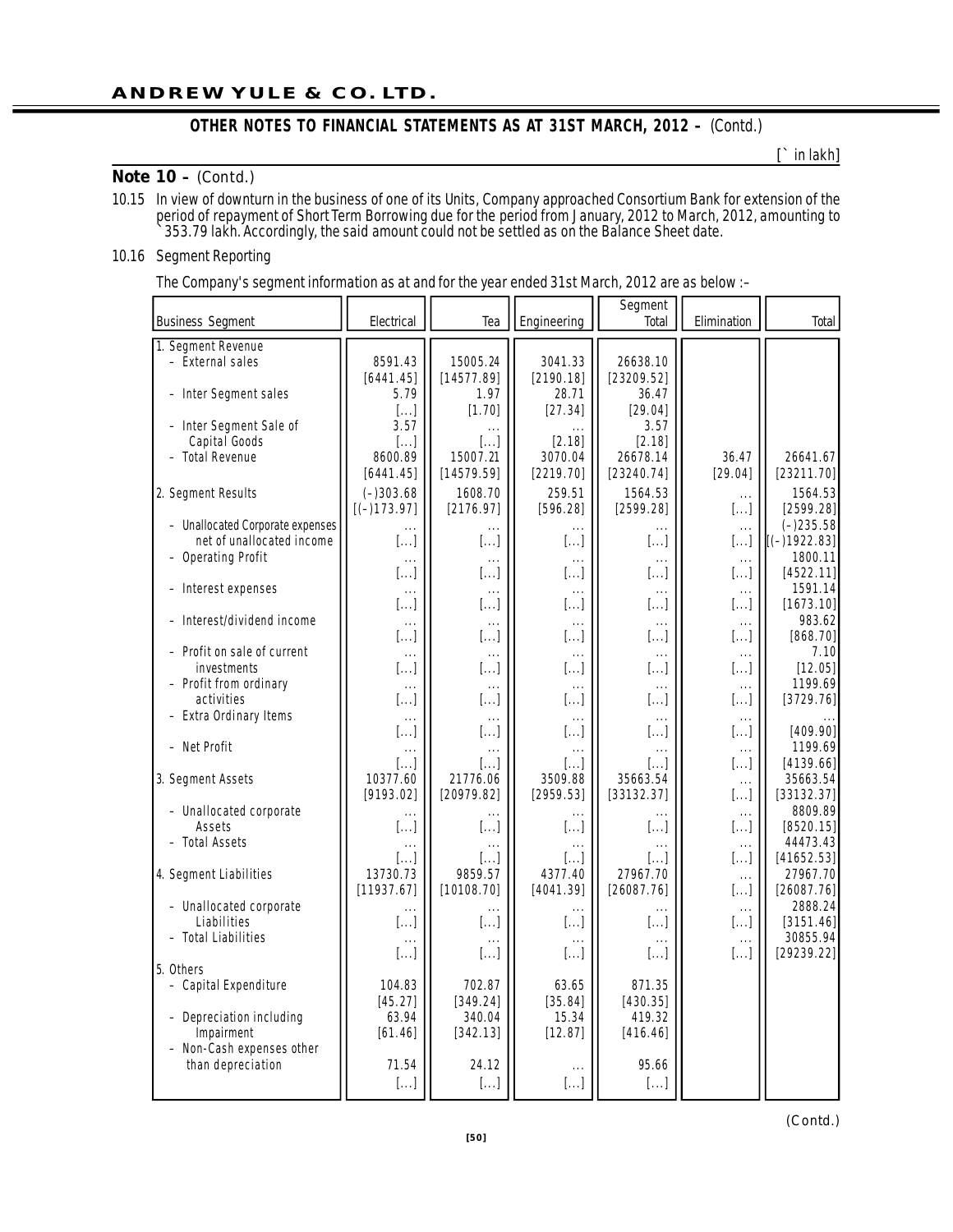**ANDREW YULE & CO. LTD.**

**OTHER NOTES TO FINANCIAL STATEMENTS AS AT 31ST MARCH, 2012 –** (Contd.)

[` in lakh]

**Note 10 –** (Contd.)

10.15 In view of downturn in the business of one of its Units, Company approached Consortium Bank for extension of the period of repayment of Short Term Borrowing due for the period from January, 2012 to March, 2012, amounting to ` 353.79 lakh. Accordingly, the said amount could not be settled as on the Balance Sheet date.

10.16 Segment Reporting

The Company's segment information as at and for the year ended 31st March, 2012 are as below :–

| Business Segment | Electrical | Tea | Engineering | Segment Total | Elimination | Total |
|---|---|---|---|---|---|---|
| 1. Segment Revenue | | | | | | |
| – External sales | 8591.43 | 15005.24 | 3041.33 | 26638.10 | | |
| | [6441.45] | [14577.89] | [2190.18] | [23209.52] | | |
| – Inter Segment sales | 5.79 | 1.97 | 28.71 | 36.47 | | |
| | [...] | [1.70] | [27.34] | [29.04] | | |
| – Inter Segment Sale of Capital Goods | 3.57 | ... | ... | 3.57 | | |
| | [...] | [...] | [2.18] | [2.18] | | |
| – Total Revenue | 8600.89 | 15007.21 | 3070.04 | 26678.14 | 36.47 | 26641.67 |
| | [6441.45] | [14579.59] | [2219.70] | [23240.74] | [29.04] | [23211.70] |
| 2. Segment Results | (–)303.68 | 1608.70 | 259.51 | 1564.53 | ... | 1564.53 |
| | [(–)173.97] | [2176.97] | [596.28] | [2599.28] | [...] | [2599.28] |
| – Unallocated Corporate expenses net of unallocated income | ... | ... | ... | ... | ... | (–)235.58 |
| | [...] | [...] | [...] | [...] | [...] | [(–)1922.83] |
| – Operating Profit | ... | ... | ... | ... | ... | 1800.11 |
| | [...] | [...] | [...] | [...] | [...] | [4522.11] |
| – Interest expenses | ... | ... | ... | ... | ... | 1591.14 |
| | [...] | [...] | [...] | [...] | [...] | [1673.10] |
| – Interest/dividend income | ... | ... | ... | ... | ... | 983.62 |
| | [...] | [...] | [...] | [...] | [...] | [868.70] |
| – Profit on sale of current investments | ... | ... | ... | ... | ... | 7.10 |
| | [...] | [...] | [...] | [...] | [...] | [12.05] |
| – Profit from ordinary activities | ... | ... | ... | ... | ... | 1199.69 |
| | [...] | [...] | [...] | [...] | [...] | [3729.76] |
| – Extra Ordinary Items | ... | ... | ... | ... | ... | ... |
| | [...] | [...] | [...] | [...] | [...] | [409.90] |
| – Net Profit | ... | ... | ... | ... | ... | 1199.69 |
| | [...] | [...] | [...] | [...] | [...] | [4139.66] |
| 3. Segment Assets | 10377.60 | 21776.06 | 3509.88 | 35663.54 | ... | 35663.54 |
| | [9193.02] | [20979.82] | [2959.53] | [33132.37] | [...] | [33132.37] |
| – Unallocated corporate Assets | ... | ... | ... | ... | ... | 8809.89 |
| | [...] | [...] | [...] | [...] | [...] | [8520.15] |
| – Total Assets | ... | ... | ... | ... | ... | 44473.43 |
| | [...] | [...] | [...] | [...] | [...] | [41652.53] |
| 4. Segment Liabilities | 13730.73 | 9859.57 | 4377.40 | 27967.70 | ... | 27967.70 |
| | [11937.67] | [10108.70] | [4041.39] | [26087.76] | [...] | [26087.76] |
| – Unallocated corporate Liabilities | ... | ... | ... | ... | ... | 2888.24 |
| | [...] | [...] | [...] | [...] | [...] | [3151.46] |
| – Total Liabilities | ... | ... | ... | ... | ... | 30855.94 |
| | [...] | [...] | [...] | [...] | [...] | [29239.22] |
| 5. Others | | | | | | |
| – Capital Expenditure | 104.83 | 702.87 | 63.65 | 871.35 | | |
| | [45.27] | [349.24] | [35.84] | [430.35] | | |
| – Depreciation including Impairment | 63.94 | 340.04 | 15.34 | 419.32 | | |
| | [61.46] | [342.13] | [12.87] | [416.46] | | |
| – Non-Cash expenses other than depreciation | 71.54 | 24.12 | ... | 95.66 | | |
| | [...] | [...] | [...] | [...] | | |

(Contd.)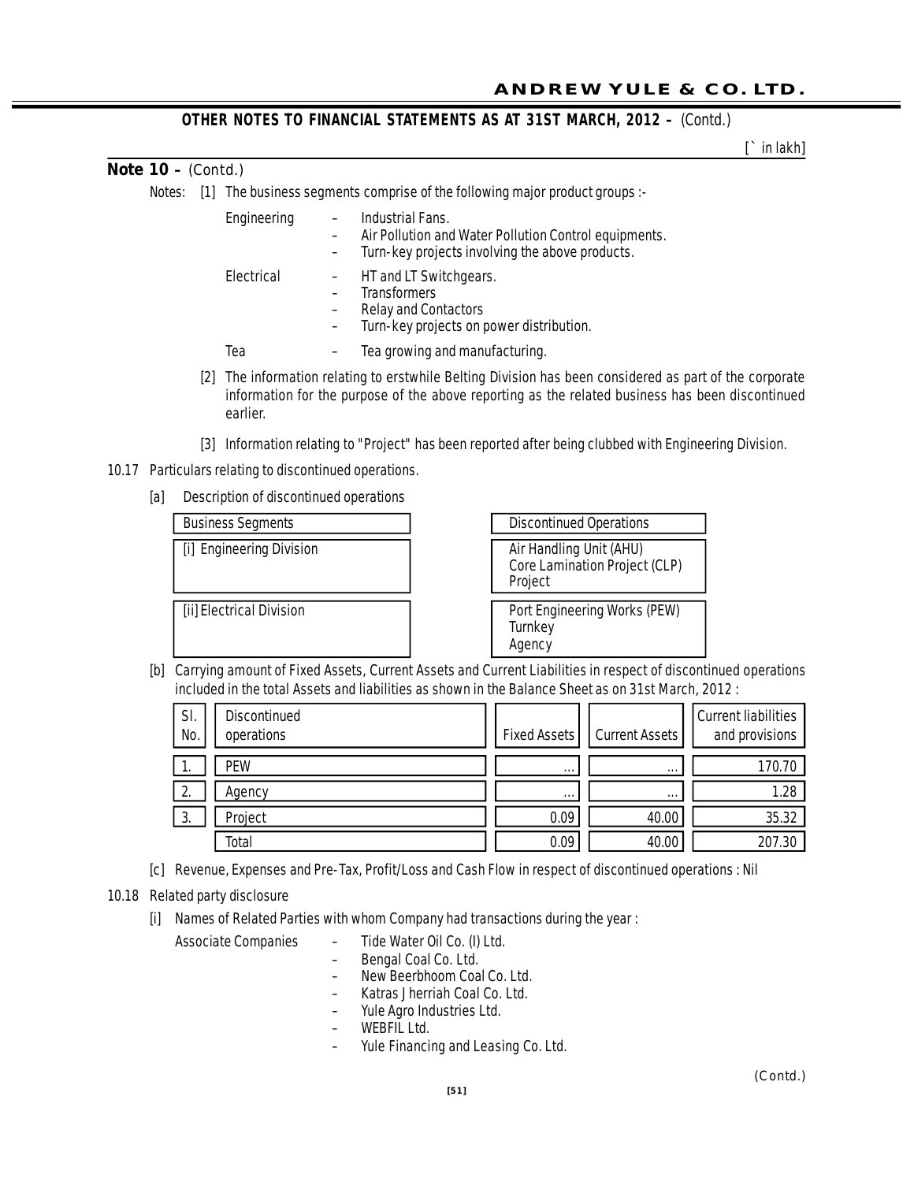**OTHER NOTES TO FINANCIAL STATEMENTS AS AT 31ST MARCH, 2012 –** (Contd.)

[` in lakh]

**Note 10 –** (Contd.)

Notes: [1] The business segments comprise of the following major product groups :-

Engineering
- Industrial Fans.
- Air Pollution and Water Pollution Control equipments.
- Turn-key projects involving the above products.

Electrical
- HT and LT Switchgears.
- Transformers
- Relay and Contactors
- Turn-key projects on power distribution.

Tea
- Tea growing and manufacturing.

[2] The information relating to erstwhile Belting Division has been considered as part of the corporate information for the purpose of the above reporting as the related business has been discontinued earlier.

[3] Information relating to "Project" has been reported after being clubbed with Engineering Division.

10.17 Particulars relating to discontinued operations.

[a] Description of discontinued operations

| Business Segments | Discontinued Operations |
|---|---|
| [i] Engineering Division | Air Handling Unit (AHU)<br>Core Lamination Project (CLP)<br>Project |
| [ii] Electrical Division | Port Engineering Works (PEW)<br>Turnkey<br>Agency |

[b] Carrying amount of Fixed Assets, Current Assets and Current Liabilities in respect of discontinued operations included in the total Assets and liabilities as shown in the Balance Sheet as on 31st March, 2012 :

| Sl. No. | Discontinued operations | Fixed Assets | Current Assets | Current liabilities and provisions |
|---|---|---|---|---|
| 1. | PEW | ... | ... | 170.70 |
| 2. | Agency | ... | ... | 1.28 |
| 3. | Project | 0.09 | 40.00 | 35.32 |
| | Total | 0.09 | 40.00 | 207.30 |

[c] Revenue, Expenses and Pre-Tax, Profit/Loss and Cash Flow in respect of discontinued operations : Nil

10.18 Related party disclosure

[i] Names of Related Parties with whom Company had transactions during the year :

Associate Companies
- Tide Water Oil Co. (I) Ltd.
- Bengal Coal Co. Ltd.
- New Beerbhoom Coal Co. Ltd.
- Katras Jherriah Coal Co. Ltd.
- Yule Agro Industries Ltd.
- WEBFIL Ltd.
- Yule Financing and Leasing Co. Ltd.

(Contd.)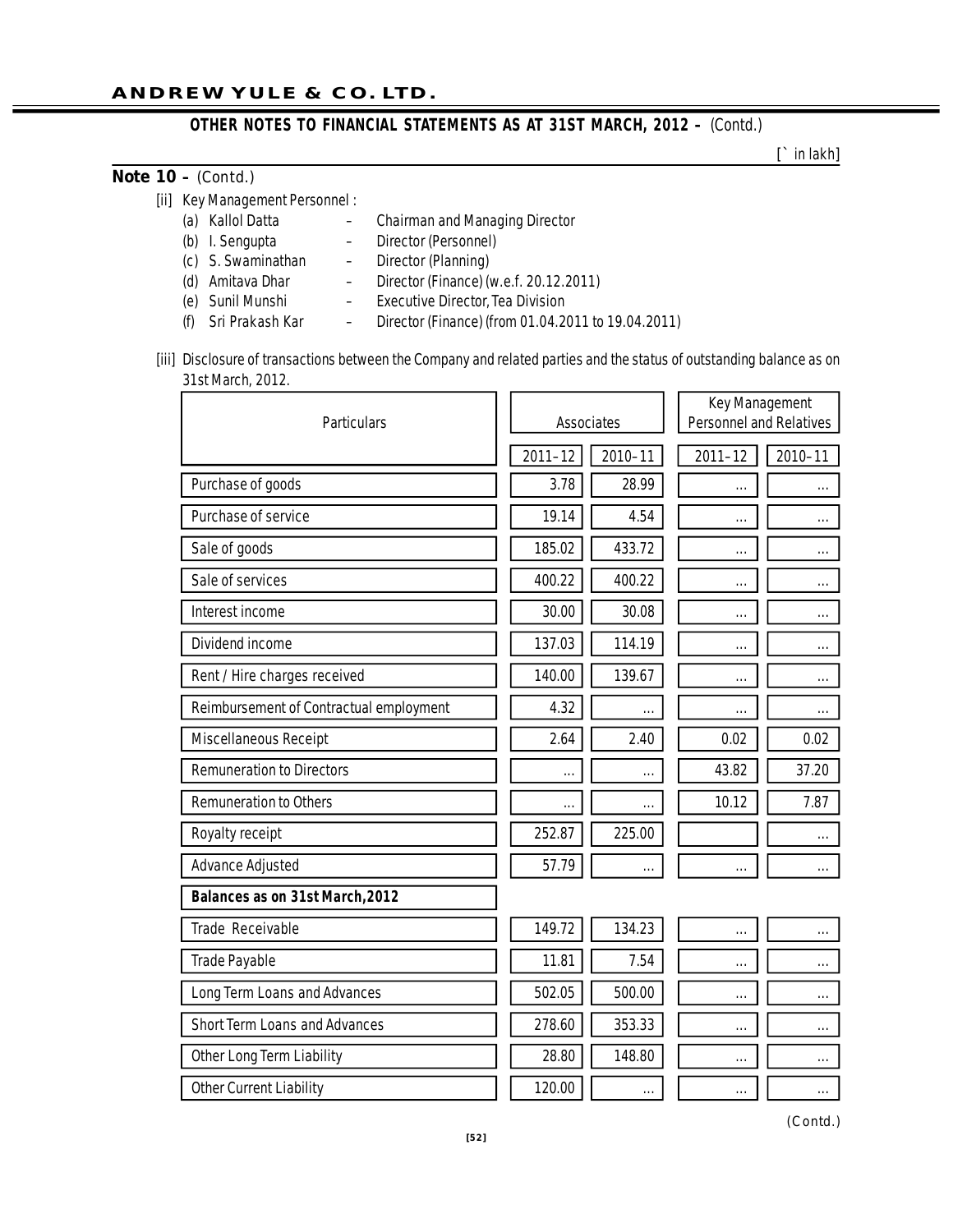**OTHER NOTES TO FINANCIAL STATEMENTS AS AT 31ST MARCH, 2012 –** (Contd.)

[` in lakh]

**Note 10 –** (Contd.)

[ii] Key Management Personnel :

- (a) Kallol Datta – Chairman and Managing Director
- (b) I. Sengupta – Director (Personnel)
- (c) S. Swaminathan – Director (Planning)
- (d) Amitava Dhar – Director (Finance) (w.e.f. 20.12.2011)
- (e) Sunil Munshi – Executive Director, Tea Division
- (f) Sri Prakash Kar – Director (Finance) (from 01.04.2011 to 19.04.2011)

[iii] Disclosure of transactions between the Company and related parties and the status of outstanding balance as on 31st March, 2012.

| Particulars | Associates | | Key Management Personnel and Relatives | |
|---|---|---|---|---|
| | 2011–12 | 2010–11 | 2011–12 | 2010–11 |
| Purchase of goods | 3.78 | 28.99 | ... | ... |
| Purchase of service | 19.14 | 4.54 | ... | ... |
| Sale of goods | 185.02 | 433.72 | ... | ... |
| Sale of services | 400.22 | 400.22 | ... | ... |
| Interest income | 30.00 | 30.08 | ... | ... |
| Dividend income | 137.03 | 114.19 | ... | ... |
| Rent / Hire charges received | 140.00 | 139.67 | ... | ... |
| Reimbursement of Contractual employment | 4.32 | ... | ... | ... |
| Miscellaneous Receipt | 2.64 | 2.40 | 0.02 | 0.02 |
| Remuneration to Directors | ... | ... | 43.82 | 37.20 |
| Remuneration to Others | ... | ... | 10.12 | 7.87 |
| Royalty receipt | 252.87 | 225.00 | | ... |
| Advance Adjusted | 57.79 | ... | ... | ... |
| **Balances as on 31st March, 2012** | | | | |
| Trade Receivable | 149.72 | 134.23 | ... | ... |
| Trade Payable | 11.81 | 7.54 | ... | ... |
| Long Term Loans and Advances | 502.05 | 500.00 | ... | ... |
| Short Term Loans and Advances | 278.60 | 353.33 | ... | ... |
| Other Long Term Liability | 28.80 | 148.80 | ... | ... |
| Other Current Liability | 120.00 | ... | ... | ... |

(Contd.)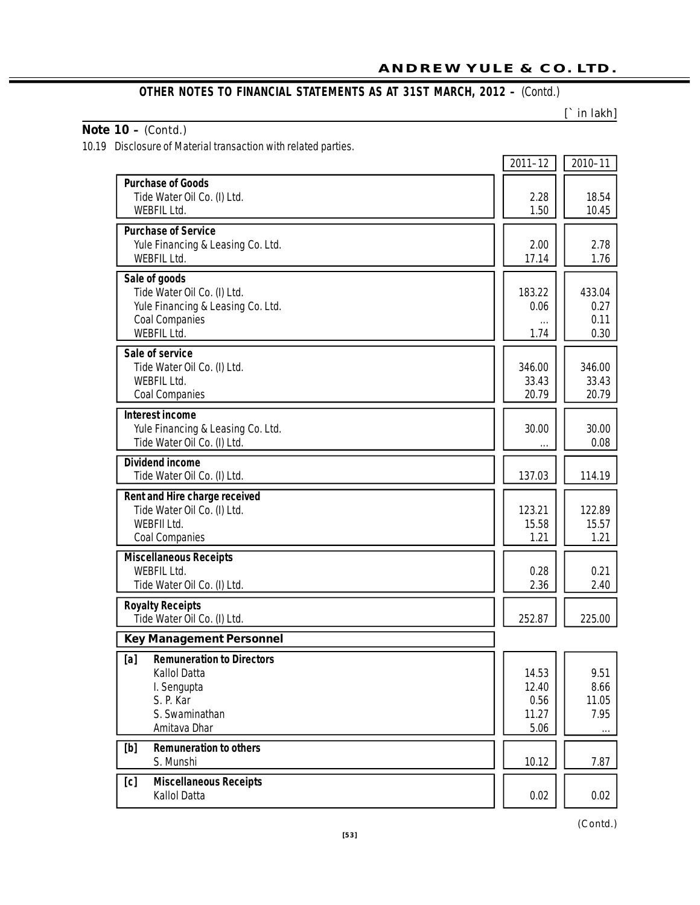## OTHER NOTES TO FINANCIAL STATEMENTS AS AT 31ST MARCH, 2012 – (Contd.)

[` in lakh]

**Note 10 –** (Contd.)

10.19 Disclosure of Material transaction with related parties.

| | 2011–12 | 2010–11 |
|---|---|---|
| **Purchase of Goods** | | |
| Tide Water Oil Co. (I) Ltd. | 2.28 | 18.54 |
| WEBFIL Ltd. | 1.50 | 10.45 |
| **Purchase of Service** | | |
| Yule Financing & Leasing Co. Ltd. | 2.00 | 2.78 |
| WEBFIL Ltd. | 17.14 | 1.76 |
| **Sale of goods** | | |
| Tide Water Oil Co. (I) Ltd. | 183.22 | 433.04 |
| Yule Financing & Leasing Co. Ltd. | 0.06 | 0.27 |
| Coal Companies | ... | 0.11 |
| WEBFIL Ltd. | 1.74 | 0.30 |
| **Sale of service** | | |
| Tide Water Oil Co. (I) Ltd. | 346.00 | 346.00 |
| WEBFIL Ltd. | 33.43 | 33.43 |
| Coal Companies | 20.79 | 20.79 |
| **Interest income** | | |
| Yule Financing & Leasing Co. Ltd. | 30.00 | 30.00 |
| Tide Water Oil Co. (I) Ltd. | ... | 0.08 |
| **Dividend income** | | |
| Tide Water Oil Co. (I) Ltd. | 137.03 | 114.19 |
| **Rent and Hire charge received** | | |
| Tide Water Oil Co. (I) Ltd. | 123.21 | 122.89 |
| WEBFIl Ltd. | 15.58 | 15.57 |
| Coal Companies | 1.21 | 1.21 |
| **Miscellaneous Receipts** | | |
| WEBFIL Ltd. | 0.28 | 0.21 |
| Tide Water Oil Co. (I) Ltd. | 2.36 | 2.40 |
| **Royalty Receipts** | | |
| Tide Water Oil Co. (I) Ltd. | 252.87 | 225.00 |
| **Key Management Personnel** | | |
| **[a] Remuneration to Directors** | | |
| Kallol Datta | 14.53 | 9.51 |
| I. Sengupta | 12.40 | 8.66 |
| S. P. Kar | 0.56 | 11.05 |
| S. Swaminathan | 11.27 | 7.95 |
| Amitava Dhar | 5.06 | ... |
| **[b] Remuneration to others** | | |
| S. Munshi | 10.12 | 7.87 |
| **[c] Miscellaneous Receipts** | | |
| Kallol Datta | 0.02 | 0.02 |

(Contd.)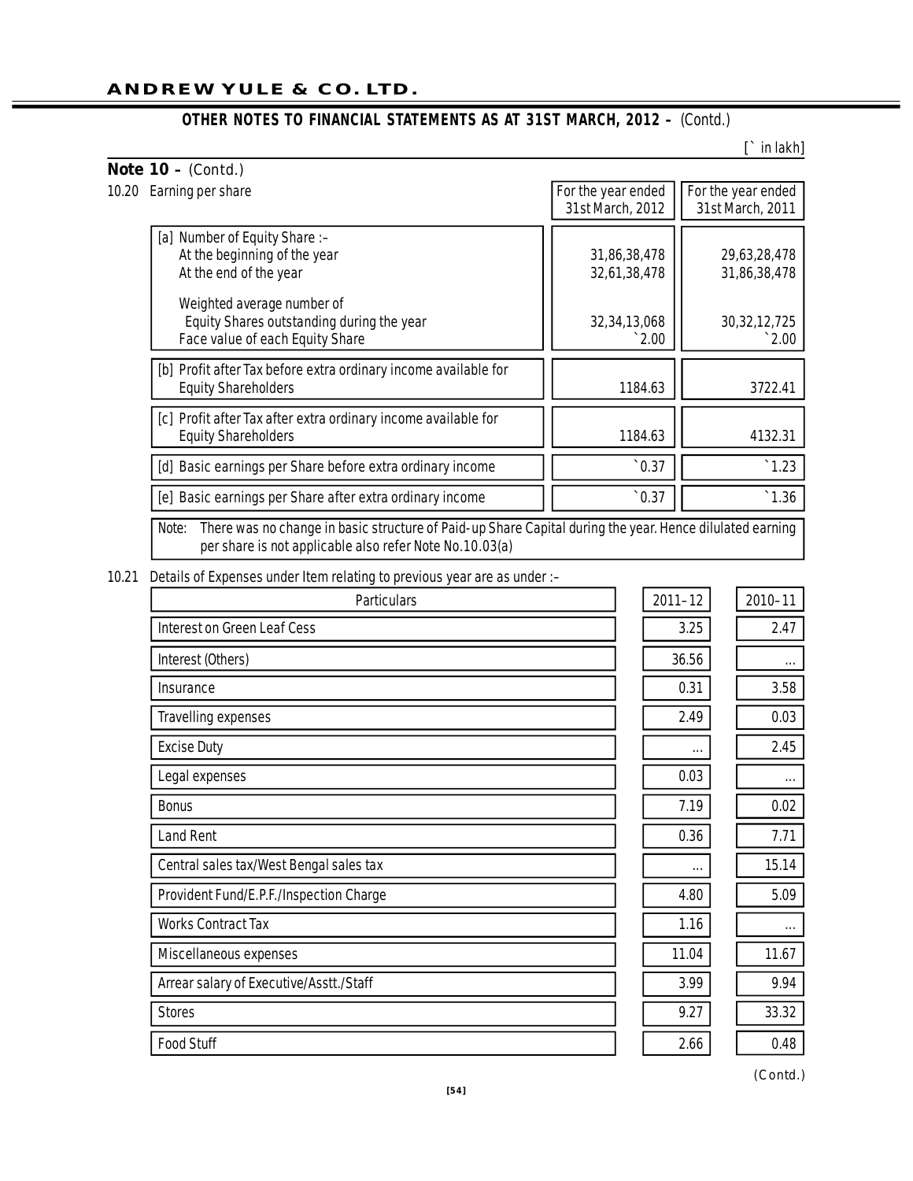## OTHER NOTES TO FINANCIAL STATEMENTS AS AT 31ST MARCH, 2012 – (Contd.)

[` in lakh]

**Note 10 –** (Contd.)

10.20 Earning per share

| | For the year ended 31st March, 2012 | For the year ended 31st March, 2011 |
|---|---|---|
| [a] Number of Equity Share :– | | |
| At the beginning of the year | 31,86,38,478 | 29,63,28,478 |
| At the end of the year | 32,61,38,478 | 31,86,38,478 |
| Weighted average number of Equity Shares outstanding during the year | 32,34,13,068 | 30,32,12,725 |
| Face value of each Equity Share | `2.00 | `2.00 |
| [b] Profit after Tax before extra ordinary income available for Equity Shareholders | 1184.63 | 3722.41 |
| [c] Profit after Tax after extra ordinary income available for Equity Shareholders | 1184.63 | 4132.31 |
| [d] Basic earnings per Share before extra ordinary income | `0.37 | `1.23 |
| [e] Basic earnings per Share after extra ordinary income | `0.37 | `1.36 |

Note: There was no change in basic structure of Paid-up Share Capital during the year. Hence dilulated earning per share is not applicable also refer Note No.10.03(a)

10.21 Details of Expenses under Item relating to previous year are as under :–

| Particulars | 2011–12 | 2010–11 |
|---|---|---|
| Interest on Green Leaf Cess | 3.25 | 2.47 |
| Interest (Others) | 36.56 | ... |
| Insurance | 0.31 | 3.58 |
| Travelling expenses | 2.49 | 0.03 |
| Excise Duty | ... | 2.45 |
| Legal expenses | 0.03 | ... |
| Bonus | 7.19 | 0.02 |
| Land Rent | 0.36 | 7.71 |
| Central sales tax/West Bengal sales tax | ... | 15.14 |
| Provident Fund/E.P.F./Inspection Charge | 4.80 | 5.09 |
| Works Contract Tax | 1.16 | ... |
| Miscellaneous expenses | 11.04 | 11.67 |
| Arrear salary of Executive/Asstt./Staff | 3.99 | 9.94 |
| Stores | 9.27 | 33.32 |
| Food Stuff | 2.66 | 0.48 |

(Contd.)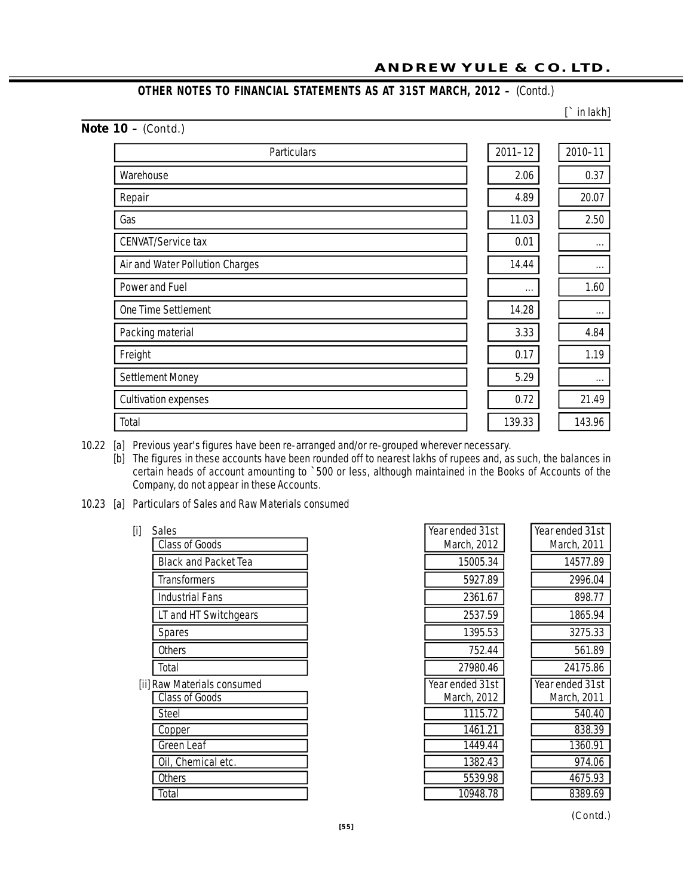## OTHER NOTES TO FINANCIAL STATEMENTS AS AT 31ST MARCH, 2012 – (Contd.)

[` in lakh]

**Note 10 –** (Contd.)

| Particulars | 2011–12 | 2010–11 |
|---|---|---|
| Warehouse | 2.06 | 0.37 |
| Repair | 4.89 | 20.07 |
| Gas | 11.03 | 2.50 |
| CENVAT/Service tax | 0.01 | ... |
| Air and Water Pollution Charges | 14.44 | ... |
| Power and Fuel | ... | 1.60 |
| One Time Settlement | 14.28 | ... |
| Packing material | 3.33 | 4.84 |
| Freight | 0.17 | 1.19 |
| Settlement Money | 5.29 | ... |
| Cultivation expenses | 0.72 | 21.49 |
| Total | 139.33 | 143.96 |

10.22 [a] Previous year's figures have been re-arranged and/or re-grouped wherever necessary.

[b] The figures in these accounts have been rounded off to nearest lakhs of rupees and, as such, the balances in certain heads of account amounting to `500 or less, although maintained in the Books of Accounts of the Company, do not appear in these Accounts.

10.23 [a] Particulars of Sales and Raw Materials consumed

[i] Sales

| Class of Goods | Year ended 31st March, 2012 | Year ended 31st March, 2011 |
|---|---|---|
| Black and Packet Tea | 15005.34 | 14577.89 |
| Transformers | 5927.89 | 2996.04 |
| Industrial Fans | 2361.67 | 898.77 |
| LT and HT Switchgears | 2537.59 | 1865.94 |
| Spares | 1395.53 | 3275.33 |
| Others | 752.44 | 561.89 |
| Total | 27980.46 | 24175.86 |

[ii] Raw Materials consumed

| Class of Goods | Year ended 31st March, 2012 | Year ended 31st March, 2011 |
|---|---|---|
| Steel | 1115.72 | 540.40 |
| Copper | 1461.21 | 838.39 |
| Green Leaf | 1449.44 | 1360.91 |
| Oil, Chemical etc. | 1382.43 | 974.06 |
| Others | 5539.98 | 4675.93 |
| Total | 10948.78 | 8389.69 |

(Contd.)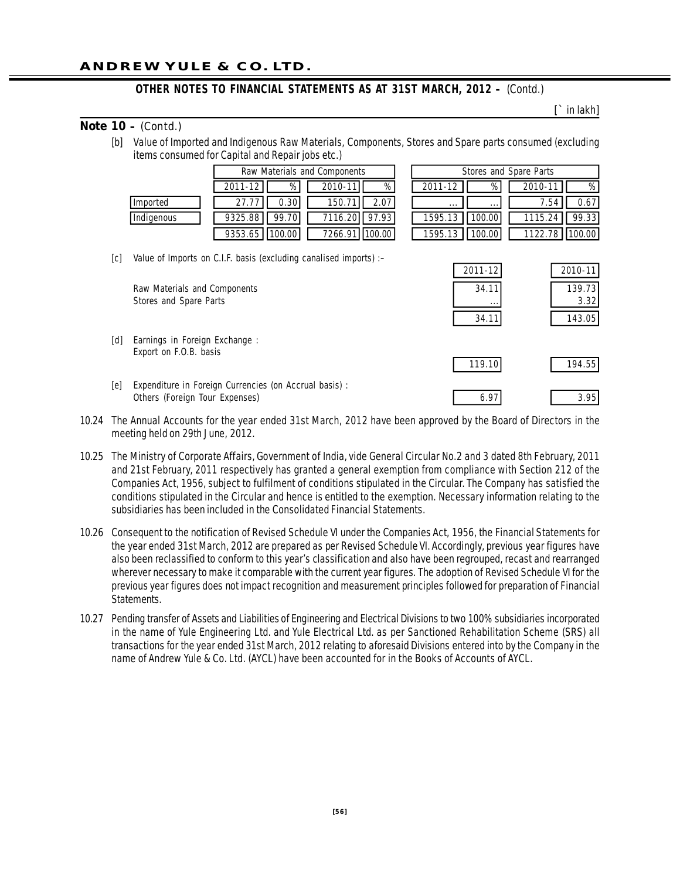**OTHER NOTES TO FINANCIAL STATEMENTS AS AT 31ST MARCH, 2012 –** (Contd.)

[` in lakh]

**Note 10 –** (Contd.)

[b] Value of Imported and Indigenous Raw Materials, Components, Stores and Spare parts consumed (excluding items consumed for Capital and Repair jobs etc.)

| | Raw Materials and Components | | | | Stores and Spare Parts | | | |
|---|---|---|---|---|---|---|---|---|
| | 2011-12 | % | 2010-11 | % | 2011-12 | % | 2010-11 | % |
| Imported | 27.77 | 0.30 | 150.71 | 2.07 | ... | ... | 7.54 | 0.67 |
| Indigenous | 9325.88 | 99.70 | 7116.20 | 97.93 | 1595.13 | 100.00 | 1115.24 | 99.33 |
| | 9353.65 | 100.00 | 7266.91 | 100.00 | 1595.13 | 100.00 | 1122.78 | 100.00 |

[c] Value of Imports on C.I.F. basis (excluding canalised imports) :–

| | 2011-12 | 2010-11 |
|---|---|---|
| Raw Materials and Components | 34.11 | 139.73 |
| Stores and Spare Parts | ... | 3.32 |
| | 34.11 | 143.05 |

[d] Earnings in Foreign Exchange :

| | 2011-12 | 2010-11 |
|---|---|---|
| Export on F.O.B. basis | 119.10 | 194.55 |

[e] Expenditure in Foreign Currencies (on Accrual basis) :

| | 2011-12 | 2010-11 |
|---|---|---|
| Others (Foreign Tour Expenses) | 6.97 | 3.95 |

10.24 The Annual Accounts for the year ended 31st March, 2012 have been approved by the Board of Directors in the meeting held on 29th June, 2012.

10.25 The Ministry of Corporate Affairs, Government of India, vide General Circular No.2 and 3 dated 8th February, 2011 and 21st February, 2011 respectively has granted a general exemption from compliance with Section 212 of the Companies Act, 1956, subject to fulfilment of conditions stipulated in the Circular. The Company has satisfied the conditions stipulated in the Circular and hence is entitled to the exemption. Necessary information relating to the subsidiaries has been included in the Consolidated Financial Statements.

10.26 Consequent to the notification of Revised Schedule VI under the Companies Act, 1956, the Financial Statements for the year ended 31st March, 2012 are prepared as per Revised Schedule VI. Accordingly, previous year figures have also been reclassified to conform to this year's classification and also have been regrouped, recast and rearranged wherever necessary to make it comparable with the current year figures. The adoption of Revised Schedule VI for the previous year figures does not impact recognition and measurement principles followed for preparation of Financial Statements.

10.27 Pending transfer of Assets and Liabilities of Engineering and Electrical Divisions to two 100% subsidiaries incorporated in the name of Yule Engineering Ltd. and Yule Electrical Ltd. as per Sanctioned Rehabilitation Scheme (SRS) all transactions for the year ended 31st March, 2012 relating to aforesaid Divisions entered into by the Company in the name of Andrew Yule & Co. Ltd. (AYCL) have been accounted for in the Books of Accounts of AYCL.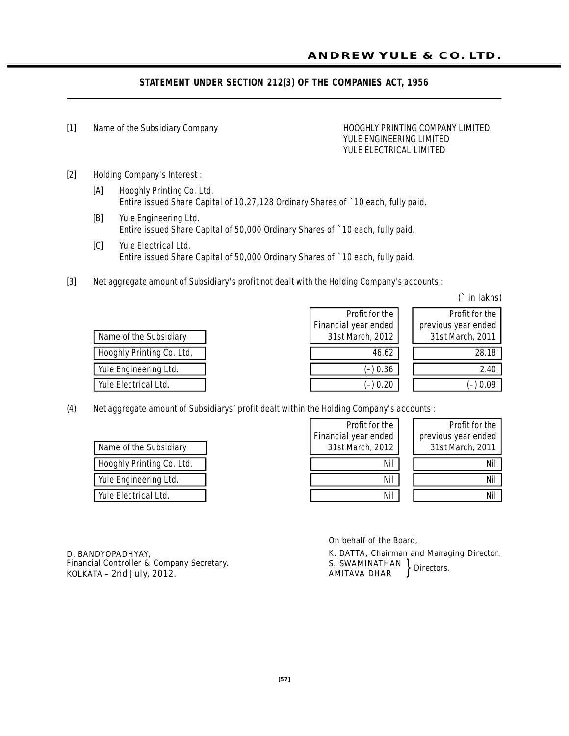## STATEMENT UNDER SECTION 212(3) OF THE COMPANIES ACT, 1956

[1] Name of the Subsidiary Company

HOOGHLY PRINTING COMPANY LIMITED
YULE ENGINEERING LIMITED
YULE ELECTRICAL LIMITED

[2] Holding Company's Interest :

[A] Hooghly Printing Co. Ltd.
Entire issued Share Capital of 10,27,128 Ordinary Shares of ` 10 each, fully paid.

[B] Yule Engineering Ltd.
Entire issued Share Capital of 50,000 Ordinary Shares of ` 10 each, fully paid.

[C] Yule Electrical Ltd.
Entire issued Share Capital of 50,000 Ordinary Shares of ` 10 each, fully paid.

[3] Net aggregate amount of Subsidiary's profit not dealt with the Holding Company's accounts :

(` in lakhs)

| Name of the Subsidiary | Profit for the Financial year ended 31st March, 2012 | Profit for the previous year ended 31st March, 2011 |
|---|---|---|
| Hooghly Printing Co. Ltd. | 46.62 | 28.18 |
| Yule Engineering Ltd. | (–) 0.36 | 2.40 |
| Yule Electrical Ltd. | (–) 0.20 | (–) 0.09 |

(4) Net aggregate amount of Subsidiarys' profit dealt within the Holding Company's accounts :

| Name of the Subsidiary | Profit for the Financial year ended 31st March, 2012 | Profit for the previous year ended 31st March, 2011 |
|---|---|---|
| Hooghly Printing Co. Ltd. | Nil | Nil |
| Yule Engineering Ltd. | Nil | Nil |
| Yule Electrical Ltd. | Nil | Nil |

D. BANDYOPADHYAY,
Financial Controller & Company Secretary.
KOLKATA – 2nd July, 2012.

On behalf of the Board,
K. DATTA, Chairman and Managing Director.
S. SWAMINATHAN }
AMITAVA DHAR } Directors.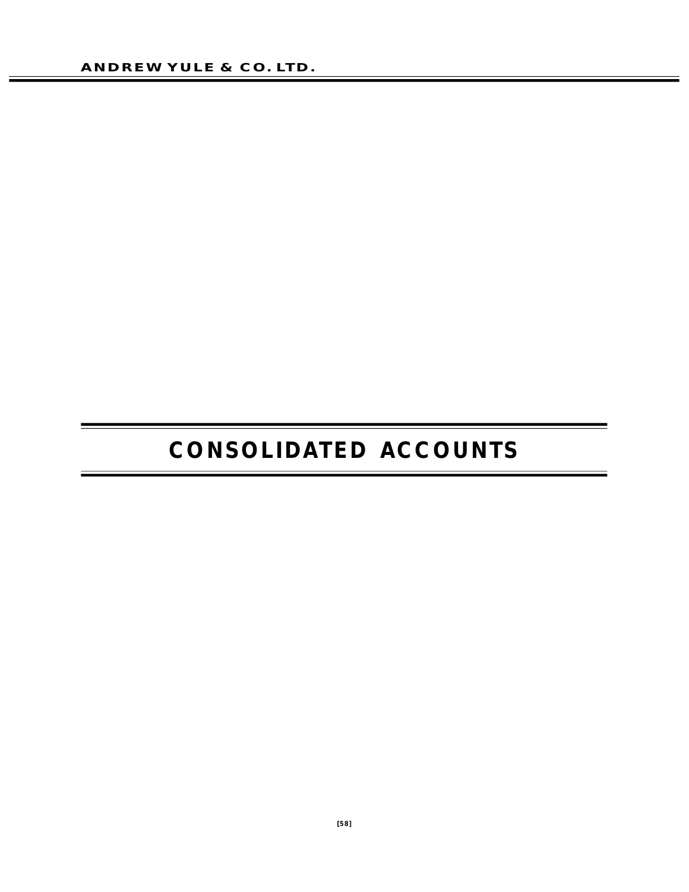# CONSOLIDATED ACCOUNTS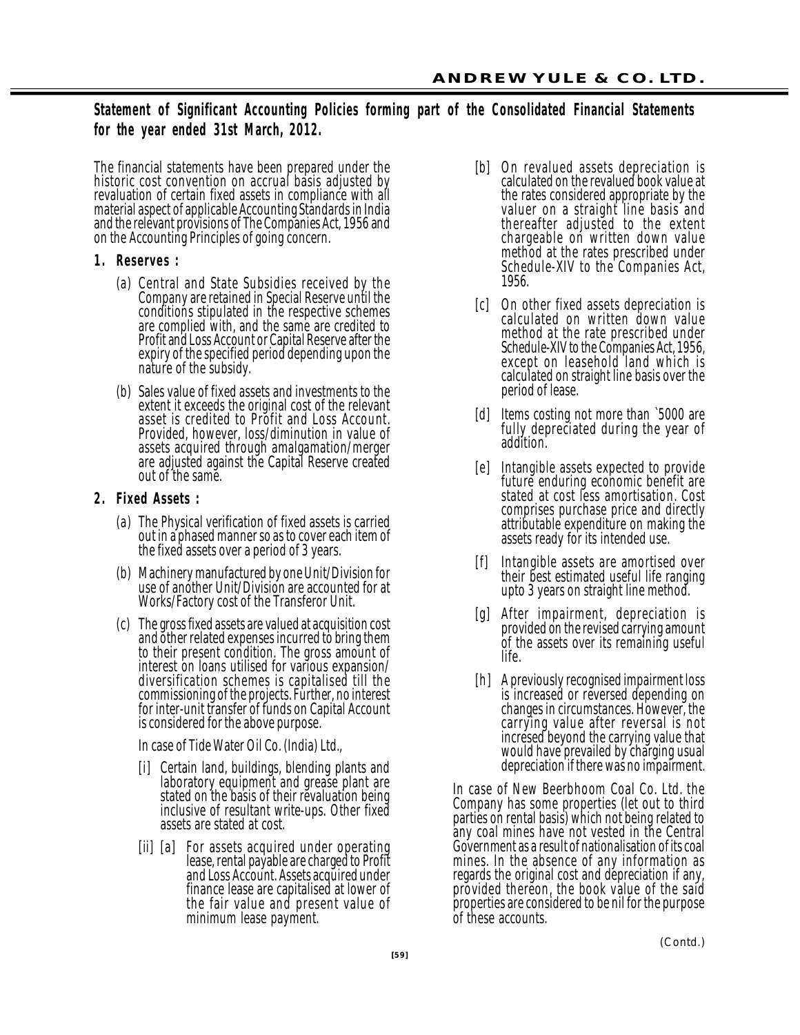**Statement of Significant Accounting Policies forming part of the Consolidated Financial Statements for the year ended 31st March, 2012.**

The financial statements have been prepared under the historic cost convention on accrual basis adjusted by revaluation of certain fixed assets in compliance with all material aspect of applicable Accounting Standards in India and the relevant provisions of The Companies Act, 1956 and on the Accounting Principles of going concern.

**1. Reserves :**

(a) Central and State Subsidies received by the Company are retained in Special Reserve until the conditions stipulated in the respective schemes are complied with, and the same are credited to Profit and Loss Account or Capital Reserve after the expiry of the specified period depending upon the nature of the subsidy.

(b) Sales value of fixed assets and investments to the extent it exceeds the original cost of the relevant asset is credited to Profit and Loss Account. Provided, however, loss/diminution in value of assets acquired through amalgamation/merger are adjusted against the Capital Reserve created out of the same.

**2. Fixed Assets :**

(a) The Physical verification of fixed assets is carried out in a phased manner so as to cover each item of the fixed assets over a period of 3 years.

(b) Machinery manufactured by one Unit/Division for use of another Unit/Division are accounted for at Works/Factory cost of the Transferor Unit.

(c) The gross fixed assets are valued at acquisition cost and other related expenses incurred to bring them to their present condition. The gross amount of interest on loans utilised for various expansion/ diversification schemes is capitalised till the commissioning of the projects. Further, no interest for inter-unit transfer of funds on Capital Account is considered for the above purpose.

In case of Tide Water Oil Co. (India) Ltd.,

[i] Certain land, buildings, blending plants and laboratory equipment and grease plant are stated on the basis of their revaluation being inclusive of resultant write-ups. Other fixed assets are stated at cost.

[ii] [a] For assets acquired under operating lease, rental payable are charged to Profit and Loss Account. Assets acquired under finance lease are capitalised at lower of the fair value and present value of minimum lease payment.

[b] On revalued assets depreciation is calculated on the revalued book value at the rates considered appropriate by the valuer on a straight line basis and thereafter adjusted to the extent chargeable on written down value method at the rates prescribed under Schedule-XIV to the Companies Act, 1956.

[c] On other fixed assets depreciation is calculated on written down value method at the rate prescribed under Schedule-XIV to the Companies Act, 1956, except on leasehold land which is calculated on straight line basis over the period of lease.

[d] Items costing not more than `5000 are fully depreciated during the year of addition.

[e] Intangible assets expected to provide future enduring economic benefit are stated at cost less amortisation. Cost comprises purchase price and directly attributable expenditure on making the assets ready for its intended use.

[f] Intangible assets are amortised over their best estimated useful life ranging upto 3 years on straight line method.

[g] After impairment, depreciation is provided on the revised carrying amount of the assets over its remaining useful life.

[h] A previously recognised impairment loss is increased or reversed depending on changes in circumstances. However, the carrying value after reversal is not incresed beyond the carrying value that would have prevailed by charging usual depreciation if there was no impairment.

In case of New Beerbhoom Coal Co. Ltd. the Company has some properties (let out to third parties on rental basis) which not being related to any coal mines have not vested in the Central Government as a result of nationalisation of its coal mines. In the absence of any information as regards the original cost and depreciation if any, provided thereon, the book value of the said properties are considered to be nil for the purpose of these accounts.

(Contd.)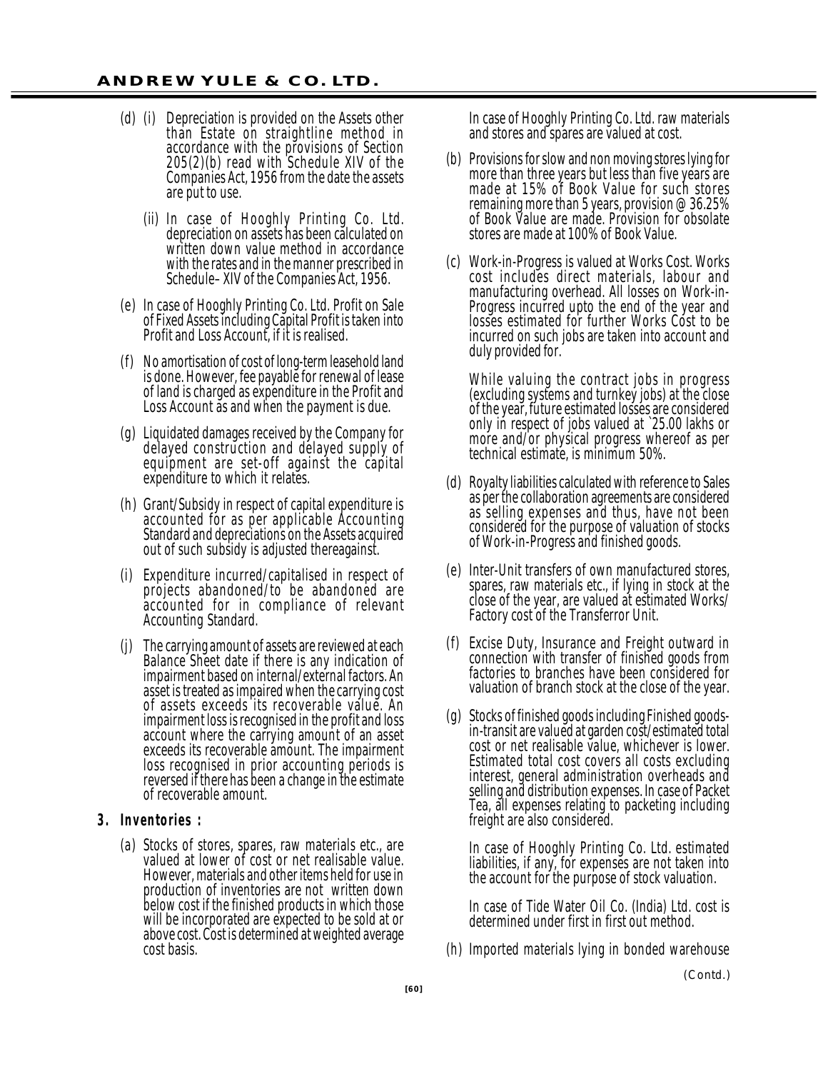(d) (i) Depreciation is provided on the Assets other than Estate on straightline method in accordance with the provisions of Section 205(2)(b) read with Schedule XIV of the Companies Act, 1956 from the date the assets are put to use.

(ii) In case of Hooghly Printing Co. Ltd. depreciation on assets has been calculated on written down value method in accordance with the rates and in the manner prescribed in Schedule– XIV of the Companies Act, 1956.

(e) In case of Hooghly Printing Co. Ltd. Profit on Sale of Fixed Assets including Capital Profit is taken into Profit and Loss Account, if it is realised.

(f) No amortisation of cost of long-term leasehold land is done. However, fee payable for renewal of lease of land is charged as expenditure in the Profit and Loss Account as and when the payment is due.

(g) Liquidated damages received by the Company for delayed construction and delayed supply of equipment are set-off against the capital expenditure to which it relates.

(h) Grant/Subsidy in respect of capital expenditure is accounted for as per applicable Accounting Standard and depreciations on the Assets acquired out of such subsidy is adjusted thereagainst.

(i) Expenditure incurred/capitalised in respect of projects abandoned/to be abandoned are accounted for in compliance of relevant Accounting Standard.

(j) The carrying amount of assets are reviewed at each Balance Sheet date if there is any indication of impairment based on internal/external factors. An asset is treated as impaired when the carrying cost of assets exceeds its recoverable value. An impairment loss is recognised in the profit and loss account where the carrying amount of an asset exceeds its recoverable amount. The impairment loss recognised in prior accounting periods is reversed if there has been a change in the estimate of recoverable amount.

**3. Inventories :**

(a) Stocks of stores, spares, raw materials etc., are valued at lower of cost or net realisable value. However, materials and other items held for use in production of inventories are not written down below cost if the finished products in which those will be incorporated are expected to be sold at or above cost. Cost is determined at weighted average cost basis.

In case of Hooghly Printing Co. Ltd. raw materials and stores and spares are valued at cost.

(b) Provisions for slow and non moving stores lying for more than three years but less than five years are made at 15% of Book Value for such stores remaining more than 5 years, provision @ 36.25% of Book Value are made. Provision for obsolate stores are made at 100% of Book Value.

(c) Work-in-Progress is valued at Works Cost. Works cost includes direct materials, labour and manufacturing overhead. All losses on Work-in-Progress incurred upto the end of the year and losses estimated for further Works Cost to be incurred on such jobs are taken into account and duly provided for.

While valuing the contract jobs in progress (excluding systems and turnkey jobs) at the close of the year, future estimated losses are considered only in respect of jobs valued at `25.00 lakhs or more and/or physical progress whereof as per technical estimate, is minimum 50%.

(d) Royalty liabilities calculated with reference to Sales as per the collaboration agreements are considered as selling expenses and thus, have not been considered for the purpose of valuation of stocks of Work-in-Progress and finished goods.

(e) Inter-Unit transfers of own manufactured stores, spares, raw materials etc., if lying in stock at the close of the year, are valued at estimated Works/Factory cost of the Transferror Unit.

(f) Excise Duty, Insurance and Freight outward in connection with transfer of finished goods from factories to branches have been considered for valuation of branch stock at the close of the year.

(g) Stocks of finished goods including Finished goods-in-transit are valued at garden cost/estimated total cost or net realisable value, whichever is lower. Estimated total cost covers all costs excluding interest, general administration overheads and selling and distribution expenses. In case of Packet Tea, all expenses relating to packeting including freight are also considered.

In case of Hooghly Printing Co. Ltd. estimated liabilities, if any, for expenses are not taken into the account for the purpose of stock valuation.

In case of Tide Water Oil Co. (India) Ltd. cost is determined under first in first out method.

(h) Imported materials lying in bonded warehouse

(Contd.)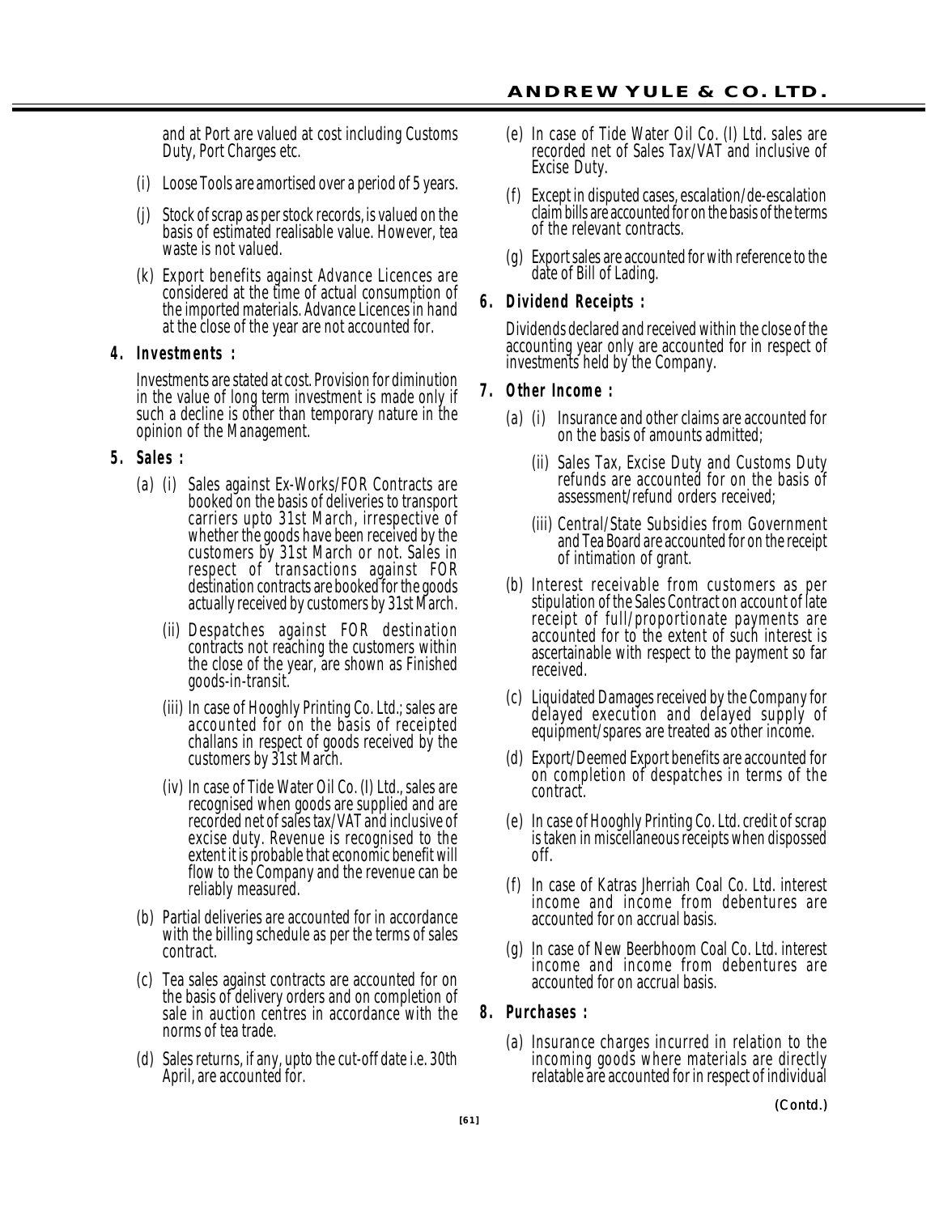and at Port are valued at cost including Customs Duty, Port Charges etc.

(i) Loose Tools are amortised over a period of 5 years.

(j) Stock of scrap as per stock records, is valued on the basis of estimated realisable value. However, tea waste is not valued.

(k) Export benefits against Advance Licences are considered at the time of actual consumption of the imported materials. Advance Licences in hand at the close of the year are not accounted for.

## 4. Investments :

Investments are stated at cost. Provision for diminution in the value of long term investment is made only if such a decline is other than temporary nature in the opinion of the Management.

## 5. Sales :

(a) (i) Sales against Ex-Works/FOR Contracts are booked on the basis of deliveries to transport carriers upto 31st March, irrespective of whether the goods have been received by the customers by 31st March or not. Sales in respect of transactions against FOR destination contracts are booked for the goods actually received by customers by 31st March.

(ii) Despatches against FOR destination contracts not reaching the customers within the close of the year, are shown as Finished goods-in-transit.

(iii) In case of Hooghly Printing Co. Ltd.; sales are accounted for on the basis of receipted challans in respect of goods received by the customers by 31st March.

(iv) In case of Tide Water Oil Co. (I) Ltd., sales are recognised when goods are supplied and are recorded net of sales tax/VAT and inclusive of excise duty. Revenue is recognised to the extent it is probable that economic benefit will flow to the Company and the revenue can be reliably measured.

(b) Partial deliveries are accounted for in accordance with the billing schedule as per the terms of sales contract.

(c) Tea sales against contracts are accounted for on the basis of delivery orders and on completion of sale in auction centres in accordance with the norms of tea trade.

(d) Sales returns, if any, upto the cut-off date i.e. 30th April, are accounted for.

(e) In case of Tide Water Oil Co. (I) Ltd. sales are recorded net of Sales Tax/VAT and inclusive of Excise Duty.

(f) Except in disputed cases, escalation/de-escalation claim bills are accounted for on the basis of the terms of the relevant contracts.

(g) Export sales are accounted for with reference to the date of Bill of Lading.

## 6. Dividend Receipts :

Dividends declared and received within the close of the accounting year only are accounted for in respect of investments held by the Company.

## 7. Other Income :

(a) (i) Insurance and other claims are accounted for on the basis of amounts admitted;

(ii) Sales Tax, Excise Duty and Customs Duty refunds are accounted for on the basis of assessment/refund orders received;

(iii) Central/State Subsidies from Government and Tea Board are accounted for on the receipt of intimation of grant.

(b) Interest receivable from customers as per stipulation of the Sales Contract on account of late receipt of full/proportionate payments are accounted for to the extent of such interest is ascertainable with respect to the payment so far received.

(c) Liquidated Damages received by the Company for delayed execution and delayed supply of equipment/spares are treated as other income.

(d) Export/Deemed Export benefits are accounted for on completion of despatches in terms of the contract.

(e) In case of Hooghly Printing Co. Ltd. credit of scrap is taken in miscellaneous receipts when dispossed off.

(f) In case of Katras Jherriah Coal Co. Ltd. interest income and income from debentures are accounted for on accrual basis.

(g) In case of New Beerbhoom Coal Co. Ltd. interest income and income from debentures are accounted for on accrual basis.

## 8. Purchases :

(a) Insurance charges incurred in relation to the incoming goods where materials are directly relatable are accounted for in respect of individual

(Contd.)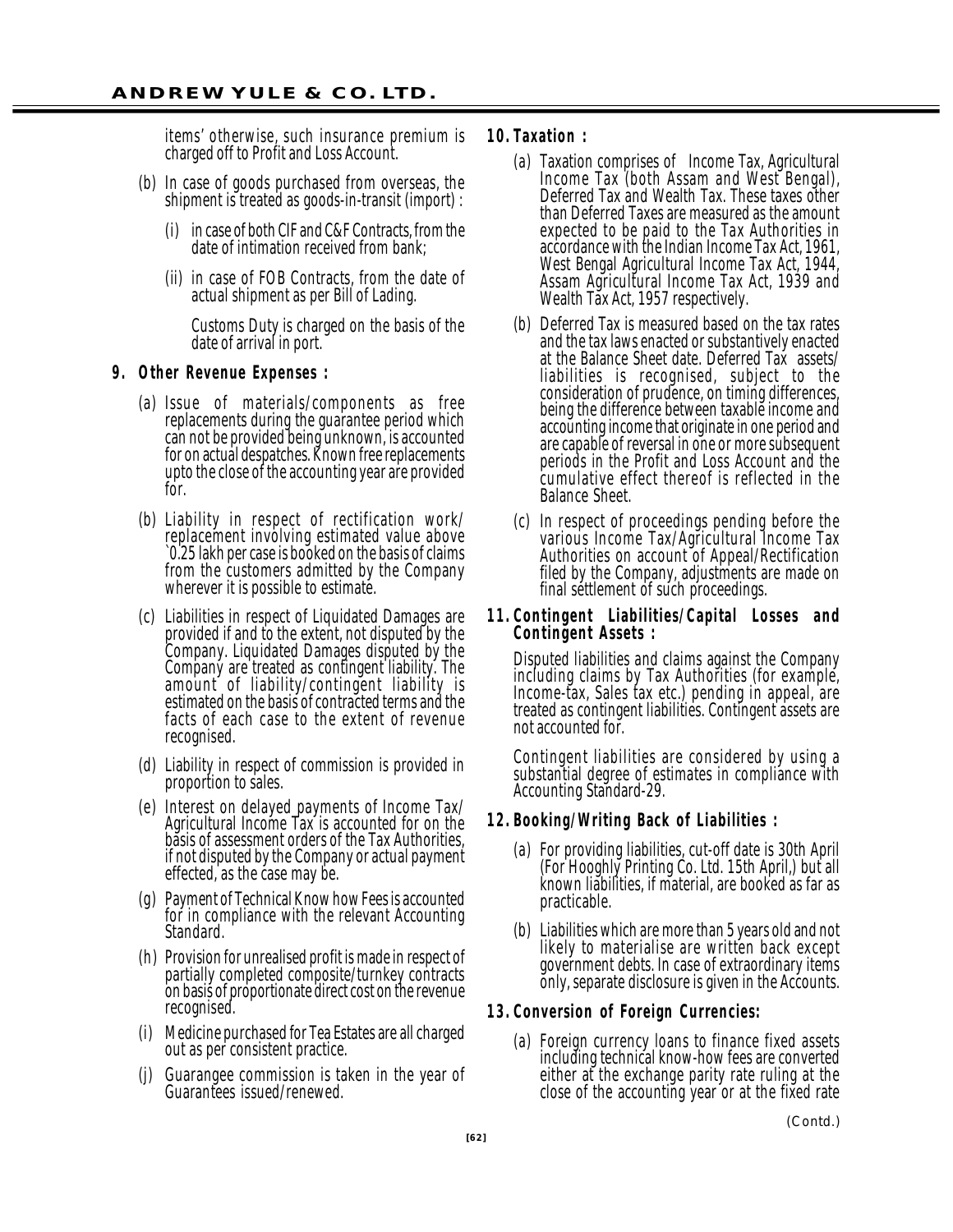items' otherwise, such insurance premium is charged off to Profit and Loss Account.

(b) In case of goods purchased from overseas, the shipment is treated as goods-in-transit (import) :

(i) in case of both CIF and C&F Contracts, from the date of intimation received from bank;

(ii) in case of FOB Contracts, from the date of actual shipment as per Bill of Lading.

Customs Duty is charged on the basis of the date of arrival in port.

**9. Other Revenue Expenses :**

(a) Issue of materials/components as free replacements during the guarantee period which can not be provided being unknown, is accounted for on actual despatches. Known free replacements upto the close of the accounting year are provided for.

(b) Liability in respect of rectification work/ replacement involving estimated value above `0.25 lakh per case is booked on the basis of claims from the customers admitted by the Company wherever it is possible to estimate.

(c) Liabilities in respect of Liquidated Damages are provided if and to the extent, not disputed by the Company. Liquidated Damages disputed by the Company are treated as contingent liability. The amount of liability/contingent liability is estimated on the basis of contracted terms and the facts of each case to the extent of revenue recognised.

(d) Liability in respect of commission is provided in proportion to sales.

(e) Interest on delayed payments of Income Tax/ Agricultural Income Tax is accounted for on the basis of assessment orders of the Tax Authorities, if not disputed by the Company or actual payment effected, as the case may be.

(g) Payment of Technical Know how Fees is accounted for in compliance with the relevant Accounting Standard.

(h) Provision for unrealised profit is made in respect of partially completed composite/turnkey contracts on basis of proportionate direct cost on the revenue recognised.

(i) Medicine purchased for Tea Estates are all charged out as per consistent practice.

(j) Guarangee commission is taken in the year of Guarantees issued/renewed.

**10. Taxation :**

(a) Taxation comprises of Income Tax, Agricultural Income Tax (both Assam and West Bengal), Deferred Tax and Wealth Tax. These taxes other than Deferred Taxes are measured as the amount expected to be paid to the Tax Authorities in accordance with the Indian Income Tax Act, 1961, West Bengal Agricultural Income Tax Act, 1944, Assam Agricultural Income Tax Act, 1939 and Wealth Tax Act, 1957 respectively.

(b) Deferred Tax is measured based on the tax rates and the tax laws enacted or substantively enacted at the Balance Sheet date. Deferred Tax assets/ liabilities is recognised, subject to the consideration of prudence, on timing differences, being the difference between taxable income and accounting income that originate in one period and are capable of reversal in one or more subsequent periods in the Profit and Loss Account and the cumulative effect thereof is reflected in the Balance Sheet.

(c) In respect of proceedings pending before the various Income Tax/Agricultural Income Tax Authorities on account of Appeal/Rectification filed by the Company, adjustments are made on final settlement of such proceedings.

**11. Contingent Liabilities/Capital Losses and Contingent Assets :**

Disputed liabilities and claims against the Company including claims by Tax Authorities (for example, Income-tax, Sales tax etc.) pending in appeal, are treated as contingent liabilities. Contingent assets are not accounted for.

Contingent liabilities are considered by using a substantial degree of estimates in compliance with Accounting Standard-29.

**12. Booking/Writing Back of Liabilities :**

(a) For providing liabilities, cut-off date is 30th April (For Hooghly Printing Co. Ltd. 15th April,) but all known liabilities, if material, are booked as far as practicable.

(b) Liabilities which are more than 5 years old and not likely to materialise are written back except government debts. In case of extraordinary items only, separate disclosure is given in the Accounts.

**13. Conversion of Foreign Currencies:**

(a) Foreign currency loans to finance fixed assets including technical know-how fees are converted either at the exchange parity rate ruling at the close of the accounting year or at the fixed rate

(Contd.)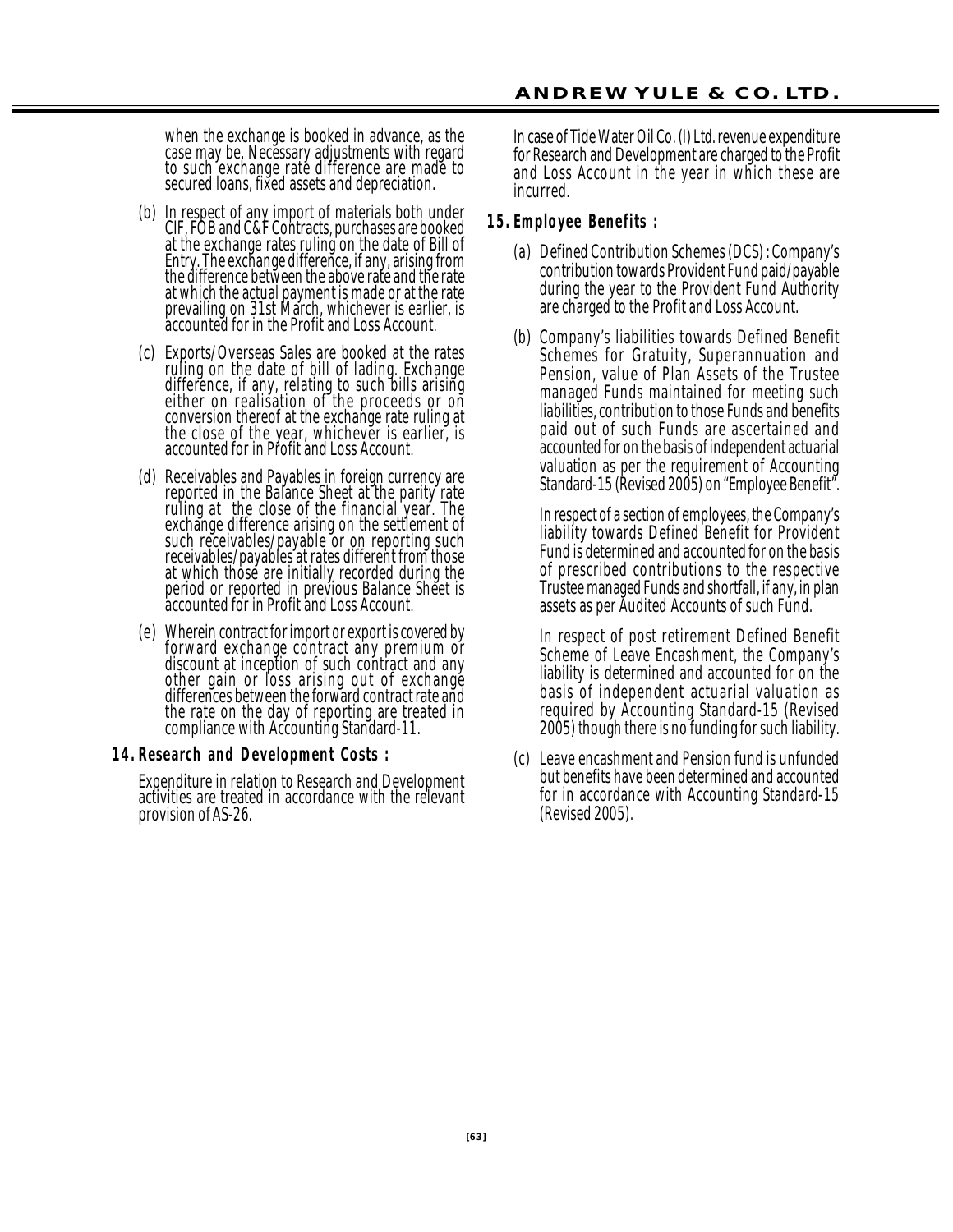when the exchange is booked in advance, as the case may be. Necessary adjustments with regard to such exchange rate difference are made to secured loans, fixed assets and depreciation.

(b) In respect of any import of materials both under CIF, FOB and C&F Contracts, purchases are booked at the exchange rates ruling on the date of Bill of Entry. The exchange difference, if any, arising from the difference between the above rate and the rate at which the actual payment is made or at the rate prevailing on 31st March, whichever is earlier, is accounted for in the Profit and Loss Account.

(c) Exports/Overseas Sales are booked at the rates ruling on the date of bill of lading. Exchange difference, if any, relating to such bills arising either on realisation of the proceeds or on conversion thereof at the exchange rate ruling at the close of the year, whichever is earlier, is accounted for in Profit and Loss Account.

(d) Receivables and Payables in foreign currency are reported in the Balance Sheet at the parity rate ruling at the close of the financial year. The exchange difference arising on the settlement of such receivables/payable or on reporting such receivables/payables at rates different from those at which those are initially recorded during the period or reported in previous Balance Sheet is accounted for in Profit and Loss Account.

(e) Wherein contract for import or export is covered by forward exchange contract any premium or discount at inception of such contract and any other gain or loss arising out of exchange differences between the forward contract rate and the rate on the day of reporting are treated in compliance with Accounting Standard-11.

**14. Research and Development Costs :**

Expenditure in relation to Research and Development activities are treated in accordance with the relevant provision of AS-26.

In case of Tide Water Oil Co. (I) Ltd. revenue expenditure for Research and Development are charged to the Profit and Loss Account in the year in which these are incurred.

**15. Employee Benefits :**

(a) Defined Contribution Schemes (DCS) : Company's contribution towards Provident Fund paid/payable during the year to the Provident Fund Authority are charged to the Profit and Loss Account.

(b) Company's liabilities towards Defined Benefit Schemes for Gratuity, Superannuation and Pension, value of Plan Assets of the Trustee managed Funds maintained for meeting such liabilities, contribution to those Funds and benefits paid out of such Funds are ascertained and accounted for on the basis of independent actuarial valuation as per the requirement of Accounting Standard-15 (Revised 2005) on "Employee Benefit".

In respect of a section of employees, the Company's liability towards Defined Benefit for Provident Fund is determined and accounted for on the basis of prescribed contributions to the respective Trustee managed Funds and shortfall, if any, in plan assets as per Audited Accounts of such Fund.

In respect of post retirement Defined Benefit Scheme of Leave Encashment, the Company's liability is determined and accounted for on the basis of independent actuarial valuation as required by Accounting Standard-15 (Revised 2005) though there is no funding for such liability.

(c) Leave encashment and Pension fund is unfunded but benefits have been determined and accounted for in accordance with Accounting Standard-15 (Revised 2005).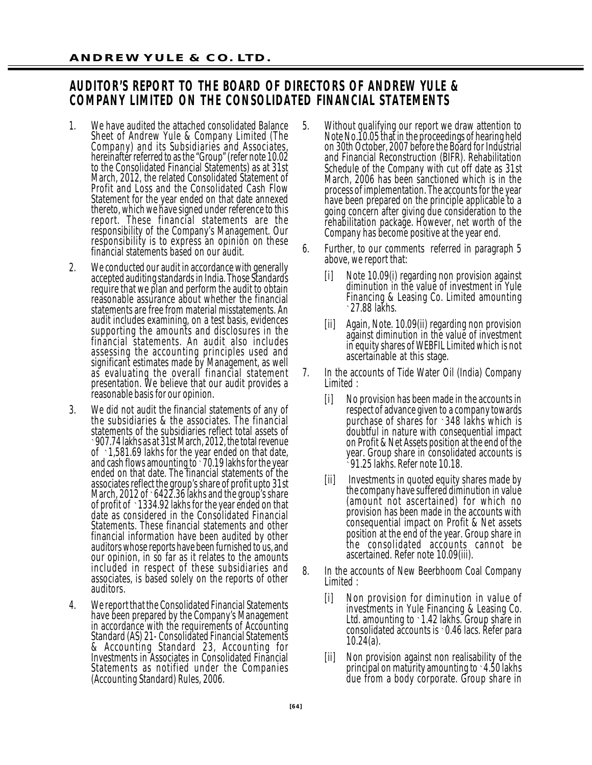**ANDREW YULE & CO. LTD.**

# AUDITOR'S REPORT TO THE BOARD OF DIRECTORS OF ANDREW YULE & COMPANY LIMITED ON THE CONSOLIDATED FINANCIAL STATEMENTS

1. We have audited the attached consolidated Balance Sheet of Andrew Yule & Company Limited (The Company) and its Subsidiaries and Associates, hereinafter referred to as the "Group" (refer note 10.02 to the Consolidated Financial Statements) as at 31st March, 2012, the related Consolidated Statement of Profit and Loss and the Consolidated Cash Flow Statement for the year ended on that date annexed thereto, which we have signed under reference to this report. These financial statements are the responsibility of the Company's Management. Our responsibility is to express an opinion on these financial statements based on our audit.

2. We conducted our audit in accordance with generally accepted auditing standards in India. Those Standards require that we plan and perform the audit to obtain reasonable assurance about whether the financial statements are free from material misstatements. An audit includes examining, on a test basis, evidences supporting the amounts and disclosures in the financial statements. An audit also includes assessing the accounting principles used and significant estimates made by Management, as well as evaluating the overall financial statement presentation. We believe that our audit provides a reasonable basis for our opinion.

3. We did not audit the financial statements of any of the subsidiaries & the associates. The financial statements of the subsidiaries reflect total assets of ` 907.74 lakhs as at 31st March, 2012, the total revenue of ` 1,581.69 lakhs for the year ended on that date, and cash flows amounting to ` 70.19 lakhs for the year ended on that date. The financial statements of the associates reflect the group's share of profit upto 31st March, 2012 of ` 6422.36 lakhs and the group's share of profit of ` 1334.92 lakhs for the year ended on that date as considered in the Consolidated Financial Statements. These financial statements and other financial information have been audited by other auditors whose reports have been furnished to us, and our opinion, in so far as it relates to the amounts included in respect of these subsidiaries and associates, is based solely on the reports of other auditors.

4. We report that the Consolidated Financial Statements have been prepared by the Company's Management in accordance with the requirements of Accounting Standard (AS) 21- Consolidated Financial Statements & Accounting Standard 23, Accounting for Investments in Associates in Consolidated Financial Statements as notified under the Companies (Accounting Standard) Rules, 2006.

5. Without qualifying our report we draw attention to Note No.10.05 that in the proceedings of hearing held on 30th October, 2007 before the Board for Industrial and Financial Reconstruction (BIFR). Rehabilitation Schedule of the Company with cut off date as 31st March, 2006 has been sanctioned which is in the process of implementation. The accounts for the year have been prepared on the principle applicable to a going concern after giving due consideration to the rehabilitation package. However, net worth of the Company has become positive at the year end.

6. Further, to our comments referred in paragraph 5 above, we report that:

   [i] Note 10.09(i) regarding non provision against diminution in the value of investment in Yule Financing & Leasing Co. Limited amounting ` 27.88 lakhs.

   [ii] Again, Note. 10.09(ii) regarding non provision against diminution in the value of investment in equity shares of WEBFIL Limited which is not ascertainable at this stage.

7. In the accounts of Tide Water Oil (India) Company Limited :

   [i] No provision has been made in the accounts in respect of advance given to a company towards purchase of shares for ` 348 lakhs which is doubtful in nature with consequential impact on Profit & Net Assets position at the end of the year. Group share in consolidated accounts is ` 91.25 lakhs. Refer note 10.18.

   [ii] Investments in quoted equity shares made by the company have suffered diminution in value (amount not ascertained) for which no provision has been made in the accounts with consequential impact on Profit & Net assets position at the end of the year. Group share in the consolidated accounts cannot be ascertained. Refer note 10.09(iii).

8. In the accounts of New Beerbhoom Coal Company Limited :

   [i] Non provision for diminution in value of investments in Yule Financing & Leasing Co. Ltd. amounting to ` 1.42 lakhs. Group share in consolidated accounts is ` 0.46 lacs. Refer para 10.24(a).

   [ii] Non provision against non realisability of the principal on maturity amounting to ` 4.50 lakhs due from a body corporate. Group share in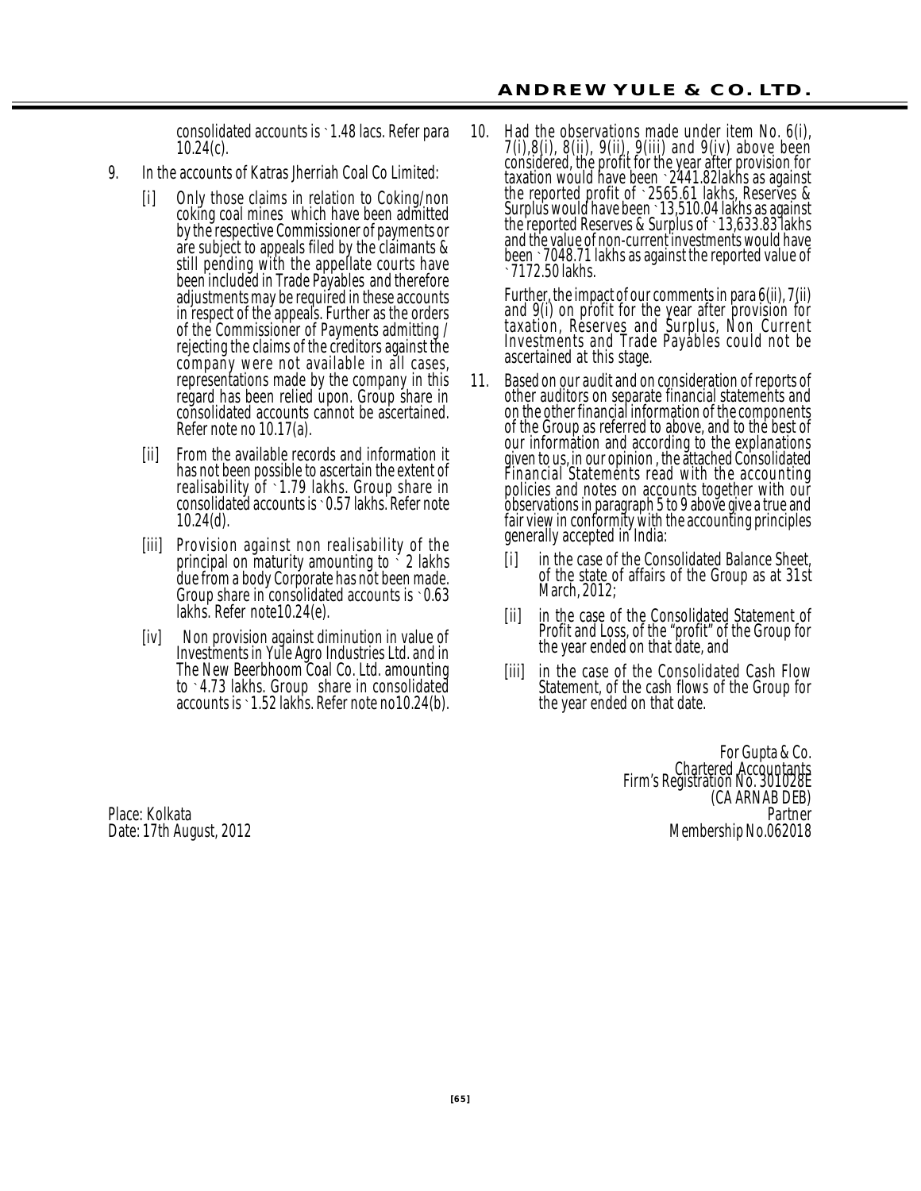consolidated accounts is ` 1.48 lacs. Refer para 10.24(c).

9. In the accounts of Katras Jherriah Coal Co Limited:

   [i] Only those claims in relation to Coking/non coking coal mines which have been admitted by the respective Commissioner of payments or are subject to appeals filed by the claimants & still pending with the appellate courts have been included in Trade Payables and therefore adjustments may be required in these accounts in respect of the appeals. Further as the orders of the Commissioner of Payments admitting / rejecting the claims of the creditors against the company were not available in all cases, representations made by the company in this regard has been relied upon. Group share in consolidated accounts cannot be ascertained. Refer note no 10.17(a).

   [ii] From the available records and information it has not been possible to ascertain the extent of realisability of ` 1.79 lakhs. Group share in consolidated accounts is ` 0.57 lakhs. Refer note 10.24(d).

   [iii] Provision against non realisability of the principal on maturity amounting to ` 2 lakhs due from a body Corporate has not been made. Group share in consolidated accounts is ` 0.63 lakhs. Refer note10.24(e).

   [iv] Non provision against diminution in value of Investments in Yule Agro Industries Ltd. and in The New Beerbhoom Coal Co. Ltd. amounting to ` 4.73 lakhs. Group share in consolidated accounts is ` 1.52 lakhs. Refer note no10.24(b).

10. Had the observations made under item No. 6(i), 7(i),8(i), 8(ii), 9(ii), 9(iii) and 9(iv) above been considered, the profit for the year after provision for taxation would have been ` 2441.82lakhs as against the reported profit of ` 2565.61 lakhs, Reserves & Surplus would have been ` 13,510.04 lakhs as against the reported Reserves & Surplus of ` 13,633.83 lakhs and the value of non-current investments would have been ` 7048.71 lakhs as against the reported value of ` 7172.50 lakhs.

    Further, the impact of our comments in para 6(ii), 7(ii) and 9(i) on profit for the year after provision for taxation, Reserves and Surplus, Non Current Investments and Trade Payables could not be ascertained at this stage.

11. Based on our audit and on consideration of reports of other auditors on separate financial statements and on the other financial information of the components of the Group as referred to above, and to the best of our information and according to the explanations given to us, in our opinion , the attached Consolidated Financial Statements read with the accounting policies and notes on accounts together with our observations in paragraph 5 to 9 above give a true and fair view in conformity with the accounting principles generally accepted in India:

    [i] in the case of the Consolidated Balance Sheet, of the state of affairs of the Group as at 31st March, 2012;

    [ii] in the case of the Consolidated Statement of Profit and Loss, of the "profit" of the Group for the year ended on that date, and

    [iii] in the case of the Consolidated Cash Flow Statement, of the cash flows of the Group for the year ended on that date.

For Gupta & Co.
Chartered Accountants
Firm's Registration No. 301028E
(CA ARNAB DEB)
Partner
Membership No.062018

Place: Kolkata
Date: 17th August, 2012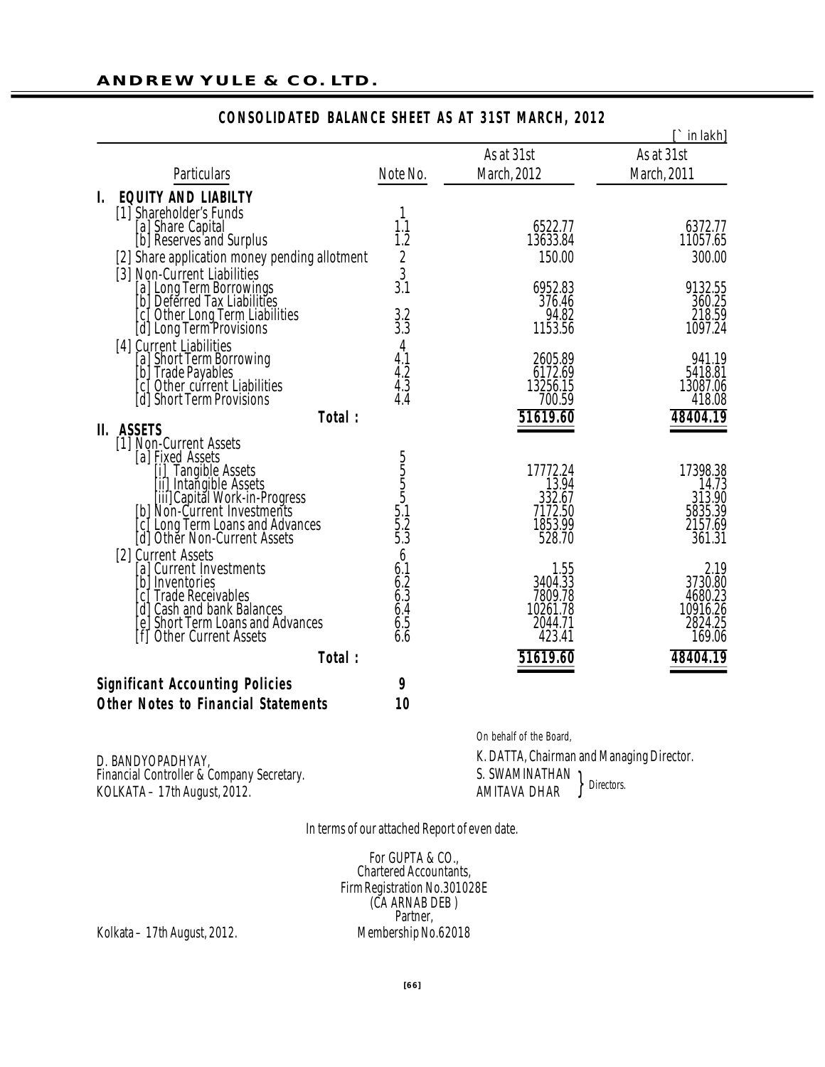## ANDREW YULE & CO. LTD.

### CONSOLIDATED BALANCE SHEET AS AT 31ST MARCH, 2012

[` in lakh]

| Particulars | Note No. | As at 31st March, 2012 | As at 31st March, 2011 |
|---|---|---|---|
| **I. EQUITY AND LIABILTY** | | | |
| [1] Shareholder's Funds | 1 | | |
| [a] Share Capital | 1.1 | 6522.77 | 6372.77 |
| [b] Reserves and Surplus | 1.2 | 13633.84 | 11057.65 |
| [2] Share application money pending allotment | 2 | 150.00 | 300.00 |
| [3] Non-Current Liabilities | 3 | | |
| [a] Long Term Borrowings | 3.1 | 6952.83 | 9132.55 |
| [b] Deferred Tax Liabilities | | 376.46 | 360.25 |
| [c] Other Long Term Liabilities | 3.2 | 94.82 | 218.59 |
| [d] Long Term Provisions | 3.3 | 1153.56 | 1097.24 |
| [4] Current Liabilities | 4 | | |
| [a] Short Term Borrowing | 4.1 | 2605.89 | 941.19 |
| [b] Trade Payables | 4.2 | 6172.69 | 5418.81 |
| [c] Other current Liabilities | 4.3 | 13256.15 | 13087.06 |
| [d] Short Term Provisions | 4.4 | 700.59 | 418.08 |
| **Total :** | | **51619.60** | **48404.19** |
| **II. ASSETS** | | | |
| [1] Non-Current Assets | | | |
| [a] Fixed Assets | 5 | | |
| [i] Tangible Assets | 5 | 17772.24 | 17398.38 |
| [ii] Intangible Assets | 5 | 13.94 | 14.73 |
| [iii] Capital Work-in-Progress | 5 | 332.67 | 313.90 |
| [b] Non-Current Investments | 5.1 | 7172.50 | 5835.39 |
| [c] Long Term Loans and Advances | 5.2 | 1853.99 | 2157.69 |
| [d] Other Non-Current Assets | 5.3 | 528.70 | 361.31 |
| [2] Current Assets | 6 | | |
| [a] Current Investments | 6.1 | 1.55 | 2.19 |
| [b] Inventories | 6.2 | 3404.33 | 3730.80 |
| [c] Trade Receivables | 6.3 | 7809.78 | 4680.23 |
| [d] Cash and bank Balances | 6.4 | 10261.78 | 10916.26 |
| [e] Short Term Loans and Advances | 6.5 | 2044.71 | 2824.25 |
| [f] Other Current Assets | 6.6 | 423.41 | 169.06 |
| **Total :** | | **51619.60** | **48404.19** |
| **Significant Accounting Policies** | **9** | | |
| **Other Notes to Financial Statements** | **10** | | |

On behalf of the Board,

D. BANDYOPADHYAY,
Financial Controller & Company Secretary.
KOLKATA – 17th August, 2012.

K. DATTA, Chairman and Managing Director.
S. SWAMINATHAN }
AMITAVA DHAR } Directors.

In terms of our attached Report of even date.

For GUPTA & CO.,
Chartered Accountants,
Firm Registration No.301028E
(CA ARNAB DEB )
Partner,
Membership No.62018

Kolkata – 17th August, 2012.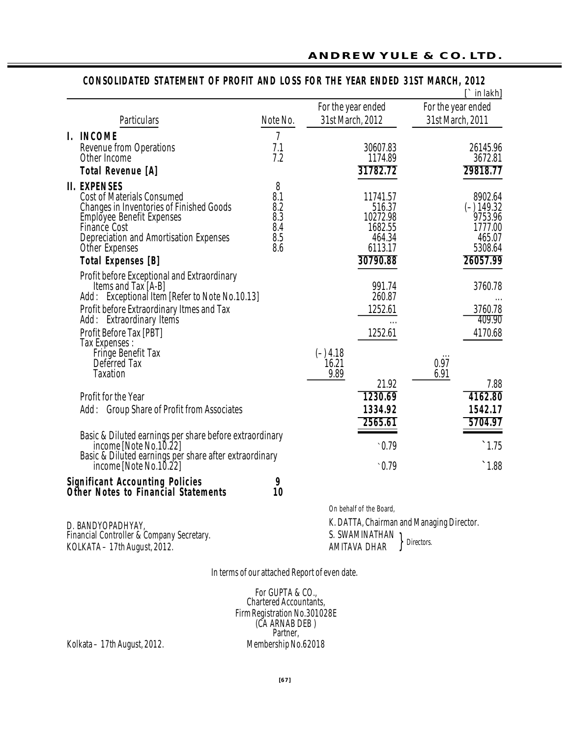## CONSOLIDATED STATEMENT OF PROFIT AND LOSS FOR THE YEAR ENDED 31ST MARCH, 2012

[` in lakh]

| Particulars | Note No. | For the year ended 31st March, 2012 | | For the year ended 31st March, 2011 | |
|---|---|---|---|---|---|
| **I. INCOME** | 7 | | | | |
| Revenue from Operations | 7.1 | | 30607.83 | | 26145.96 |
| Other Income | 7.2 | | 1174.89 | | 3672.81 |
| **Total Revenue [A]** | | | **31782.72** | | **29818.77** |
| **II. EXPENSES** | 8 | | | | |
| Cost of Materials Consumed | 8.1 | | 11741.57 | | 8902.64 |
| Changes in Inventories of Finished Goods | 8.2 | | 516.37 | | (–) 149.32 |
| Employee Benefit Expenses | 8.3 | | 10272.98 | | 9753.96 |
| Finance Cost | 8.4 | | 1682.55 | | 1777.00 |
| Depreciation and Amortisation Expenses | 8.5 | | 464.34 | | 465.07 |
| Other Expenses | 8.6 | | 6113.17 | | 5308.64 |
| **Total Expenses [B]** | | | **30790.88** | | **26057.99** |
| Profit before Exceptional and Extraordinary Items and Tax [A-B] | | | 991.74 | | 3760.78 |
| Add : Exceptional Item [Refer to Note No.10.13] | | | 260.87 | | ... |
| Profit before Extraordinary Itmes and Tax | | | 1252.61 | | 3760.78 |
| Add : Extraordinary Items | | | ... | | 409.90 |
| Profit Before Tax [PBT] | | | 1252.61 | | 4170.68 |
| Tax Expenses : | | | | | |
| Fringe Benefit Tax | | (–) 4.18 | | ... | |
| Deferred Tax | | 16.21 | | 0.97 | |
| Taxation | | 9.89 | | 6.91 | |
| | | | 21.92 | | 7.88 |
| Profit for the Year | | | **1230.69** | | **4162.80** |
| Add : Group Share of Profit from Associates | | | **1334.92** | | **1542.17** |
| | | | **2565.61** | | **5704.97** |
| Basic & Diluted earnings per share before extraordinary income [Note No.10.22] | | | `0.79 | | `1.75 |
| Basic & Diluted earnings per share after extraordinary income [Note No.10.22] | | | `0.79 | | `1.88 |
| **Significant Accounting Policies** | **9** | | | | |
| **Other Notes to Financial Statements** | **10** | | | | |

On behalf of the Board,

D. BANDYOPADHYAY,
Financial Controller & Company Secretary.
KOLKATA – 17th August, 2012.

K. DATTA, Chairman and Managing Director.
S. SWAMINATHAN, AMITAVA DHAR } Directors.

In terms of our attached Report of even date.

For GUPTA & CO.,
Chartered Accountants,
Firm Registration No.301028E
(CA ARNAB DEB )
Partner,
Membership No.62018

Kolkata – 17th August, 2012.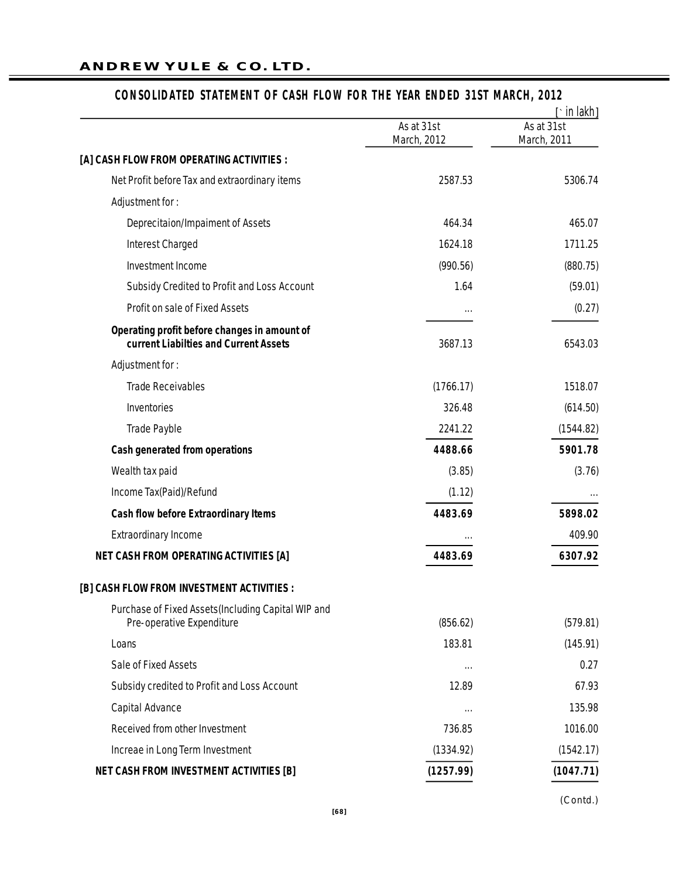## CONSOLIDATED STATEMENT OF CASH FLOW FOR THE YEAR ENDED 31ST MARCH, 2012

[` in lakh]

| | As at 31st March, 2012 | As at 31st March, 2011 |
|---|---|---|
| **[A] CASH FLOW FROM OPERATING ACTIVITIES :** | | |
| Net Profit before Tax and extraordinary items | 2587.53 | 5306.74 |
| Adjustment for : | | |
| Deprecitaion/Impaiment of Assets | 464.34 | 465.07 |
| Interest Charged | 1624.18 | 1711.25 |
| Investment Income | (990.56) | (880.75) |
| Subsidy Credited to Profit and Loss Account | 1.64 | (59.01) |
| Profit on sale of Fixed Assets | ... | (0.27) |
| **Operating profit before changes in amount of current Liabilties and Current Assets** | 3687.13 | 6543.03 |
| Adjustment for : | | |
| Trade Receivables | (1766.17) | 1518.07 |
| Inventories | 326.48 | (614.50) |
| Trade Payble | 2241.22 | (1544.82) |
| **Cash generated from operations** | **4488.66** | **5901.78** |
| Wealth tax paid | (3.85) | (3.76) |
| Income Tax(Paid)/Refund | (1.12) | ... |
| **Cash flow before Extraordinary Items** | **4483.69** | **5898.02** |
| Extraordinary Income | ... | 409.90 |
| **NET CASH FROM OPERATING ACTIVITIES [A]** | **4483.69** | **6307.92** |
| **[B] CASH FLOW FROM INVESTMENT ACTIVITIES :** | | |
| Purchase of Fixed Assets(Including Capital WIP and Pre-operative Expenditure | (856.62) | (579.81) |
| Loans | 183.81 | (145.91) |
| Sale of Fixed Assets | ... | 0.27 |
| Subsidy credited to Profit and Loss Account | 12.89 | 67.93 |
| Capital Advance | ... | 135.98 |
| Received from other Investment | 736.85 | 1016.00 |
| Increae in Long Term Investment | (1334.92) | (1542.17) |
| **NET CASH FROM INVESTMENT ACTIVITIES [B]** | **(1257.99)** | **(1047.71)** |

(Contd.)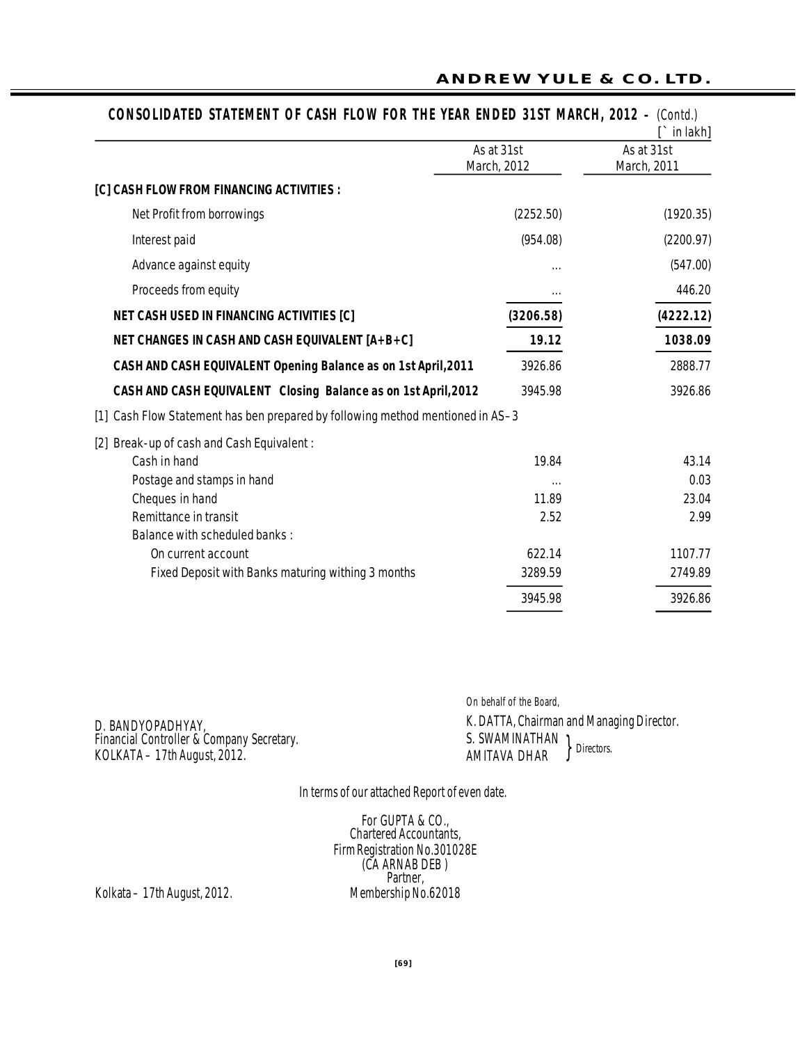## CONSOLIDATED STATEMENT OF CASH FLOW FOR THE YEAR ENDED 31ST MARCH, 2012 - *(Contd.)*

[` in lakh]

| | As at 31st March, 2012 | As at 31st March, 2011 |
|---|---|---|
| **[C] CASH FLOW FROM FINANCING ACTIVITIES :** | | |
| Net Profit from borrowings | (2252.50) | (1920.35) |
| Interest paid | (954.08) | (2200.97) |
| Advance against equity | ... | (547.00) |
| Proceeds from equity | ... | 446.20 |
| **NET CASH USED IN FINANCING ACTIVITIES [C]** | **(3206.58)** | **(4222.12)** |
| **NET CHANGES IN CASH AND CASH EQUIVALENT [A+B+C]** | **19.12** | **1038.09** |
| **CASH AND CASH EQUIVALENT Opening Balance as on 1st April,2011** | 3926.86 | 2888.77 |
| **CASH AND CASH EQUIVALENT Closing Balance as on 1st April,2012** | 3945.98 | 3926.86 |

[1] Cash Flow Statement has ben prepared by following method mentioned in AS–3

[2] Break-up of cash and Cash Equivalent :

| | | |
|---|---|---|
| Cash in hand | 19.84 | 43.14 |
| Postage and stamps in hand | ... | 0.03 |
| Cheques in hand | 11.89 | 23.04 |
| Remittance in transit | 2.52 | 2.99 |
| Balance with scheduled banks : | | |
| On current account | 622.14 | 1107.77 |
| Fixed Deposit with Banks maturing withing 3 months | 3289.59 | 2749.89 |
| | 3945.98 | 3926.86 |

On behalf of the Board,

D. BANDYOPADHYAY,
Financial Controller & Company Secretary.
KOLKATA – 17th August, 2012.

K. DATTA, Chairman and Managing Director.
S. SWAMINATHAN }
AMITAVA DHAR } Directors.

In terms of our attached Report of even date.

For GUPTA & CO.,
Chartered Accountants,
Firm Registration No.301028E
(CA ARNAB DEB )
Partner,
Membership No.62018

Kolkata – 17th August, 2012.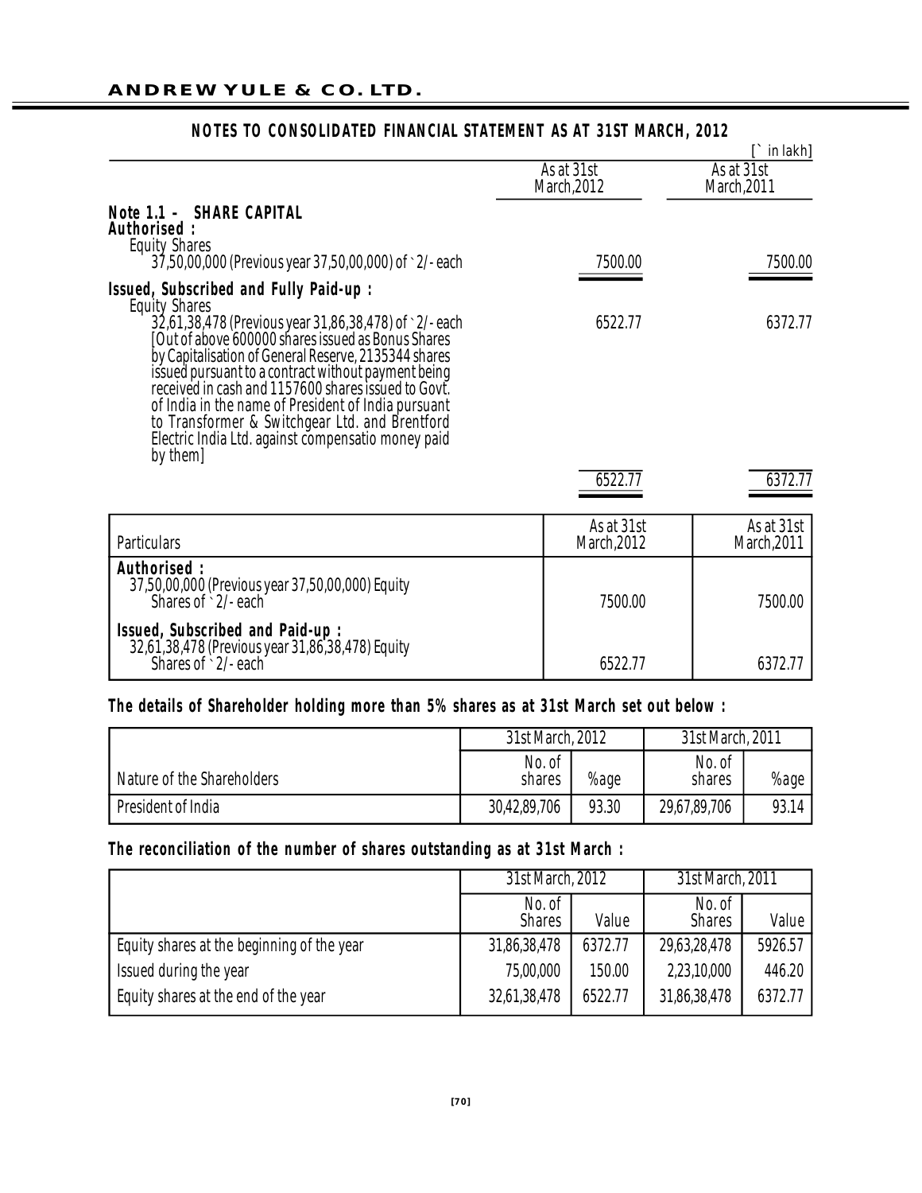# ANDREW YULE & CO. LTD.

## NOTES TO CONSOLIDATED FINANCIAL STATEMENT AS AT 31ST MARCH, 2012

[` in lakh]

| | As at 31st March,2012 | As at 31st March,2011 |
|---|---|---|
| **Note 1.1 - SHARE CAPITAL** | | |
| **Authorised :** | | |
| Equity Shares | | |
| 37,50,00,000 (Previous year 37,50,00,000) of ` 2/- each | 7500.00 | 7500.00 |
| **Issued, Subscribed and Fully Paid-up :** | | |
| Equity Shares | | |
| 32,61,38,478 (Previous year 31,86,38,478) of ` 2/- each [Out of above 600000 shares issued as Bonus Shares by Capitalisation of General Reserve, 2135344 shares issued pursuant to a contract without payment being received in cash and 1157600 shares issued to Govt. of India in the name of President of India pursuant to Transformer & Switchgear Ltd. and Brentford Electric India Ltd. against compensatio money paid by them] | 6522.77 | 6372.77 |
| | 6522.77 | 6372.77 |

| Particulars | As at 31st March,2012 | As at 31st March,2011 |
|---|---|---|
| **Authorised :** 37,50,00,000 (Previous year 37,50,00,000) Equity Shares of ` 2/- each | 7500.00 | 7500.00 |
| **Issued, Subscribed and Paid-up :** 32,61,38,478 (Previous year 31,86,38,478) Equity Shares of ` 2/- each | 6522.77 | 6372.77 |

**The details of Shareholder holding more than 5% shares as at 31st March set out below :**

| | 31st March, 2012 | | 31st March, 2011 | |
|---|---|---|---|---|
| Nature of the Shareholders | No. of shares | %age | No. of shares | %age |
| President of India | 30,42,89,706 | 93.30 | 29,67,89,706 | 93.14 |

**The reconciliation of the number of shares outstanding as at 31st March :**

| | 31st March, 2012 | | 31st March, 2011 | |
|---|---|---|---|---|
| | No. of Shares | Value | No. of Shares | Value |
| Equity shares at the beginning of the year | 31,86,38,478 | 6372.77 | 29,63,28,478 | 5926.57 |
| Issued during the year | 75,00,000 | 150.00 | 2,23,10,000 | 446.20 |
| Equity shares at the end of the year | 32,61,38,478 | 6522.77 | 31,86,38,478 | 6372.77 |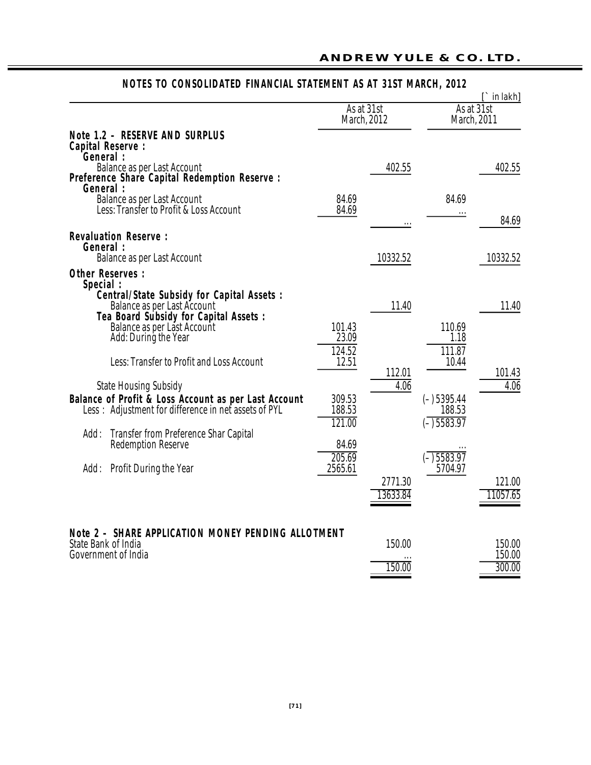## NOTES TO CONSOLIDATED FINANCIAL STATEMENT AS AT 31ST MARCH, 2012

[` in lakh]

| | As at 31st March, 2012 | | As at 31st March, 2011 | |
|---|---|---|---|---|
| **Note 1.2 - RESERVE AND SURPLUS** | | | | |
| **Capital Reserve :** | | | | |
| **General :** | | | | |
| Balance as per Last Account | | 402.55 | | 402.55 |
| **Preference Share Capital Redemption Reserve :** | | | | |
| **General :** | | | | |
| Balance as per Last Account | 84.69 | | 84.69 | |
| Less: Transfer to Profit & Loss Account | 84.69 | | ... | |
| | | ... | | 84.69 |
| **Revaluation Reserve :** | | | | |
| **General :** | | | | |
| Balance as per Last Account | | 10332.52 | | 10332.52 |
| **Other Reserves :** | | | | |
| **Special :** | | | | |
| **Central/State Subsidy for Capital Assets :** | | | | |
| Balance as per Last Account | | 11.40 | | 11.40 |
| **Tea Board Subsidy for Capital Assets :** | | | | |
| Balance as per Last Account | 101.43 | | 110.69 | |
| Add: During the Year | 23.09 | | 1.18 | |
| | 124.52 | | 111.87 | |
| Less: Transfer to Profit and Loss Account | 12.51 | | 10.44 | |
| | | 112.01 | | 101.43 |
| State Housing Subsidy | | 4.06 | | 4.06 |
| **Balance of Profit & Loss Account as per Last Account** | 309.53 | | (–) 5395.44 | |
| Less : Adjustment for difference in net assets of PYL | 188.53 | | 188.53 | |
| | 121.00 | | (–) 5583.97 | |
| Add : Transfer from Preference Shar Capital Redemption Reserve | 84.69 | | ... | |
| | 205.69 | | (–) 5583.97 | |
| Add : Profit During the Year | 2565.61 | | 5704.97 | |
| | | 2771.30 | | 121.00 |
| | | 13633.84 | | 11057.65 |

| | As at 31st March, 2012 | As at 31st March, 2011 |
|---|---|---|
| **Note 2 - SHARE APPLICATION MONEY PENDING ALLOTMENT** | | |
| State Bank of India | 150.00 | 150.00 |
| Government of India | ... | 150.00 |
| | 150.00 | 300.00 |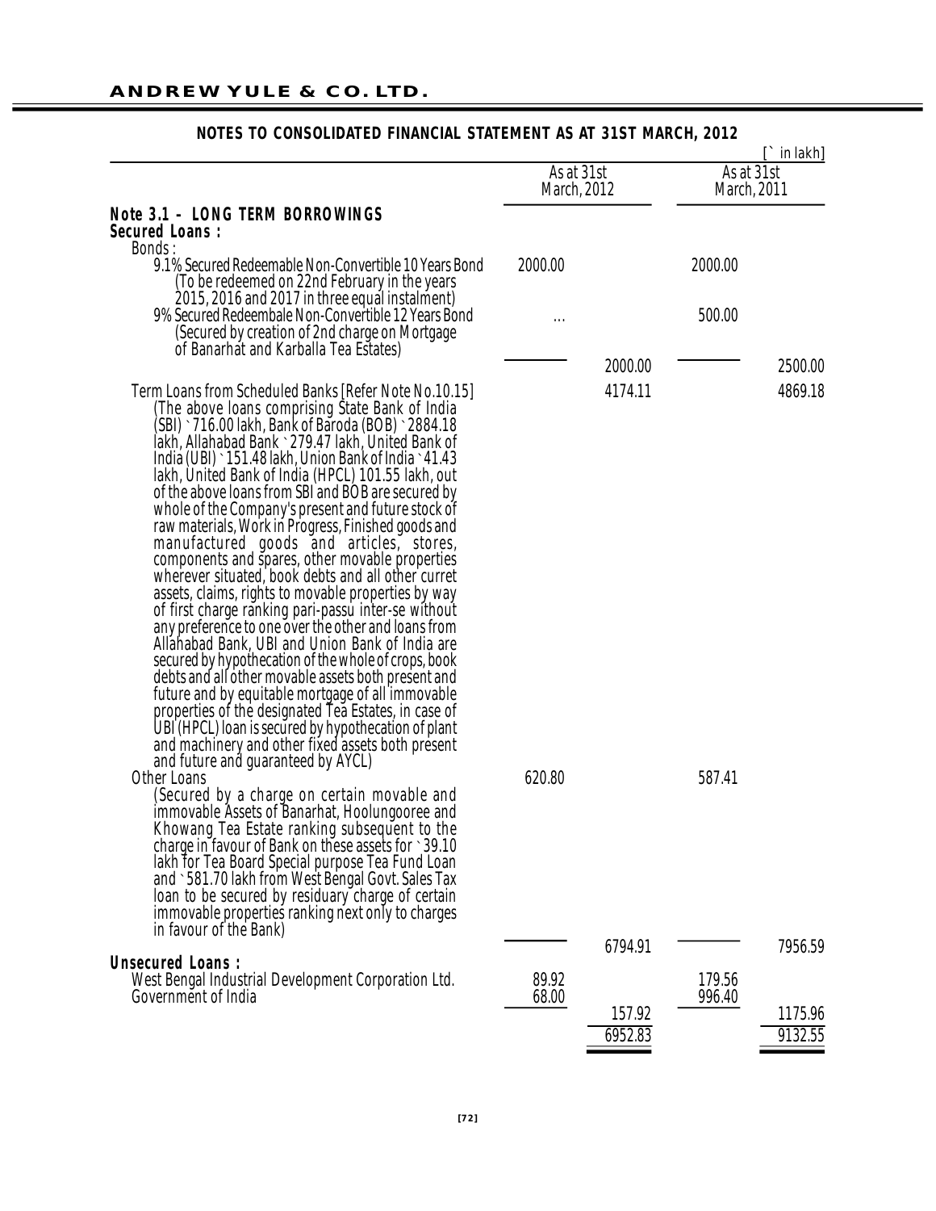## NOTES TO CONSOLIDATED FINANCIAL STATEMENT AS AT 31ST MARCH, 2012

[` in lakh]

| | As at 31st March, 2012 | | As at 31st March, 2011 | |
|---|---|---|---|---|
| **Note 3.1 - LONG TERM BORROWINGS** | | | | |
| **Secured Loans :** | | | | |
| Bonds : | | | | |
| 9.1% Secured Redeemable Non-Convertible 10 Years Bond (To be redeemed on 22nd February in the years 2015, 2016 and 2017 in three equal instalment) | 2000.00 | | 2000.00 | |
| 9% Secured Redeembale Non-Convertible 12 Years Bond (Secured by creation of 2nd charge on Mortgage of Banarhat and Karballa Tea Estates) | ... | | 500.00 | |
| | | 2000.00 | | 2500.00 |
| Term Loans from Scheduled Banks [Refer Note No.10.15] (The above loans comprising State Bank of India (SBI) ` 716.00 lakh, Bank of Baroda (BOB) ` 2884.18 lakh, Allahabad Bank ` 279.47 lakh, United Bank of India (UBI) ` 151.48 lakh, Union Bank of India ` 41.43 lakh, United Bank of India (HPCL) 101.55 lakh, out of the above loans from SBI and BOB are secured by whole of the Company's present and future stock of raw materials, Work in Progress, Finished goods and manufactured goods and articles, stores, components and spares, other movable properties wherever situated, book debts and all other curret assets, claims, rights to movable properties by way of first charge ranking pari-passu inter-se without any preference to one over the other and loans from Allahabad Bank, UBI and Union Bank of India are secured by hypothecation of the whole of crops, book debts and all other movable assets both present and future and by equitable mortgage of all immovable properties of the designated Tea Estates, in case of UBI (HPCL) loan is secured by hypothecation of plant and machinery and other fixed assets both present and future and guaranteed by AYCL) | | 4174.11 | | 4869.18 |
| Other Loans (Secured by a charge on certain movable and immovable Assets of Banarhat, Hoolungooree and Khowang Tea Estate ranking subsequent to the charge in favour of Bank on these assets for ` 39.10 lakh for Tea Board Special purpose Tea Fund Loan and ` 581.70 lakh from West Bengal Govt. Sales Tax loan to be secured by residuary charge of certain immovable properties ranking next only to charges in favour of the Bank) | 620.80 | | 587.41 | |
| | | 6794.91 | | 7956.59 |
| **Unsecured Loans :** | | | | |
| West Bengal Industrial Development Corporation Ltd. | 89.92 | | 179.56 | |
| Government of India | 68.00 | | 996.40 | |
| | | 157.92 | | 1175.96 |
| | | 6952.83 | | 9132.55 |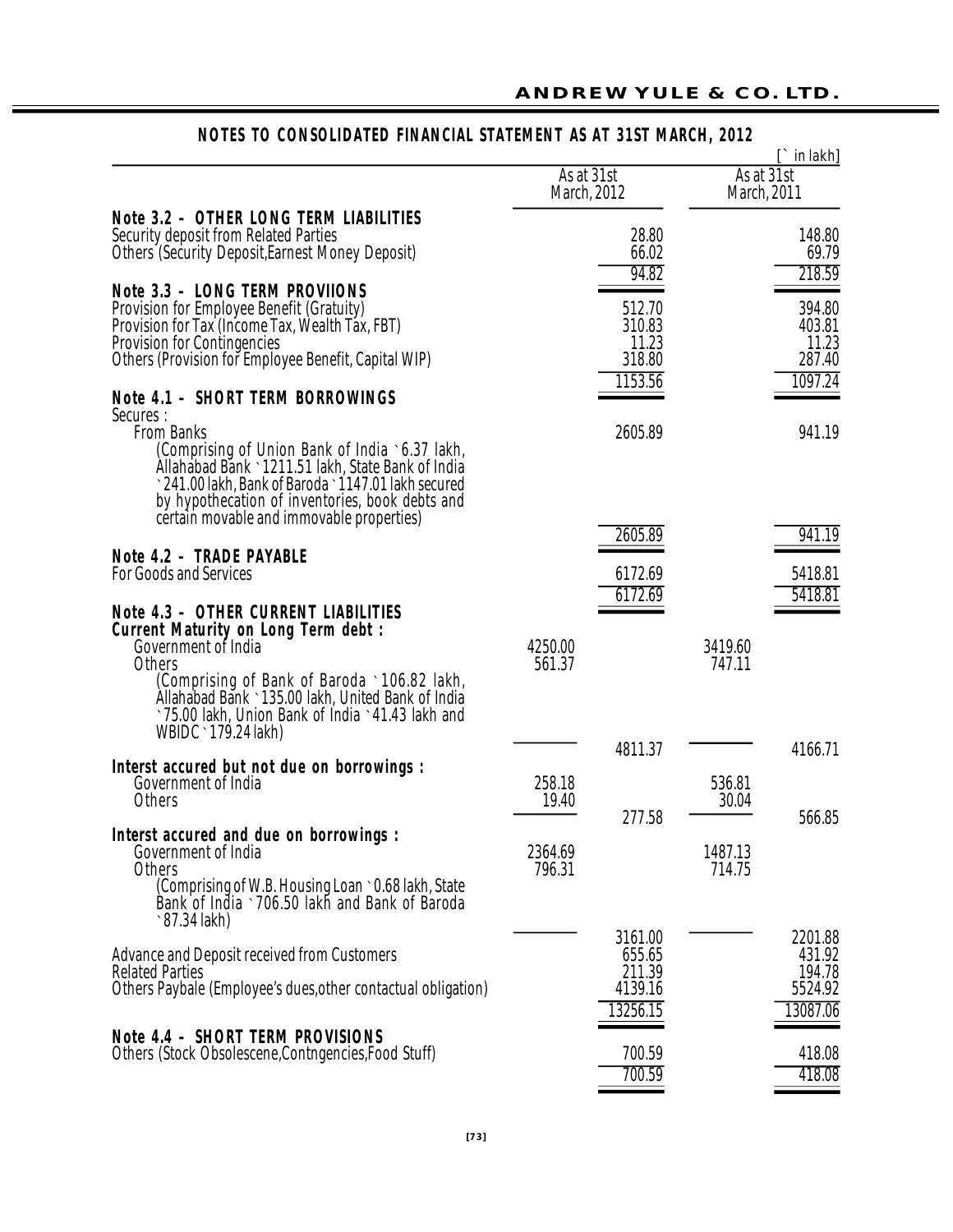## NOTES TO CONSOLIDATED FINANCIAL STATEMENT AS AT 31ST MARCH, 2012

[` in lakh]

| | As at 31st March, 2012 | | As at 31st March, 2011 | |
|---|---|---|---|---|
| **Note 3.2 - OTHER LONG TERM LIABILITIES** | | | | |
| Security deposit from Related Parties | | 28.80 | | 148.80 |
| Others (Security Deposit,Earnest Money Deposit) | | 66.02 | | 69.79 |
| | | 94.82 | | 218.59 |
| **Note 3.3 - LONG TERM PROVIIONS** | | | | |
| Provision for Employee Benefit (Gratuity) | | 512.70 | | 394.80 |
| Provision for Tax (Income Tax, Wealth Tax, FBT) | | 310.83 | | 403.81 |
| Provision for Contingencies | | 11.23 | | 11.23 |
| Others (Provision for Employee Benefit, Capital WIP) | | 318.80 | | 287.40 |
| | | 1153.56 | | 1097.24 |
| **Note 4.1 - SHORT TERM BORROWINGS** | | | | |
| Secures : | | | | |
| From Banks | | 2605.89 | | 941.19 |
| (Comprising of Union Bank of India ` 6.37 lakh, Allahabad Bank ` 1211.51 lakh, State Bank of India ` 241.00 lakh, Bank of Baroda ` 1147.01 lakh secured by hypothecation of inventories, book debts and certain movable and immovable properties) | | | | |
| | | 2605.89 | | 941.19 |
| **Note 4.2 - TRADE PAYABLE** | | | | |
| For Goods and Services | | 6172.69 | | 5418.81 |
| | | 6172.69 | | 5418.81 |
| **Note 4.3 - OTHER CURRENT LIABILITIES** | | | | |
| **Current Maturity on Long Term debt :** | | | | |
| Government of India | 4250.00 | | 3419.60 | |
| Others | 561.37 | | 747.11 | |
| (Comprising of Bank of Baroda ` 106.82 lakh, Allahabad Bank ` 135.00 lakh, United Bank of India ` 75.00 lakh, Union Bank of India ` 41.43 lakh and WBIDC ` 179.24 lakh) | | | | |
| | | 4811.37 | | 4166.71 |
| **Interst accured but not due on borrowings :** | | | | |
| Government of India | 258.18 | | 536.81 | |
| Others | 19.40 | | 30.04 | |
| | | 277.58 | | 566.85 |
| **Interst accured and due on borrowings :** | | | | |
| Government of India | 2364.69 | | 1487.13 | |
| Others | 796.31 | | 714.75 | |
| (Comprising of W.B. Housing Loan ` 0.68 lakh, State Bank of India ` 706.50 lakh and Bank of Baroda ` 87.34 lakh) | | | | |
| | | 3161.00 | | 2201.88 |
| Advance and Deposit received from Customers | | 655.65 | | 431.92 |
| Related Parties | | 211.39 | | 194.78 |
| Others Paybale (Employee's dues,other contactual obligation) | | 4139.16 | | 5524.92 |
| | | 13256.15 | | 13087.06 |
| **Note 4.4 - SHORT TERM PROVISIONS** | | | | |
| Others (Stock Obsolescene,Contngencies,Food Stuff) | | 700.59 | | 418.08 |
| | | 700.59 | | 418.08 |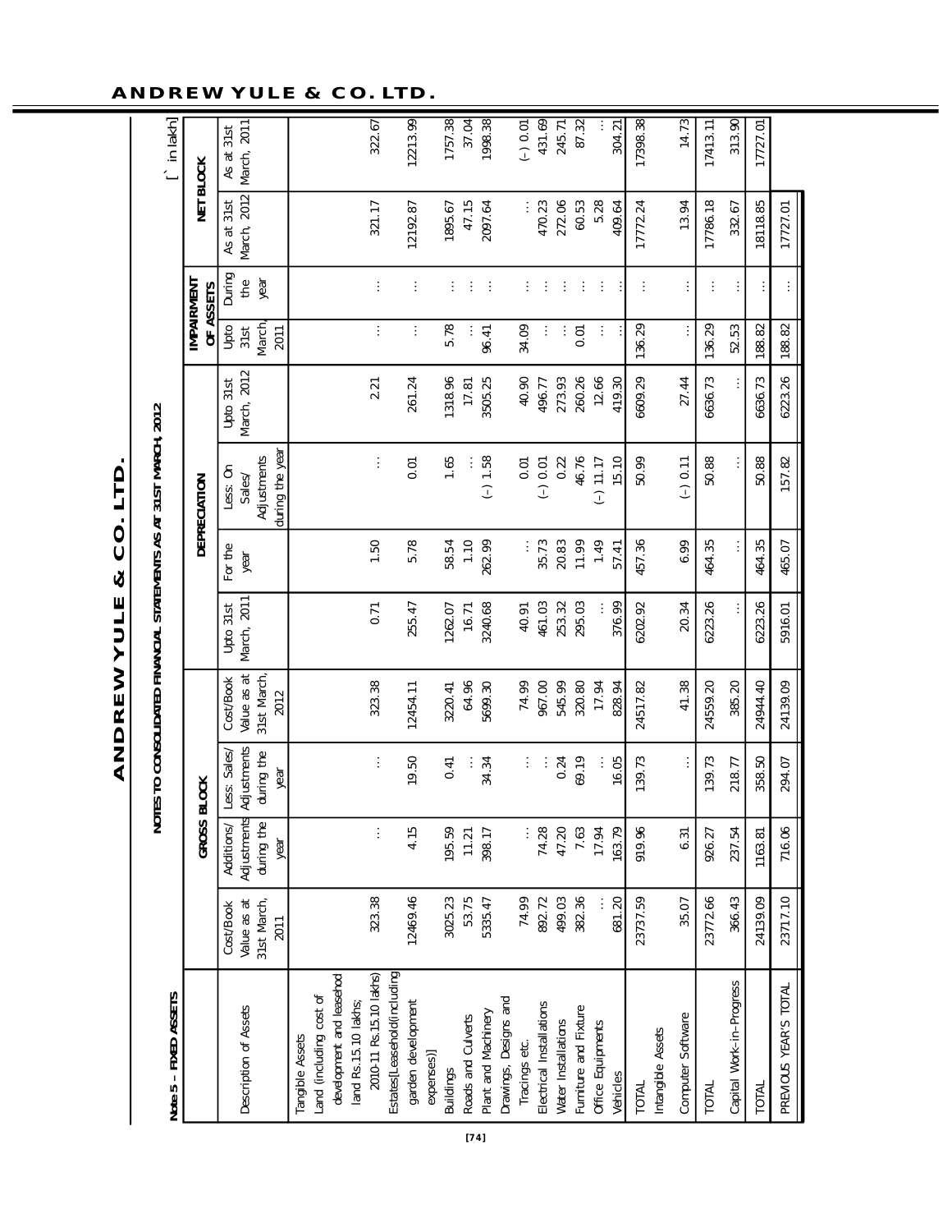# ANDREW YULE & CO. LTD.

## NOTES TO CONSOLIDATED FINANCIAL STATEMENTS AS AT 31ST MARCH, 2012

**Note 5 – FIXED ASSETS**

[` in lakh]

| Description of Assets | GROSS BLOCK | | | | DEPRECIATION | | | | IMPAIRMENT OF ASSETS | | NET BLOCK | |
|---|---|---|---|---|---|---|---|---|---|---|---|---|
| | Cost/Book Value as at 31st March, 2011 | Additions/ Adjustments during the year | Less: Sales/ Adjustments during the year | Cost/Book Value as at 31st March, 2012 | Upto 31st March, 2011 | For the year | Less: On Sales/ Adjustments during the year | Upto 31st March, 2012 | Upto 31st March, 2011 | During the year | As at 31st March, 2012 | As at 31st March, 2011 |
| Tangible Assets | | | | | | | | | | | | |
| Land (including cost of development and leasehod land Rs.15.10 lakhs; 2010-11 Rs.15.10 lakhs) | 323.38 | ... | ... | 323.38 | 0.71 | 1.50 | ... | 2.21 | ... | ... | 321.17 | 322.67 |
| Estates[Leasehold(including garden development expenses)] | 12469.46 | 4.15 | 19.50 | 12454.11 | 255.47 | 5.78 | 0.01 | 261.24 | ... | ... | 12192.87 | 12213.99 |
| Buildings | 3025.23 | 195.59 | 0.41 | 3220.41 | 1262.07 | 58.54 | 1.65 | 1318.96 | 5.78 | ... | 1895.67 | 1757.38 |
| Roads and Culverts | 53.75 | 11.21 | ... | 64.96 | 16.71 | 1.10 | ... | 17.81 | ... | ... | 47.15 | 37.04 |
| Plant and Machinery | 5335.47 | 398.17 | 34.34 | 5699.30 | 3240.68 | 262.99 | (–) 1.58 | 3505.25 | 96.41 | ... | 2097.64 | 1998.38 |
| Drawings, Designs and Tracings etc. | 74.99 | ... | ... | 74.99 | 40.91 | ... | 0.01 | 40.90 | 34.09 | ... | ... | (–) 0.01 |
| Electrical Installations | 892.72 | 74.28 | ... | 967.00 | 461.03 | 35.73 | (–) 0.01 | 496.77 | ... | ... | 470.23 | 431.69 |
| Water Installations | 499.03 | 47.20 | 0.24 | 545.99 | 253.32 | 20.83 | 0.22 | 273.93 | ... | ... | 272.06 | 245.71 |
| Furniture and Fixture | 382.36 | 7.63 | 69.19 | 320.80 | 295.03 | 11.99 | 46.76 | 260.26 | 0.01 | ... | 60.53 | 87.32 |
| Office Equipments | ... | 17.94 | ... | 17.94 | ... | 1.49 | (–) 11.17 | 12.66 | ... | ... | 5.28 | ... |
| Vehicles | 681.20 | 163.79 | 16.05 | 828.94 | 376.99 | 57.41 | 15.10 | 419.30 | ... | ... | 409.64 | 304.21 |
| TOTAL | 23737.59 | 919.96 | 139.73 | 24517.82 | 6202.92 | 457.36 | 50.99 | 6609.29 | 136.29 | ... | 17772.24 | 17398.38 |
| Intangible Assets | | | | | | | | | | | | |
| Computer Software | 35.07 | 6.31 | ... | 41.38 | 20.34 | 6.99 | (–) 0.11 | 27.44 | ... | ... | 13.94 | 14.73 |
| TOTAL | 23772.66 | 926.27 | 139.73 | 24559.20 | 6223.26 | 464.35 | 50.88 | 6636.73 | 136.29 | ... | 17786.18 | 17413.11 |
| Capital Work–in–Progress | 366.43 | 237.54 | 218.77 | 385.20 | ... | ... | ... | ... | 52.53 | ... | 332.67 | 313.90 |
| TOTAL | 24139.09 | 1163.81 | 358.50 | 24944.40 | 6223.26 | 464.35 | 50.88 | 6636.73 | 188.82 | ... | 18118.85 | 17727.01 |
| PREVIOUS YEAR'S TOTAL | 23717.10 | 716.06 | 294.07 | 24139.09 | 5916.01 | 465.07 | 157.82 | 6223.26 | 188.82 | ... | 17727.01 | |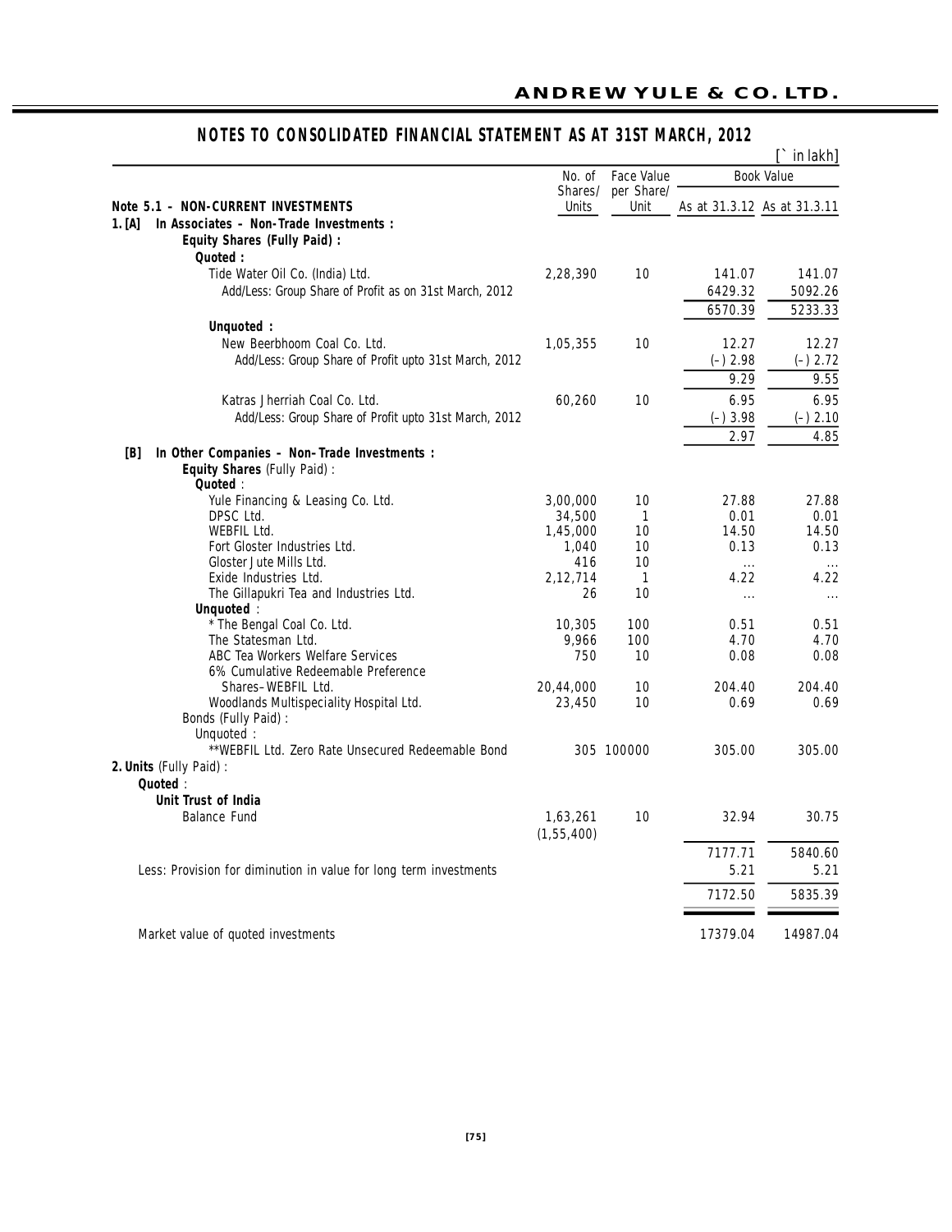## NOTES TO CONSOLIDATED FINANCIAL STATEMENT AS AT 31ST MARCH, 2012

[` in lakh]

| | No. of Shares/ Units | Face Value per Share/ Unit | Book Value As at 31.3.12 | Book Value As at 31.3.11 |
|---|---|---|---|---|
| **Note 5.1 – NON-CURRENT INVESTMENTS** | | | | |
| **1. [A] In Associates – Non-Trade Investments :** | | | | |
| **Equity Shares (Fully Paid) :** | | | | |
| **Quoted :** | | | | |
| Tide Water Oil Co. (India) Ltd. | 2,28,390 | 10 | 141.07 | 141.07 |
| Add/Less: Group Share of Profit as on 31st March, 2012 | | | 6429.32 | 5092.26 |
| | | | 6570.39 | 5233.33 |
| **Unquoted :** | | | | |
| New Beerbhoom Coal Co. Ltd. | 1,05,355 | 10 | 12.27 | 12.27 |
| Add/Less: Group Share of Profit upto 31st March, 2012 | | | (–) 2.98 | (–) 2.72 |
| | | | 9.29 | 9.55 |
| Katras Jherriah Coal Co. Ltd. | 60,260 | 10 | 6.95 | 6.95 |
| Add/Less: Group Share of Profit upto 31st March, 2012 | | | (–) 3.98 | (–) 2.10 |
| | | | 2.97 | 4.85 |
| **[B] In Other Companies – Non-Trade Investments :** | | | | |
| **Equity Shares** (Fully Paid) : | | | | |
| **Quoted** : | | | | |
| Yule Financing & Leasing Co. Ltd. | 3,00,000 | 10 | 27.88 | 27.88 |
| DPSC Ltd. | 34,500 | 1 | 0.01 | 0.01 |
| WEBFIL Ltd. | 1,45,000 | 10 | 14.50 | 14.50 |
| Fort Gloster Industries Ltd. | 1,040 | 10 | 0.13 | 0.13 |
| Gloster Jute Mills Ltd. | 416 | 10 | ... | ... |
| Exide Industries Ltd. | 2,12,714 | 1 | 4.22 | 4.22 |
| The Gillapukri Tea and Industries Ltd. | 26 | 10 | ... | ... |
| **Unquoted** : | | | | |
| * The Bengal Coal Co. Ltd. | 10,305 | 100 | 0.51 | 0.51 |
| The Statesman Ltd. | 9,966 | 100 | 4.70 | 4.70 |
| ABC Tea Workers Welfare Services | 750 | 10 | 0.08 | 0.08 |
| 6% Cumulative Redeemable Preference Shares–WEBFIL Ltd. | 20,44,000 | 10 | 204.40 | 204.40 |
| Woodlands Multispeciality Hospital Ltd. | 23,450 | 10 | 0.69 | 0.69 |
| Bonds (Fully Paid) : | | | | |
| Unquoted : | | | | |
| **WEBFIL Ltd. Zero Rate Unsecured Redeemable Bond | 305 | 100000 | 305.00 | 305.00 |
| **2. Units** (Fully Paid) : | | | | |
| **Quoted** : | | | | |
| **Unit Trust of India** | | | | |
| Balance Fund | 1,63,261 (1,55,400) | 10 | 32.94 | 30.75 |
| | | | 7177.71 | 5840.60 |
| Less: Provision for diminution in value for long term investments | | | 5.21 | 5.21 |
| | | | 7172.50 | 5835.39 |
| Market value of quoted investments | | | 17379.04 | 14987.04 |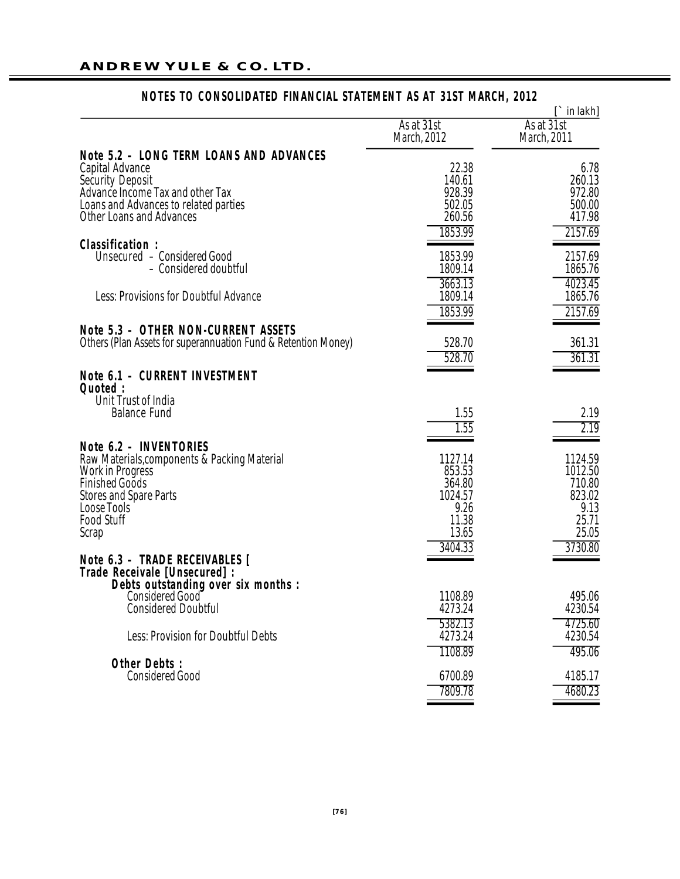## NOTES TO CONSOLIDATED FINANCIAL STATEMENT AS AT 31ST MARCH, 2012

[` in lakh]

| | As at 31st March, 2012 | As at 31st March, 2011 |
|---|---|---|
| **Note 5.2 - LONG TERM LOANS AND ADVANCES** | | |
| Capital Advance | 22.38 | 6.78 |
| Security Deposit | 140.61 | 260.13 |
| Advance Income Tax and other Tax | 928.39 | 972.80 |
| Loans and Advances to related parties | 502.05 | 500.00 |
| Other Loans and Advances | 260.56 | 417.98 |
| | 1853.99 | 2157.69 |
| **Classification :** | | |
| Unsecured – Considered Good | 1853.99 | 2157.69 |
| – Considered doubtful | 1809.14 | 1865.76 |
| | 3663.13 | 4023.45 |
| Less: Provisions for Doubtful Advance | 1809.14 | 1865.76 |
| | 1853.99 | 2157.69 |
| **Note 5.3 - OTHER NON-CURRENT ASSETS** | | |
| Others (Plan Assets for superannuation Fund & Retention Money) | 528.70 | 361.31 |
| | 528.70 | 361.31 |
| **Note 6.1 - CURRENT INVESTMENT** | | |
| **Quoted :** | | |
| Unit Trust of India | | |
| Balance Fund | 1.55 | 2.19 |
| | 1.55 | 2.19 |
| **Note 6.2 - INVENTORIES** | | |
| Raw Materials,components & Packing Material | 1127.14 | 1124.59 |
| Work in Progress | 853.53 | 1012.50 |
| Finished Goods | 364.80 | 710.80 |
| Stores and Spare Parts | 1024.57 | 823.02 |
| Loose Tools | 9.26 | 9.13 |
| Food Stuff | 11.38 | 25.71 |
| Scrap | 13.65 | 25.05 |
| | 3404.33 | 3730.80 |
| **Note 6.3 - TRADE RECEIVABLES [** | | |
| **Trade Receivale [Unsecured] :** | | |
| **Debts outstanding over six months :** | | |
| Considered Good | 1108.89 | 495.06 |
| Considered Doubtful | 4273.24 | 4230.54 |
| | 5382.13 | 4725.60 |
| Less: Provision for Doubtful Debts | 4273.24 | 4230.54 |
| | 1108.89 | 495.06 |
| **Other Debts :** | | |
| Considered Good | 6700.89 | 4185.17 |
| | 7809.78 | 4680.23 |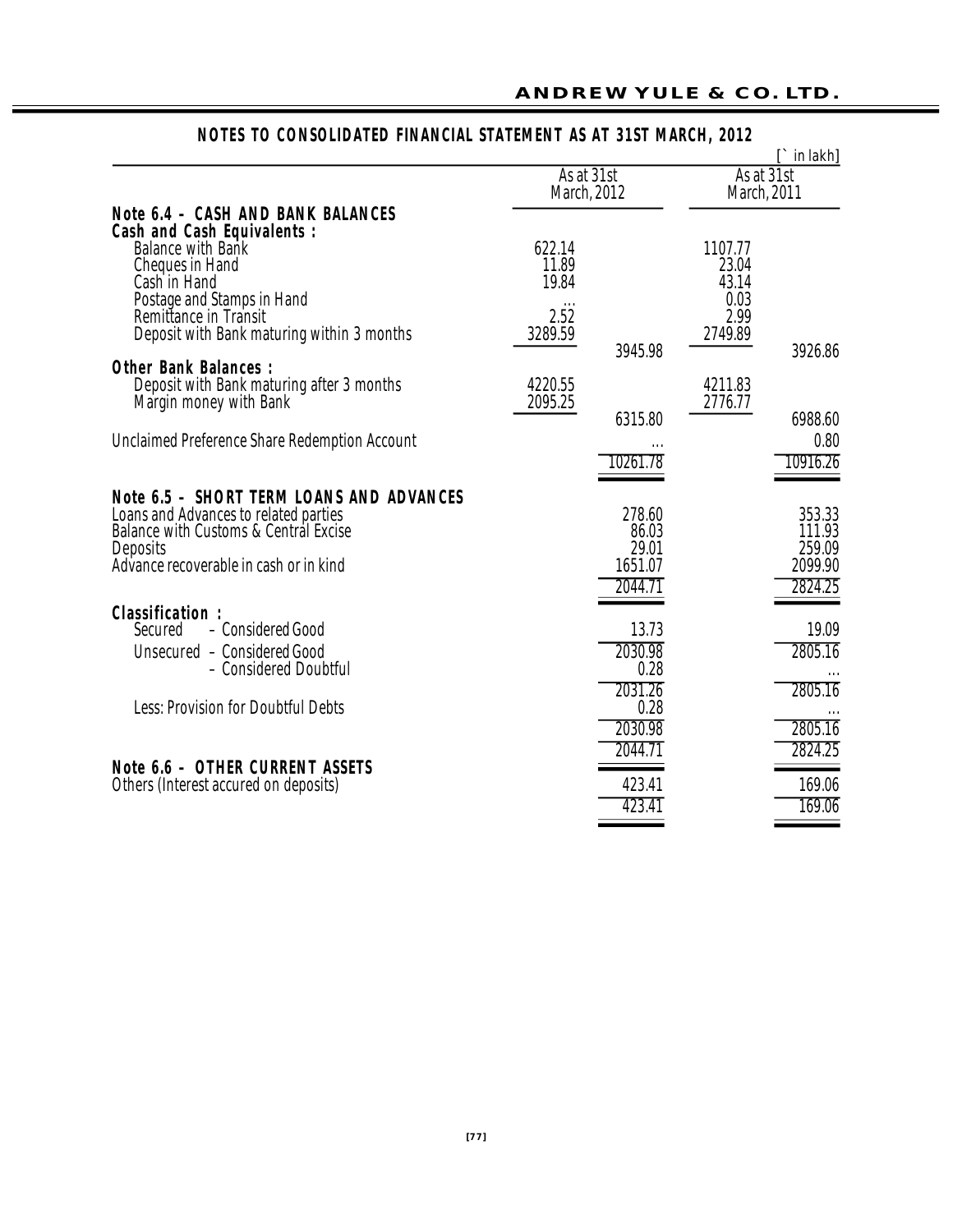## NOTES TO CONSOLIDATED FINANCIAL STATEMENT AS AT 31ST MARCH, 2012

[` in lakh]

| | As at 31st March, 2012 | | As at 31st March, 2011 | |
|---|---|---|---|---|
| **Note 6.4 - CASH AND BANK BALANCES** | | | | |
| **Cash and Cash Equivalents :** | | | | |
| Balance with Bank | 622.14 | | 1107.77 | |
| Cheques in Hand | 11.89 | | 23.04 | |
| Cash in Hand | 19.84 | | 43.14 | |
| Postage and Stamps in Hand | ... | | 0.03 | |
| Remittance in Transit | 2.52 | | 2.99 | |
| Deposit with Bank maturing within 3 months | 3289.59 | | 2749.89 | |
| | | 3945.98 | | 3926.86 |
| **Other Bank Balances :** | | | | |
| Deposit with Bank maturing after 3 months | 4220.55 | | 4211.83 | |
| Margin money with Bank | 2095.25 | | 2776.77 | |
| | | 6315.80 | | 6988.60 |
| Unclaimed Preference Share Redemption Account | | ... | | 0.80 |
| | | 10261.78 | | 10916.26 |
| **Note 6.5 - SHORT TERM LOANS AND ADVANCES** | | | | |
| Loans and Advances to related parties | | 278.60 | | 353.33 |
| Balance with Customs & Central Excise | | 86.03 | | 111.93 |
| Deposits | | 29.01 | | 259.09 |
| Advance recoverable in cash or in kind | | 1651.07 | | 2099.90 |
| | | 2044.71 | | 2824.25 |
| **Classification :** | | | | |
| Secured – Considered Good | | 13.73 | | 19.09 |
| Unsecured – Considered Good | | 2030.98 | | 2805.16 |
| – Considered Doubtful | | 0.28 | | ... |
| | | 2031.26 | | 2805.16 |
| Less: Provision for Doubtful Debts | | 0.28 | | ... |
| | | 2030.98 | | 2805.16 |
| | | 2044.71 | | 2824.25 |
| **Note 6.6 - OTHER CURRENT ASSETS** | | | | |
| Others (Interest accured on deposits) | | 423.41 | | 169.06 |
| | | 423.41 | | 169.06 |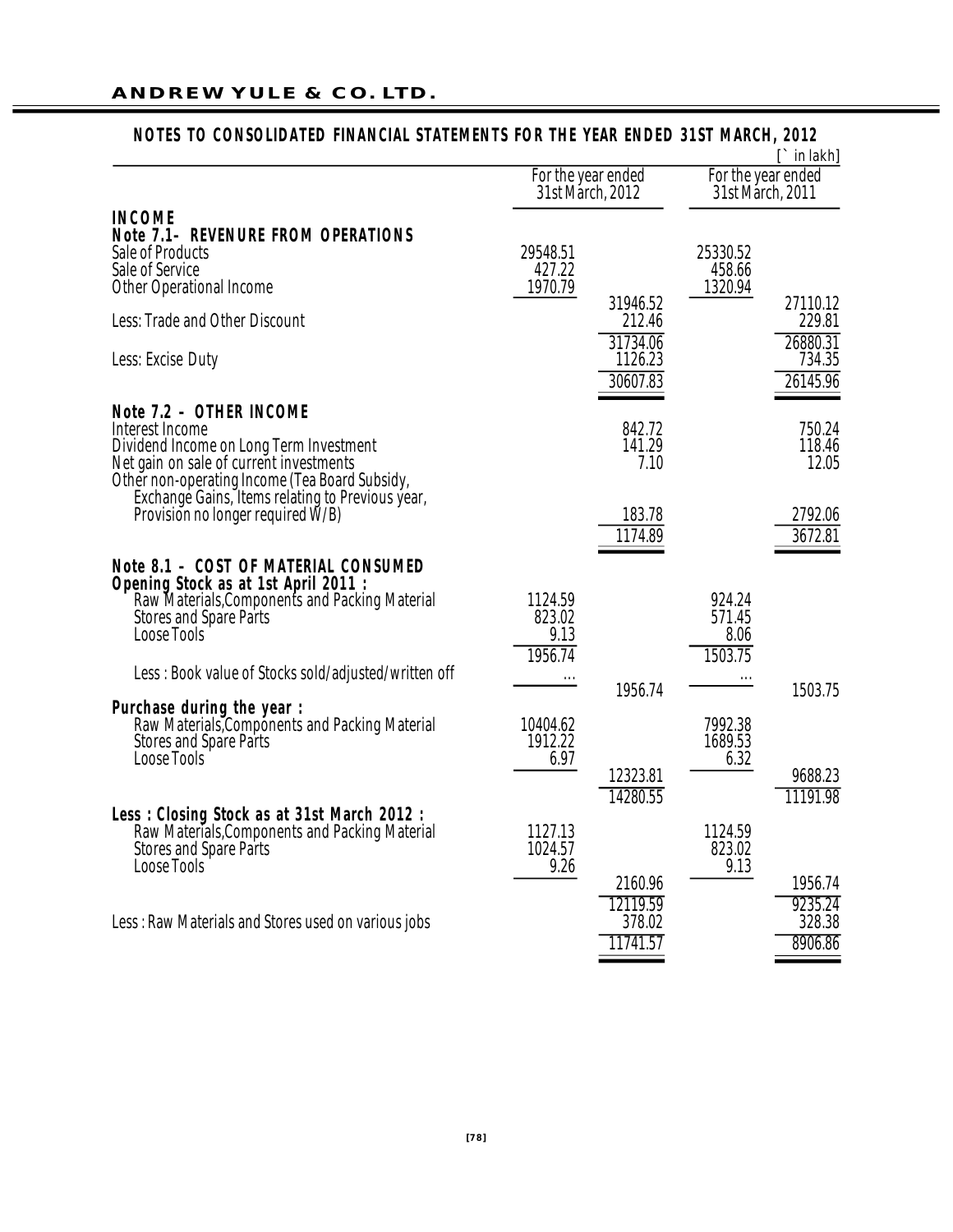## NOTES TO CONSOLIDATED FINANCIAL STATEMENTS FOR THE YEAR ENDED 31ST MARCH, 2012

[` in lakh]

| | For the year ended 31st March, 2012 | | For the year ended 31st March, 2011 | |
|---|---|---|---|---|
| **INCOME** | | | | |
| **Note 7.1- REVENURE FROM OPERATIONS** | | | | |
| Sale of Products | 29548.51 | | 25330.52 | |
| Sale of Service | 427.22 | | 458.66 | |
| Other Operational Income | 1970.79 | | 1320.94 | |
| | | 31946.52 | | 27110.12 |
| Less: Trade and Other Discount | | 212.46 | | 229.81 |
| | | 31734.06 | | 26880.31 |
| Less: Excise Duty | | 1126.23 | | 734.35 |
| | | 30607.83 | | 26145.96 |
| **Note 7.2 - OTHER INCOME** | | | | |
| Interest Income | | 842.72 | | 750.24 |
| Dividend Income on Long Term Investment | | 141.29 | | 118.46 |
| Net gain on sale of current investments | | 7.10 | | 12.05 |
| Other non-operating Income (Tea Board Subsidy, Exchange Gains, Items relating to Previous year, Provision no longer required W/B) | | 183.78 | | 2792.06 |
| | | 1174.89 | | 3672.81 |
| **Note 8.1 - COST OF MATERIAL CONSUMED** | | | | |
| **Opening Stock as at 1st April 2011 :** | | | | |
| Raw Materials,Components and Packing Material | 1124.59 | | 924.24 | |
| Stores and Spare Parts | 823.02 | | 571.45 | |
| Loose Tools | 9.13 | | 8.06 | |
| | 1956.74 | | 1503.75 | |
| Less : Book value of Stocks sold/adjusted/written off | ... | | ... | |
| | | 1956.74 | | 1503.75 |
| **Purchase during the year :** | | | | |
| Raw Materials,Components and Packing Material | 10404.62 | | 7992.38 | |
| Stores and Spare Parts | 1912.22 | | 1689.53 | |
| Loose Tools | 6.97 | | 6.32 | |
| | | 12323.81 | | 9688.23 |
| | | 14280.55 | | 11191.98 |
| **Less : Closing Stock as at 31st March 2012 :** | | | | |
| Raw Materials,Components and Packing Material | 1127.13 | | 1124.59 | |
| Stores and Spare Parts | 1024.57 | | 823.02 | |
| Loose Tools | 9.26 | | 9.13 | |
| | | 2160.96 | | 1956.74 |
| | | 12119.59 | | 9235.24 |
| Less : Raw Materials and Stores used on various jobs | | 378.02 | | 328.38 |
| | | 11741.57 | | 8906.86 |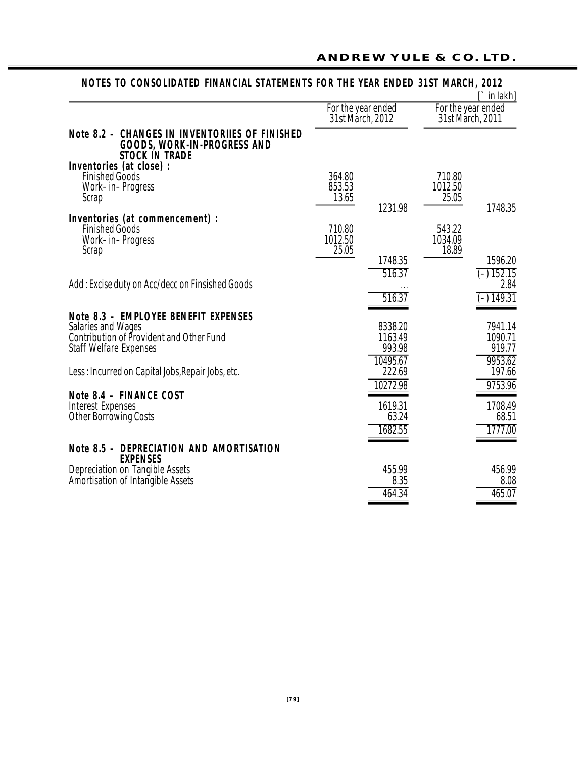## NOTES TO CONSOLIDATED FINANCIAL STATEMENTS FOR THE YEAR ENDED 31ST MARCH, 2012

[` in lakh]

| | For the year ended 31st March, 2012 | | For the year ended 31st March, 2011 | |
|---|---|---|---|---|
| **Note 8.2 - CHANGES IN INVENTORIIES OF FINISHED GOODS, WORK-IN-PROGRESS AND STOCK IN TRADE** | | | | |
| **Inventories (at close) :** | | | | |
| Finished Goods | 364.80 | | 710.80 | |
| Work–in–Progress | 853.53 | | 1012.50 | |
| Scrap | 13.65 | | 25.05 | |
| | | 1231.98 | | 1748.35 |
| **Inventories (at commencement) :** | | | | |
| Finished Goods | 710.80 | | 543.22 | |
| Work–in–Progress | 1012.50 | | 1034.09 | |
| Scrap | 25.05 | | 18.89 | |
| | | 1748.35 | | 1596.20 |
| | | 516.37 | | (–) 152.15 |
| Add : Excise duty on Acc/decc on Finsished Goods | | ... | | 2.84 |
| | | 516.37 | | (–) 149.31 |
| **Note 8.3 - EMPLOYEE BENEFIT EXPENSES** | | | | |
| Salaries and Wages | | 8338.20 | | 7941.14 |
| Contribution of Provident and Other Fund | | 1163.49 | | 1090.71 |
| Staff Welfare Expenses | | 993.98 | | 919.77 |
| | | 10495.67 | | 9953.62 |
| Less : Incurred on Capital Jobs,Repair Jobs, etc. | | 222.69 | | 197.66 |
| | | 10272.98 | | 9753.96 |
| **Note 8.4 - FINANCE COST** | | | | |
| Interest Expenses | | 1619.31 | | 1708.49 |
| Other Borrowing Costs | | 63.24 | | 68.51 |
| | | 1682.55 | | 1777.00 |
| **Note 8.5 - DEPRECIATION AND AMORTISATION EXPENSES** | | | | |
| Depreciation on Tangible Assets | | 455.99 | | 456.99 |
| Amortisation of Intangible Assets | | 8.35 | | 8.08 |
| | | 464.34 | | 465.07 |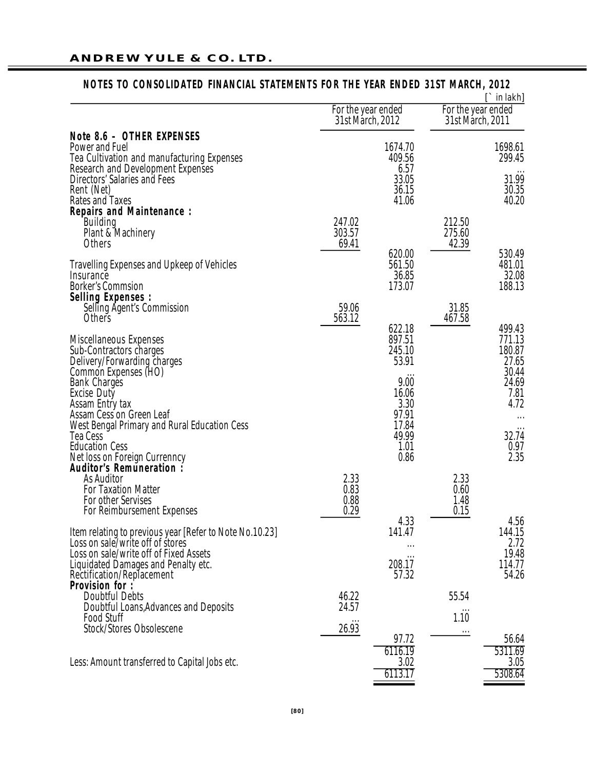## NOTES TO CONSOLIDATED FINANCIAL STATEMENTS FOR THE YEAR ENDED 31ST MARCH, 2012

[` in lakh]

| | For the year ended 31st March, 2012 | | For the year ended 31st March, 2011 | |
|---|---|---|---|---|
| **Note 8.6 - OTHER EXPENSES** | | | | |
| Power and Fuel | | 1674.70 | | 1698.61 |
| Tea Cultivation and manufacturing Expenses | | 409.56 | | 299.45 |
| Research and Development Expenses | | 6.57 | | ... |
| Directors' Salaries and Fees | | 33.05 | | 31.99 |
| Rent (Net) | | 36.15 | | 30.35 |
| Rates and Taxes | | 41.06 | | 40.20 |
| **Repairs and Maintenance :** | | | | |
| Building | 247.02 | | 212.50 | |
| Plant & Machinery | 303.57 | | 275.60 | |
| Others | 69.41 | | 42.39 | |
| | | 620.00 | | 530.49 |
| Travelling Expenses and Upkeep of Vehicles | | 561.50 | | 481.01 |
| Insurance | | 36.85 | | 32.08 |
| Borker's Commsion | | 173.07 | | 188.13 |
| **Selling Expenses :** | | | | |
| Selling Agent's Commission | 59.06 | | 31.85 | |
| Others | 563.12 | | 467.58 | |
| | | 622.18 | | 499.43 |
| Miscellaneous Expenses | | 897.51 | | 771.13 |
| Sub-Contractors charges | | 245.10 | | 180.87 |
| Delivery/Forwarding charges | | 53.91 | | 27.65 |
| Common Expenses (HO) | | ... | | 30.44 |
| Bank Charges | | 9.00 | | 24.69 |
| Excise Duty | | 16.06 | | 7.81 |
| Assam Entry tax | | 3.30 | | 4.72 |
| Assam Cess on Green Leaf | | 97.91 | | ... |
| West Bengal Primary and Rural Education Cess | | 17.84 | | ... |
| Tea Cess | | 49.99 | | 32.74 |
| Education Cess | | 1.01 | | 0.97 |
| Net loss on Foreign Currenncy | | 0.86 | | 2.35 |
| **Auditor's Remuneration :** | | | | |
| As Auditor | 2.33 | | 2.33 | |
| For Taxation Matter | 0.83 | | 0.60 | |
| For other Servises | 0.88 | | 1.48 | |
| For Reimbursement Expenses | 0.29 | | 0.15 | |
| | | 4.33 | | 4.56 |
| Item relating to previous year [Refer to Note No.10.23] | | 141.47 | | 144.15 |
| Loss on sale/write off of stores | | ... | | 2.72 |
| Loss on sale/write off of Fixed Assets | | ... | | 19.48 |
| Liquidated Damages and Penalty etc. | | 208.17 | | 114.77 |
| Rectification/Replacement | | 57.32 | | 54.26 |
| **Provision for :** | | | | |
| Doubtful Debts | 46.22 | | 55.54 | |
| Doubtful Loans,Advances and Deposits | 24.57 | | ... | |
| Food Stuff | ... | | 1.10 | |
| Stock/Stores Obsolescene | 26.93 | | ... | |
| | | 97.72 | | 56.64 |
| | | 6116.19 | | 5311.69 |
| Less: Amount transferred to Capital Jobs etc. | | 3.02 | | 3.05 |
| | | 6113.17 | | 5308.64 |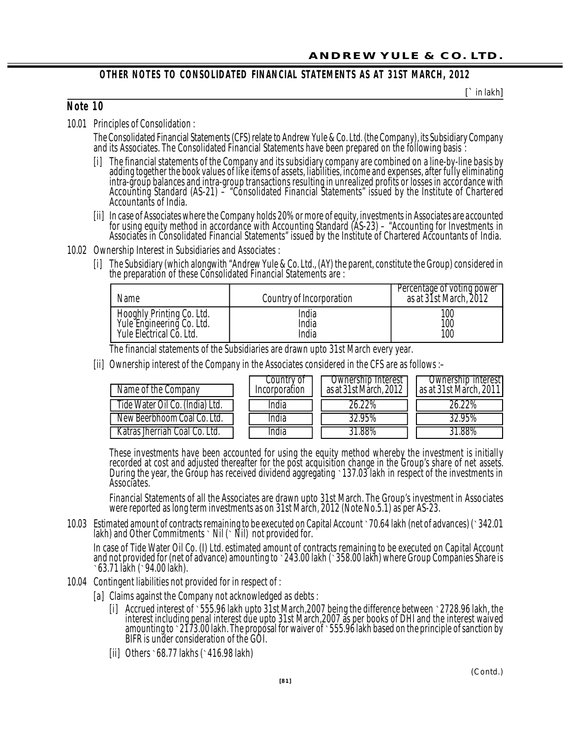## OTHER NOTES TO CONSOLIDATED FINANCIAL STATEMENTS AS AT 31ST MARCH, 2012

[` in lakh]

## Note 10

10.01 Principles of Consolidation :

The Consolidated Financial Statements (CFS) relate to Andrew Yule & Co. Ltd. (the Company), its Subsidiary Company and its Associates. The Consolidated Financial Statements have been prepared on the following basis :

[i] The financial statements of the Company and its subsidiary company are combined on a line-by-line basis by adding together the book values of like items of assets, liabilities, income and expenses, after fully eliminating intra-group balances and intra-group transactions resulting in unrealized profits or losses in accordance with Accounting Standard (AS-21) – "Consolidated Financial Statements" issued by the Institute of Chartered Accountants of India.

[ii] In case of Associates where the Company holds 20% or more of equity, investments in Associates are accounted for using equity method in accordance with Accounting Standard (AS-23) – "Accounting for Investments in Associates in Consolidated Financial Statements" issued by the Institute of Chartered Accountants of India.

10.02 Ownership Interest in Subsidiaries and Associates :

[i] The Subsidiary (which alongwith "Andrew Yule & Co. Ltd., (AY) the parent, constitute the Group) considered in the preparation of these Consolidated Financial Statements are :

| Name | Country of Incorporation | Percentage of voting power as at 31st March, 2012 |
|---|---|---|
| Hooghly Printing Co. Ltd. | India | 100 |
| Yule Engineering Co. Ltd. | India | 100 |
| Yule Electrical Co. Ltd. | India | 100 |

The financial statements of the Subsidiaries are drawn upto 31st March every year.

[ii] Ownership interest of the Company in the Associates considered in the CFS are as follows :–

| Name of the Company | Country of Incorporation | Ownership Interest as at 31st March, 2012 | Ownership interest as at 31st March, 2011 |
|---|---|---|---|
| Tide Water Oil Co. (India) Ltd. | India | 26.22% | 26.22% |
| New Beerbhoom Coal Co. Ltd. | India | 32.95% | 32.95% |
| Katras Jherriah Coal Co. Ltd. | India | 31.88% | 31.88% |

These investments have been accounted for using the equity method whereby the investment is initially recorded at cost and adjusted thereafter for the post acquisition change in the Group's share of net assets. During the year, the Group has received dividend aggregating ` 137.03 lakh in respect of the investments in Associates.

Financial Statements of all the Associates are drawn upto 31st March. The Group's investment in Associates were reported as long term investments as on 31st March, 2012 (Note No.5.1) as per AS-23.

10.03 Estimated amount of contracts remaining to be executed on Capital Account ` 70.64 lakh (net of advances) (` 342.01 lakh) and Other Commitments ` Nil (` Nil) not provided for.

In case of Tide Water Oil Co. (I) Ltd. estimated amount of contracts remaining to be executed on Capital Account and not provided for (net of advance) amounting to ` 243.00 lakh (` 358.00 lakh) where Group Companies Share is ` 63.71 lakh (` 94.00 lakh).

10.04 Contingent liabilities not provided for in respect of :

[a] Claims against the Company not acknowledged as debts :

[i] Accrued interest of ` 555.96 lakh upto 31st March,2007 being the difference between ` 2728.96 lakh, the interest including penal interest due upto 31st March,2007 as per books of DHI and the interest waived amounting to ` 2173.00 lakh. The proposal for waiver of ` 555.96 lakh based on the principle of sanction by BIFR is under consideration of the GOI.

[ii] Others ` 68.77 lakhs (` 416.98 lakh)

(Contd.)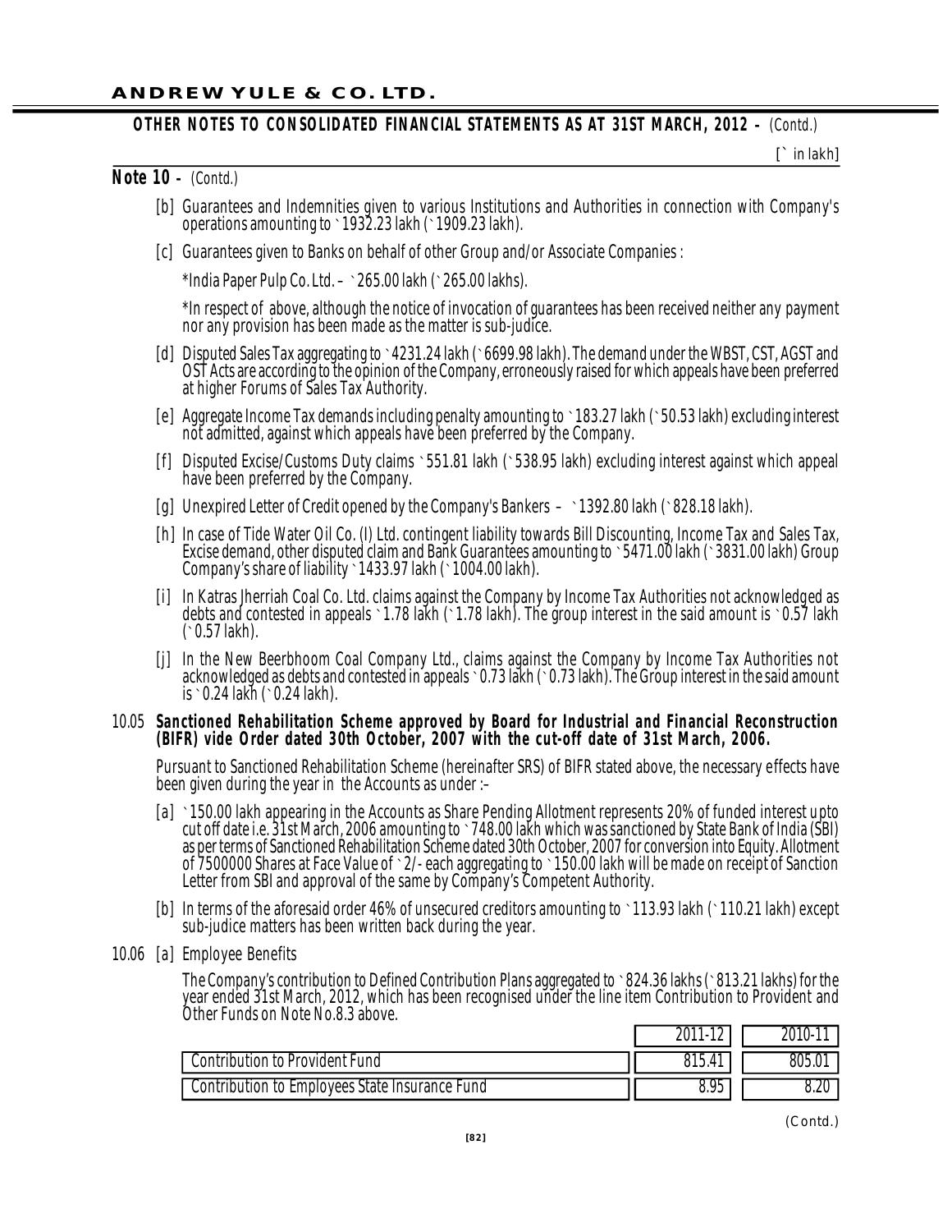**OTHER NOTES TO CONSOLIDATED FINANCIAL STATEMENTS AS AT 31ST MARCH, 2012 –** (Contd.)

[` in lakh]

**Note 10 –** (Contd.)

[b] Guarantees and Indemnities given to various Institutions and Authorities in connection with Company's operations amounting to ` 1932.23 lakh (` 1909.23 lakh).

[c] Guarantees given to Banks on behalf of other Group and/or Associate Companies :

*India Paper Pulp Co. Ltd. – ` 265.00 lakh (` 265.00 lakhs).

*In respect of above, although the notice of invocation of guarantees has been received neither any payment nor any provision has been made as the matter is sub-judice.

[d] Disputed Sales Tax aggregating to ` 4231.24 lakh (` 6699.98 lakh). The demand under the WBST, CST, AGST and OST Acts are according to the opinion of the Company, erroneously raised for which appeals have been preferred at higher Forums of Sales Tax Authority.

[e] Aggregate Income Tax demands including penalty amounting to ` 183.27 lakh (` 50.53 lakh) excluding interest not admitted, against which appeals have been preferred by the Company.

[f] Disputed Excise/Customs Duty claims ` 551.81 lakh (` 538.95 lakh) excluding interest against which appeal have been preferred by the Company.

[g] Unexpired Letter of Credit opened by the Company's Bankers – ` 1392.80 lakh (` 828.18 lakh).

[h] In case of Tide Water Oil Co. (I) Ltd. contingent liability towards Bill Discounting, Income Tax and Sales Tax, Excise demand, other disputed claim and Bank Guarantees amounting to ` 5471.00 lakh (` 3831.00 lakh) Group Company's share of liability ` 1433.97 lakh (` 1004.00 lakh).

[i] In Katras Jherriah Coal Co. Ltd. claims against the Company by Income Tax Authorities not acknowledged as debts and contested in appeals ` 1.78 lakh (` 1.78 lakh). The group interest in the said amount is ` 0.57 lakh (` 0.57 lakh).

[j] In the New Beerbhoom Coal Company Ltd., claims against the Company by Income Tax Authorities not acknowledged as debts and contested in appeals ` 0.73 lakh (` 0.73 lakh). The Group interest in the said amount is ` 0.24 lakh (` 0.24 lakh).

10.05 **Sanctioned Rehabilitation Scheme approved by Board for Industrial and Financial Reconstruction (BIFR) vide Order dated 30th October, 2007 with the cut-off date of 31st March, 2006.**

Pursuant to Sanctioned Rehabilitation Scheme (hereinafter SRS) of BIFR stated above, the necessary effects have been given during the year in the Accounts as under :–

[a] ` 150.00 lakh appearing in the Accounts as Share Pending Allotment represents 20% of funded interest upto cut off date i.e. 31st March, 2006 amounting to ` 748.00 lakh which was sanctioned by State Bank of India (SBI) as per terms of Sanctioned Rehabilitation Scheme dated 30th October, 2007 for conversion into Equity. Allotment of 7500000 Shares at Face Value of ` 2/- each aggregating to ` 150.00 lakh will be made on receipt of Sanction Letter from SBI and approval of the same by Company's Competent Authority.

[b] In terms of the aforesaid order 46% of unsecured creditors amounting to ` 113.93 lakh (` 110.21 lakh) except sub-judice matters has been written back during the year.

10.06 [a] Employee Benefits

The Company's contribution to Defined Contribution Plans aggregated to ` 824.36 lakhs (` 813.21 lakhs) for the year ended 31st March, 2012, which has been recognised under the line item Contribution to Provident and Other Funds on Note No.8.3 above.

| | 2011-12 | 2010-11 |
|---|---|---|
| Contribution to Provident Fund | 815.41 | 805.01 |
| Contribution to Employees State Insurance Fund | 8.95 | 8.20 |

(Contd.)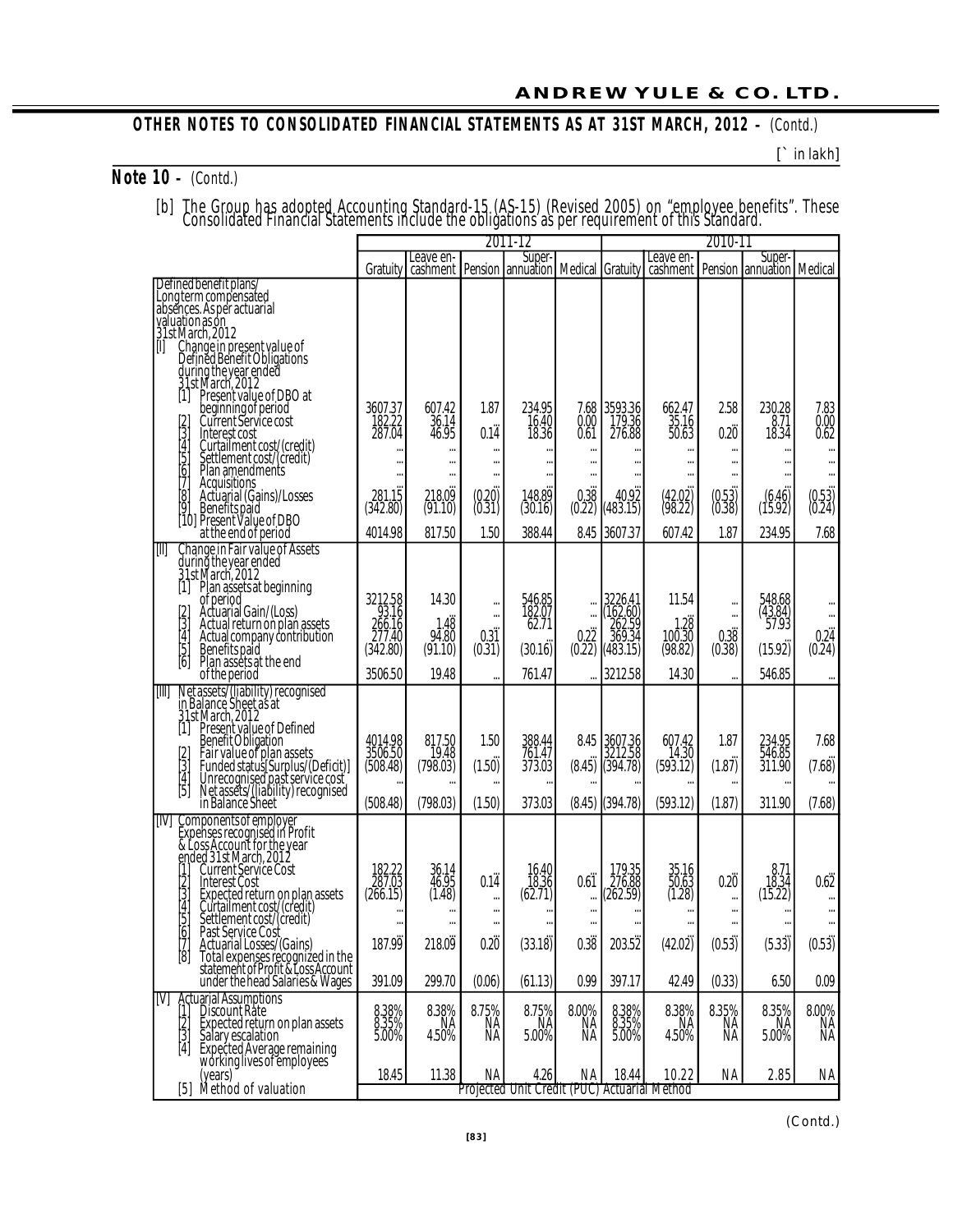## OTHER NOTES TO CONSOLIDATED FINANCIAL STATEMENTS AS AT 31ST MARCH, 2012 - (Contd.)

[` in lakh]

## Note 10 - (Contd.)

[b] The Group has adopted Accounting Standard-15 (AS-15) (Revised 2005) on "employee benefits". These Consolidated Financial Statements include the obligations as per requirement of this Standard.

| | 2011-12 | | | | | 2010-11 | | | | |
|---|---|---|---|---|---|---|---|---|---|---|
| | Gratuity | Leave en-cashment | Pension | Super-annuation | Medical | Gratuity | Leave en-cashment | Pension | Super-annuation | Medical |
| Defined benefit plans/ Long term compensated absences. As per actuarial valuation as on 31st March, 2012 | | | | | | | | | | |
| [I] Change in present value of Defined Benefit Obligations during the year ended 31st March, 2012 | | | | | | | | | | |
| [1] Present value of DBO at beginning of period | 3607.37 | 607.42 | 1.87 | 234.95 | 7.68 | 3593.36 | 662.47 | 2.58 | 230.28 | 7.83 |
| [2] Current Service cost | 182.22 | 36.14 | ... | 16.40 | 0.00 | 179.36 | 35.16 | ... | 8.71 | 0.00 |
| [3] Interest cost | 287.04 | 46.95 | 0.14 | 18.36 | 0.61 | 276.88 | 50.63 | 0.20 | 18.34 | 0.62 |
| [4] Curtailment cost/(credit) | ... | ... | ... | ... | ... | ... | ... | ... | ... | ... |
| [5] Settlement cost/(credit) | ... | ... | ... | ... | ... | ... | ... | ... | ... | ... |
| [6] Plan amendments | ... | ... | ... | ... | ... | ... | ... | ... | ... | ... |
| [7] Acquisitions | ... | ... | ... | ... | ... | ... | ... | ... | ... | ... |
| [8] Actuarial (Gains)/Losses | 281.15 | 218.09 | (0.20) | 148.89 | 0.38 | 40.92 | (42.02) | (0.53) | (6.46) | (0.53) |
| [9] Benefits paid | (342.80) | (91.10) | (0.31) | (30.16) | (0.22) | (483.15) | (98.22) | (0.38) | (15.92) | (0.24) |
| [10] Present Value of DBO at the end of period | 4014.98 | 817.50 | 1.50 | 388.44 | 8.45 | 3607.37 | 607.42 | 1.87 | 234.95 | 7.68 |
| [II] Change in Fair value of Assets during the year ended 31st March, 2012 | | | | | | | | | | |
| [1] Plan assets at beginning of period | 3212.58 | 14.30 | ... | 546.85 | ... | 3226.41 | 11.54 | ... | 548.68 | ... |
| [2] Actuarial Gain/(Loss) | 93.16 | ... | ... | 182.07 | ... | (162.60) | ... | ... | (43.84) | ... |
| [3] Actual return on plan assets | 266.16 | 1.48 | ... | 62.71 | ... | 262.59 | 1.28 | ... | 57.93 | ... |
| [4] Actual company contribution | 277.40 | 94.80 | 0.31 | ... | 0.22 | 369.34 | 100.30 | 0.38 | ... | 0.24 |
| [5] Benefits paid | (342.80) | (91.10) | (0.31) | (30.16) | (0.22) | (483.15) | (98.82) | (0.38) | (15.92) | (0.24) |
| [6] Plan assets at the end of the period | 3506.50 | 19.48 | ... | 761.47 | ... | 3212.58 | 14.30 | ... | 546.85 | ... |
| [III] Net assets/(liability) recognised in Balance Sheet as at 31st March, 2012 | | | | | | | | | | |
| [1] Present value of Defined Benefit Obligation | 4014.98 | 817.50 | 1.50 | 388.44 | 8.45 | 3607.36 | 607.42 | 1.87 | 234.95 | 7.68 |
| [2] Fair value of plan assets | 3506.50 | 19.48 | ... | 761.47 | ... | 3212.58 | 14.30 | ... | 546.85 | ... |
| [3] Funded status[Surplus/(Deficit)] | (508.48) | (798.03) | (1.50) | 373.03 | (8.45) | (394.78) | (593.12) | (1.87) | 311.90 | (7.68) |
| [4] Unrecognised past service cost | ... | ... | ... | ... | ... | ... | ... | ... | ... | ... |
| [5] Net assets/(liability) recognised in Balance Sheet | (508.48) | (798.03) | (1.50) | 373.03 | (8.45) | (394.78) | (593.12) | (1.87) | 311.90 | (7.68) |
| [IV] Components of employer Expenses recognised in Profit & Loss Account for the year ended 31st March, 2012 | | | | | | | | | | |
| [1] Current Service Cost | 182.22 | 36.14 | ... | 16.40 | ... | 179.35 | 35.16 | ... | 8.71 | ... |
| [2] Interest Cost | 287.03 | 46.95 | 0.14 | 18.36 | 0.61 | 276.88 | 50.63 | 0.20 | 18.34 | 0.62 |
| [3] Expected return on plan assets | (266.15) | (1.48) | ... | (62.71) | ... | (262.59) | (1.28) | ... | (15.22) | ... |
| [4] Curtailment cost/(credit) | ... | ... | ... | ... | ... | ... | ... | ... | ... | ... |
| [5] Settlement cost/(credit) | ... | ... | ... | ... | ... | ... | ... | ... | ... | ... |
| [6] Past Service Cost | ... | ... | ... | ... | ... | ... | ... | ... | ... | ... |
| [7] Actuarial Losses/(Gains) | 187.99 | 218.09 | 0.20 | (33.18) | 0.38 | 203.52 | (42.02) | (0.53) | (5.33) | (0.53) |
| [8] Total expenses recognized in the statement of Profit & Loss Account under the head Salaries & Wages | 391.09 | 299.70 | (0.06) | (61.13) | 0.99 | 397.17 | 42.49 | (0.33) | 6.50 | 0.09 |
| [V] Actuarial Assumptions | | | | | | | | | | |
| [1] Discount Rate | 8.38% | 8.38% | 8.75% | 8.75% | 8.00% | 8.38% | 8.38% | 8.35% | 8.35% | 8.00% |
| [2] Expected return on plan assets | 8.35% | NA | NA | NA | NA | 8.35% | NA | NA | NA | NA |
| [3] Salary escalation | 5.00% | 4.50% | NA | 5.00% | NA | 5.00% | 4.50% | NA | 5.00% | NA |
| [4] Expected Average remaining working lives of employees (years) | 18.45 | 11.38 | NA | 4.26 | NA | 18.44 | 10.22 | NA | 2.85 | NA |
| [5] Method of valuation | Projected Unit Credit (PUC) Actuarial Method | | | | | | | | | |

(Contd.)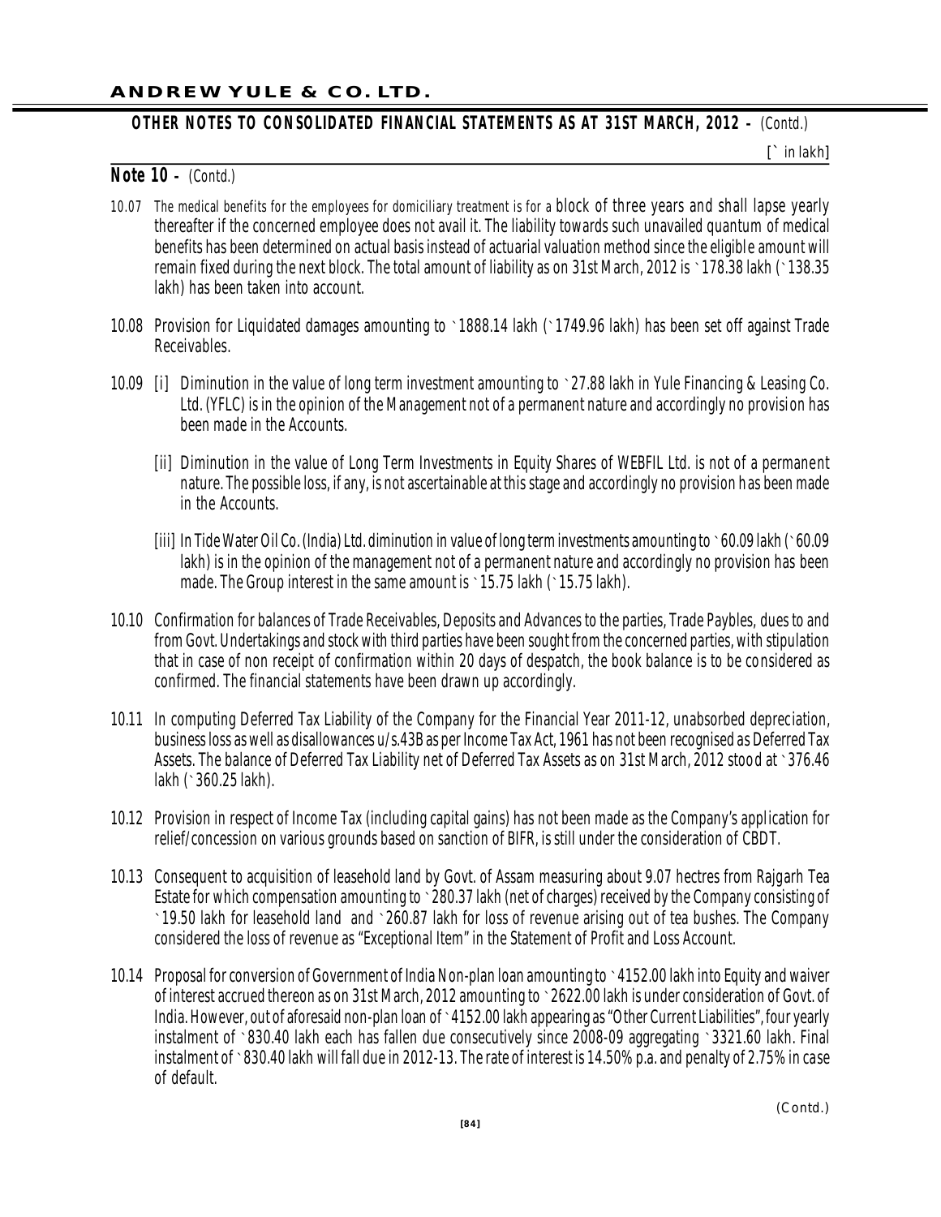## OTHER NOTES TO CONSOLIDATED FINANCIAL STATEMENTS AS AT 31ST MARCH, 2012 – *(Contd.)*

[` in lakh]

### Note 10 – *(Contd.)*

10.07 The medical benefits for the employees for domiciliary treatment is for a block of three years and shall lapse yearly thereafter if the concerned employee does not avail it. The liability towards such unavailed quantum of medical benefits has been determined on actual basis instead of actuarial valuation method since the eligible amount will remain fixed during the next block. The total amount of liability as on 31st March, 2012 is `178.38 lakh (`138.35 lakh) has been taken into account.

10.08 Provision for Liquidated damages amounting to `1888.14 lakh (`1749.96 lakh) has been set off against Trade Receivables.

10.09 [i] Diminution in the value of long term investment amounting to `27.88 lakh in Yule Financing & Leasing Co. Ltd. (YFLC) is in the opinion of the Management not of a permanent nature and accordingly no provision has been made in the Accounts.

[ii] Diminution in the value of Long Term Investments in Equity Shares of WEBFIL Ltd. is not of a permanent nature. The possible loss, if any, is not ascertainable at this stage and accordingly no provision has been made in the Accounts.

[iii] In Tide Water Oil Co. (India) Ltd. diminution in value of long term investments amounting to `60.09 lakh (`60.09 lakh) is in the opinion of the management not of a permanent nature and accordingly no provision has been made. The Group interest in the same amount is `15.75 lakh (`15.75 lakh).

10.10 Confirmation for balances of Trade Receivables, Deposits and Advances to the parties, Trade Paybles, dues to and from Govt. Undertakings and stock with third parties have been sought from the concerned parties, with stipulation that in case of non receipt of confirmation within 20 days of despatch, the book balance is to be considered as confirmed. The financial statements have been drawn up accordingly.

10.11 In computing Deferred Tax Liability of the Company for the Financial Year 2011-12, unabsorbed depreciation, business loss as well as disallowances u/s.43B as per Income Tax Act, 1961 has not been recognised as Deferred Tax Assets. The balance of Deferred Tax Liability net of Deferred Tax Assets as on 31st March, 2012 stood at `376.46 lakh (`360.25 lakh).

10.12 Provision in respect of Income Tax (including capital gains) has not been made as the Company's application for relief/concession on various grounds based on sanction of BIFR, is still under the consideration of CBDT.

10.13 Consequent to acquisition of leasehold land by Govt. of Assam measuring about 9.07 hectres from Rajgarh Tea Estate for which compensation amounting to `280.37 lakh (net of charges) received by the Company consisting of `19.50 lakh for leasehold land and `260.87 lakh for loss of revenue arising out of tea bushes. The Company considered the loss of revenue as "Exceptional Item" in the Statement of Profit and Loss Account.

10.14 Proposal for conversion of Government of India Non-plan loan amounting to `4152.00 lakh into Equity and waiver of interest accrued thereon as on 31st March, 2012 amounting to `2622.00 lakh is under consideration of Govt. of India. However, out of aforesaid non-plan loan of `4152.00 lakh appearing as "Other Current Liabilities", four yearly instalment of `830.40 lakh each has fallen due consecutively since 2008-09 aggregating `3321.60 lakh. Final instalment of `830.40 lakh will fall due in 2012-13. The rate of interest is 14.50% p.a. and penalty of 2.75% in case of default.

(Contd.)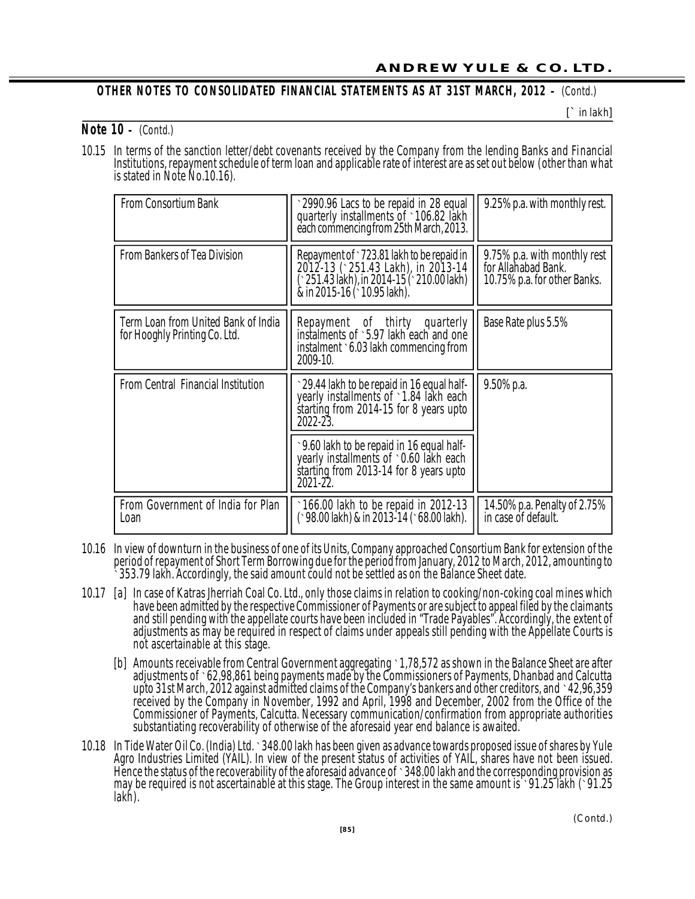**OTHER NOTES TO CONSOLIDATED FINANCIAL STATEMENTS AS AT 31ST MARCH, 2012 –** (Contd.)

[` in lakh]

**Note 10 –** (Contd.)

10.15 In terms of the sanction letter/debt covenants received by the Company from the lending Banks and Financial Institutions, repayment schedule of term loan and applicable rate of interest are as set out below (other than what is stated in Note No.10.16).

| | | |
|---|---|---|
| From Consortium Bank | `2990.96 Lacs to be repaid in 28 equal quarterly installments of `106.82 lakh each commencing from 25th March, 2013. | 9.25% p.a. with monthly rest. |
| From Bankers of Tea Division | Repayment of `723.81 lakh to be repaid in 2012-13 (`251.43 Lakh), in 2013-14 (`251.43 lakh), in 2014-15 (`210.00 lakh) & in 2015-16 (`10.95 lakh). | 9.75% p.a. with monthly rest for Allahabad Bank. 10.75% p.a. for other Banks. |
| Term Loan from United Bank of India for Hooghly Printing Co. Ltd. | Repayment of thirty quarterly instalments of `5.97 lakh each and one instalment `6.03 lakh commencing from 2009-10. | Base Rate plus 5.5% |
| From Central Financial Institution | `29.44 lakh to be repaid in 16 equal half-yearly installments of `1.84 lakh each starting from 2014-15 for 8 years upto 2022-23. | 9.50% p.a. |
| | `9.60 lakh to be repaid in 16 equal half-yearly installments of `0.60 lakh each starting from 2013-14 for 8 years upto 2021-22. | |
| From Government of India for Plan Loan | `166.00 lakh to be repaid in 2012-13 (`98.00 lakh) & in 2013-14 (`68.00 lakh). | 14.50% p.a. Penalty of 2.75% in case of default. |

10.16 In view of downturn in the business of one of its Units, Company approached Consortium Bank for extension of the period of repayment of Short Term Borrowing due for the period from January, 2012 to March, 2012, amounting to `353.79 lakh. Accordingly, the said amount could not be settled as on the Balance Sheet date.

10.17 [a] In case of Katras Jherriah Coal Co. Ltd., only those claims in relation to cooking/non-coking coal mines which have been admitted by the respective Commissioner of Payments or are subject to appeal filed by the claimants and still pending with the appellate courts have been included in "Trade Payables". Accordingly, the extent of adjustments as may be required in respect of claims under appeals still pending with the Appellate Courts is not ascertainable at this stage.

[b] Amounts receivable from Central Government aggregating `1,78,572 as shown in the Balance Sheet are after adjustments of `62,98,861 being payments made by the Commissioners of Payments, Dhanbad and Calcutta upto 31st March, 2012 against admitted claims of the Company's bankers and other creditors, and `42,96,359 received by the Company in November, 1992 and April, 1998 and December, 2002 from the Office of the Commissioner of Payments, Calcutta. Necessary communication/confirmation from appropriate authorities substantiating recoverability of otherwise of the aforesaid year end balance is awaited.

10.18 In Tide Water Oil Co. (India) Ltd. `348.00 lakh has been given as advance towards proposed issue of shares by Yule Agro Industries Limited (YAIL). In view of the present status of activities of YAIL, shares have not been issued. Hence the status of the recoverability of the aforesaid advance of `348.00 lakh and the corresponding provision as may be required is not ascertainable at this stage. The Group interest in the same amount is `91.25 lakh (`91.25 lakh).

(Contd.)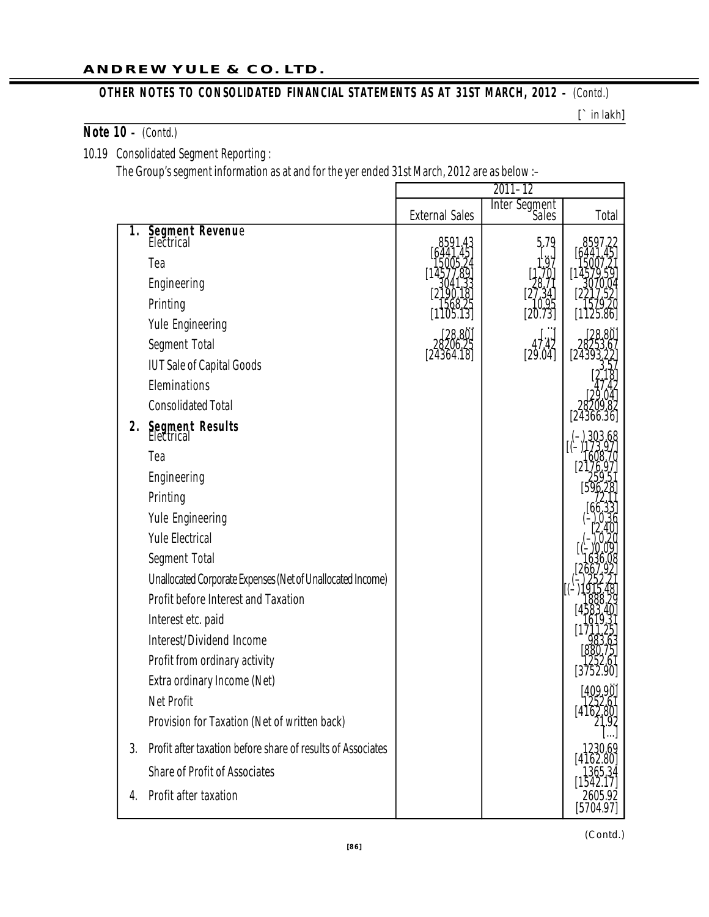**OTHER NOTES TO CONSOLIDATED FINANCIAL STATEMENTS AS AT 31ST MARCH, 2012 –** *(Contd.)*

[` in lakh]

## Note 10 – *(Contd.)*

10.19 Consolidated Segment Reporting :

The Group's segment information as at and for the yer ended 31st March, 2012 are as below :–

| | | 2011–12 | | |
|---|---|---|---|---|
| | | External Sales | Inter Segment Sales | Total |
| **1.** | **Segment Revenue** | | | |
| | Electrical | 8591.43 [6441.45] | 5.79 [...] | 8597.22 [6441.45] |
| | Tea | 15005.24 [14577.89] | 1.97 [1.70] | 15007.21 [14579.59] |
| | Engineering | 3041.33 [2190.18] | 28.71 [27.34] | 3070.04 [2217.52] |
| | Printing | 1568.25 [1105.13] | 10.95 [20.73] | 1579.20 [1125.86] |
| | Yule Engineering | ... [28.80] | ... [...] | ... [28.80] |
| | Segment Total | 28206.25 [24364.18] | 47.42 [29.04] | 28253.67 [24393.22] |
| | IUT Sale of Capital Goods | | | 3.57 [2.18] |
| | Eleminations | | | 47.42 [29.04] |
| | Consolidated Total | | | 28209.82 [24366.36] |
| **2.** | **Segment Results** | | | |
| | Electrical | | | (–) 303.68 [(–) 173.97] |
| | Tea | | | 1608.70 [2176.97] |
| | Engineering | | | 259.51 [596.28] |
| | Printing | | | 72.11 [66.33] |
| | Yule Engineering | | | (–) 0.36 [2.40] |
| | Yule Electrical | | | (–) 0.20 [(–) 0.09] |
| | Segment Total | | | 1636.08 [2667.92] |
| | Unallocated Corporate Expenses (Net of Unallocated Income) | | | (–) 252.21 [(–) 1915.48] |
| | Profit before Interest and Taxation | | | 1888.29 [4583.40] |
| | Interest etc. paid | | | 1619.31 [1711.25] |
| | Interest/Dividend Income | | | 983.63 [880.75] |
| | Profit from ordinary activity | | | 1252.61 [3752.90] |
| | Extra ordinary Income (Net) | | | ... [409.90] |
| | Net Profit | | | 1252.61 [4162.80] |
| | Provision for Taxation (Net of written back) | | | 21.92 [...] |
| 3. | Profit after taxation before share of results of Associates | | | 1230.69 [4162.80] |
| | Share of Profit of Associates | | | 1365.34 [1542.17] |
| 4. | Profit after taxation | | | 2605.92 [5704.97] |

(Contd.)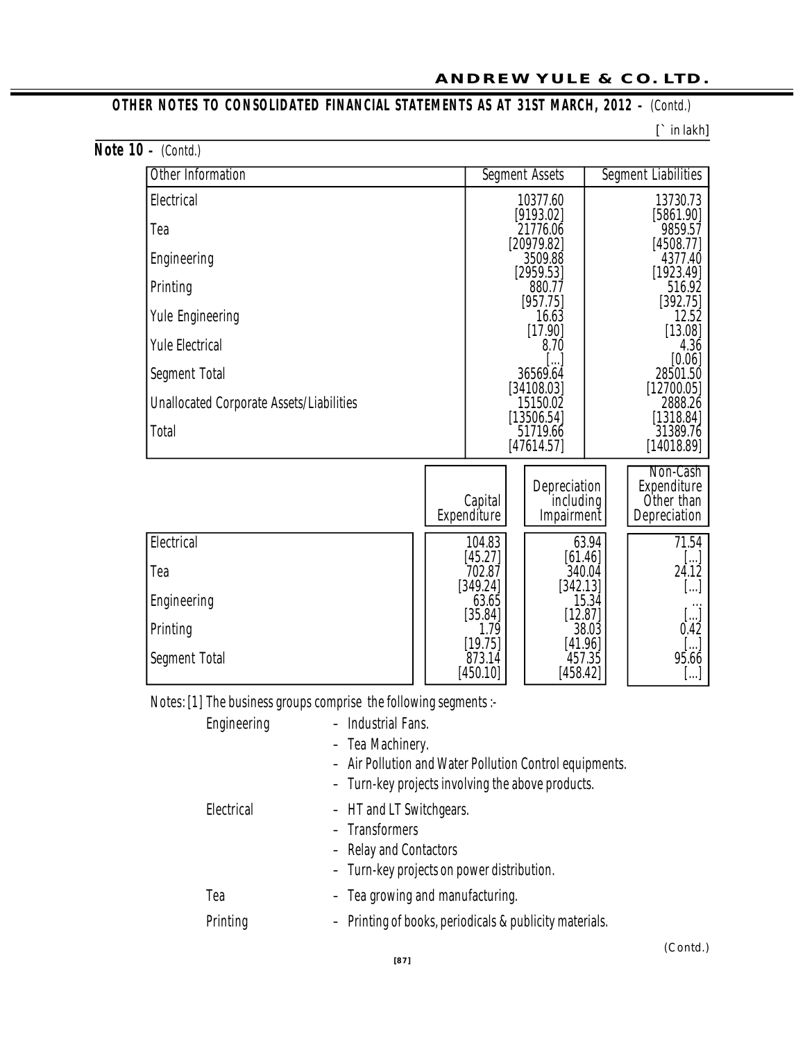**OTHER NOTES TO CONSOLIDATED FINANCIAL STATEMENTS AS AT 31ST MARCH, 2012 -** (Contd.)

[` in lakh]

**Note 10 -** (Contd.)

| Other Information | Segment Assets | Segment Liabilities |
|---|---|---|
| Electrical | 10377.60 [9193.02] | 13730.73 [5861.90] |
| Tea | 21776.06 [20979.82] | 9859.57 [4508.77] |
| Engineering | 3509.88 [2959.53] | 4377.40 [1923.49] |
| Printing | 880.77 [957.75] | 516.92 [392.75] |
| Yule Engineering | 16.63 [17.90] | 12.52 [13.08] |
| Yule Electrical | 8.70 [...] | 4.36 [0.06] |
| Segment Total | 36569.64 [34108.03] | 28501.50 [12700.05] |
| Unallocated Corporate Assets/Liabilities | 15150.02 [13506.54] | 2888.26 [1318.84] |
| Total | 51719.66 [47614.57] | 31389.76 [14018.89] |

| | Capital Expenditure | Depreciation including Impairment | Non-Cash Expenditure Other than Depreciation |
|---|---|---|---|
| Electrical | 104.83 [45.27] | 63.94 [61.46] | 71.54 [...] |
| Tea | 702.87 [349.24] | 340.04 [342.13] | 24.12 [...] |
| Engineering | 63.65 [35.84] | 15.34 [12.87] | ... [...] |
| Printing | 1.79 [19.75] | 38.03 [41.96] | 0.42 [...] |
| Segment Total | 873.14 [450.10] | 457.35 [458.42] | 95.66 [...] |

Notes: [1] The business groups comprise the following segments :-

Engineering
- Industrial Fans.
- Tea Machinery.
- Air Pollution and Water Pollution Control equipments.
- Turn-key projects involving the above products.

Electrical
- HT and LT Switchgears.
- Transformers
- Relay and Contactors
- Turn-key projects on power distribution.

Tea
- Tea growing and manufacturing.

Printing
- Printing of books, periodicals & publicity materials.

(Contd.)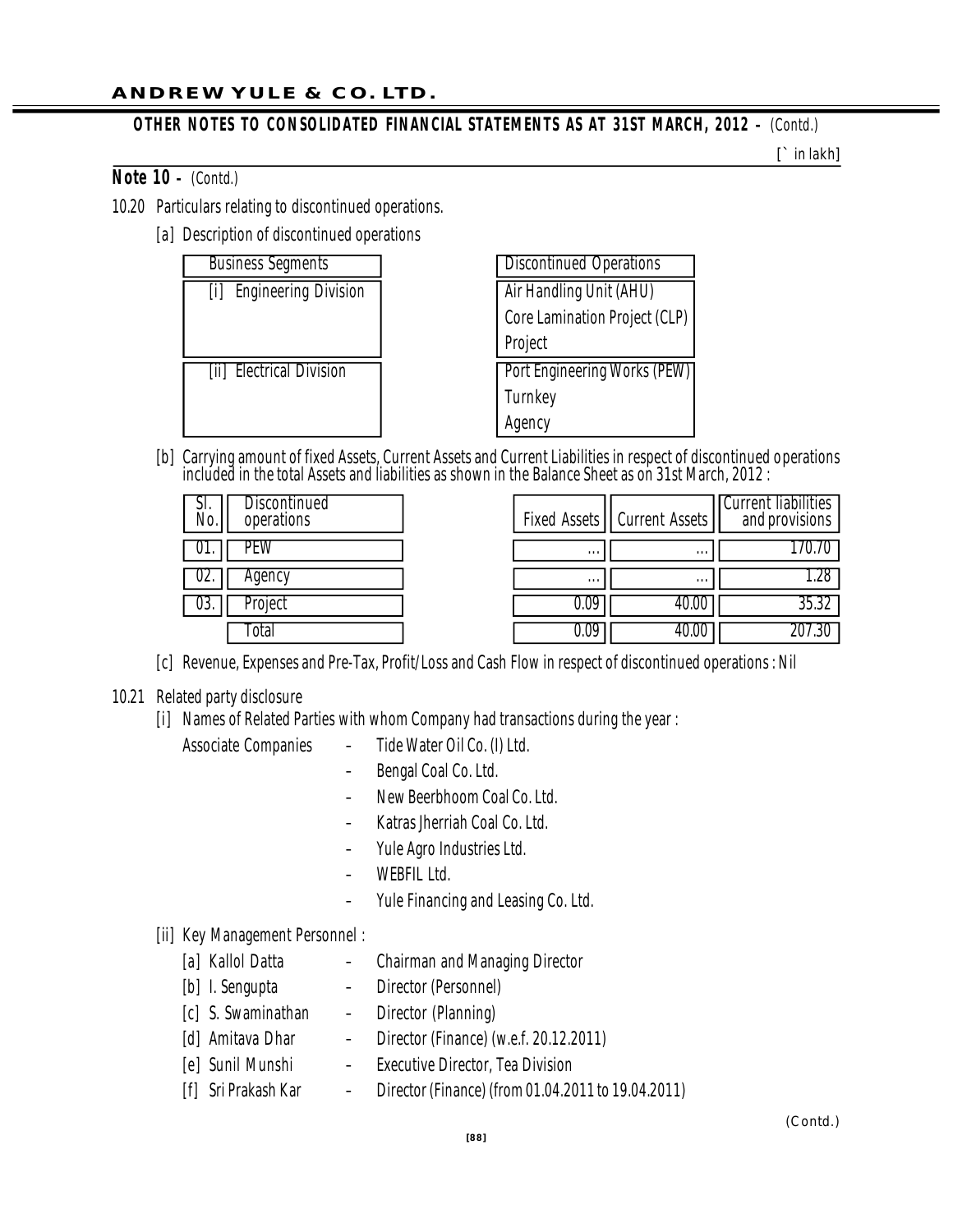**OTHER NOTES TO CONSOLIDATED FINANCIAL STATEMENTS AS AT 31ST MARCH, 2012 –** (Contd.)

[` in lakh]

**Note 10 –** (Contd.)

10.20 Particulars relating to discontinued operations.

[a] Description of discontinued operations

| Business Segments | Discontinued Operations |
|---|---|
| [i] Engineering Division | Air Handling Unit (AHU)<br>Core Lamination Project (CLP)<br>Project |
| [ii] Electrical Division | Port Engineering Works (PEW)<br>Turnkey<br>Agency |

[b] Carrying amount of fixed Assets, Current Assets and Current Liabilities in respect of discontinued operations included in the total Assets and liabilities as shown in the Balance Sheet as on 31st March, 2012 :

| Sl. No. | Discontinued operations | Fixed Assets | Current Assets | Current liabilities and provisions |
|---|---|---|---|---|
| 01. | PEW | ... | ... | 170.70 |
| 02. | Agency | ... | ... | 1.28 |
| 03. | Project | 0.09 | 40.00 | 35.32 |
| | Total | 0.09 | 40.00 | 207.30 |

[c] Revenue, Expenses and Pre-Tax, Profit/Loss and Cash Flow in respect of discontinued operations : Nil

10.21 Related party disclosure

[i] Names of Related Parties with whom Company had transactions during the year :

Associate Companies
- Tide Water Oil Co. (I) Ltd.
- Bengal Coal Co. Ltd.
- New Beerbhoom Coal Co. Ltd.
- Katras Jherriah Coal Co. Ltd.
- Yule Agro Industries Ltd.
- WEBFIL Ltd.
- Yule Financing and Leasing Co. Ltd.

[ii] Key Management Personnel :

[a] Kallol Datta – Chairman and Managing Director

[b] I. Sengupta – Director (Personnel)

[c] S. Swaminathan – Director (Planning)

[d] Amitava Dhar – Director (Finance) (w.e.f. 20.12.2011)

[e] Sunil Munshi – Executive Director, Tea Division

[f] Sri Prakash Kar – Director (Finance) (from 01.04.2011 to 19.04.2011)

(Contd.)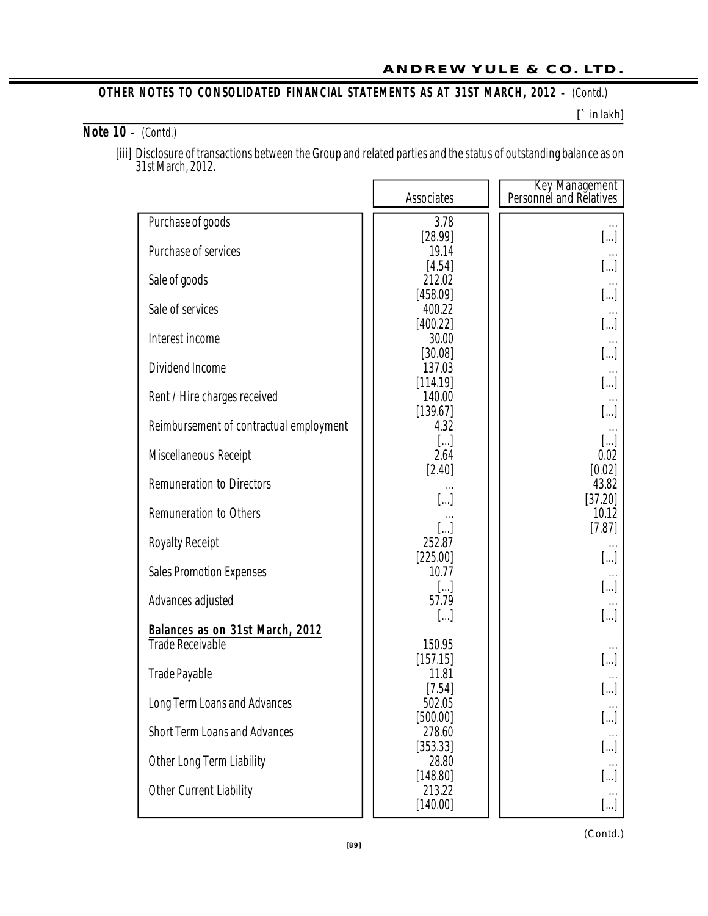**OTHER NOTES TO CONSOLIDATED FINANCIAL STATEMENTS AS AT 31ST MARCH, 2012 -** (Contd.)

[` in lakh]

## Note 10 - (Contd.)

[iii] Disclosure of transactions between the Group and related parties and the status of outstanding balance as on 31st March, 2012.

| | Associates | Key Management Personnel and Relatives |
|---|---|---|
| Purchase of goods | 3.78<br>[28.99] | ...<br>[...] |
| Purchase of services | 19.14<br>[4.54] | ...<br>[...] |
| Sale of goods | 212.02<br>[458.09] | ...<br>[...] |
| Sale of services | 400.22<br>[400.22] | ...<br>[...] |
| Interest income | 30.00<br>[30.08] | ...<br>[...] |
| Dividend Income | 137.03<br>[114.19] | ...<br>[...] |
| Rent / Hire charges received | 140.00<br>[139.67] | ...<br>[...] |
| Reimbursement of contractual employment | 4.32<br>[...] | ...<br>[...] |
| Miscellaneous Receipt | 2.64<br>[2.40] | 0.02<br>[0.02] |
| Remuneration to Directors | ...<br>[...] | 43.82<br>[37.20] |
| Remuneration to Others | ...<br>[...] | 10.12<br>[7.87] |
| Royalty Receipt | 252.87<br>[225.00] | ...<br>[...] |
| Sales Promotion Expenses | 10.77<br>[...] | ...<br>[...] |
| Advances adjusted | 57.79<br>[...] | ...<br>[...] |
| **Balances as on 31st March, 2012** | | |
| Trade Receivable | 150.95<br>[157.15] | ...<br>[...] |
| Trade Payable | 11.81<br>[7.54] | ...<br>[...] |
| Long Term Loans and Advances | 502.05<br>[500.00] | ...<br>[...] |
| Short Term Loans and Advances | 278.60<br>[353.33] | ...<br>[...] |
| Other Long Term Liability | 28.80<br>[148.80] | ...<br>[...] |
| Other Current Liability | 213.22<br>[140.00] | ...<br>[...] |

(Contd.)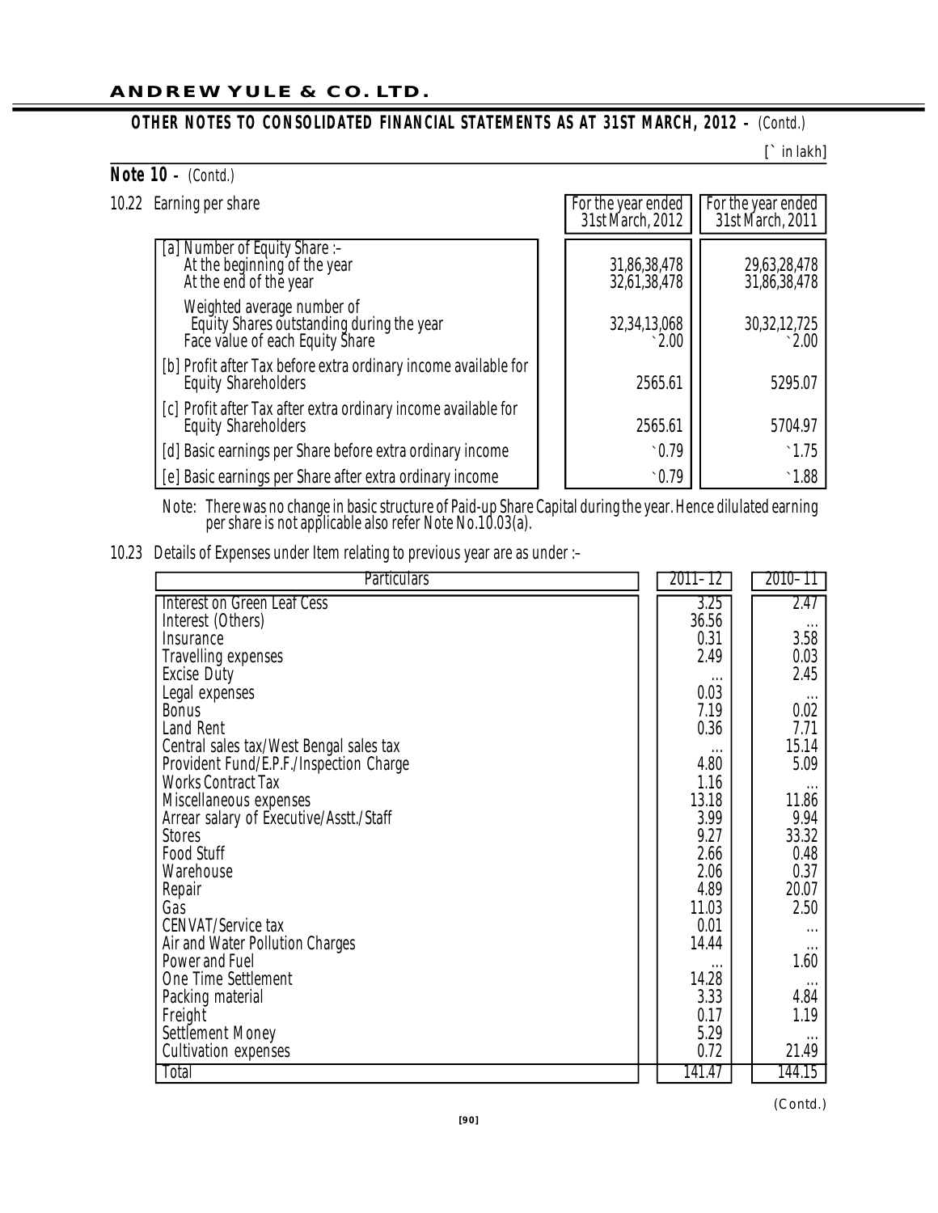**ANDREW YULE & CO. LTD.**

## OTHER NOTES TO CONSOLIDATED FINANCIAL STATEMENTS AS AT 31ST MARCH, 2012 – (Contd.)

[` in lakh]

### Note 10 – (Contd.)

10.22 Earning per share

| | For the year ended 31st March, 2012 | For the year ended 31st March, 2011 |
|---|---|---|
| [a] Number of Equity Share :– | | |
| At the beginning of the year | 31,86,38,478 | 29,63,28,478 |
| At the end of the year | 32,61,38,478 | 31,86,38,478 |
| Weighted average number of Equity Shares outstanding during the year | 32,34,13,068 | 30,32,12,725 |
| Face value of each Equity Share | `2.00 | `2.00 |
| [b] Profit after Tax before extra ordinary income available for Equity Shareholders | 2565.61 | 5295.07 |
| [c] Profit after Tax after extra ordinary income available for Equity Shareholders | 2565.61 | 5704.97 |
| [d] Basic earnings per Share before extra ordinary income | `0.79 | `1.75 |
| [e] Basic earnings per Share after extra ordinary income | `0.79 | `1.88 |

Note: There was no change in basic structure of Paid-up Share Capital during the year. Hence dilulated earning per share is not applicable also refer Note No.10.03(a).

10.23 Details of Expenses under Item relating to previous year are as under :–

| Particulars | 2011–12 | 2010–11 |
|---|---|---|
| Interest on Green Leaf Cess | 3.25 | 2.47 |
| Interest (Others) | 36.56 | ... |
| Insurance | 0.31 | 3.58 |
| Travelling expenses | 2.49 | 0.03 |
| Excise Duty | ... | 2.45 |
| Legal expenses | 0.03 | ... |
| Bonus | 7.19 | 0.02 |
| Land Rent | 0.36 | 7.71 |
| Central sales tax/West Bengal sales tax | ... | 15.14 |
| Provident Fund/E.P.F./Inspection Charge | 4.80 | 5.09 |
| Works Contract Tax | 1.16 | ... |
| Miscellaneous expenses | 13.18 | 11.86 |
| Arrear salary of Executive/Asstt./Staff | 3.99 | 9.94 |
| Stores | 9.27 | 33.32 |
| Food Stuff | 2.66 | 0.48 |
| Warehouse | 2.06 | 0.37 |
| Repair | 4.89 | 20.07 |
| Gas | 11.03 | 2.50 |
| CENVAT/Service tax | 0.01 | ... |
| Air and Water Pollution Charges | 14.44 | ... |
| Power and Fuel | ... | 1.60 |
| One Time Settlement | 14.28 | ... |
| Packing material | 3.33 | 4.84 |
| Freight | 0.17 | 1.19 |
| Settlement Money | 5.29 | ... |
| Cultivation expenses | 0.72 | 21.49 |
| Total | 141.47 | 144.15 |

(Contd.)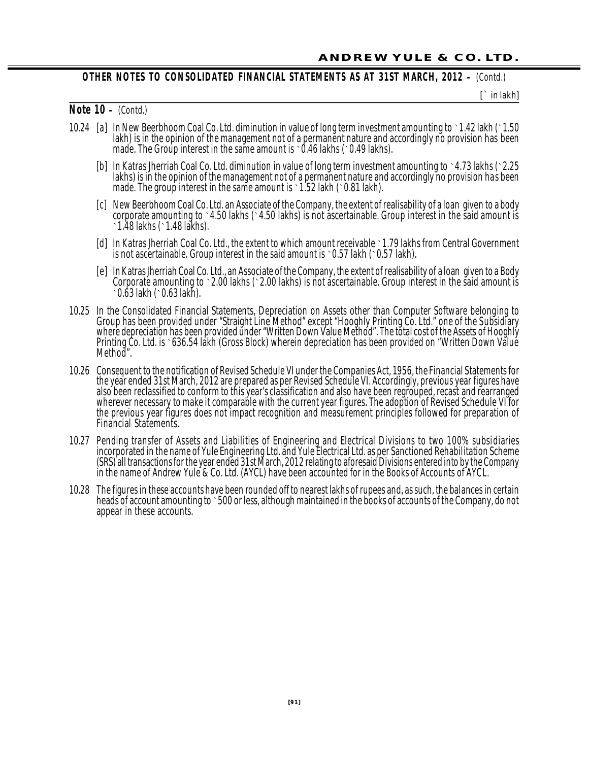**OTHER NOTES TO CONSOLIDATED FINANCIAL STATEMENTS AS AT 31ST MARCH, 2012 –** *(Contd.)*

[` in lakh]

**Note 10 –** *(Contd.)*

10.24 [a] In New Beerbhoom Coal Co. Ltd. diminution in value of long term investment amounting to ` 1.42 lakh (` 1.50 lakh) is in the opinion of the management not of a permanent nature and accordingly no provision has been made. The Group interest in the same amount is ` 0.46 lakhs (` 0.49 lakhs).

[b] In Katras Jherriah Coal Co. Ltd. diminution in value of long term investment amounting to ` 4.73 lakhs (` 2.25 lakhs) is in the opinion of the management not of a permanent nature and accordingly no provision has been made. The group interest in the same amount is ` 1.52 lakh (` 0.81 lakh).

[c] New Beerbhoom Coal Co. Ltd. an Associate of the Company, the extent of realisability of a loan given to a body corporate amounting to ` 4.50 lakhs (` 4.50 lakhs) is not ascertainable. Group interest in the said amount is ` 1.48 lakhs (` 1.48 lakhs).

[d] In Katras Jherriah Coal Co. Ltd., the extent to which amount receivable ` 1.79 lakhs from Central Government is not ascertainable. Group interest in the said amount is ` 0.57 lakh (` 0.57 lakh).

[e] In Katras Jherriah Coal Co. Ltd., an Associate of the Company, the extent of realisability of a loan given to a Body Corporate amounting to ` 2.00 lakhs (` 2.00 lakhs) is not ascertainable. Group interest in the said amount is ` 0.63 lakh (` 0.63 lakh).

10.25 In the Consolidated Financial Statements, Depreciation on Assets other than Computer Software belonging to Group has been provided under "Straight Line Method" except "Hooghly Printing Co. Ltd." one of the Subsidiary where depreciation has been provided under "Written Down Value Method". The total cost of the Assets of Hooghly Printing Co. Ltd. is ` 636.54 lakh (Gross Block) wherein depreciation has been provided on "Written Down Value Method".

10.26 Consequent to the notification of Revised Schedule VI under the Companies Act, 1956, the Financial Statements for the year ended 31st March, 2012 are prepared as per Revised Schedule VI. Accordingly, previous year figures have also been reclassified to conform to this year's classification and also have been regrouped, recast and rearranged wherever necessary to make it comparable with the current year figures. The adoption of Revised Schedule VI for the previous year figures does not impact recognition and measurement principles followed for preparation of Financial Statements.

10.27 Pending transfer of Assets and Liabilities of Engineering and Electrical Divisions to two 100% subsidiaries incorporated in the name of Yule Engineering Ltd. and Yule Electrical Ltd. as per Sanctioned Rehabilitation Scheme (SRS) all transactions for the year ended 31st March, 2012 relating to aforesaid Divisions entered into by the Company in the name of Andrew Yule & Co. Ltd. (AYCL) have been accounted for in the Books of Accounts of AYCL.

10.28 The figures in these accounts have been rounded off to nearest lakhs of rupees and, as such, the balances in certain heads of account amounting to ` 500 or less, although maintained in the books of accounts of the Company, do not appear in these accounts.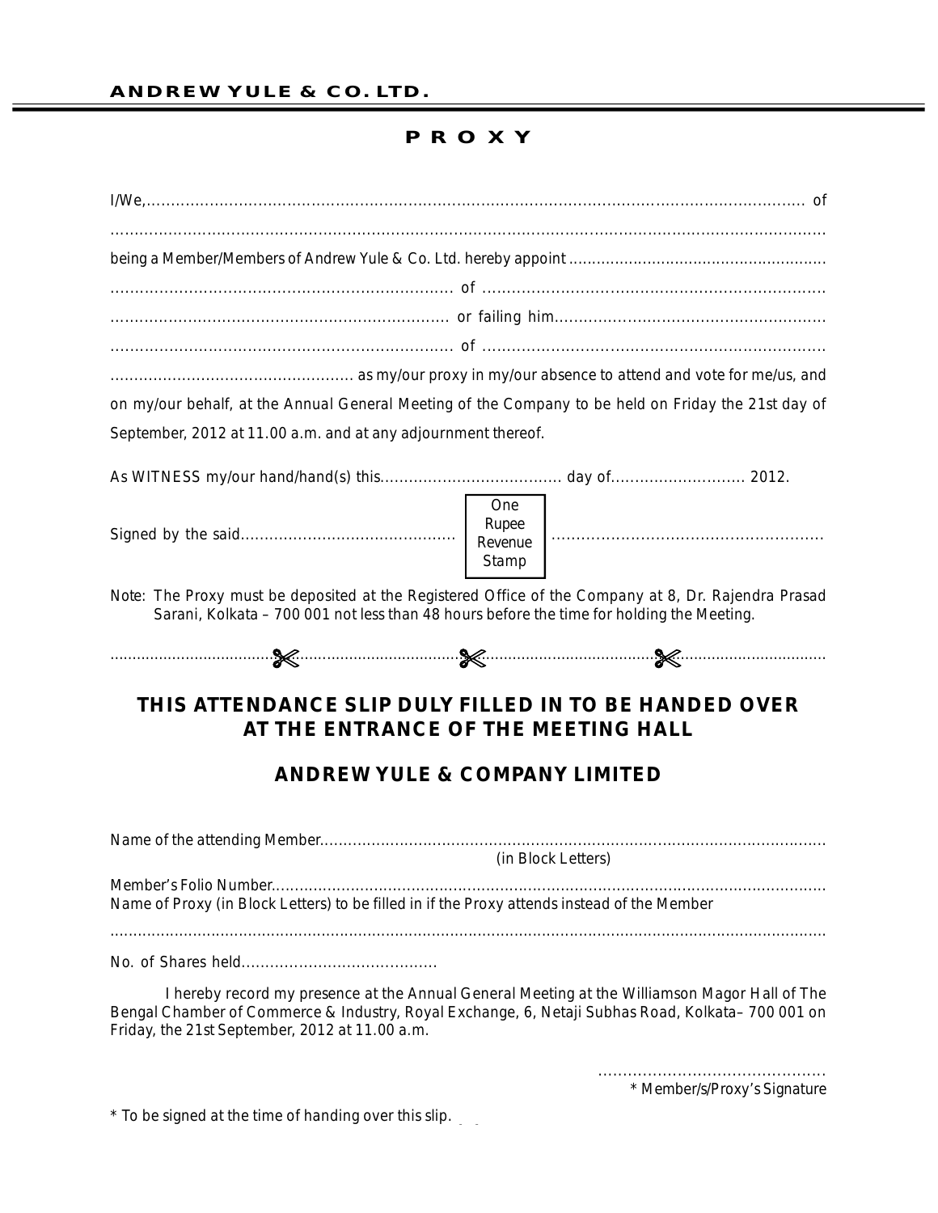ANDREW YULE & CO. LTD.

# PROXY

I/We,.............................................................................................................................................. of

..............................................................................................................................................................

being a Member/Members of Andrew Yule & Co. Ltd. hereby appoint .......................................................

...................................................................... of ......................................................................

...................................................................... or failing him........................................................

...................................................................... of ......................................................................

.................................................. as my/our proxy in my/our absence to attend and vote for me/us, and on my/our behalf, at the Annual General Meeting of the Company to be held on Friday the 21st day of September, 2012 at 11.00 a.m. and at any adjournment thereof.

As WITNESS my/our hand/hand(s) this...................................... day of............................ 2012.

Signed by the said............................................ [One Rupee Revenue Stamp] .......................................................

Note: The Proxy must be deposited at the Registered Office of the Company at 8, Dr. Rajendra Prasad Sarani, Kolkata – 700 001 not less than 48 hours before the time for holding the Meeting.

.......................................✂.......................................✂.......................................✂.......................................

## THIS ATTENDANCE SLIP DULY FILLED IN TO BE HANDED OVER AT THE ENTRANCE OF THE MEETING HALL

## ANDREW YULE & COMPANY LIMITED

Name of the attending Member..........................................................................................................
(in Block Letters)

Member's Folio Number.....................................................................................................................
Name of Proxy (in Block Letters) to be filled in if the Proxy attends instead of the Member

..............................................................................................................................................................

No. of Shares held.........................................

I hereby record my presence at the Annual General Meeting at the Williamson Magor Hall of The Bengal Chamber of Commerce & Industry, Royal Exchange, 6, Netaji Subhas Road, Kolkata– 700 001 on Friday, the 21st September, 2012 at 11.00 a.m.

..............................................
* Member/s/Proxy's Signature

* To be signed at the time of handing over this slip.